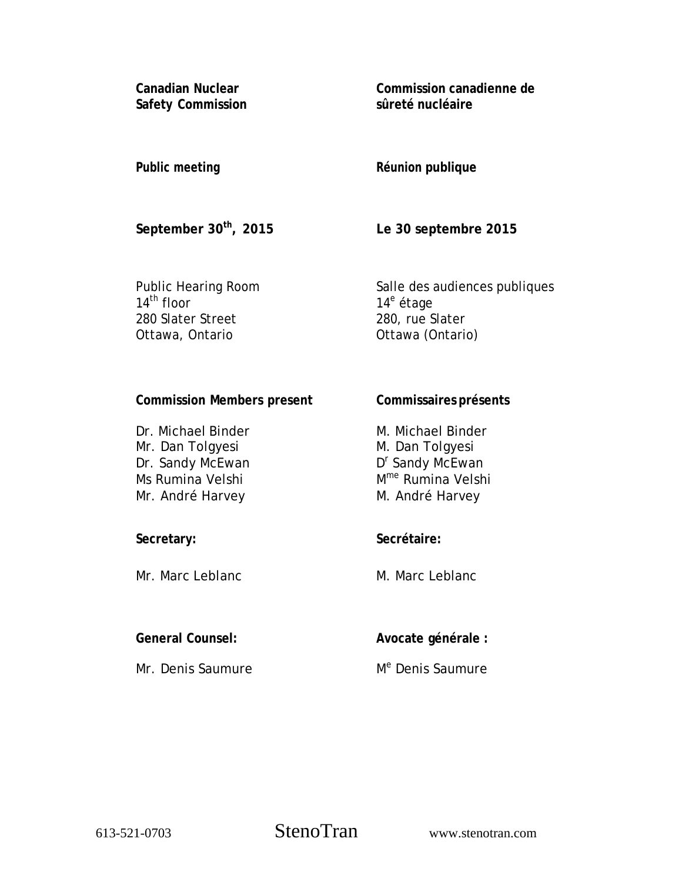| | |
|---|---|
| **Canadian Nuclear Safety Commission** | **Commission canadienne de sûreté nucléaire** |
| **Public meeting** | **Réunion publique** |
| **September 30th, 2015** | **Le 30 septembre 2015** |
| Public Hearing Room<br>14th floor<br>280 Slater Street<br>Ottawa, Ontario | Salle des audiences publiques<br>14e étage<br>280, rue Slater<br>Ottawa (Ontario) |
| **Commission Members present** | **Commissaires présents** |
| Dr. Michael Binder<br>Mr. Dan Tolgyesi<br>Dr. Sandy McEwan<br>Ms Rumina Velshi<br>Mr. André Harvey | M. Michael Binder<br>M. Dan Tolgyesi<br>Dr Sandy McEwan<br>Mme Rumina Velshi<br>M. André Harvey |
| **Secretary:** | **Secrétaire:** |
| Mr. Marc Leblanc | M. Marc Leblanc |
| **General Counsel:** | **Avocate générale :** |
| Mr. Denis Saumure | Me Denis Saumure |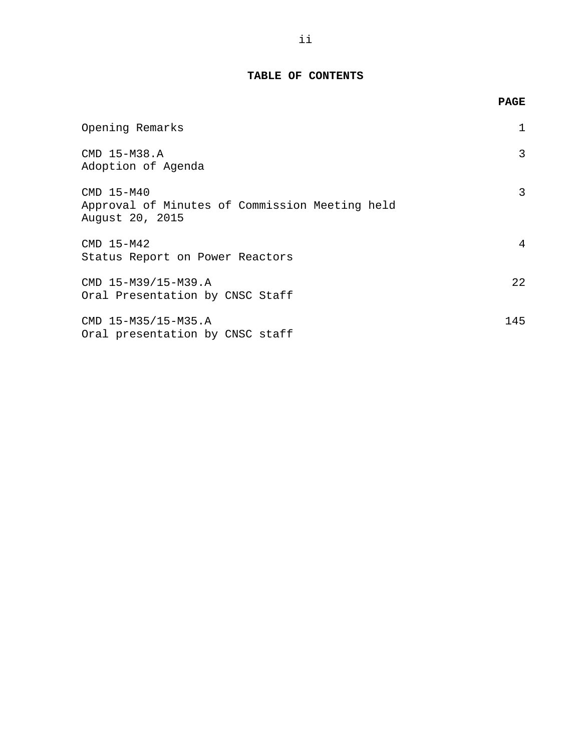# TABLE OF CONTENTS

| | PAGE |
|---|---|
| Opening Remarks | 1 |
| CMD 15-M38.A<br>Adoption of Agenda | 3 |
| CMD 15-M40<br>Approval of Minutes of Commission Meeting held August 20, 2015 | 3 |
| CMD 15-M42<br>Status Report on Power Reactors | 4 |
| CMD 15-M39/15-M39.A<br>Oral Presentation by CNSC Staff | 22 |
| CMD 15-M35/15-M35.A<br>Oral presentation by CNSC staff | 145 |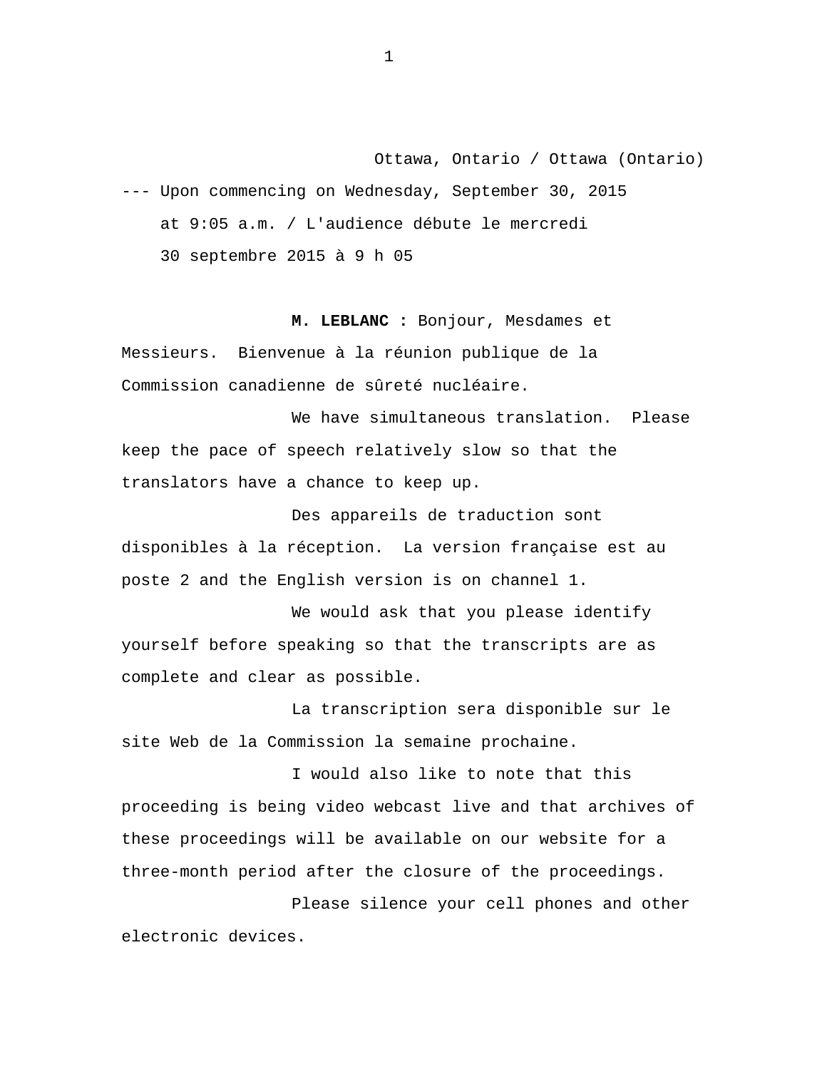Ottawa, Ontario / Ottawa (Ontario)

--- Upon commencing on Wednesday, September 30, 2015 at 9:05 a.m. / L'audience débute le mercredi 30 septembre 2015 à 9 h 05

**M. LEBLANC :** Bonjour, Mesdames et Messieurs. Bienvenue à la réunion publique de la Commission canadienne de sûreté nucléaire.

We have simultaneous translation. Please keep the pace of speech relatively slow so that the translators have a chance to keep up.

Des appareils de traduction sont disponibles à la réception. La version française est au poste 2 and the English version is on channel 1.

We would ask that you please identify yourself before speaking so that the transcripts are as complete and clear as possible.

La transcription sera disponible sur le site Web de la Commission la semaine prochaine.

I would also like to note that this proceeding is being video webcast live and that archives of these proceedings will be available on our website for a three-month period after the closure of the proceedings.

Please silence your cell phones and other electronic devices.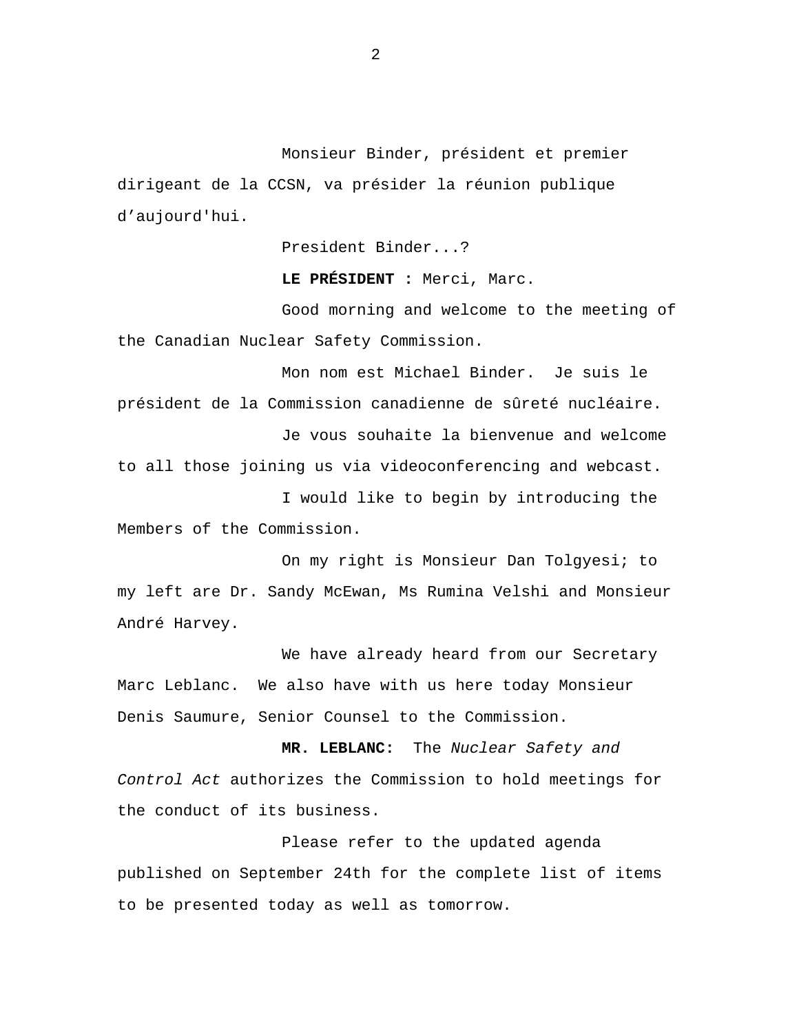Monsieur Binder, président et premier dirigeant de la CCSN, va présider la réunion publique d’aujourd'hui.

President Binder...?

**LE PRÉSIDENT :** Merci, Marc.

Good morning and welcome to the meeting of the Canadian Nuclear Safety Commission.

Mon nom est Michael Binder. Je suis le président de la Commission canadienne de sûreté nucléaire.

Je vous souhaite la bienvenue and welcome to all those joining us via videoconferencing and webcast.

I would like to begin by introducing the Members of the Commission.

On my right is Monsieur Dan Tolgyesi; to my left are Dr. Sandy McEwan, Ms Rumina Velshi and Monsieur André Harvey.

We have already heard from our Secretary Marc Leblanc. We also have with us here today Monsieur Denis Saumure, Senior Counsel to the Commission.

**MR. LEBLANC:** The *Nuclear Safety and Control Act* authorizes the Commission to hold meetings for the conduct of its business.

Please refer to the updated agenda published on September 24th for the complete list of items to be presented today as well as tomorrow.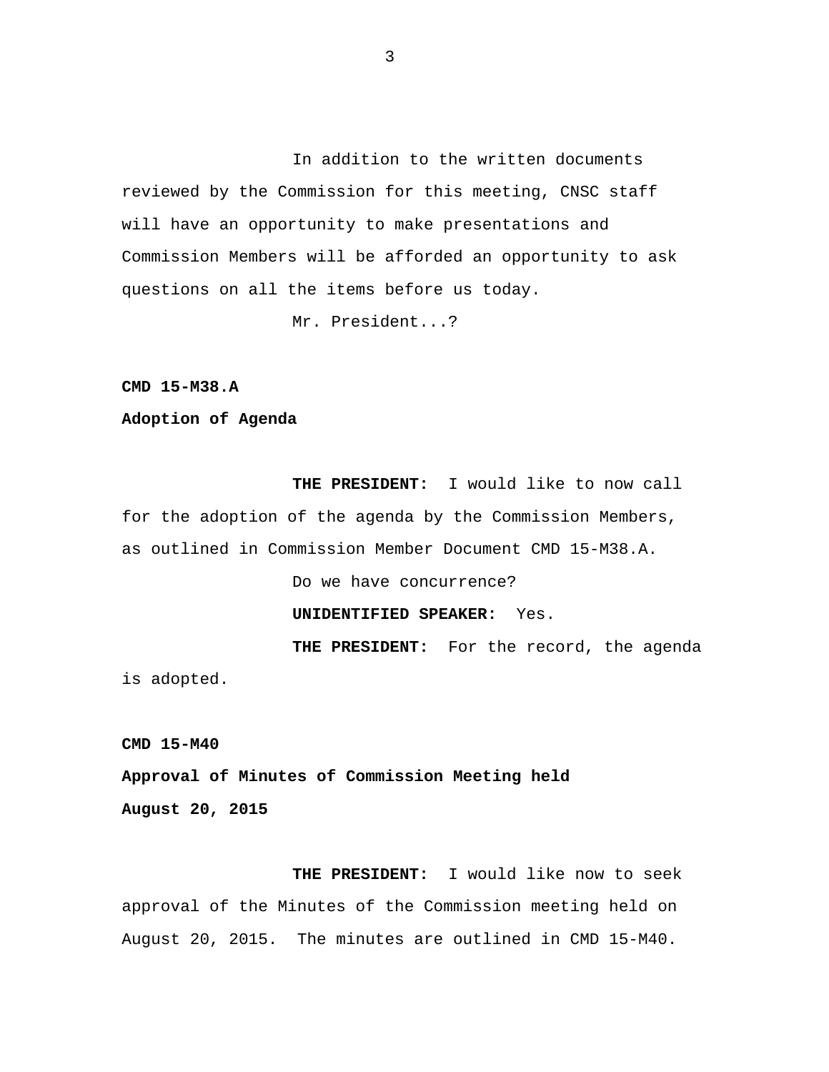In addition to the written documents reviewed by the Commission for this meeting, CNSC staff will have an opportunity to make presentations and Commission Members will be afforded an opportunity to ask questions on all the items before us today.

Mr. President...?

**CMD 15-M38.A**

**Adoption of Agenda**

**THE PRESIDENT:** I would like to now call for the adoption of the agenda by the Commission Members, as outlined in Commission Member Document CMD 15-M38.A.

Do we have concurrence?

**UNIDENTIFIED SPEAKER:** Yes.

**THE PRESIDENT:** For the record, the agenda is adopted.

**CMD 15-M40**

**Approval of Minutes of Commission Meeting held August 20, 2015**

**THE PRESIDENT:** I would like now to seek approval of the Minutes of the Commission meeting held on August 20, 2015. The minutes are outlined in CMD 15-M40.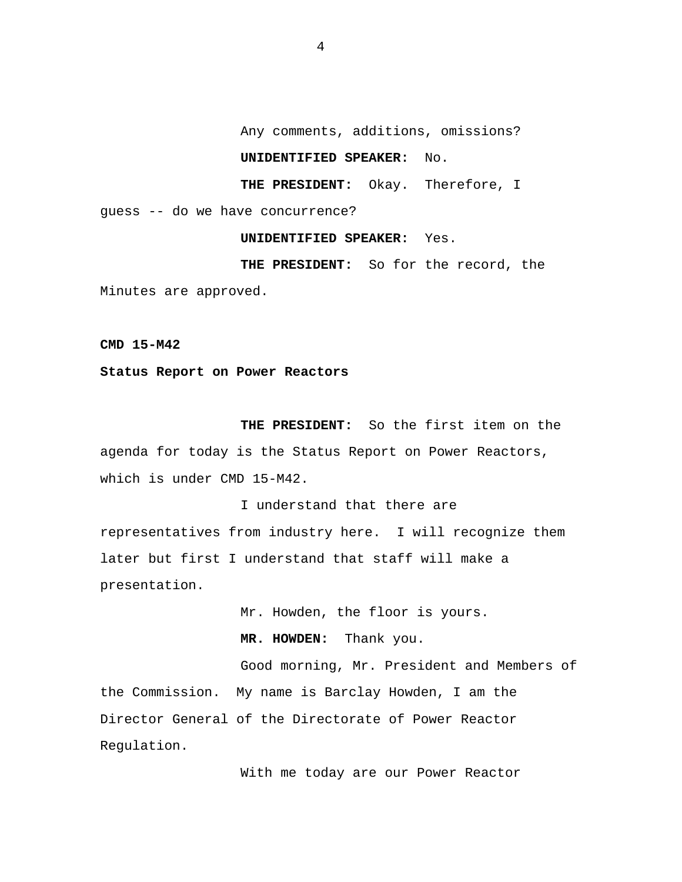Any comments, additions, omissions?

**UNIDENTIFIED SPEAKER:** No.

**THE PRESIDENT:** Okay. Therefore, I guess -- do we have concurrence?

**UNIDENTIFIED SPEAKER:** Yes.

**THE PRESIDENT:** So for the record, the Minutes are approved.

**CMD 15-M42**

**Status Report on Power Reactors**

**THE PRESIDENT:** So the first item on the agenda for today is the Status Report on Power Reactors, which is under CMD 15-M42.

I understand that there are representatives from industry here. I will recognize them later but first I understand that staff will make a presentation.

Mr. Howden, the floor is yours.

**MR. HOWDEN:** Thank you.

Good morning, Mr. President and Members of the Commission. My name is Barclay Howden, I am the Director General of the Directorate of Power Reactor Regulation.

With me today are our Power Reactor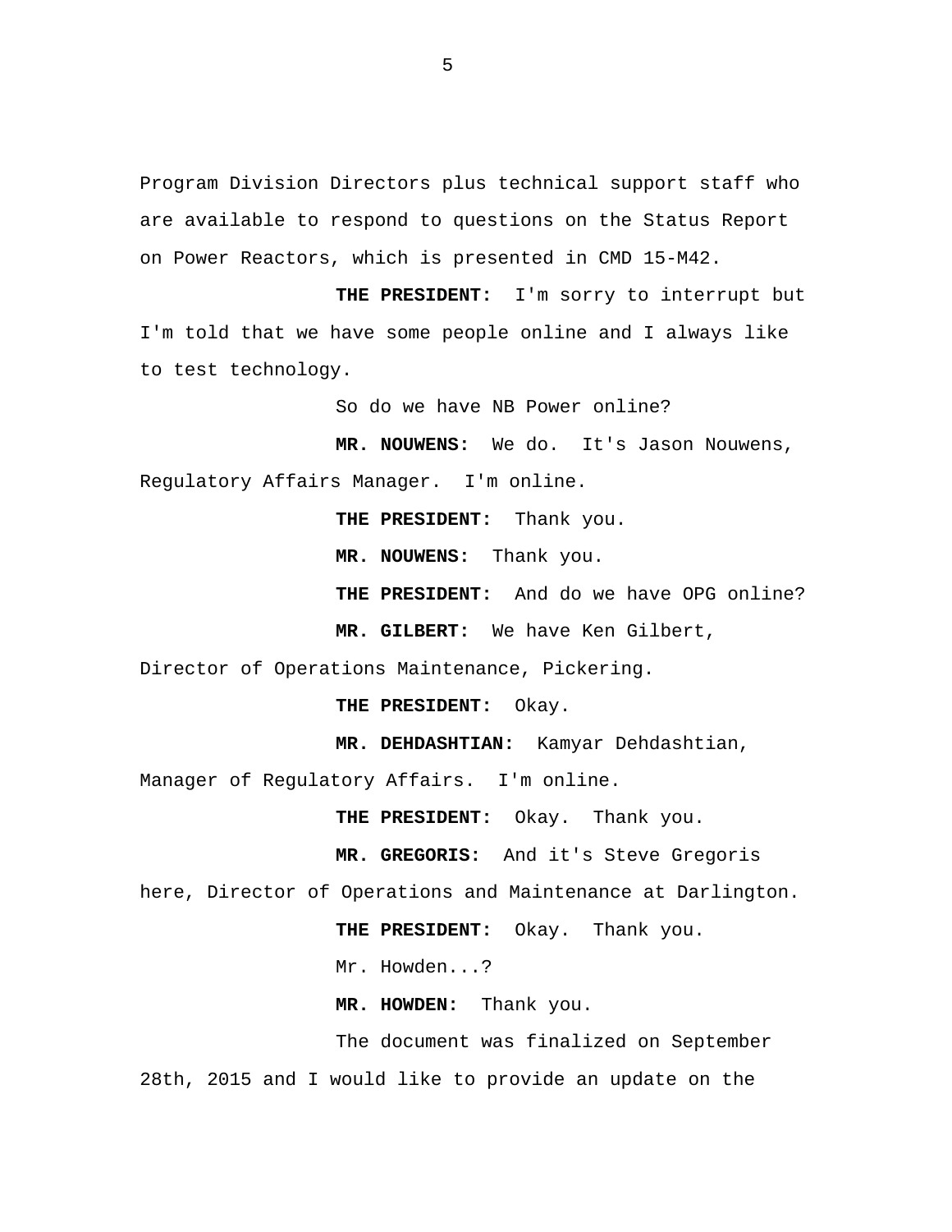Program Division Directors plus technical support staff who are available to respond to questions on the Status Report on Power Reactors, which is presented in CMD 15-M42.

**THE PRESIDENT:** I'm sorry to interrupt but I'm told that we have some people online and I always like to test technology.

So do we have NB Power online?

**MR. NOUWENS:** We do. It's Jason Nouwens, Regulatory Affairs Manager. I'm online.

**THE PRESIDENT:** Thank you.

**MR. NOUWENS:** Thank you.

**THE PRESIDENT:** And do we have OPG online?

**MR. GILBERT:** We have Ken Gilbert, Director of Operations Maintenance, Pickering.

**THE PRESIDENT:** Okay.

**MR. DEHDASHTIAN:** Kamyar Dehdashtian, Manager of Regulatory Affairs. I'm online.

**THE PRESIDENT:** Okay. Thank you.

**MR. GREGORIS:** And it's Steve Gregoris here, Director of Operations and Maintenance at Darlington.

**THE PRESIDENT:** Okay. Thank you.

Mr. Howden...?

**MR. HOWDEN:** Thank you.

The document was finalized on September 28th, 2015 and I would like to provide an update on the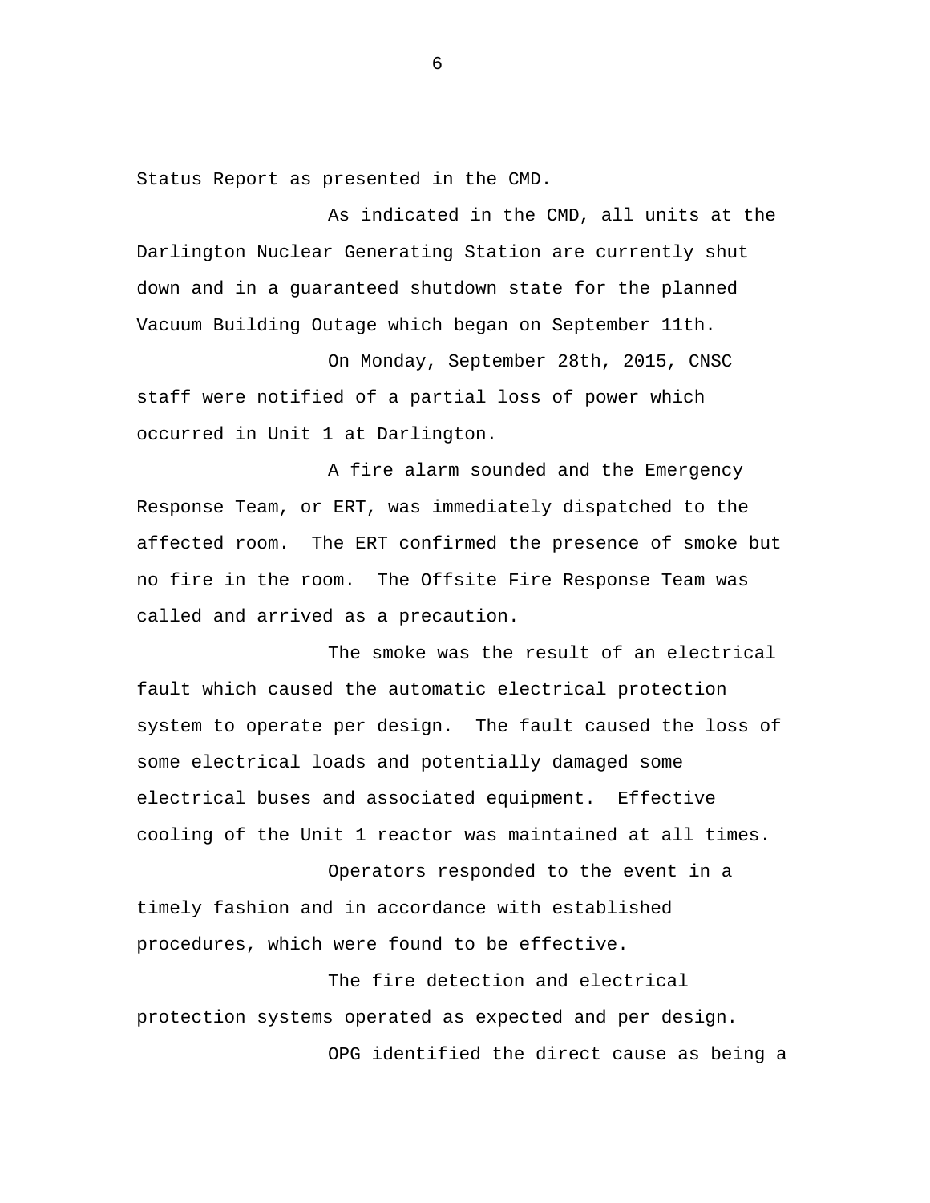Status Report as presented in the CMD.

As indicated in the CMD, all units at the Darlington Nuclear Generating Station are currently shut down and in a guaranteed shutdown state for the planned Vacuum Building Outage which began on September 11th.

On Monday, September 28th, 2015, CNSC staff were notified of a partial loss of power which occurred in Unit 1 at Darlington.

A fire alarm sounded and the Emergency Response Team, or ERT, was immediately dispatched to the affected room. The ERT confirmed the presence of smoke but no fire in the room. The Offsite Fire Response Team was called and arrived as a precaution.

The smoke was the result of an electrical fault which caused the automatic electrical protection system to operate per design. The fault caused the loss of some electrical loads and potentially damaged some electrical buses and associated equipment. Effective cooling of the Unit 1 reactor was maintained at all times.

Operators responded to the event in a timely fashion and in accordance with established procedures, which were found to be effective.

The fire detection and electrical protection systems operated as expected and per design.

OPG identified the direct cause as being a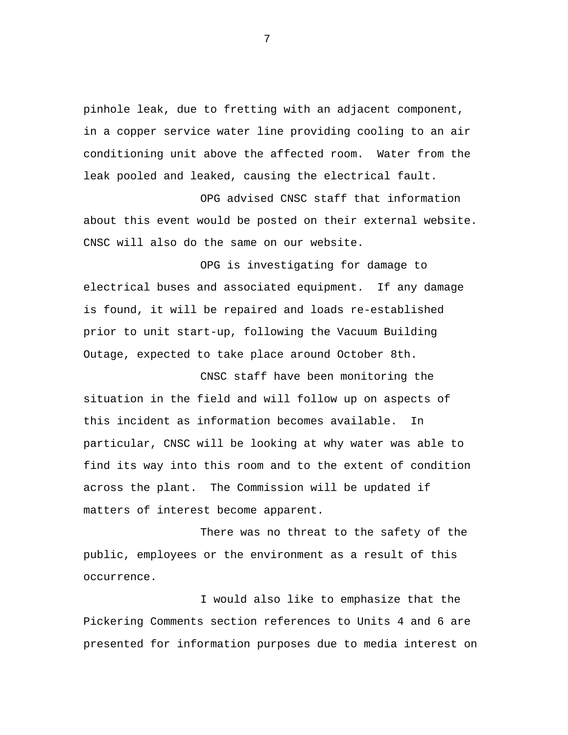pinhole leak, due to fretting with an adjacent component, in a copper service water line providing cooling to an air conditioning unit above the affected room. Water from the leak pooled and leaked, causing the electrical fault.

OPG advised CNSC staff that information about this event would be posted on their external website. CNSC will also do the same on our website.

OPG is investigating for damage to electrical buses and associated equipment. If any damage is found, it will be repaired and loads re-established prior to unit start-up, following the Vacuum Building Outage, expected to take place around October 8th.

CNSC staff have been monitoring the situation in the field and will follow up on aspects of this incident as information becomes available. In particular, CNSC will be looking at why water was able to find its way into this room and to the extent of condition across the plant. The Commission will be updated if matters of interest become apparent.

There was no threat to the safety of the public, employees or the environment as a result of this occurrence.

I would also like to emphasize that the Pickering Comments section references to Units 4 and 6 are presented for information purposes due to media interest on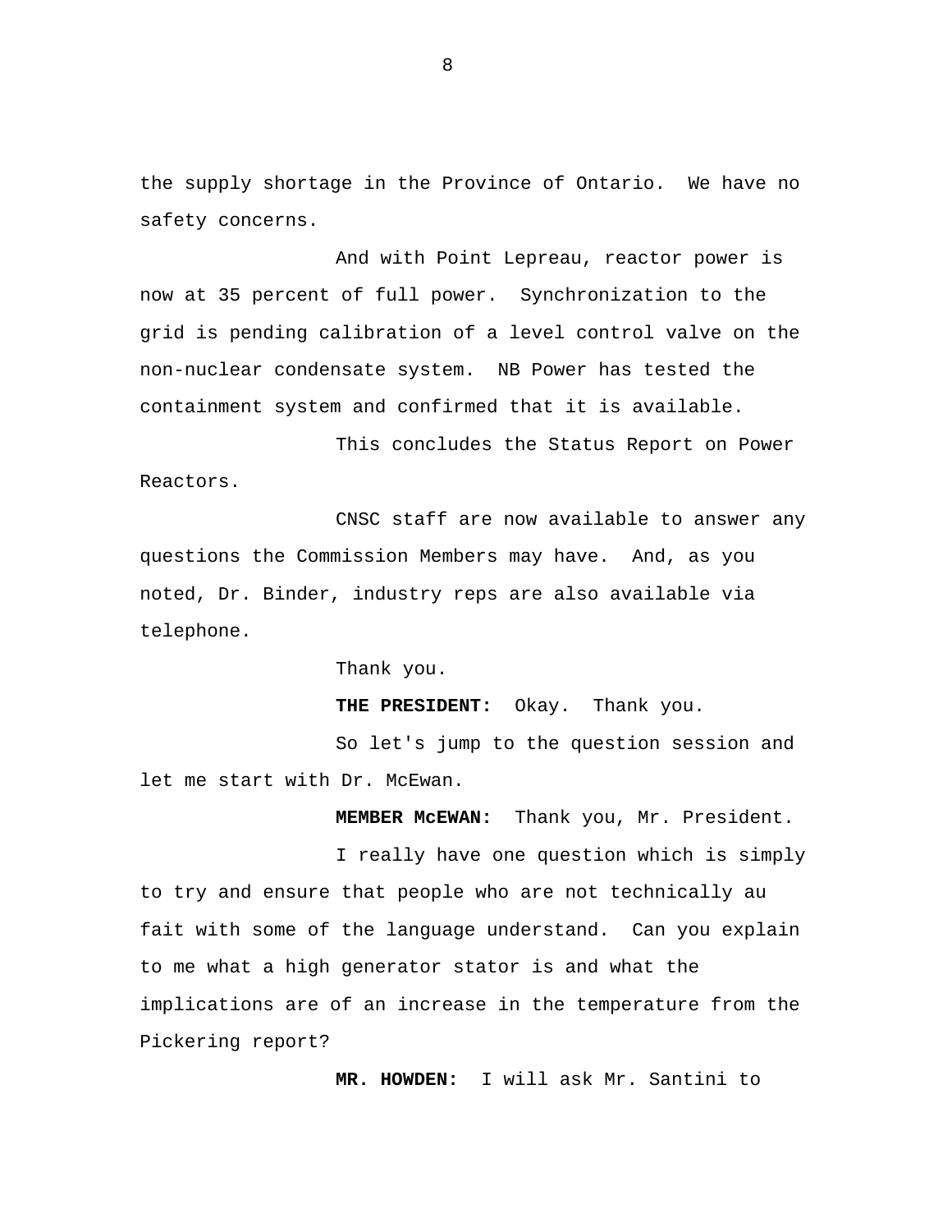the supply shortage in the Province of Ontario. We have no safety concerns.

And with Point Lepreau, reactor power is now at 35 percent of full power. Synchronization to the grid is pending calibration of a level control valve on the non-nuclear condensate system. NB Power has tested the containment system and confirmed that it is available.

This concludes the Status Report on Power Reactors.

CNSC staff are now available to answer any questions the Commission Members may have. And, as you noted, Dr. Binder, industry reps are also available via telephone.

Thank you.

**THE PRESIDENT:** Okay. Thank you.

So let's jump to the question session and let me start with Dr. McEwan.

**MEMBER McEWAN:** Thank you, Mr. President.

I really have one question which is simply to try and ensure that people who are not technically au fait with some of the language understand. Can you explain to me what a high generator stator is and what the implications are of an increase in the temperature from the Pickering report?

**MR. HOWDEN:** I will ask Mr. Santini to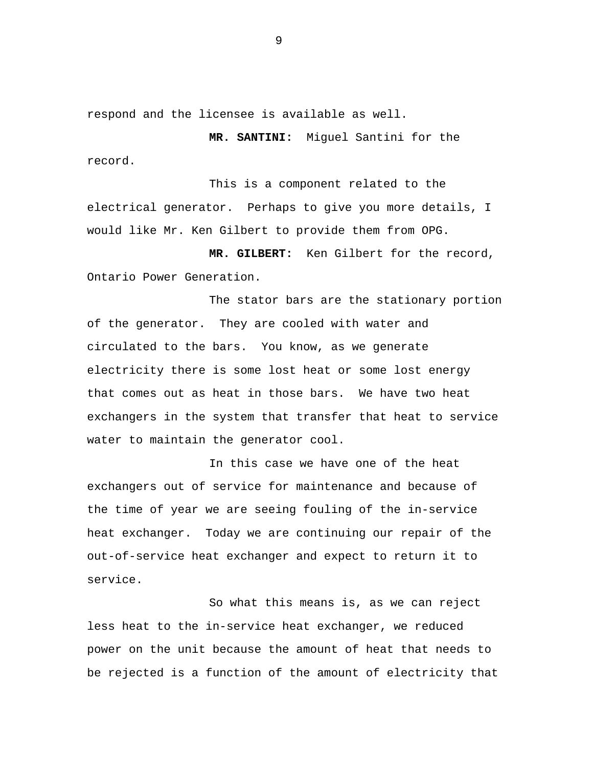respond and the licensee is available as well.

**MR. SANTINI:** Miguel Santini for the record.

This is a component related to the electrical generator. Perhaps to give you more details, I would like Mr. Ken Gilbert to provide them from OPG.

**MR. GILBERT:** Ken Gilbert for the record, Ontario Power Generation.

The stator bars are the stationary portion of the generator. They are cooled with water and circulated to the bars. You know, as we generate electricity there is some lost heat or some lost energy that comes out as heat in those bars. We have two heat exchangers in the system that transfer that heat to service water to maintain the generator cool.

In this case we have one of the heat exchangers out of service for maintenance and because of the time of year we are seeing fouling of the in-service heat exchanger. Today we are continuing our repair of the out-of-service heat exchanger and expect to return it to service.

So what this means is, as we can reject less heat to the in-service heat exchanger, we reduced power on the unit because the amount of heat that needs to be rejected is a function of the amount of electricity that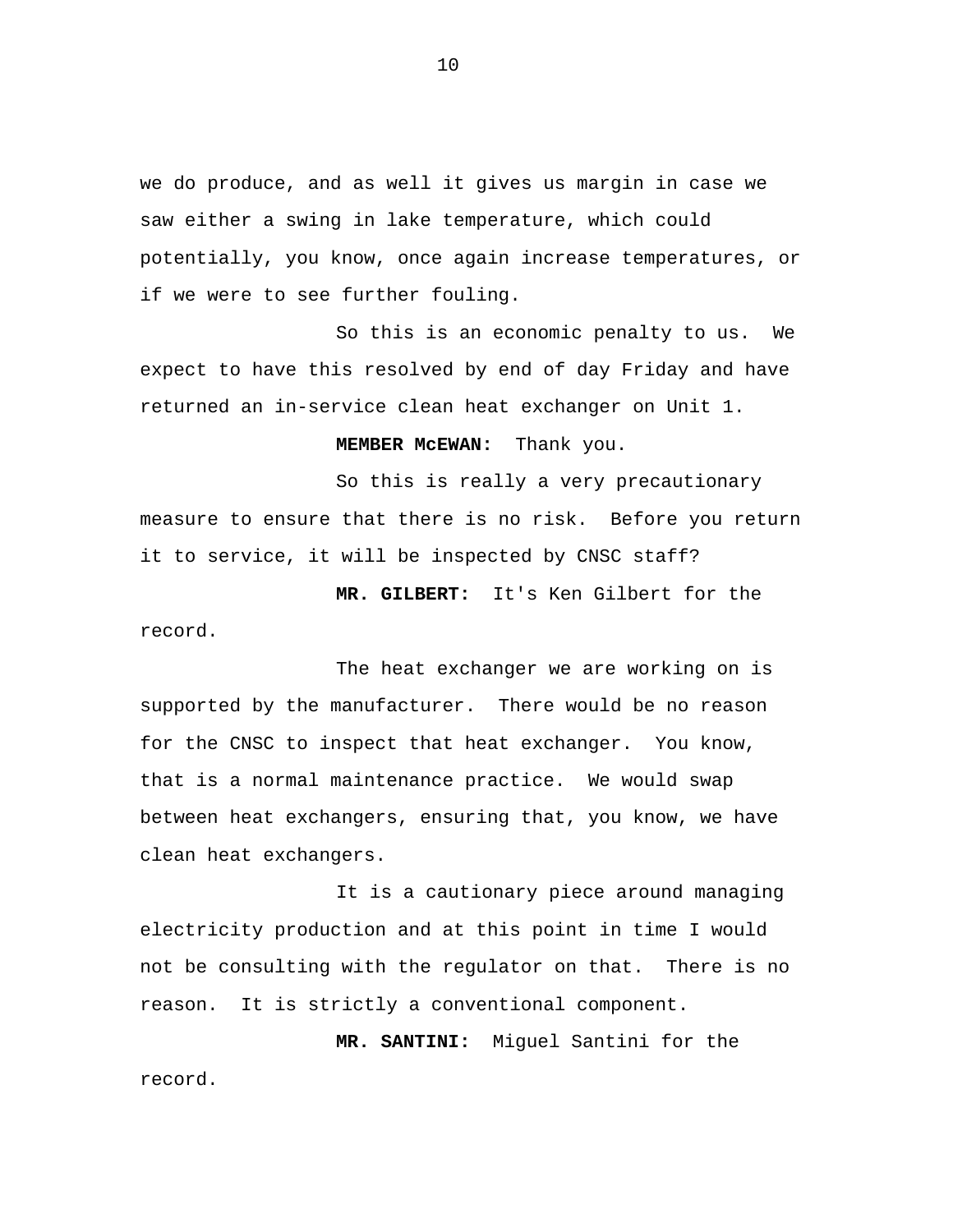we do produce, and as well it gives us margin in case we saw either a swing in lake temperature, which could potentially, you know, once again increase temperatures, or if we were to see further fouling.

So this is an economic penalty to us. We expect to have this resolved by end of day Friday and have returned an in-service clean heat exchanger on Unit 1.

**MEMBER McEWAN:** Thank you.

So this is really a very precautionary measure to ensure that there is no risk. Before you return it to service, it will be inspected by CNSC staff?

**MR. GILBERT:** It's Ken Gilbert for the record.

The heat exchanger we are working on is supported by the manufacturer. There would be no reason for the CNSC to inspect that heat exchanger. You know, that is a normal maintenance practice. We would swap between heat exchangers, ensuring that, you know, we have clean heat exchangers.

It is a cautionary piece around managing electricity production and at this point in time I would not be consulting with the regulator on that. There is no reason. It is strictly a conventional component.

**MR. SANTINI:** Miguel Santini for the record.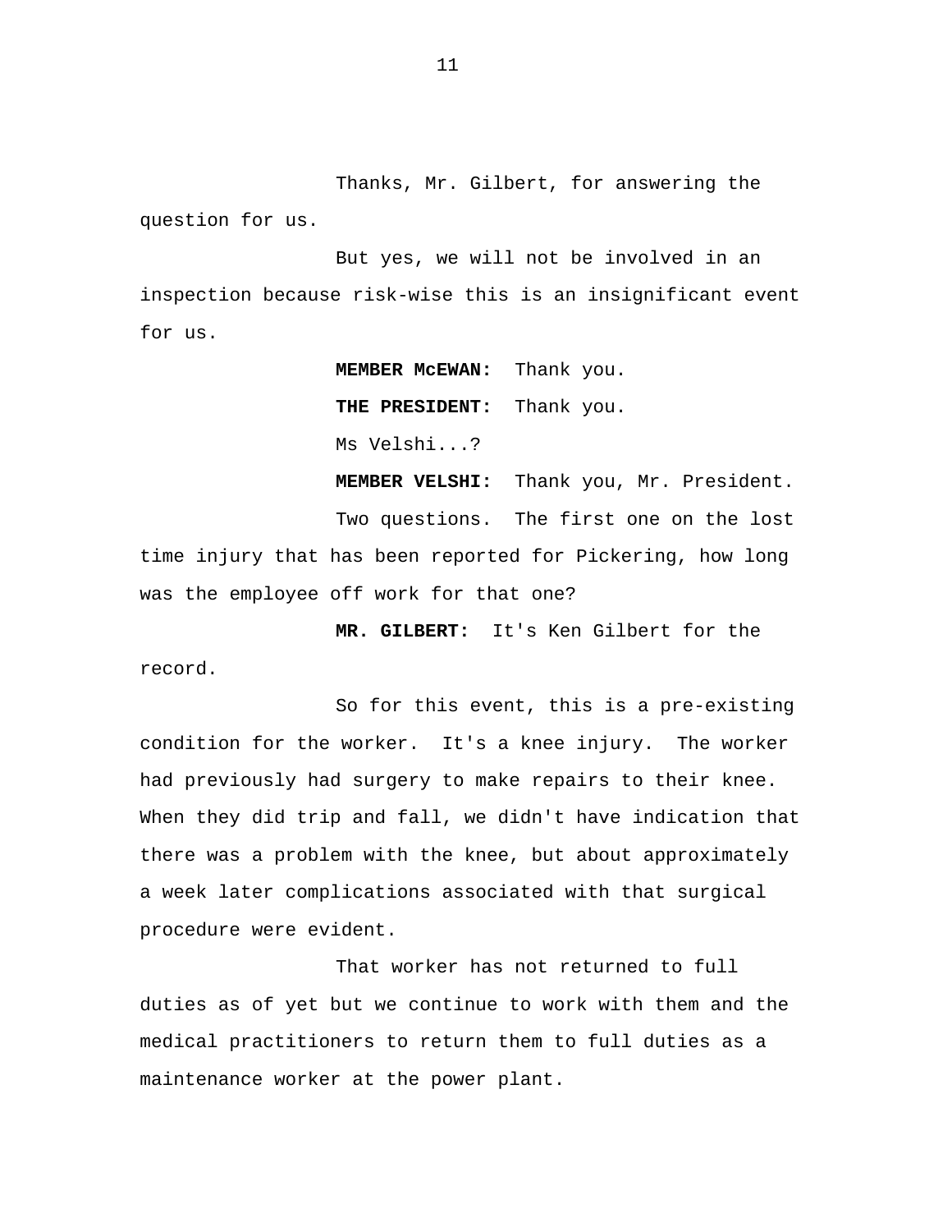Thanks, Mr. Gilbert, for answering the question for us.

But yes, we will not be involved in an inspection because risk-wise this is an insignificant event for us.

**MEMBER McEWAN:** Thank you.

**THE PRESIDENT:** Thank you.

Ms Velshi...?

**MEMBER VELSHI:** Thank you, Mr. President.

Two questions. The first one on the lost time injury that has been reported for Pickering, how long was the employee off work for that one?

**MR. GILBERT:** It's Ken Gilbert for the record.

So for this event, this is a pre-existing condition for the worker. It's a knee injury. The worker had previously had surgery to make repairs to their knee. When they did trip and fall, we didn't have indication that there was a problem with the knee, but about approximately a week later complications associated with that surgical procedure were evident.

That worker has not returned to full duties as of yet but we continue to work with them and the medical practitioners to return them to full duties as a maintenance worker at the power plant.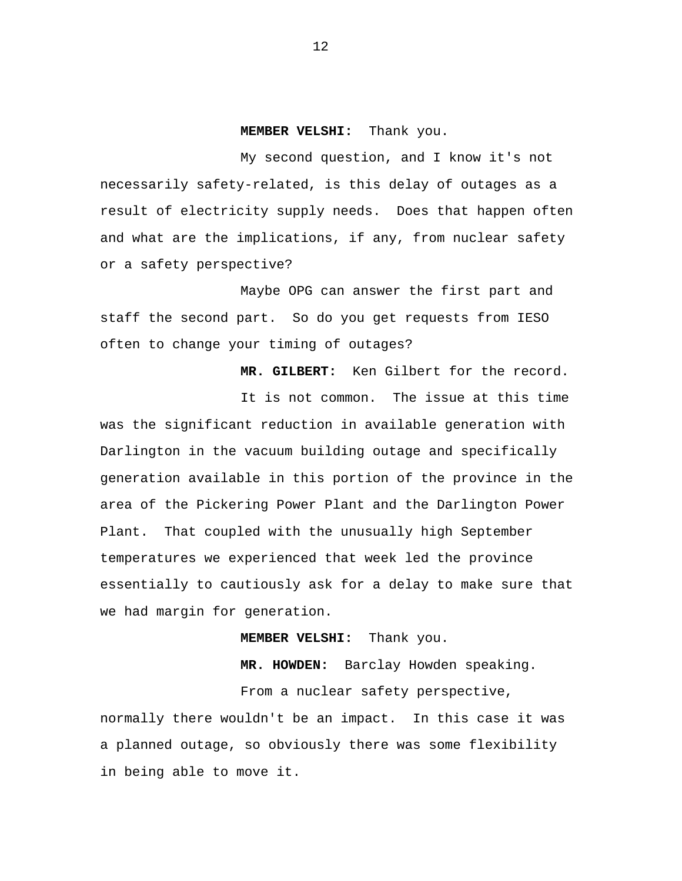**MEMBER VELSHI:** Thank you.

My second question, and I know it's not necessarily safety-related, is this delay of outages as a result of electricity supply needs. Does that happen often and what are the implications, if any, from nuclear safety or a safety perspective?

Maybe OPG can answer the first part and staff the second part. So do you get requests from IESO often to change your timing of outages?

**MR. GILBERT:** Ken Gilbert for the record.

It is not common. The issue at this time was the significant reduction in available generation with Darlington in the vacuum building outage and specifically generation available in this portion of the province in the area of the Pickering Power Plant and the Darlington Power Plant. That coupled with the unusually high September temperatures we experienced that week led the province essentially to cautiously ask for a delay to make sure that we had margin for generation.

**MEMBER VELSHI:** Thank you.

**MR. HOWDEN:** Barclay Howden speaking.

From a nuclear safety perspective, normally there wouldn't be an impact. In this case it was a planned outage, so obviously there was some flexibility in being able to move it.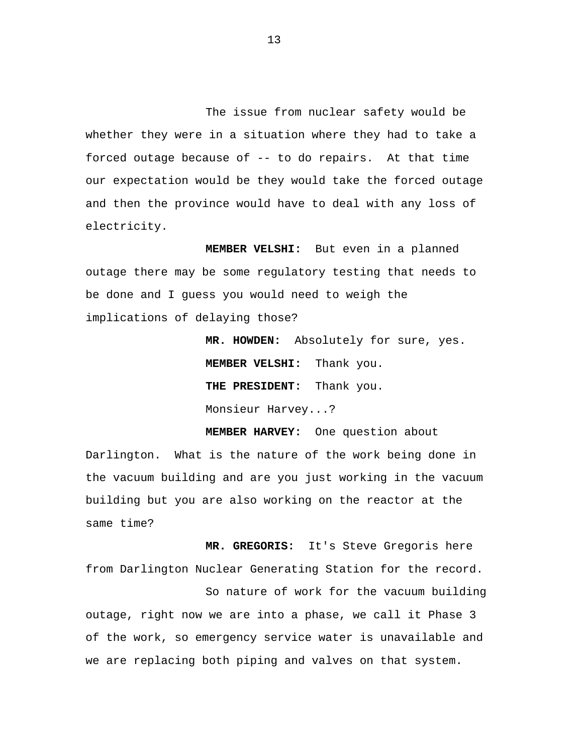The issue from nuclear safety would be whether they were in a situation where they had to take a forced outage because of -- to do repairs. At that time our expectation would be they would take the forced outage and then the province would have to deal with any loss of electricity.

**MEMBER VELSHI:** But even in a planned outage there may be some regulatory testing that needs to be done and I guess you would need to weigh the implications of delaying those?

**MR. HOWDEN:** Absolutely for sure, yes.

**MEMBER VELSHI:** Thank you.

**THE PRESIDENT:** Thank you.

Monsieur Harvey...?

**MEMBER HARVEY:** One question about Darlington. What is the nature of the work being done in the vacuum building and are you just working in the vacuum building but you are also working on the reactor at the same time?

**MR. GREGORIS:** It's Steve Gregoris here from Darlington Nuclear Generating Station for the record.

So nature of work for the vacuum building outage, right now we are into a phase, we call it Phase 3 of the work, so emergency service water is unavailable and we are replacing both piping and valves on that system.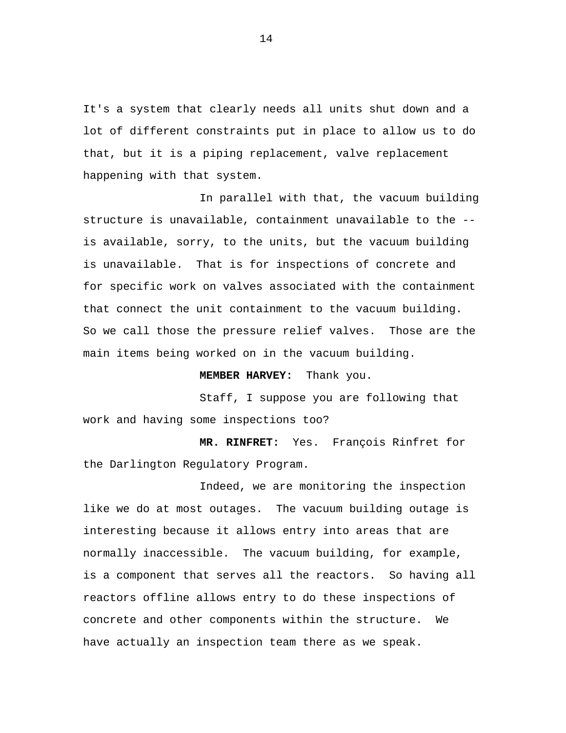It's a system that clearly needs all units shut down and a lot of different constraints put in place to allow us to do that, but it is a piping replacement, valve replacement happening with that system.

In parallel with that, the vacuum building structure is unavailable, containment unavailable to the -- is available, sorry, to the units, but the vacuum building is unavailable. That is for inspections of concrete and for specific work on valves associated with the containment that connect the unit containment to the vacuum building. So we call those the pressure relief valves. Those are the main items being worked on in the vacuum building.

**MEMBER HARVEY:** Thank you.

Staff, I suppose you are following that work and having some inspections too?

**MR. RINFRET:** Yes. François Rinfret for the Darlington Regulatory Program.

Indeed, we are monitoring the inspection like we do at most outages. The vacuum building outage is interesting because it allows entry into areas that are normally inaccessible. The vacuum building, for example, is a component that serves all the reactors. So having all reactors offline allows entry to do these inspections of concrete and other components within the structure. We have actually an inspection team there as we speak.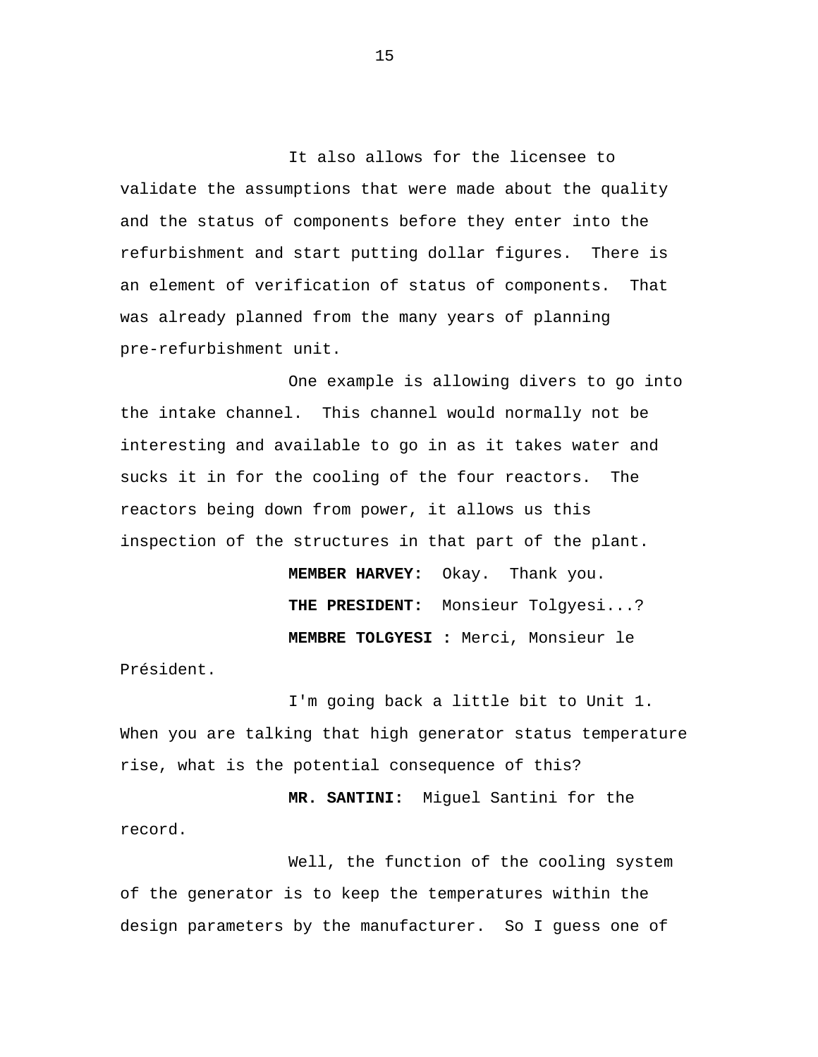It also allows for the licensee to validate the assumptions that were made about the quality and the status of components before they enter into the refurbishment and start putting dollar figures. There is an element of verification of status of components. That was already planned from the many years of planning pre-refurbishment unit.

One example is allowing divers to go into the intake channel. This channel would normally not be interesting and available to go in as it takes water and sucks it in for the cooling of the four reactors. The reactors being down from power, it allows us this inspection of the structures in that part of the plant.

**MEMBER HARVEY:** Okay. Thank you.

**THE PRESIDENT:** Monsieur Tolgyesi...?

**MEMBRE TOLGYESI :** Merci, Monsieur le Président.

I'm going back a little bit to Unit 1. When you are talking that high generator status temperature rise, what is the potential consequence of this?

**MR. SANTINI:** Miguel Santini for the record.

Well, the function of the cooling system of the generator is to keep the temperatures within the design parameters by the manufacturer. So I guess one of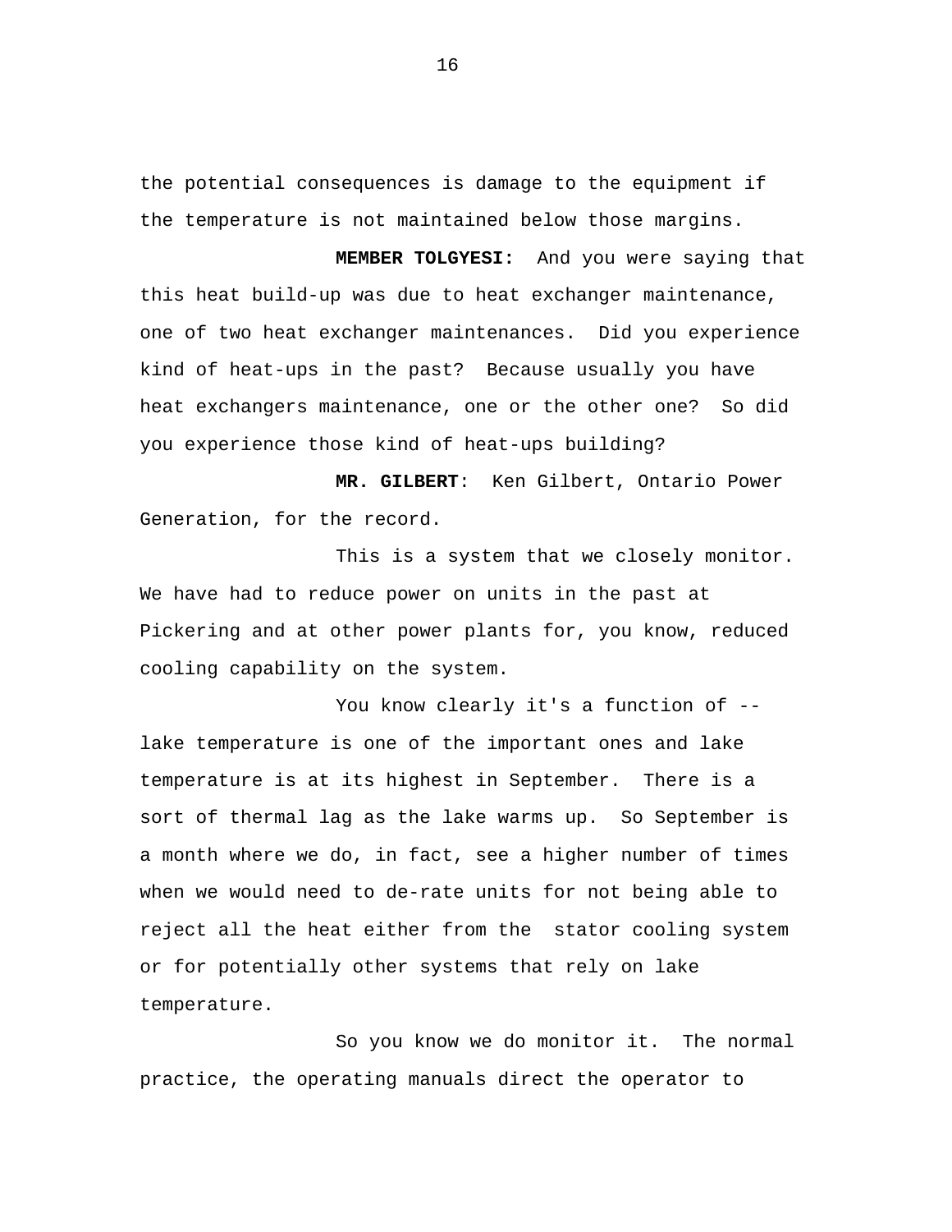the potential consequences is damage to the equipment if the temperature is not maintained below those margins.

**MEMBER TOLGYESI:** And you were saying that this heat build-up was due to heat exchanger maintenance, one of two heat exchanger maintenances. Did you experience kind of heat-ups in the past? Because usually you have heat exchangers maintenance, one or the other one? So did you experience those kind of heat-ups building?

**MR. GILBERT**: Ken Gilbert, Ontario Power Generation, for the record.

This is a system that we closely monitor. We have had to reduce power on units in the past at Pickering and at other power plants for, you know, reduced cooling capability on the system.

You know clearly it's a function of -- lake temperature is one of the important ones and lake temperature is at its highest in September. There is a sort of thermal lag as the lake warms up. So September is a month where we do, in fact, see a higher number of times when we would need to de-rate units for not being able to reject all the heat either from the stator cooling system or for potentially other systems that rely on lake temperature.

So you know we do monitor it. The normal practice, the operating manuals direct the operator to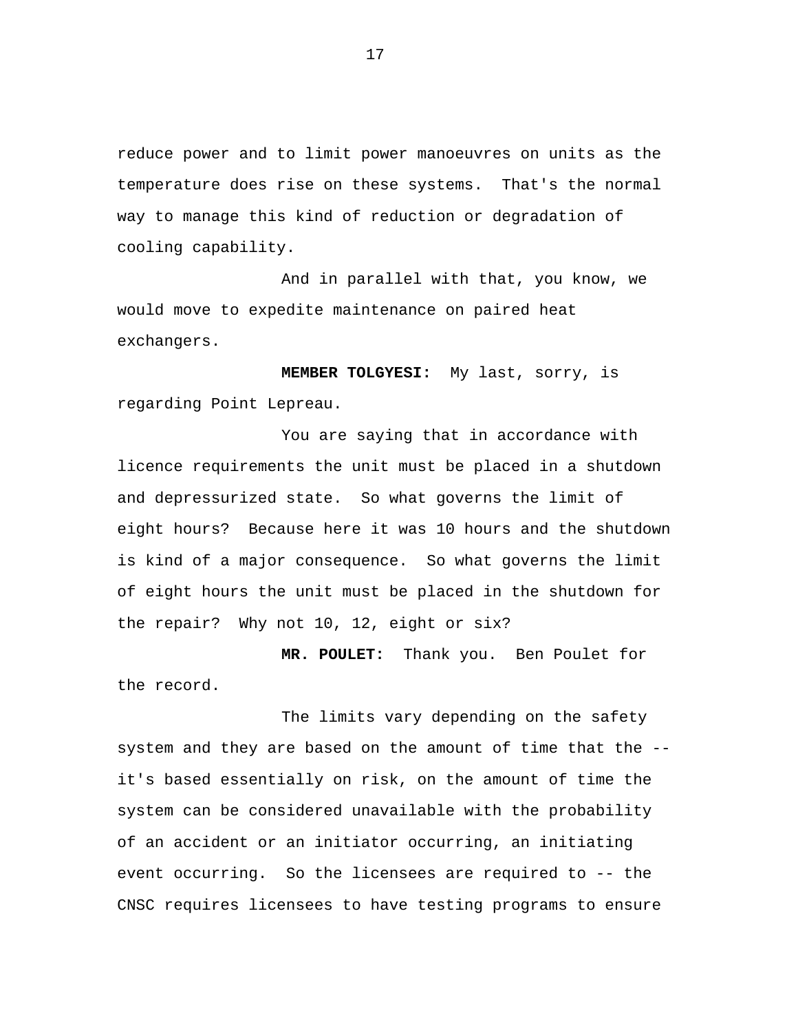reduce power and to limit power manoeuvres on units as the temperature does rise on these systems. That's the normal way to manage this kind of reduction or degradation of cooling capability.

And in parallel with that, you know, we would move to expedite maintenance on paired heat exchangers.

**MEMBER TOLGYESI:** My last, sorry, is regarding Point Lepreau.

You are saying that in accordance with licence requirements the unit must be placed in a shutdown and depressurized state. So what governs the limit of eight hours? Because here it was 10 hours and the shutdown is kind of a major consequence. So what governs the limit of eight hours the unit must be placed in the shutdown for the repair? Why not 10, 12, eight or six?

**MR. POULET:** Thank you. Ben Poulet for the record.

The limits vary depending on the safety system and they are based on the amount of time that the -- it's based essentially on risk, on the amount of time the system can be considered unavailable with the probability of an accident or an initiator occurring, an initiating event occurring. So the licensees are required to -- the CNSC requires licensees to have testing programs to ensure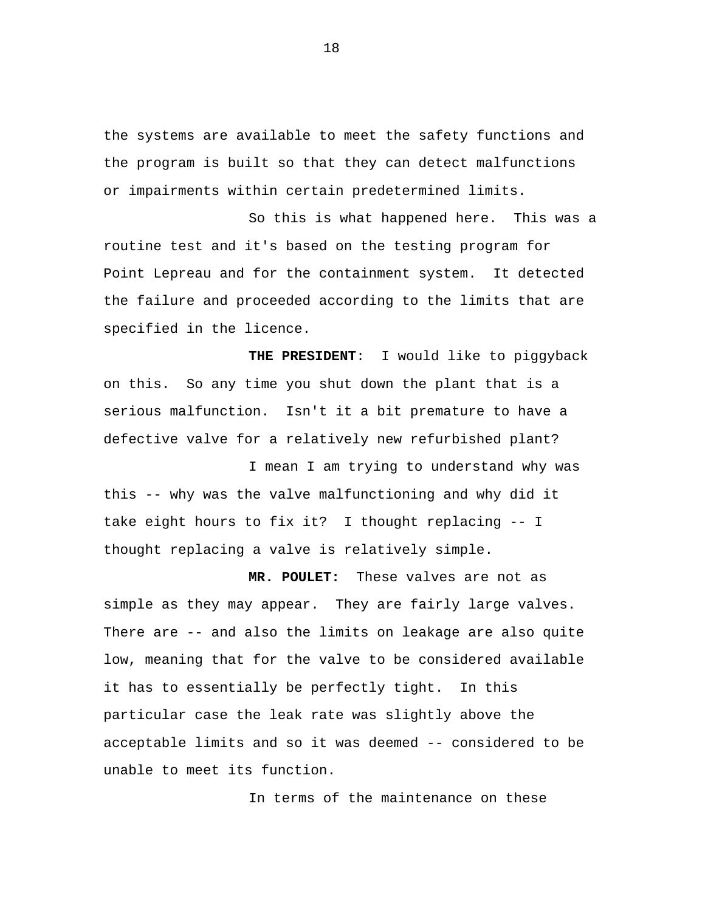the systems are available to meet the safety functions and the program is built so that they can detect malfunctions or impairments within certain predetermined limits.

So this is what happened here. This was a routine test and it's based on the testing program for Point Lepreau and for the containment system. It detected the failure and proceeded according to the limits that are specified in the licence.

**THE PRESIDENT**: I would like to piggyback on this. So any time you shut down the plant that is a serious malfunction. Isn't it a bit premature to have a defective valve for a relatively new refurbished plant?

I mean I am trying to understand why was this -- why was the valve malfunctioning and why did it take eight hours to fix it? I thought replacing -- I thought replacing a valve is relatively simple.

**MR. POULET:** These valves are not as simple as they may appear. They are fairly large valves. There are -- and also the limits on leakage are also quite low, meaning that for the valve to be considered available it has to essentially be perfectly tight. In this particular case the leak rate was slightly above the acceptable limits and so it was deemed -- considered to be unable to meet its function.

In terms of the maintenance on these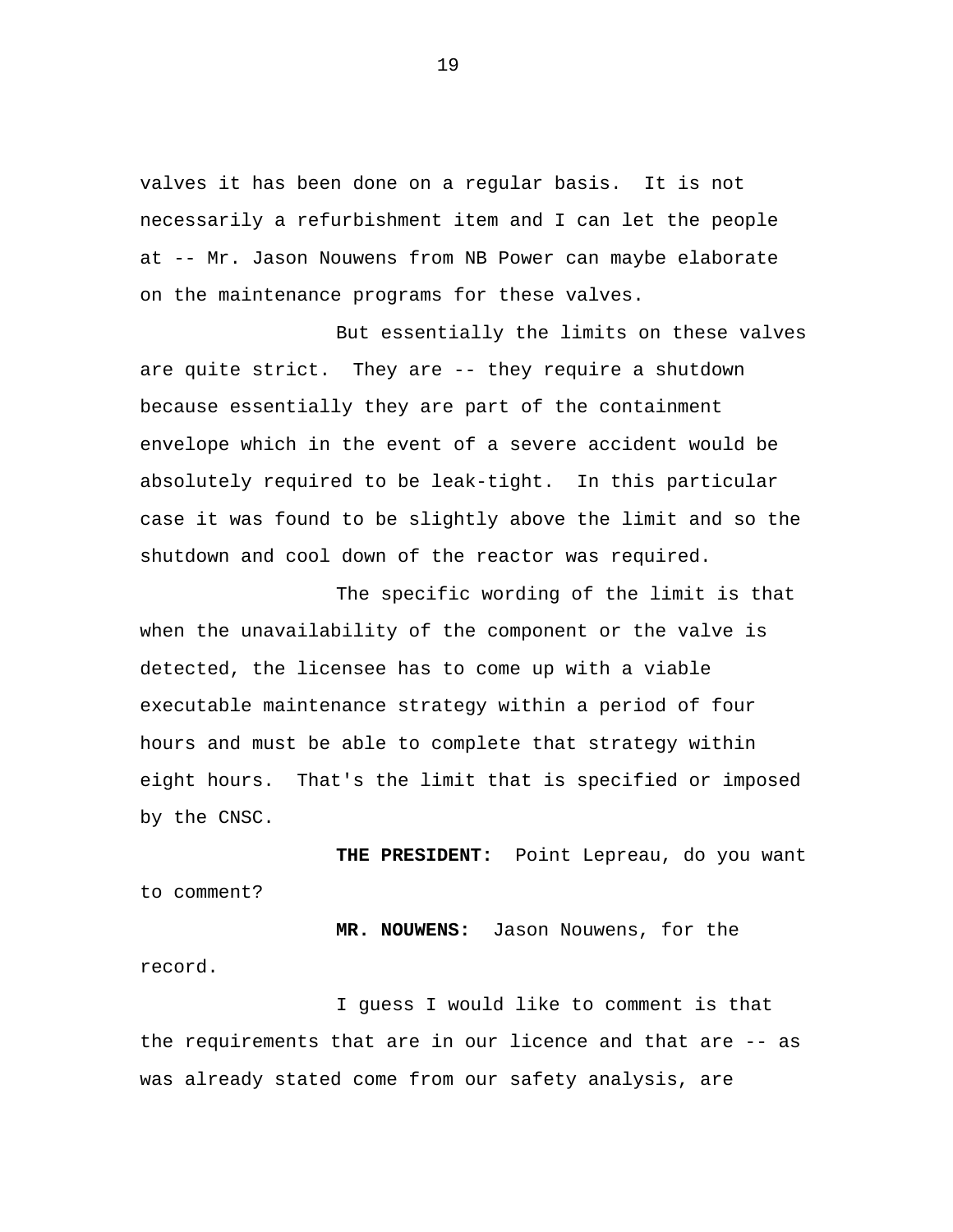valves it has been done on a regular basis. It is not necessarily a refurbishment item and I can let the people at -- Mr. Jason Nouwens from NB Power can maybe elaborate on the maintenance programs for these valves.

But essentially the limits on these valves are quite strict. They are -- they require a shutdown because essentially they are part of the containment envelope which in the event of a severe accident would be absolutely required to be leak-tight. In this particular case it was found to be slightly above the limit and so the shutdown and cool down of the reactor was required.

The specific wording of the limit is that when the unavailability of the component or the valve is detected, the licensee has to come up with a viable executable maintenance strategy within a period of four hours and must be able to complete that strategy within eight hours. That's the limit that is specified or imposed by the CNSC.

**THE PRESIDENT:** Point Lepreau, do you want to comment?

**MR. NOUWENS:** Jason Nouwens, for the record.

I guess I would like to comment is that the requirements that are in our licence and that are -- as was already stated come from our safety analysis, are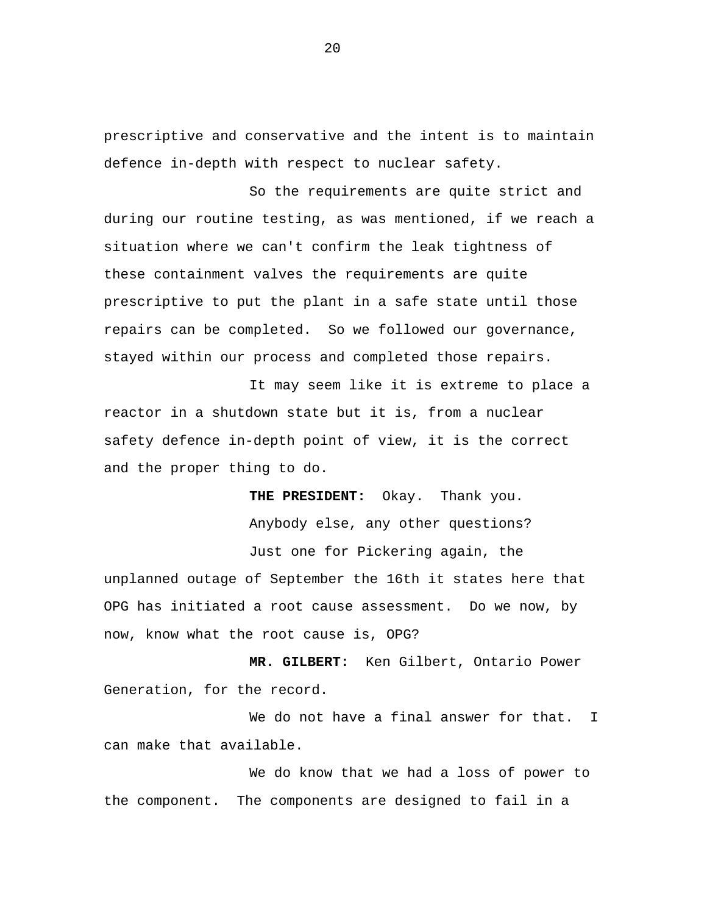prescriptive and conservative and the intent is to maintain defence in-depth with respect to nuclear safety.

So the requirements are quite strict and during our routine testing, as was mentioned, if we reach a situation where we can't confirm the leak tightness of these containment valves the requirements are quite prescriptive to put the plant in a safe state until those repairs can be completed. So we followed our governance, stayed within our process and completed those repairs.

It may seem like it is extreme to place a reactor in a shutdown state but it is, from a nuclear safety defence in-depth point of view, it is the correct and the proper thing to do.

**THE PRESIDENT:** Okay. Thank you.

Anybody else, any other questions?

Just one for Pickering again, the unplanned outage of September the 16th it states here that OPG has initiated a root cause assessment. Do we now, by now, know what the root cause is, OPG?

**MR. GILBERT:** Ken Gilbert, Ontario Power Generation, for the record.

We do not have a final answer for that. I can make that available.

We do know that we had a loss of power to the component. The components are designed to fail in a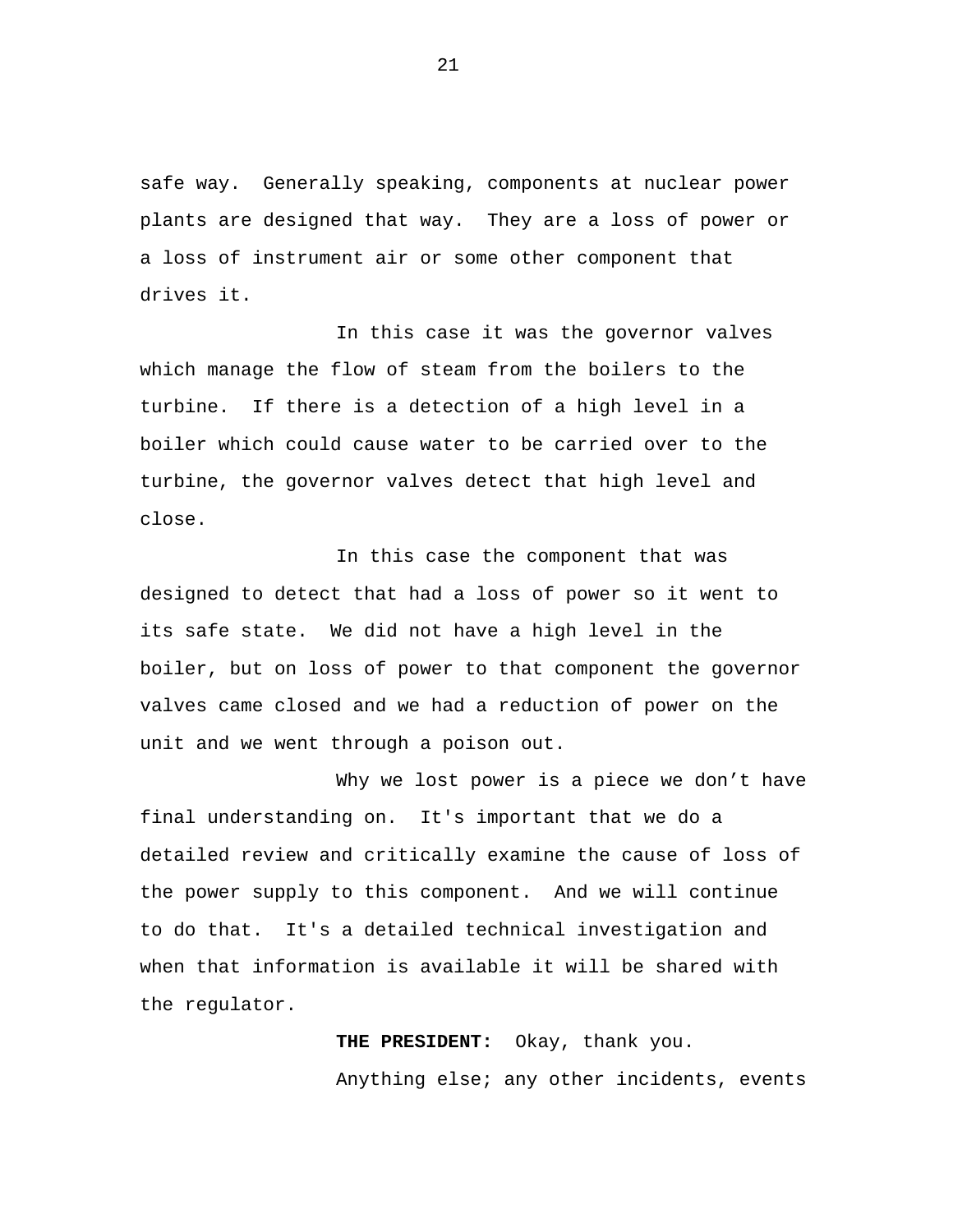safe way. Generally speaking, components at nuclear power plants are designed that way. They are a loss of power or a loss of instrument air or some other component that drives it.

In this case it was the governor valves which manage the flow of steam from the boilers to the turbine. If there is a detection of a high level in a boiler which could cause water to be carried over to the turbine, the governor valves detect that high level and close.

In this case the component that was designed to detect that had a loss of power so it went to its safe state. We did not have a high level in the boiler, but on loss of power to that component the governor valves came closed and we had a reduction of power on the unit and we went through a poison out.

Why we lost power is a piece we don't have final understanding on. It's important that we do a detailed review and critically examine the cause of loss of the power supply to this component. And we will continue to do that. It's a detailed technical investigation and when that information is available it will be shared with the regulator.

**THE PRESIDENT:** Okay, thank you.

Anything else; any other incidents, events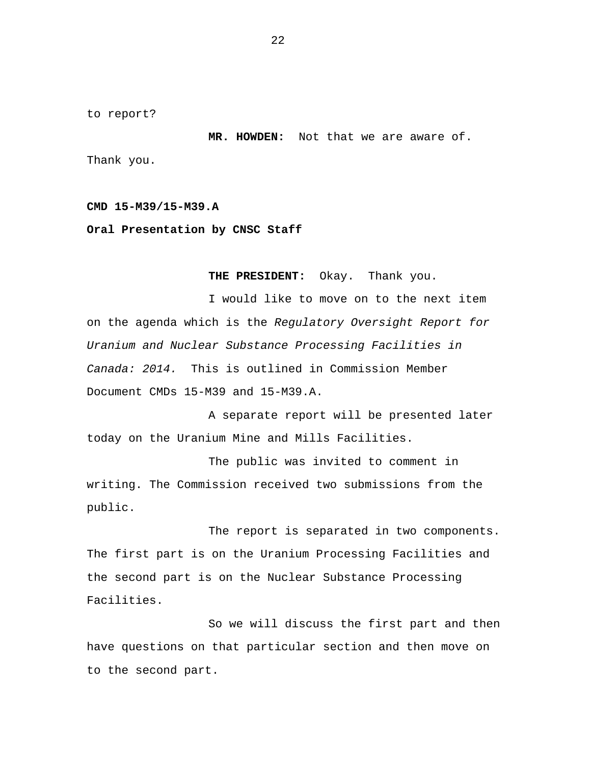to report?

**MR. HOWDEN:** Not that we are aware of. Thank you.

**CMD 15-M39/15-M39.A**

**Oral Presentation by CNSC Staff**

**THE PRESIDENT:** Okay. Thank you.

I would like to move on to the next item on the agenda which is the *Regulatory Oversight Report for Uranium and Nuclear Substance Processing Facilities in Canada: 2014.* This is outlined in Commission Member Document CMDs 15-M39 and 15-M39.A.

A separate report will be presented later today on the Uranium Mine and Mills Facilities.

The public was invited to comment in writing. The Commission received two submissions from the public.

The report is separated in two components. The first part is on the Uranium Processing Facilities and the second part is on the Nuclear Substance Processing Facilities.

So we will discuss the first part and then have questions on that particular section and then move on to the second part.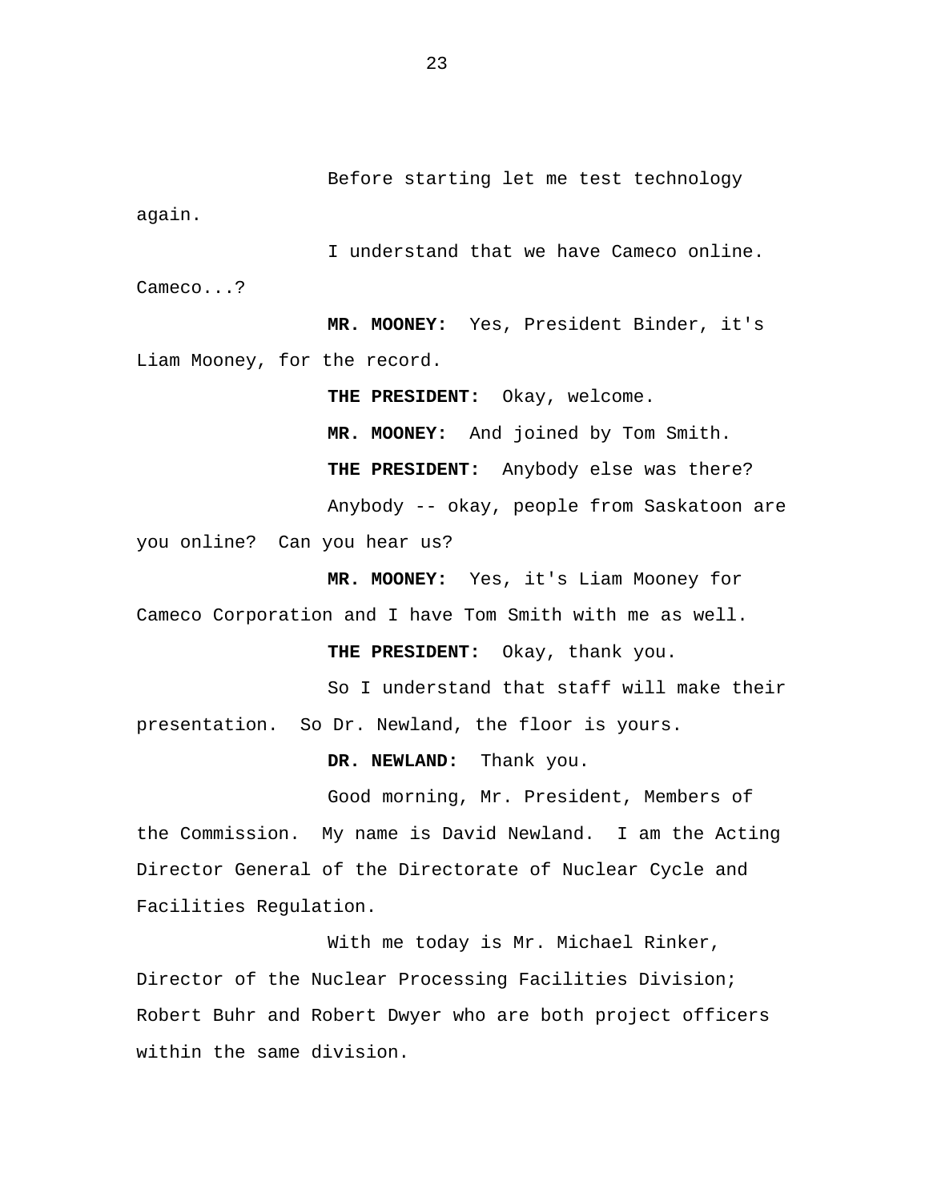Before starting let me test technology again.

I understand that we have Cameco online. Cameco...?

**MR. MOONEY:** Yes, President Binder, it's Liam Mooney, for the record.

**THE PRESIDENT:** Okay, welcome.

**MR. MOONEY:** And joined by Tom Smith.

**THE PRESIDENT:** Anybody else was there?

Anybody -- okay, people from Saskatoon are you online? Can you hear us?

**MR. MOONEY:** Yes, it's Liam Mooney for Cameco Corporation and I have Tom Smith with me as well.

**THE PRESIDENT:** Okay, thank you.

So I understand that staff will make their presentation. So Dr. Newland, the floor is yours.

**DR. NEWLAND:** Thank you.

Good morning, Mr. President, Members of the Commission. My name is David Newland. I am the Acting Director General of the Directorate of Nuclear Cycle and Facilities Regulation.

With me today is Mr. Michael Rinker, Director of the Nuclear Processing Facilities Division; Robert Buhr and Robert Dwyer who are both project officers within the same division.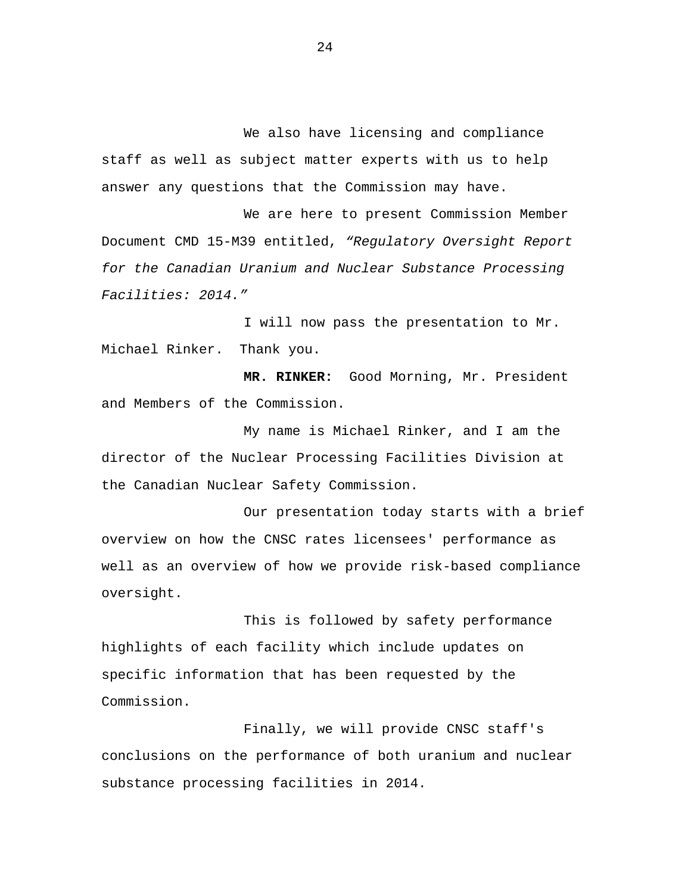We also have licensing and compliance staff as well as subject matter experts with us to help answer any questions that the Commission may have.

We are here to present Commission Member Document CMD 15-M39 entitled, *“Regulatory Oversight Report for the Canadian Uranium and Nuclear Substance Processing Facilities: 2014.”*

I will now pass the presentation to Mr. Michael Rinker. Thank you.

**MR. RINKER:** Good Morning, Mr. President and Members of the Commission.

My name is Michael Rinker, and I am the director of the Nuclear Processing Facilities Division at the Canadian Nuclear Safety Commission.

Our presentation today starts with a brief overview on how the CNSC rates licensees' performance as well as an overview of how we provide risk-based compliance oversight.

This is followed by safety performance highlights of each facility which include updates on specific information that has been requested by the Commission.

Finally, we will provide CNSC staff's conclusions on the performance of both uranium and nuclear substance processing facilities in 2014.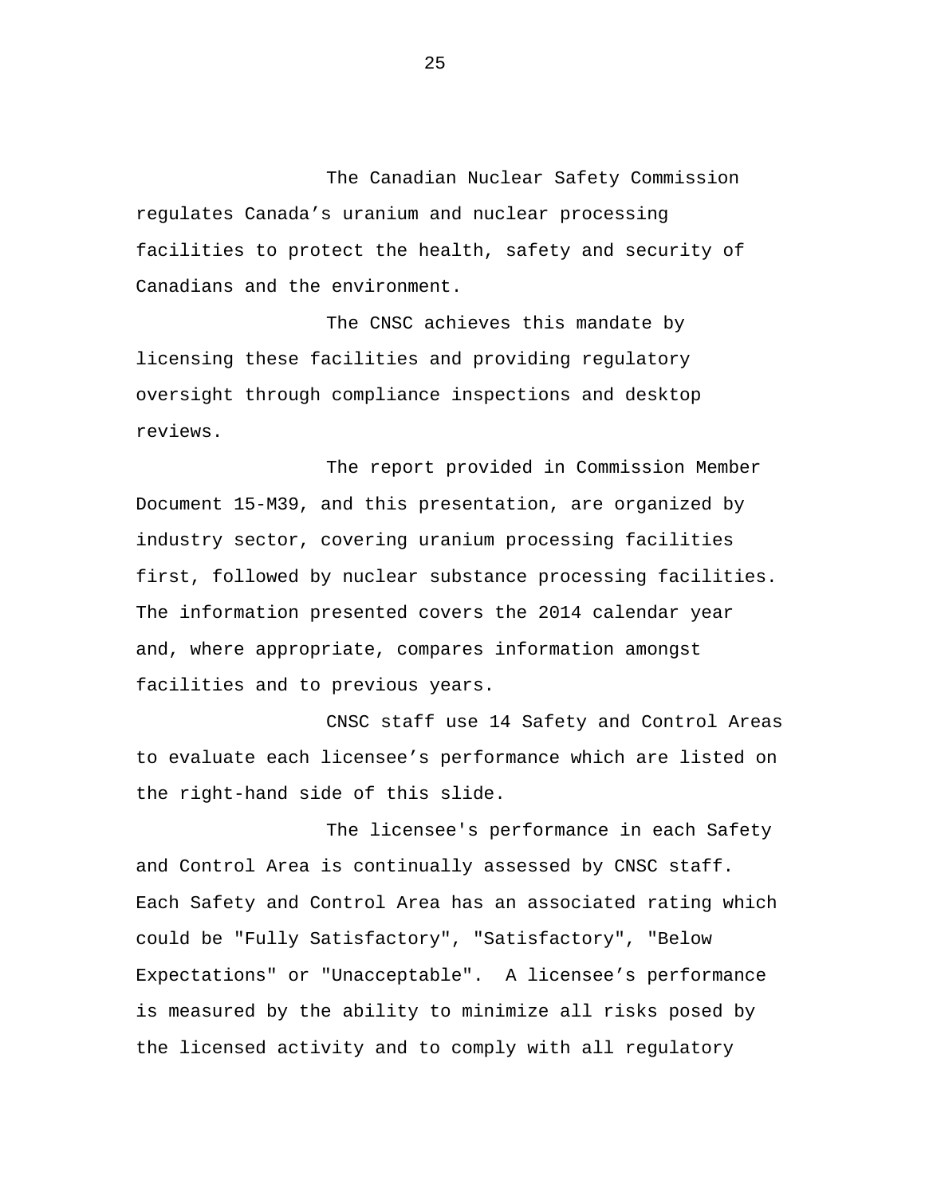The Canadian Nuclear Safety Commission regulates Canada’s uranium and nuclear processing facilities to protect the health, safety and security of Canadians and the environment.

The CNSC achieves this mandate by licensing these facilities and providing regulatory oversight through compliance inspections and desktop reviews.

The report provided in Commission Member Document 15-M39, and this presentation, are organized by industry sector, covering uranium processing facilities first, followed by nuclear substance processing facilities. The information presented covers the 2014 calendar year and, where appropriate, compares information amongst facilities and to previous years.

CNSC staff use 14 Safety and Control Areas to evaluate each licensee’s performance which are listed on the right-hand side of this slide.

The licensee's performance in each Safety and Control Area is continually assessed by CNSC staff. Each Safety and Control Area has an associated rating which could be "Fully Satisfactory", "Satisfactory", "Below Expectations" or "Unacceptable". A licensee’s performance is measured by the ability to minimize all risks posed by the licensed activity and to comply with all regulatory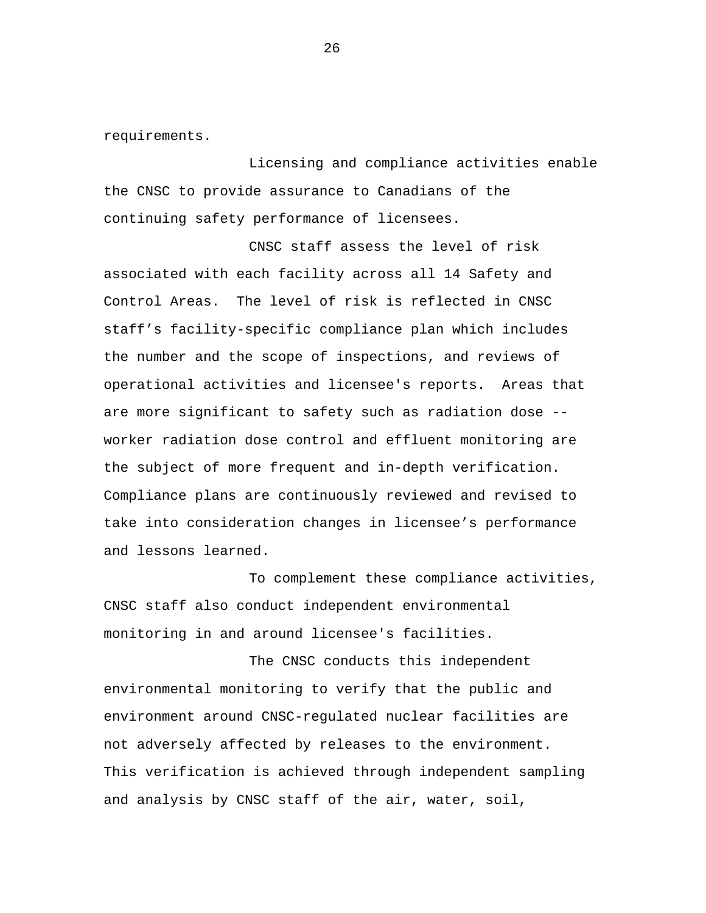requirements.

Licensing and compliance activities enable the CNSC to provide assurance to Canadians of the continuing safety performance of licensees.

CNSC staff assess the level of risk associated with each facility across all 14 Safety and Control Areas. The level of risk is reflected in CNSC staff’s facility-specific compliance plan which includes the number and the scope of inspections, and reviews of operational activities and licensee's reports. Areas that are more significant to safety such as radiation dose -- worker radiation dose control and effluent monitoring are the subject of more frequent and in-depth verification. Compliance plans are continuously reviewed and revised to take into consideration changes in licensee’s performance and lessons learned.

To complement these compliance activities, CNSC staff also conduct independent environmental monitoring in and around licensee's facilities.

The CNSC conducts this independent environmental monitoring to verify that the public and environment around CNSC-regulated nuclear facilities are not adversely affected by releases to the environment. This verification is achieved through independent sampling and analysis by CNSC staff of the air, water, soil,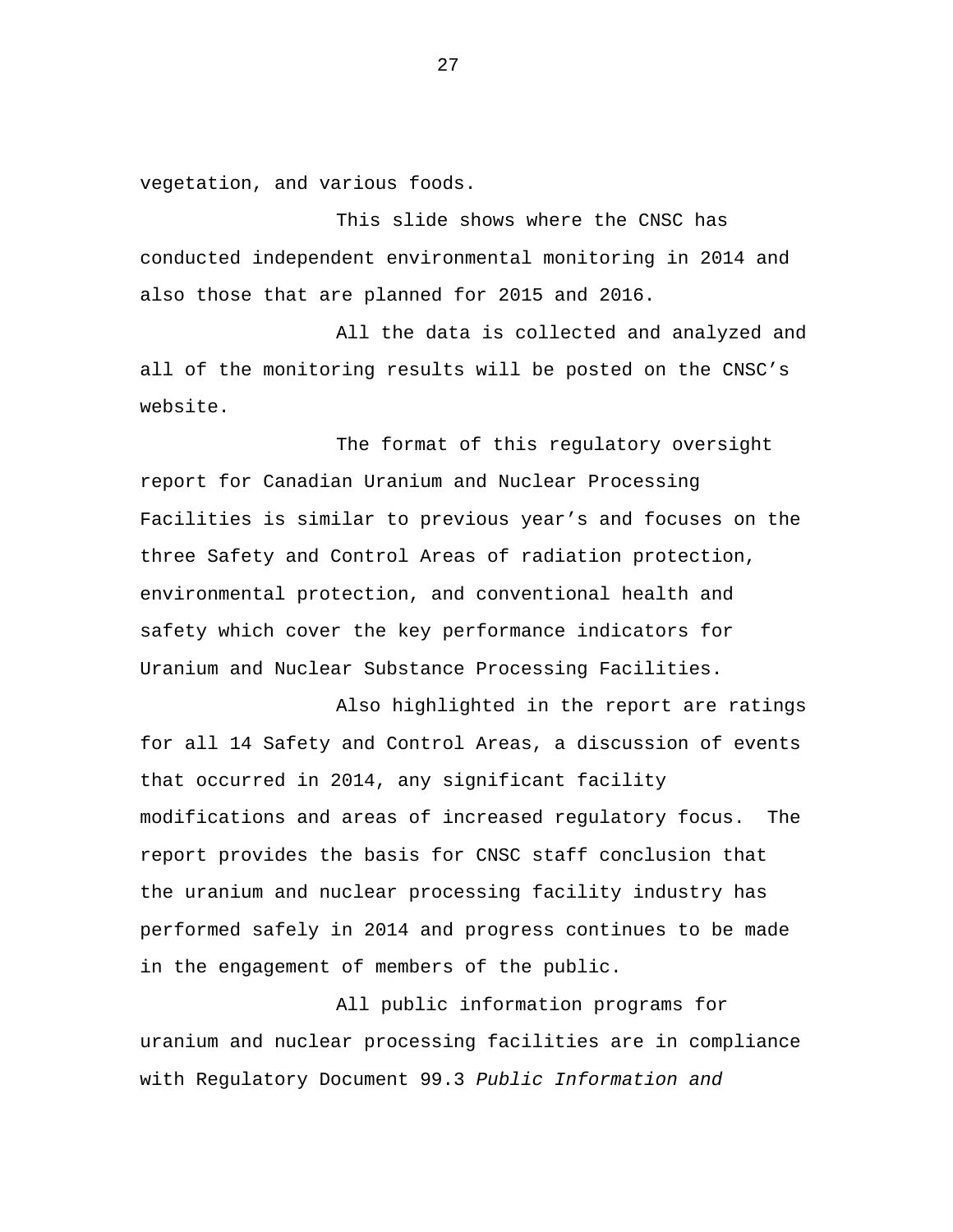vegetation, and various foods.

This slide shows where the CNSC has conducted independent environmental monitoring in 2014 and also those that are planned for 2015 and 2016.

All the data is collected and analyzed and all of the monitoring results will be posted on the CNSC's website.

The format of this regulatory oversight report for Canadian Uranium and Nuclear Processing Facilities is similar to previous year's and focuses on the three Safety and Control Areas of radiation protection, environmental protection, and conventional health and safety which cover the key performance indicators for Uranium and Nuclear Substance Processing Facilities.

Also highlighted in the report are ratings for all 14 Safety and Control Areas, a discussion of events that occurred in 2014, any significant facility modifications and areas of increased regulatory focus. The report provides the basis for CNSC staff conclusion that the uranium and nuclear processing facility industry has performed safely in 2014 and progress continues to be made in the engagement of members of the public.

All public information programs for uranium and nuclear processing facilities are in compliance with Regulatory Document 99.3 *Public Information and*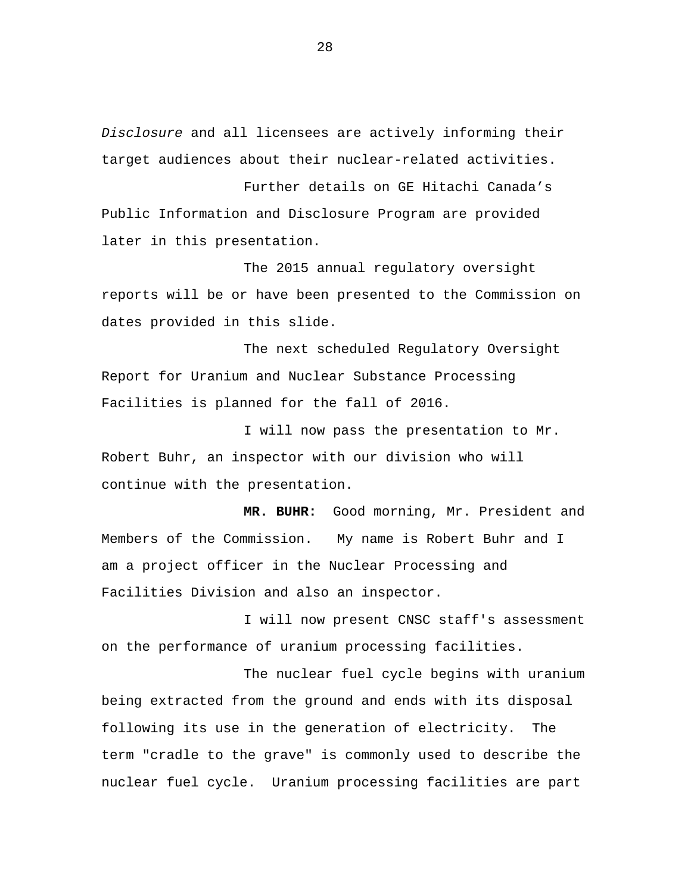*Disclosure* and all licensees are actively informing their target audiences about their nuclear-related activities.

Further details on GE Hitachi Canada's Public Information and Disclosure Program are provided later in this presentation.

The 2015 annual regulatory oversight reports will be or have been presented to the Commission on dates provided in this slide.

The next scheduled Regulatory Oversight Report for Uranium and Nuclear Substance Processing Facilities is planned for the fall of 2016.

I will now pass the presentation to Mr. Robert Buhr, an inspector with our division who will continue with the presentation.

**MR. BUHR:** Good morning, Mr. President and Members of the Commission. My name is Robert Buhr and I am a project officer in the Nuclear Processing and Facilities Division and also an inspector.

I will now present CNSC staff's assessment on the performance of uranium processing facilities.

The nuclear fuel cycle begins with uranium being extracted from the ground and ends with its disposal following its use in the generation of electricity. The term "cradle to the grave" is commonly used to describe the nuclear fuel cycle. Uranium processing facilities are part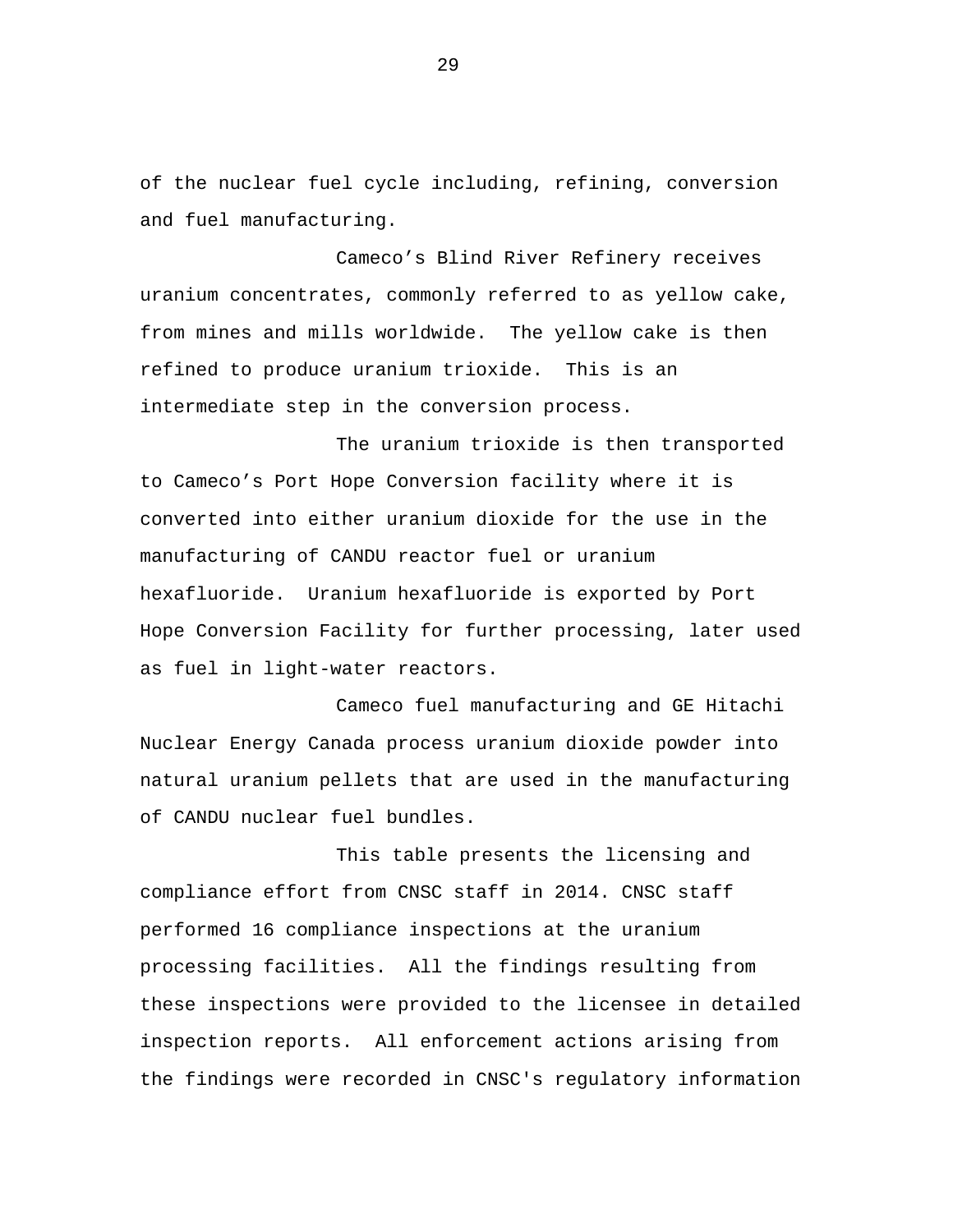of the nuclear fuel cycle including, refining, conversion and fuel manufacturing.

Cameco’s Blind River Refinery receives uranium concentrates, commonly referred to as yellow cake, from mines and mills worldwide. The yellow cake is then refined to produce uranium trioxide. This is an intermediate step in the conversion process.

The uranium trioxide is then transported to Cameco’s Port Hope Conversion facility where it is converted into either uranium dioxide for the use in the manufacturing of CANDU reactor fuel or uranium hexafluoride. Uranium hexafluoride is exported by Port Hope Conversion Facility for further processing, later used as fuel in light-water reactors.

Cameco fuel manufacturing and GE Hitachi Nuclear Energy Canada process uranium dioxide powder into natural uranium pellets that are used in the manufacturing of CANDU nuclear fuel bundles.

This table presents the licensing and compliance effort from CNSC staff in 2014. CNSC staff performed 16 compliance inspections at the uranium processing facilities. All the findings resulting from these inspections were provided to the licensee in detailed inspection reports. All enforcement actions arising from the findings were recorded in CNSC's regulatory information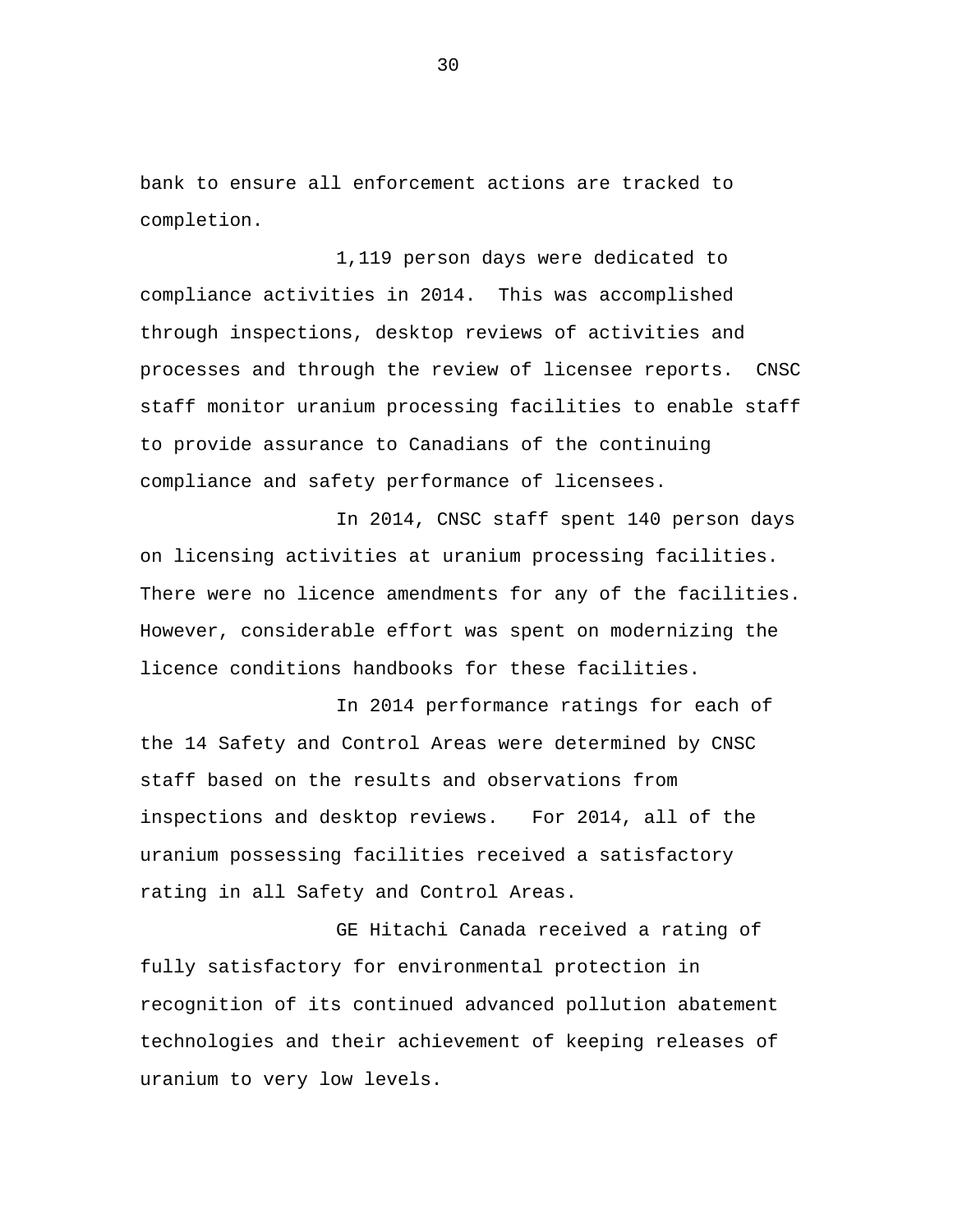bank to ensure all enforcement actions are tracked to completion.

1,119 person days were dedicated to compliance activities in 2014. This was accomplished through inspections, desktop reviews of activities and processes and through the review of licensee reports. CNSC staff monitor uranium processing facilities to enable staff to provide assurance to Canadians of the continuing compliance and safety performance of licensees.

In 2014, CNSC staff spent 140 person days on licensing activities at uranium processing facilities. There were no licence amendments for any of the facilities. However, considerable effort was spent on modernizing the licence conditions handbooks for these facilities.

In 2014 performance ratings for each of the 14 Safety and Control Areas were determined by CNSC staff based on the results and observations from inspections and desktop reviews. For 2014, all of the uranium possessing facilities received a satisfactory rating in all Safety and Control Areas.

GE Hitachi Canada received a rating of fully satisfactory for environmental protection in recognition of its continued advanced pollution abatement technologies and their achievement of keeping releases of uranium to very low levels.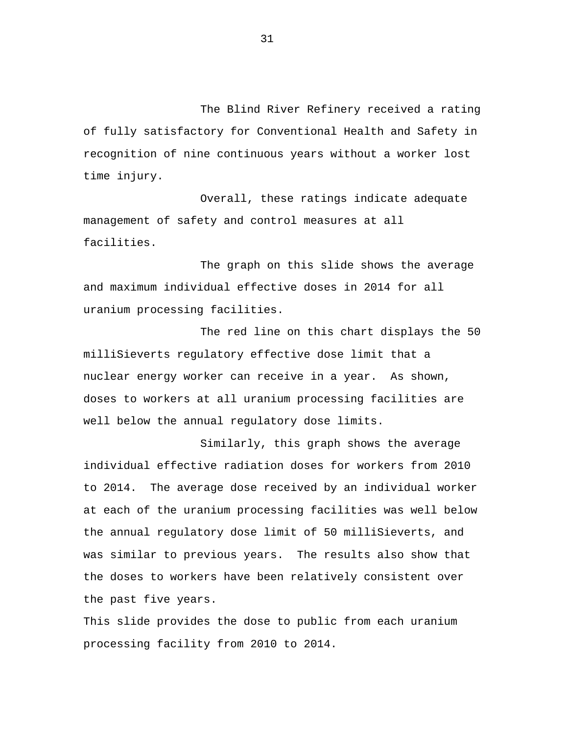The Blind River Refinery received a rating of fully satisfactory for Conventional Health and Safety in recognition of nine continuous years without a worker lost time injury.

Overall, these ratings indicate adequate management of safety and control measures at all facilities.

The graph on this slide shows the average and maximum individual effective doses in 2014 for all uranium processing facilities.

The red line on this chart displays the 50 milliSieverts regulatory effective dose limit that a nuclear energy worker can receive in a year. As shown, doses to workers at all uranium processing facilities are well below the annual regulatory dose limits.

Similarly, this graph shows the average individual effective radiation doses for workers from 2010 to 2014. The average dose received by an individual worker at each of the uranium processing facilities was well below the annual regulatory dose limit of 50 milliSieverts, and was similar to previous years. The results also show that the doses to workers have been relatively consistent over the past five years.

This slide provides the dose to public from each uranium processing facility from 2010 to 2014.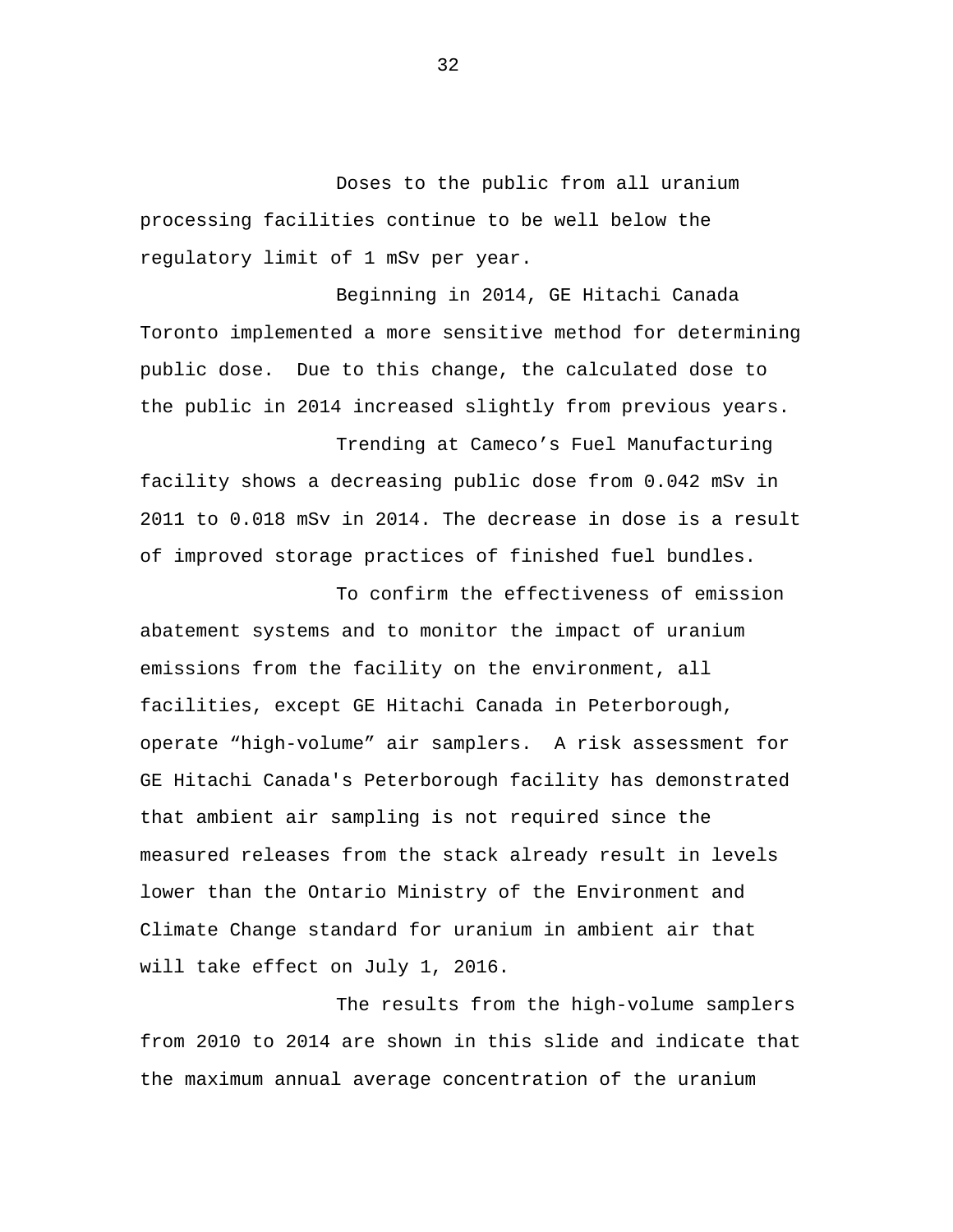Doses to the public from all uranium processing facilities continue to be well below the regulatory limit of 1 mSv per year.

Beginning in 2014, GE Hitachi Canada Toronto implemented a more sensitive method for determining public dose.  Due to this change, the calculated dose to the public in 2014 increased slightly from previous years.

Trending at Cameco's Fuel Manufacturing facility shows a decreasing public dose from 0.042 mSv in 2011 to 0.018 mSv in 2014. The decrease in dose is a result of improved storage practices of finished fuel bundles.

To confirm the effectiveness of emission abatement systems and to monitor the impact of uranium emissions from the facility on the environment, all facilities, except GE Hitachi Canada in Peterborough, operate "high-volume" air samplers.  A risk assessment for GE Hitachi Canada's Peterborough facility has demonstrated that ambient air sampling is not required since the measured releases from the stack already result in levels lower than the Ontario Ministry of the Environment and Climate Change standard for uranium in ambient air that will take effect on July 1, 2016.

The results from the high-volume samplers from 2010 to 2014 are shown in this slide and indicate that the maximum annual average concentration of the uranium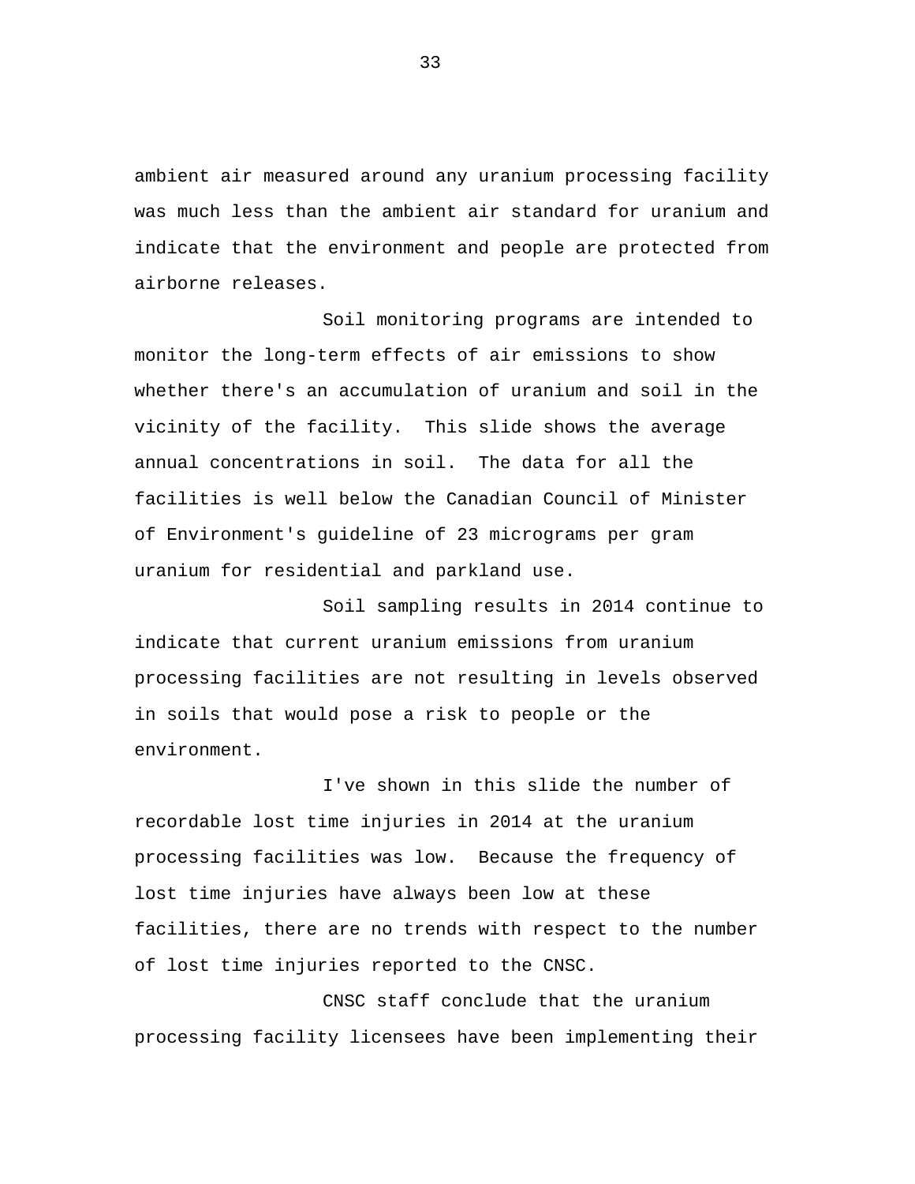ambient air measured around any uranium processing facility was much less than the ambient air standard for uranium and indicate that the environment and people are protected from airborne releases.

Soil monitoring programs are intended to monitor the long-term effects of air emissions to show whether there's an accumulation of uranium and soil in the vicinity of the facility. This slide shows the average annual concentrations in soil. The data for all the facilities is well below the Canadian Council of Minister of Environment's guideline of 23 micrograms per gram uranium for residential and parkland use.

Soil sampling results in 2014 continue to indicate that current uranium emissions from uranium processing facilities are not resulting in levels observed in soils that would pose a risk to people or the environment.

I've shown in this slide the number of recordable lost time injuries in 2014 at the uranium processing facilities was low. Because the frequency of lost time injuries have always been low at these facilities, there are no trends with respect to the number of lost time injuries reported to the CNSC.

CNSC staff conclude that the uranium processing facility licensees have been implementing their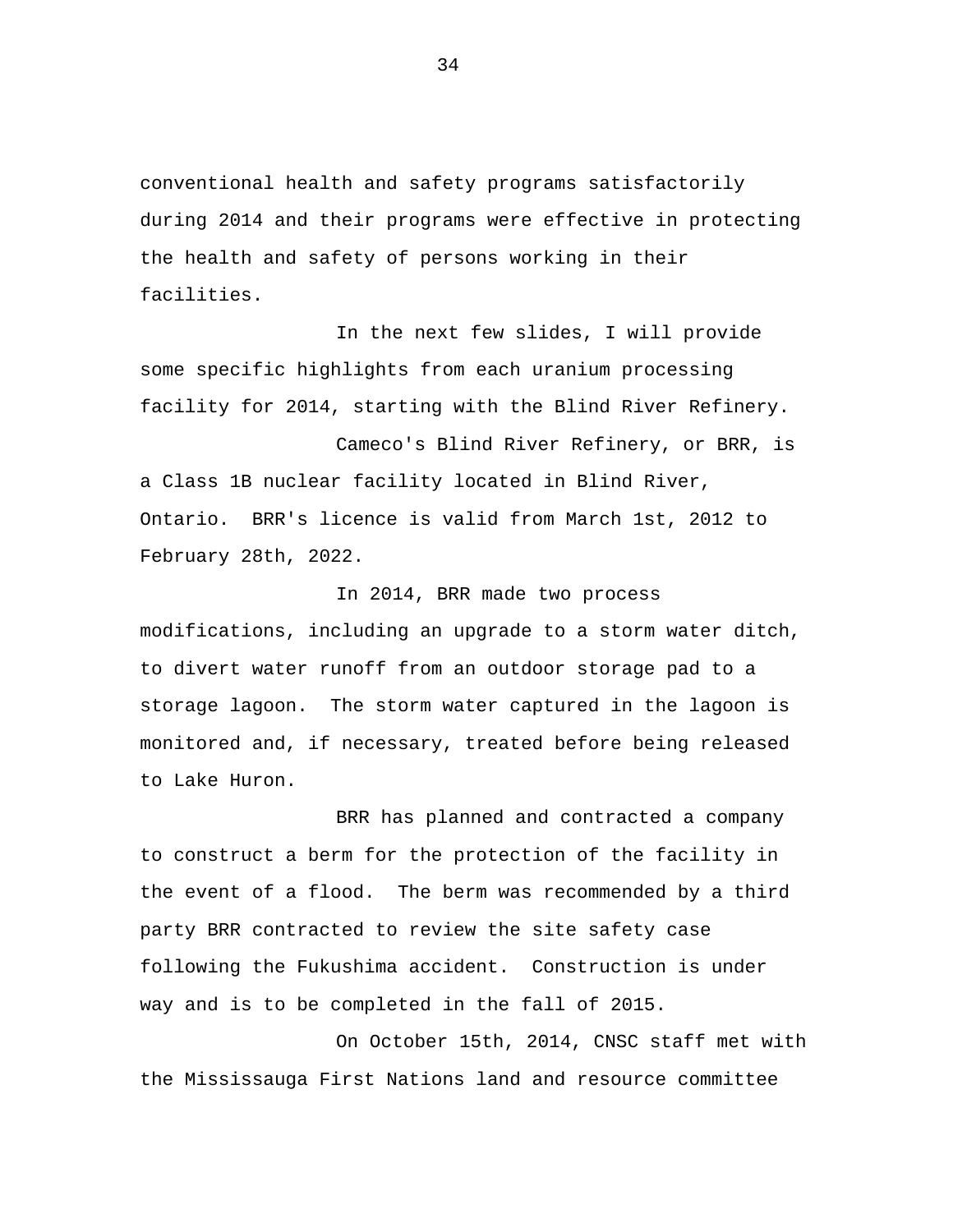conventional health and safety programs satisfactorily during 2014 and their programs were effective in protecting the health and safety of persons working in their facilities.

In the next few slides, I will provide some specific highlights from each uranium processing facility for 2014, starting with the Blind River Refinery.

Cameco's Blind River Refinery, or BRR, is a Class 1B nuclear facility located in Blind River, Ontario. BRR's licence is valid from March 1st, 2012 to February 28th, 2022.

In 2014, BRR made two process modifications, including an upgrade to a storm water ditch, to divert water runoff from an outdoor storage pad to a storage lagoon. The storm water captured in the lagoon is monitored and, if necessary, treated before being released to Lake Huron.

BRR has planned and contracted a company to construct a berm for the protection of the facility in the event of a flood. The berm was recommended by a third party BRR contracted to review the site safety case following the Fukushima accident. Construction is under way and is to be completed in the fall of 2015.

On October 15th, 2014, CNSC staff met with the Mississauga First Nations land and resource committee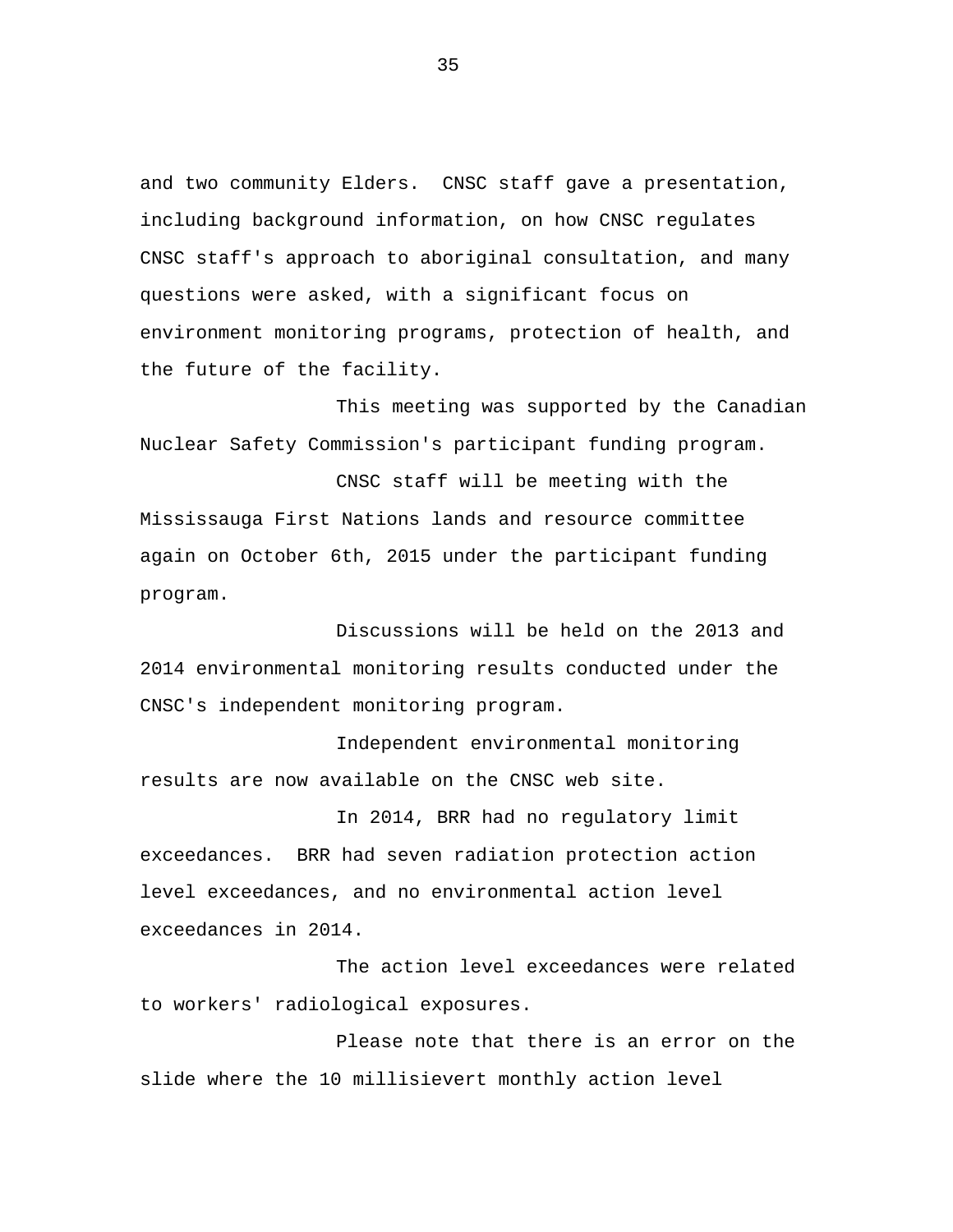and two community Elders. CNSC staff gave a presentation, including background information, on how CNSC regulates CNSC staff's approach to aboriginal consultation, and many questions were asked, with a significant focus on environment monitoring programs, protection of health, and the future of the facility.

This meeting was supported by the Canadian Nuclear Safety Commission's participant funding program.

CNSC staff will be meeting with the Mississauga First Nations lands and resource committee again on October 6th, 2015 under the participant funding program.

Discussions will be held on the 2013 and 2014 environmental monitoring results conducted under the CNSC's independent monitoring program.

Independent environmental monitoring results are now available on the CNSC web site.

In 2014, BRR had no regulatory limit exceedances. BRR had seven radiation protection action level exceedances, and no environmental action level exceedances in 2014.

The action level exceedances were related to workers' radiological exposures.

Please note that there is an error on the slide where the 10 millisievert monthly action level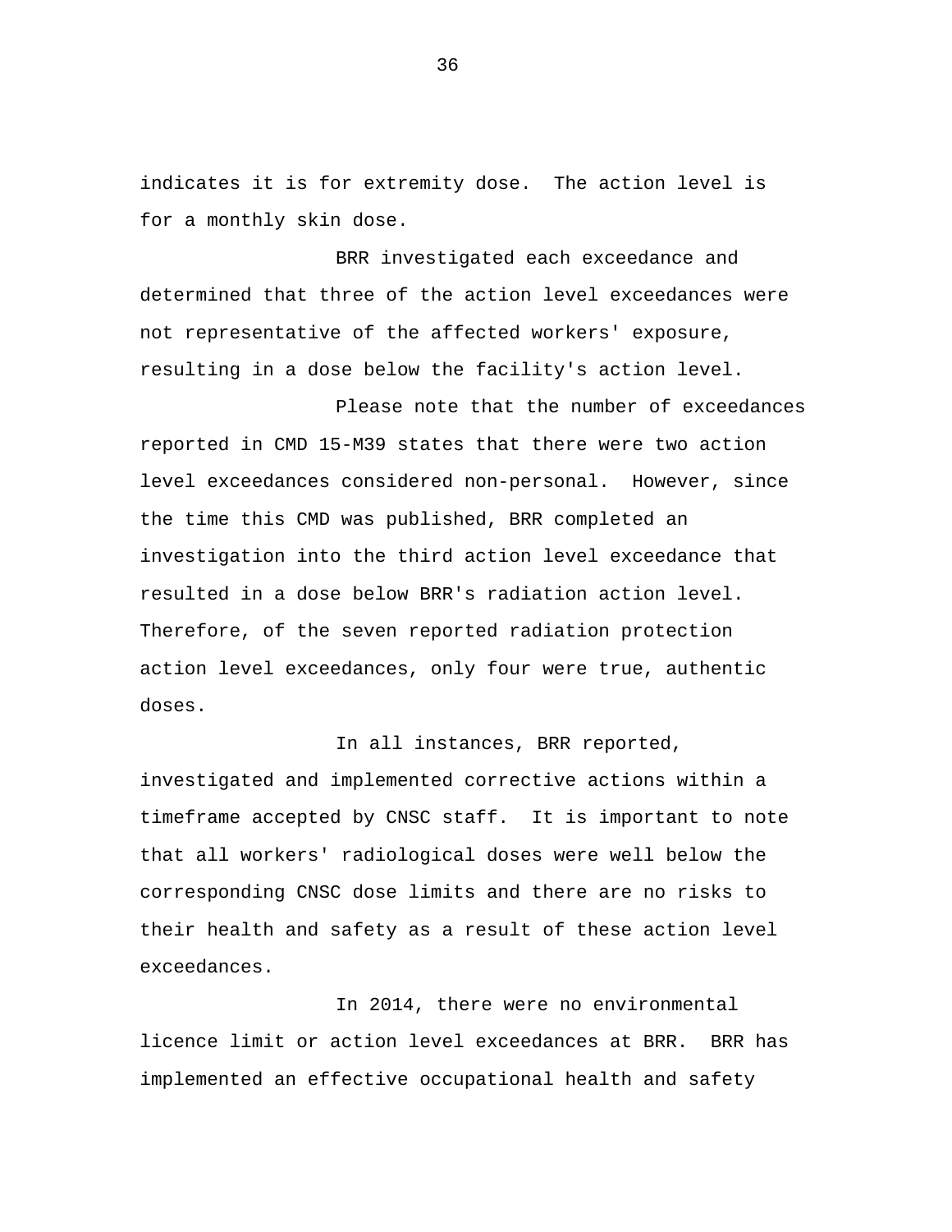indicates it is for extremity dose. The action level is for a monthly skin dose.

BRR investigated each exceedance and determined that three of the action level exceedances were not representative of the affected workers' exposure, resulting in a dose below the facility's action level.

Please note that the number of exceedances reported in CMD 15-M39 states that there were two action level exceedances considered non-personal. However, since the time this CMD was published, BRR completed an investigation into the third action level exceedance that resulted in a dose below BRR's radiation action level. Therefore, of the seven reported radiation protection action level exceedances, only four were true, authentic doses.

In all instances, BRR reported, investigated and implemented corrective actions within a timeframe accepted by CNSC staff. It is important to note that all workers' radiological doses were well below the corresponding CNSC dose limits and there are no risks to their health and safety as a result of these action level exceedances.

In 2014, there were no environmental licence limit or action level exceedances at BRR. BRR has implemented an effective occupational health and safety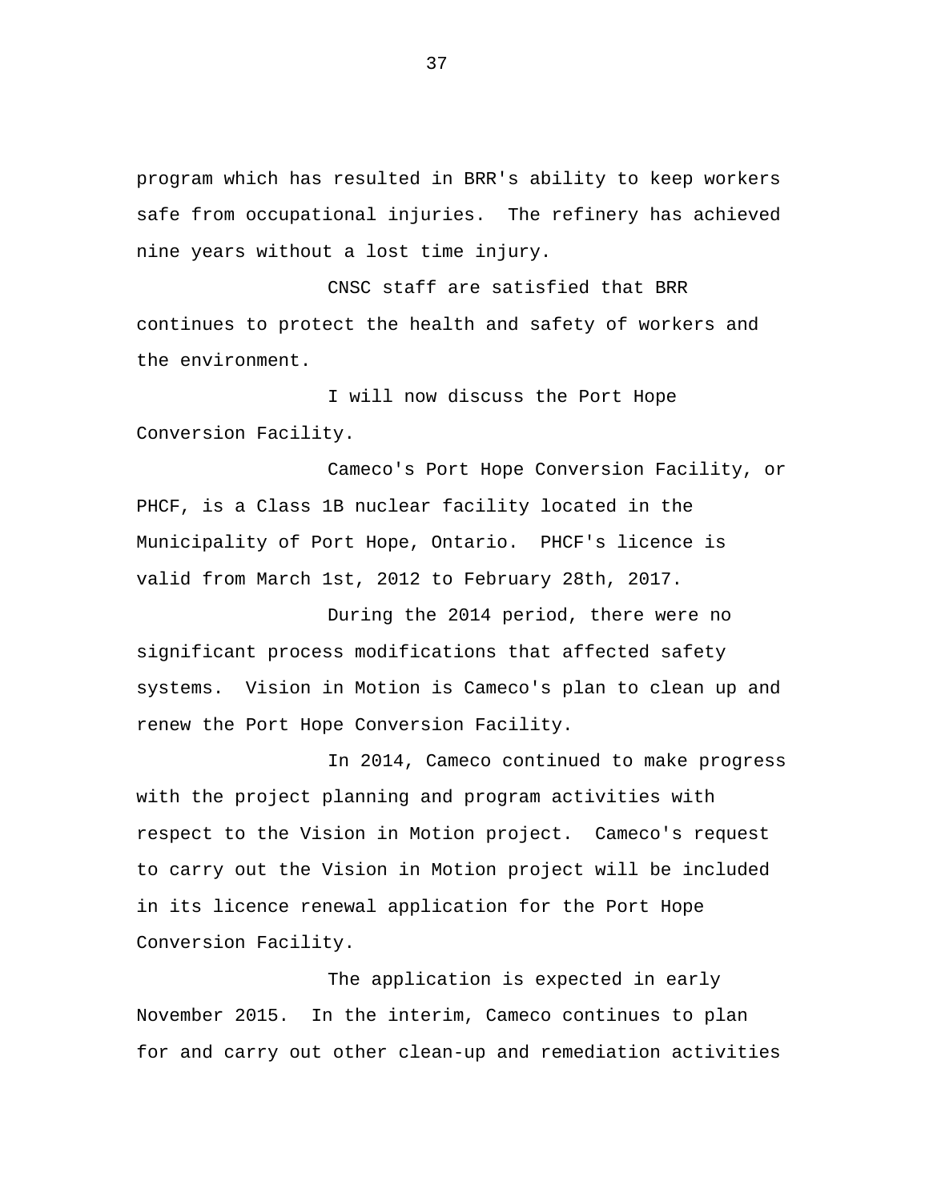program which has resulted in BRR's ability to keep workers safe from occupational injuries. The refinery has achieved nine years without a lost time injury.

CNSC staff are satisfied that BRR continues to protect the health and safety of workers and the environment.

I will now discuss the Port Hope Conversion Facility.

Cameco's Port Hope Conversion Facility, or PHCF, is a Class 1B nuclear facility located in the Municipality of Port Hope, Ontario. PHCF's licence is valid from March 1st, 2012 to February 28th, 2017.

During the 2014 period, there were no significant process modifications that affected safety systems. Vision in Motion is Cameco's plan to clean up and renew the Port Hope Conversion Facility.

In 2014, Cameco continued to make progress with the project planning and program activities with respect to the Vision in Motion project. Cameco's request to carry out the Vision in Motion project will be included in its licence renewal application for the Port Hope Conversion Facility.

The application is expected in early November 2015. In the interim, Cameco continues to plan for and carry out other clean-up and remediation activities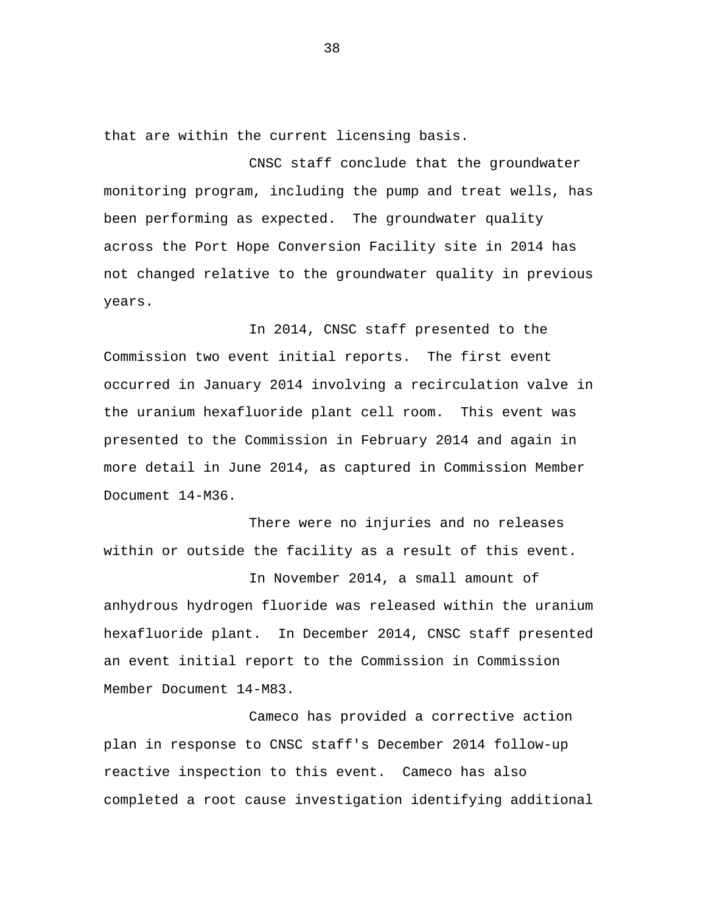that are within the current licensing basis.

CNSC staff conclude that the groundwater monitoring program, including the pump and treat wells, has been performing as expected. The groundwater quality across the Port Hope Conversion Facility site in 2014 has not changed relative to the groundwater quality in previous years.

In 2014, CNSC staff presented to the Commission two event initial reports. The first event occurred in January 2014 involving a recirculation valve in the uranium hexafluoride plant cell room. This event was presented to the Commission in February 2014 and again in more detail in June 2014, as captured in Commission Member Document 14-M36.

There were no injuries and no releases within or outside the facility as a result of this event.

In November 2014, a small amount of anhydrous hydrogen fluoride was released within the uranium hexafluoride plant. In December 2014, CNSC staff presented an event initial report to the Commission in Commission Member Document 14-M83.

Cameco has provided a corrective action plan in response to CNSC staff's December 2014 follow-up reactive inspection to this event. Cameco has also completed a root cause investigation identifying additional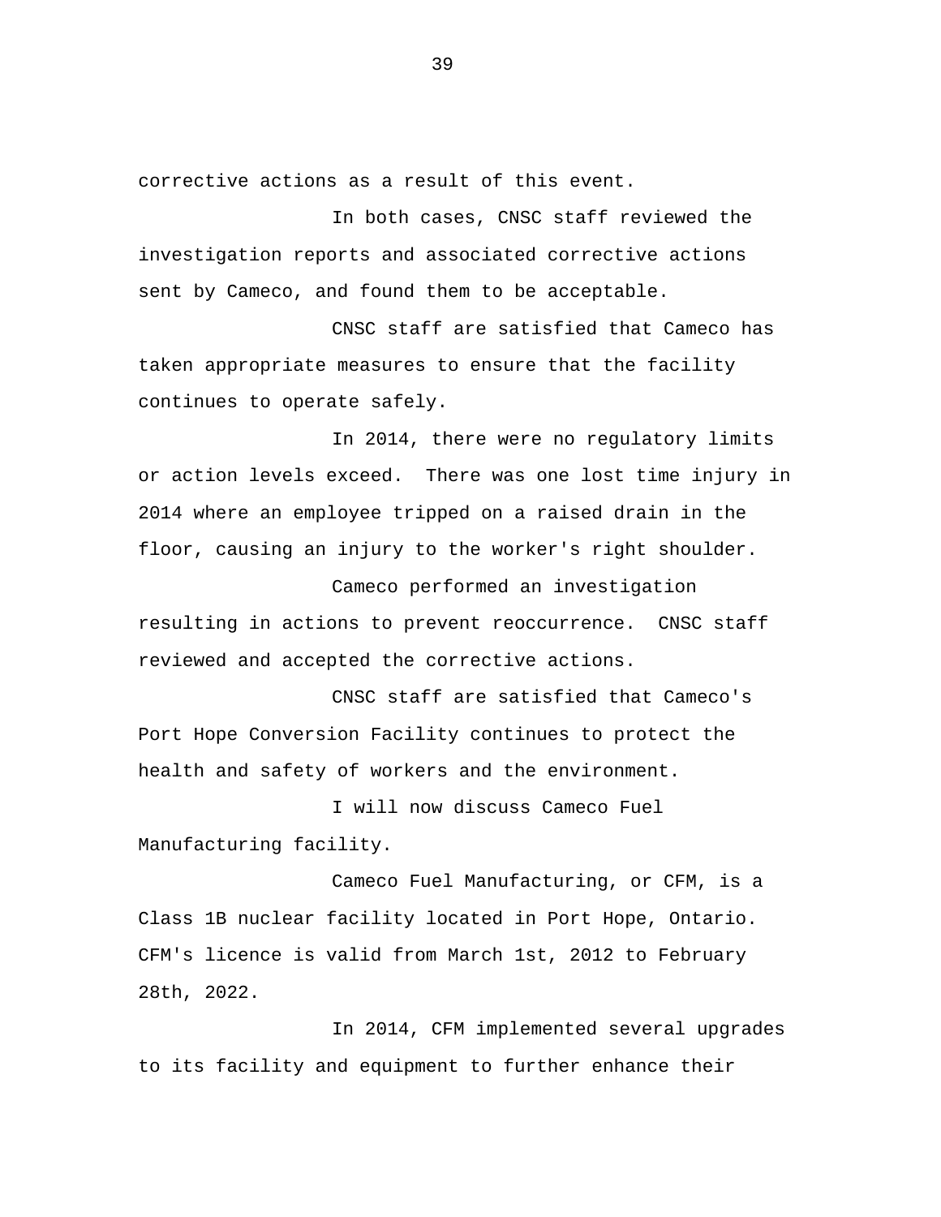corrective actions as a result of this event.

In both cases, CNSC staff reviewed the investigation reports and associated corrective actions sent by Cameco, and found them to be acceptable.

CNSC staff are satisfied that Cameco has taken appropriate measures to ensure that the facility continues to operate safely.

In 2014, there were no regulatory limits or action levels exceed. There was one lost time injury in 2014 where an employee tripped on a raised drain in the floor, causing an injury to the worker's right shoulder.

Cameco performed an investigation resulting in actions to prevent reoccurrence. CNSC staff reviewed and accepted the corrective actions.

CNSC staff are satisfied that Cameco's Port Hope Conversion Facility continues to protect the health and safety of workers and the environment.

I will now discuss Cameco Fuel Manufacturing facility.

Cameco Fuel Manufacturing, or CFM, is a Class 1B nuclear facility located in Port Hope, Ontario. CFM's licence is valid from March 1st, 2012 to February 28th, 2022.

In 2014, CFM implemented several upgrades to its facility and equipment to further enhance their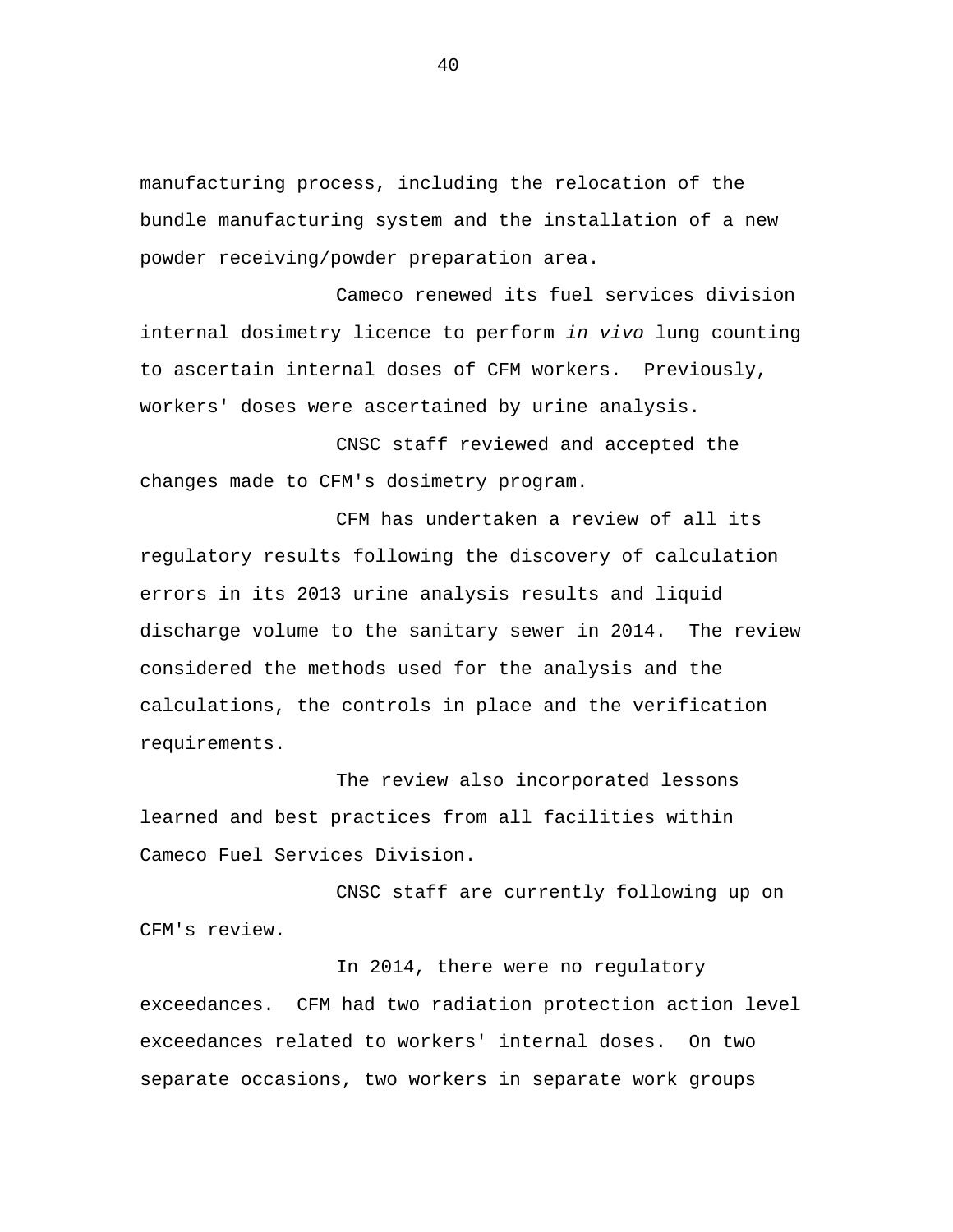manufacturing process, including the relocation of the bundle manufacturing system and the installation of a new powder receiving/powder preparation area.

Cameco renewed its fuel services division internal dosimetry licence to perform *in vivo* lung counting to ascertain internal doses of CFM workers. Previously, workers' doses were ascertained by urine analysis.

CNSC staff reviewed and accepted the changes made to CFM's dosimetry program.

CFM has undertaken a review of all its regulatory results following the discovery of calculation errors in its 2013 urine analysis results and liquid discharge volume to the sanitary sewer in 2014. The review considered the methods used for the analysis and the calculations, the controls in place and the verification requirements.

The review also incorporated lessons learned and best practices from all facilities within Cameco Fuel Services Division.

CNSC staff are currently following up on CFM's review.

In 2014, there were no regulatory exceedances. CFM had two radiation protection action level exceedances related to workers' internal doses. On two separate occasions, two workers in separate work groups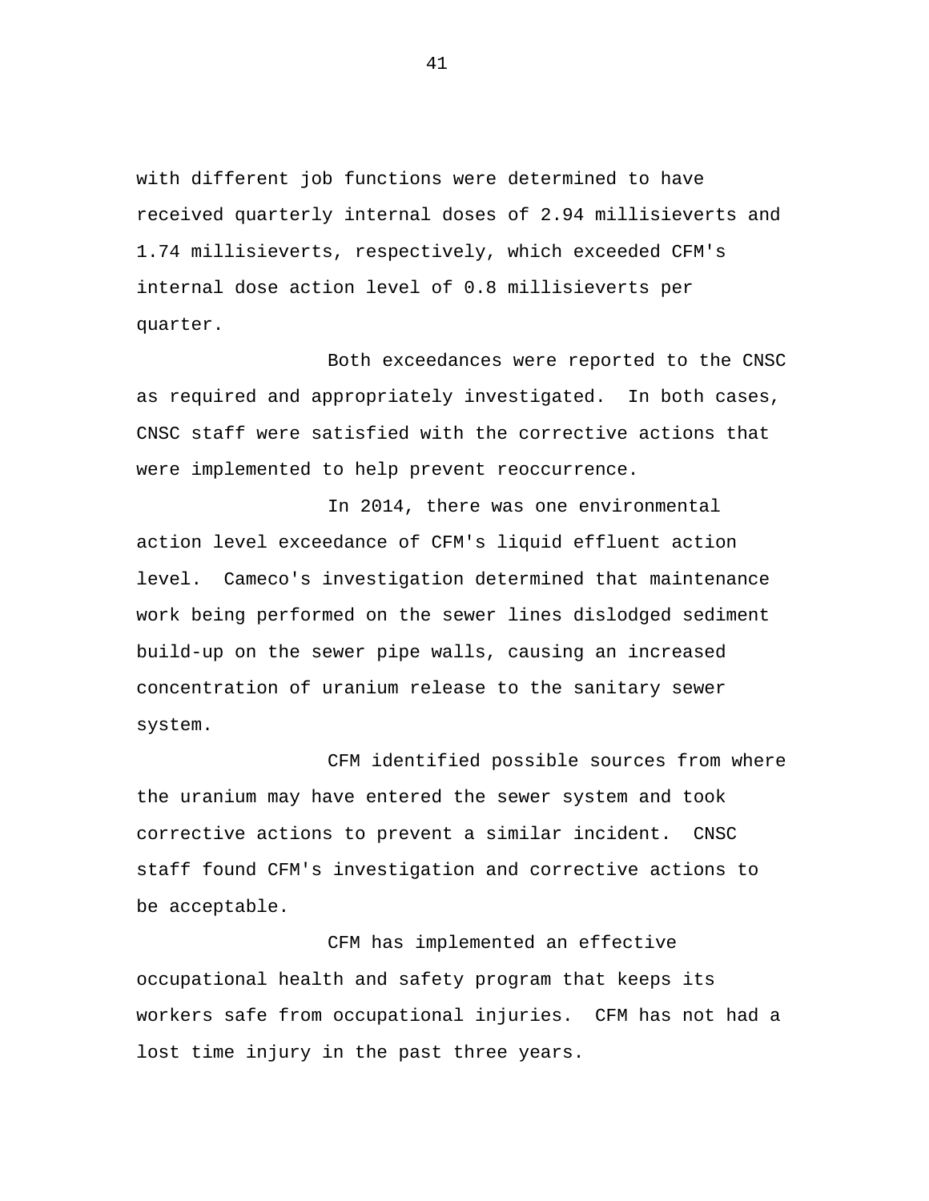with different job functions were determined to have received quarterly internal doses of 2.94 millisieverts and 1.74 millisieverts, respectively, which exceeded CFM's internal dose action level of 0.8 millisieverts per quarter.

Both exceedances were reported to the CNSC as required and appropriately investigated. In both cases, CNSC staff were satisfied with the corrective actions that were implemented to help prevent reoccurrence.

In 2014, there was one environmental action level exceedance of CFM's liquid effluent action level. Cameco's investigation determined that maintenance work being performed on the sewer lines dislodged sediment build-up on the sewer pipe walls, causing an increased concentration of uranium release to the sanitary sewer system.

CFM identified possible sources from where the uranium may have entered the sewer system and took corrective actions to prevent a similar incident. CNSC staff found CFM's investigation and corrective actions to be acceptable.

CFM has implemented an effective occupational health and safety program that keeps its workers safe from occupational injuries. CFM has not had a lost time injury in the past three years.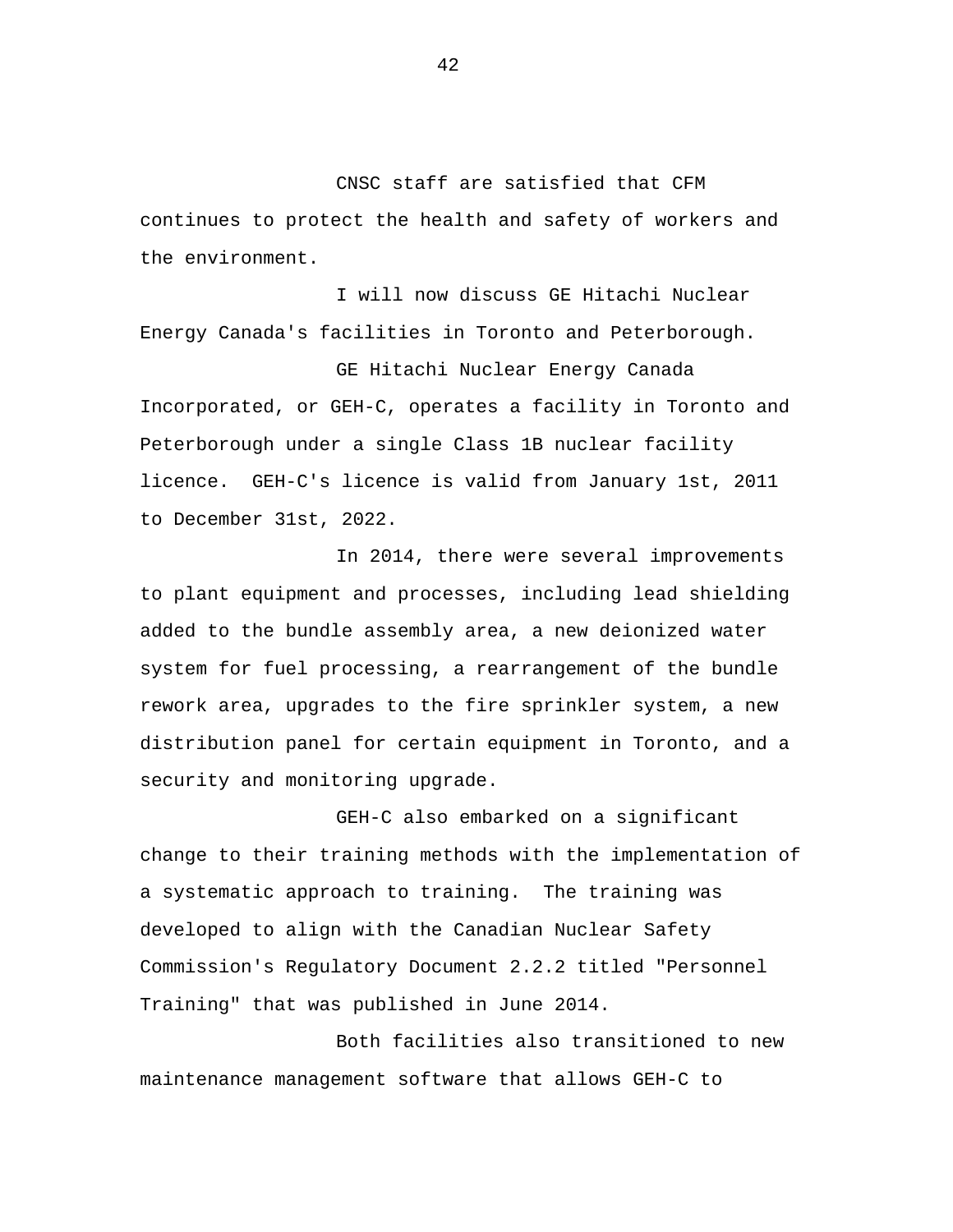CNSC staff are satisfied that CFM continues to protect the health and safety of workers and the environment.

I will now discuss GE Hitachi Nuclear Energy Canada's facilities in Toronto and Peterborough.

GE Hitachi Nuclear Energy Canada Incorporated, or GEH-C, operates a facility in Toronto and Peterborough under a single Class 1B nuclear facility licence. GEH-C's licence is valid from January 1st, 2011 to December 31st, 2022.

In 2014, there were several improvements to plant equipment and processes, including lead shielding added to the bundle assembly area, a new deionized water system for fuel processing, a rearrangement of the bundle rework area, upgrades to the fire sprinkler system, a new distribution panel for certain equipment in Toronto, and a security and monitoring upgrade.

GEH-C also embarked on a significant change to their training methods with the implementation of a systematic approach to training. The training was developed to align with the Canadian Nuclear Safety Commission's Regulatory Document 2.2.2 titled "Personnel Training" that was published in June 2014.

Both facilities also transitioned to new maintenance management software that allows GEH-C to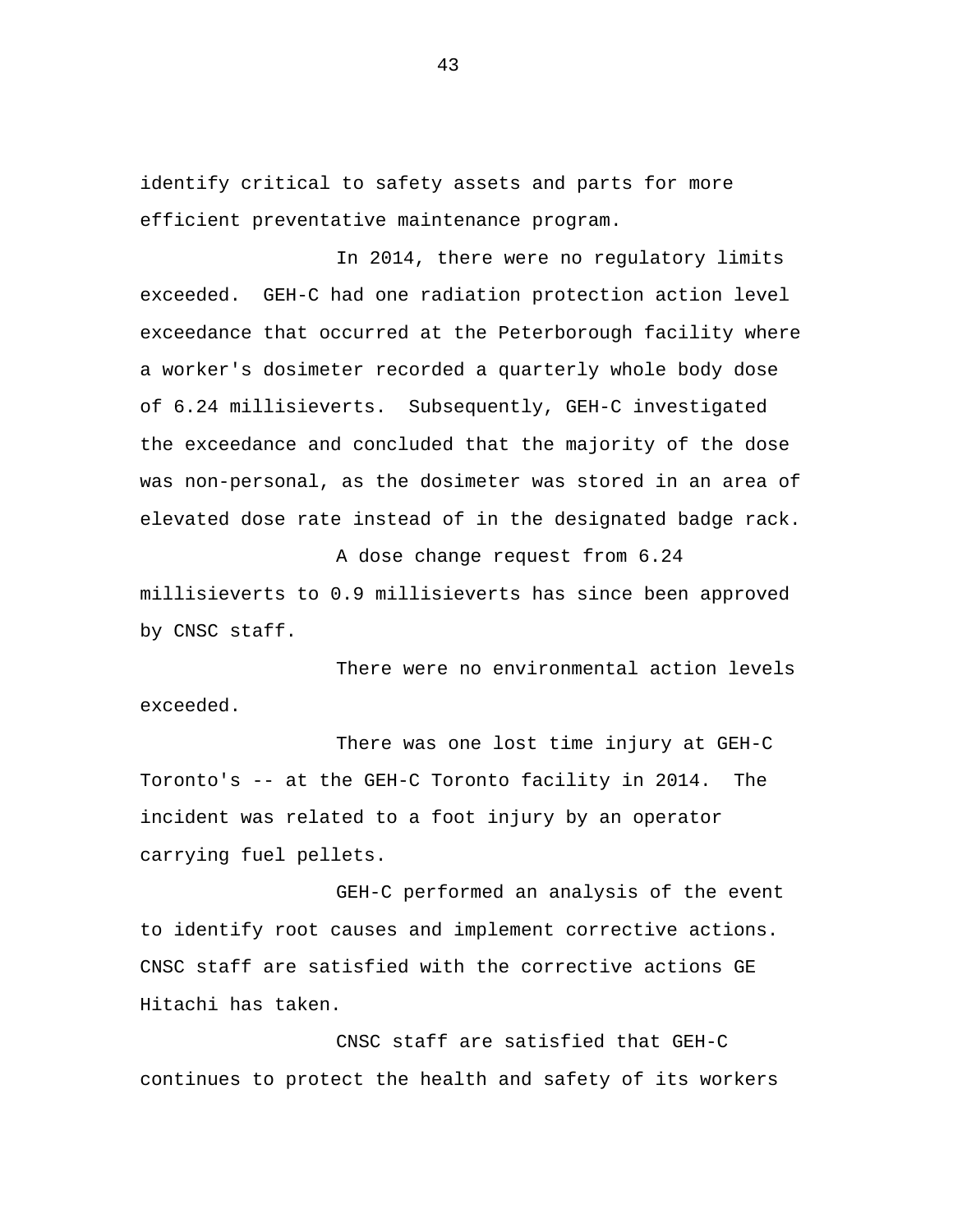identify critical to safety assets and parts for more efficient preventative maintenance program.

In 2014, there were no regulatory limits exceeded. GEH-C had one radiation protection action level exceedance that occurred at the Peterborough facility where a worker's dosimeter recorded a quarterly whole body dose of 6.24 millisieverts. Subsequently, GEH-C investigated the exceedance and concluded that the majority of the dose was non-personal, as the dosimeter was stored in an area of elevated dose rate instead of in the designated badge rack.

A dose change request from 6.24 millisieverts to 0.9 millisieverts has since been approved by CNSC staff.

There were no environmental action levels exceeded.

There was one lost time injury at GEH-C Toronto's -- at the GEH-C Toronto facility in 2014. The incident was related to a foot injury by an operator carrying fuel pellets.

GEH-C performed an analysis of the event to identify root causes and implement corrective actions. CNSC staff are satisfied with the corrective actions GE Hitachi has taken.

CNSC staff are satisfied that GEH-C continues to protect the health and safety of its workers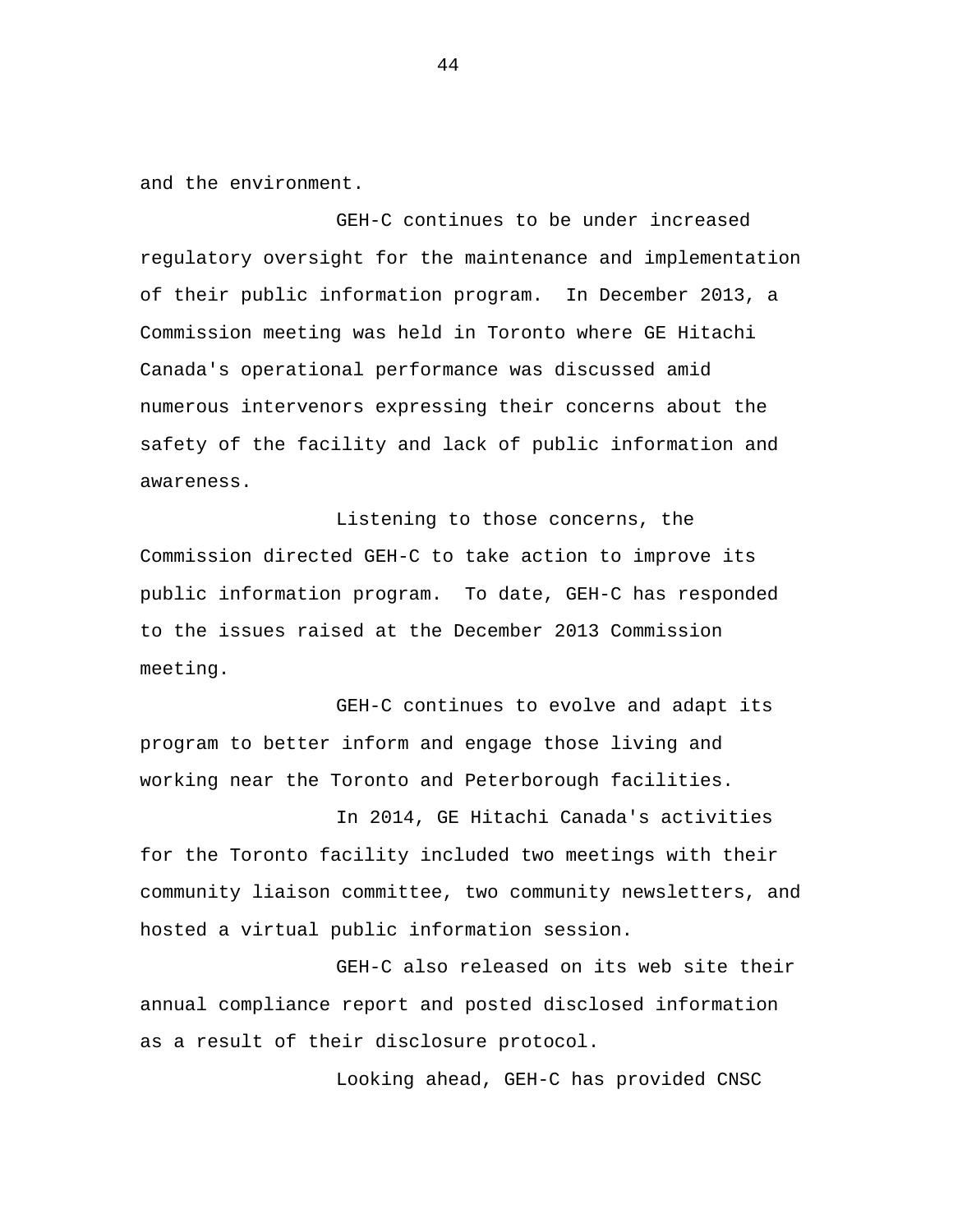and the environment.

GEH-C continues to be under increased regulatory oversight for the maintenance and implementation of their public information program. In December 2013, a Commission meeting was held in Toronto where GE Hitachi Canada's operational performance was discussed amid numerous intervenors expressing their concerns about the safety of the facility and lack of public information and awareness.

Listening to those concerns, the Commission directed GEH-C to take action to improve its public information program. To date, GEH-C has responded to the issues raised at the December 2013 Commission meeting.

GEH-C continues to evolve and adapt its program to better inform and engage those living and working near the Toronto and Peterborough facilities.

In 2014, GE Hitachi Canada's activities for the Toronto facility included two meetings with their community liaison committee, two community newsletters, and hosted a virtual public information session.

GEH-C also released on its web site their annual compliance report and posted disclosed information as a result of their disclosure protocol.

Looking ahead, GEH-C has provided CNSC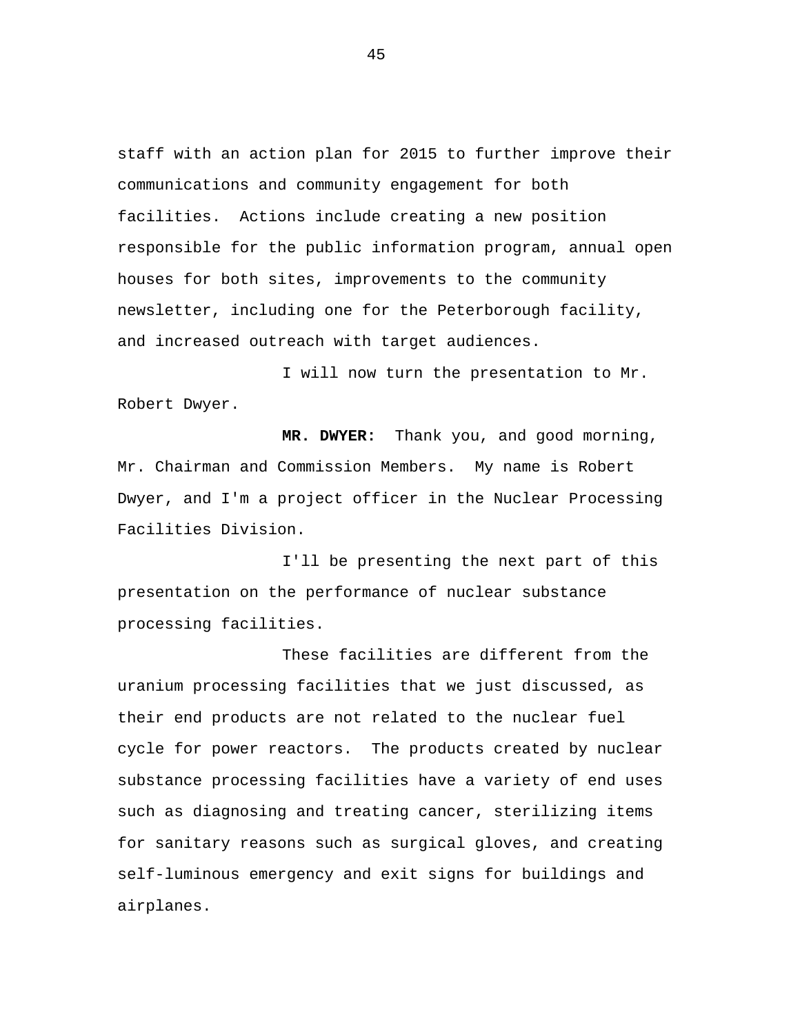staff with an action plan for 2015 to further improve their communications and community engagement for both facilities. Actions include creating a new position responsible for the public information program, annual open houses for both sites, improvements to the community newsletter, including one for the Peterborough facility, and increased outreach with target audiences.

I will now turn the presentation to Mr. Robert Dwyer.

**MR. DWYER:** Thank you, and good morning, Mr. Chairman and Commission Members. My name is Robert Dwyer, and I'm a project officer in the Nuclear Processing Facilities Division.

I'll be presenting the next part of this presentation on the performance of nuclear substance processing facilities.

These facilities are different from the uranium processing facilities that we just discussed, as their end products are not related to the nuclear fuel cycle for power reactors. The products created by nuclear substance processing facilities have a variety of end uses such as diagnosing and treating cancer, sterilizing items for sanitary reasons such as surgical gloves, and creating self-luminous emergency and exit signs for buildings and airplanes.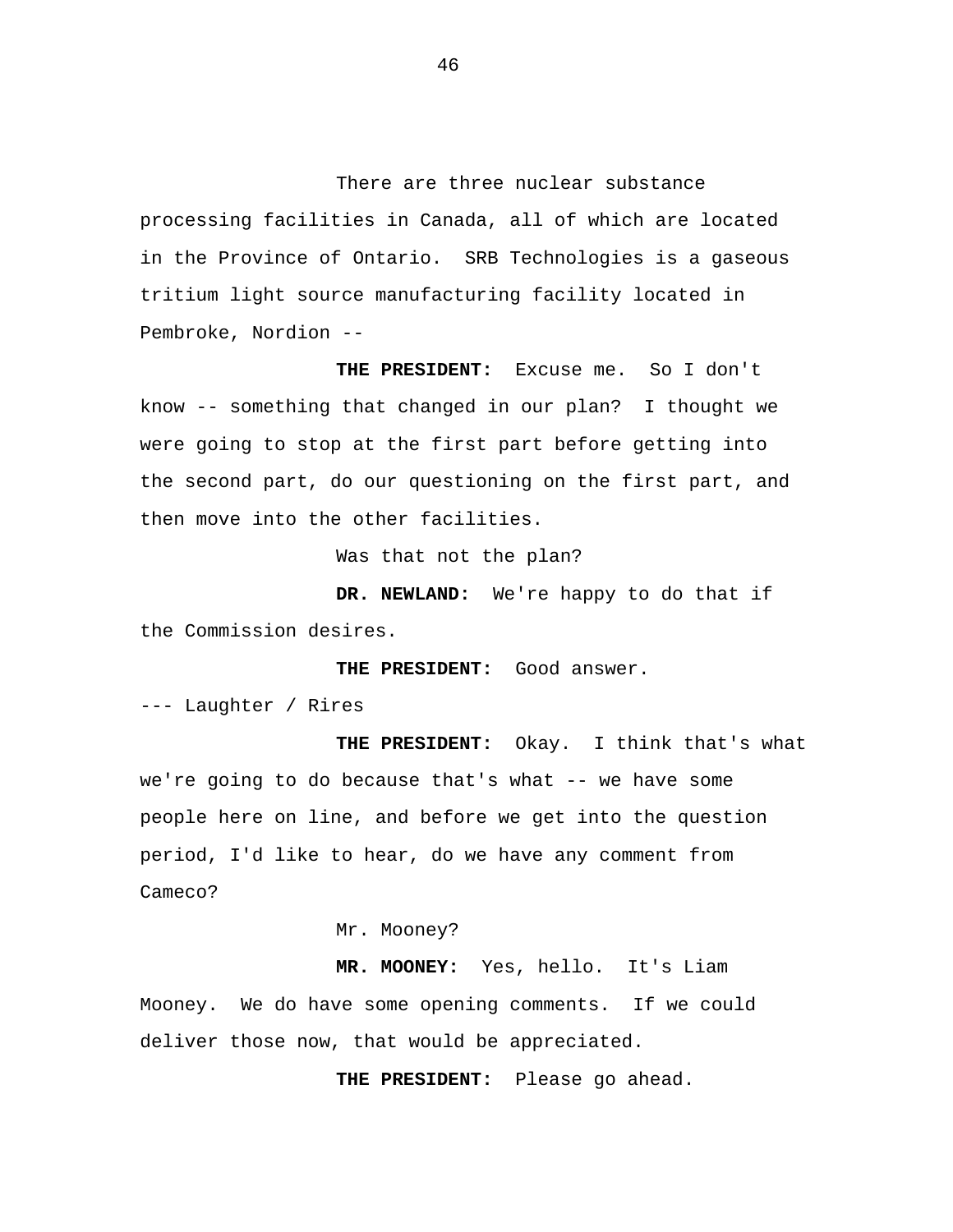There are three nuclear substance processing facilities in Canada, all of which are located in the Province of Ontario. SRB Technologies is a gaseous tritium light source manufacturing facility located in Pembroke, Nordion --

**THE PRESIDENT:** Excuse me. So I don't know -- something that changed in our plan? I thought we were going to stop at the first part before getting into the second part, do our questioning on the first part, and then move into the other facilities.

Was that not the plan?

**DR. NEWLAND:** We're happy to do that if the Commission desires.

**THE PRESIDENT:** Good answer.

--- Laughter / Rires

**THE PRESIDENT:** Okay. I think that's what we're going to do because that's what -- we have some people here on line, and before we get into the question period, I'd like to hear, do we have any comment from Cameco?

Mr. Mooney?

**MR. MOONEY:** Yes, hello. It's Liam Mooney. We do have some opening comments. If we could deliver those now, that would be appreciated.

**THE PRESIDENT:** Please go ahead.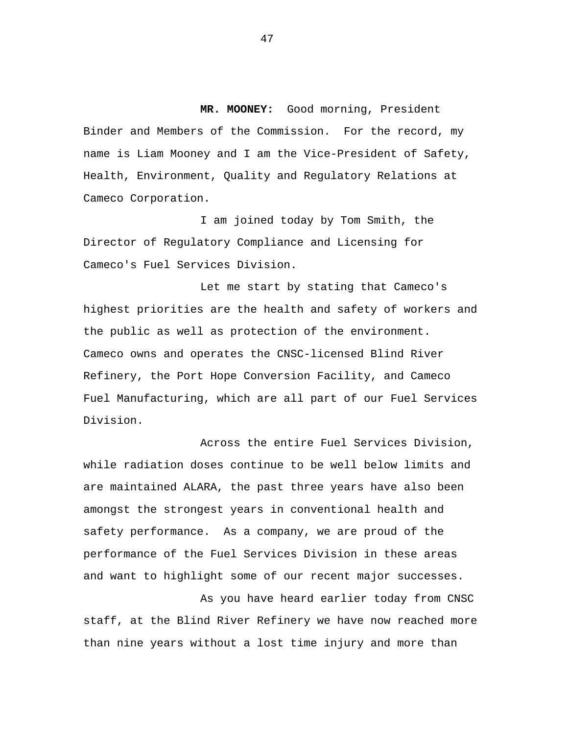**MR. MOONEY:** Good morning, President Binder and Members of the Commission. For the record, my name is Liam Mooney and I am the Vice-President of Safety, Health, Environment, Quality and Regulatory Relations at Cameco Corporation.

I am joined today by Tom Smith, the Director of Regulatory Compliance and Licensing for Cameco's Fuel Services Division.

Let me start by stating that Cameco's highest priorities are the health and safety of workers and the public as well as protection of the environment. Cameco owns and operates the CNSC-licensed Blind River Refinery, the Port Hope Conversion Facility, and Cameco Fuel Manufacturing, which are all part of our Fuel Services Division.

Across the entire Fuel Services Division, while radiation doses continue to be well below limits and are maintained ALARA, the past three years have also been amongst the strongest years in conventional health and safety performance. As a company, we are proud of the performance of the Fuel Services Division in these areas and want to highlight some of our recent major successes.

As you have heard earlier today from CNSC staff, at the Blind River Refinery we have now reached more than nine years without a lost time injury and more than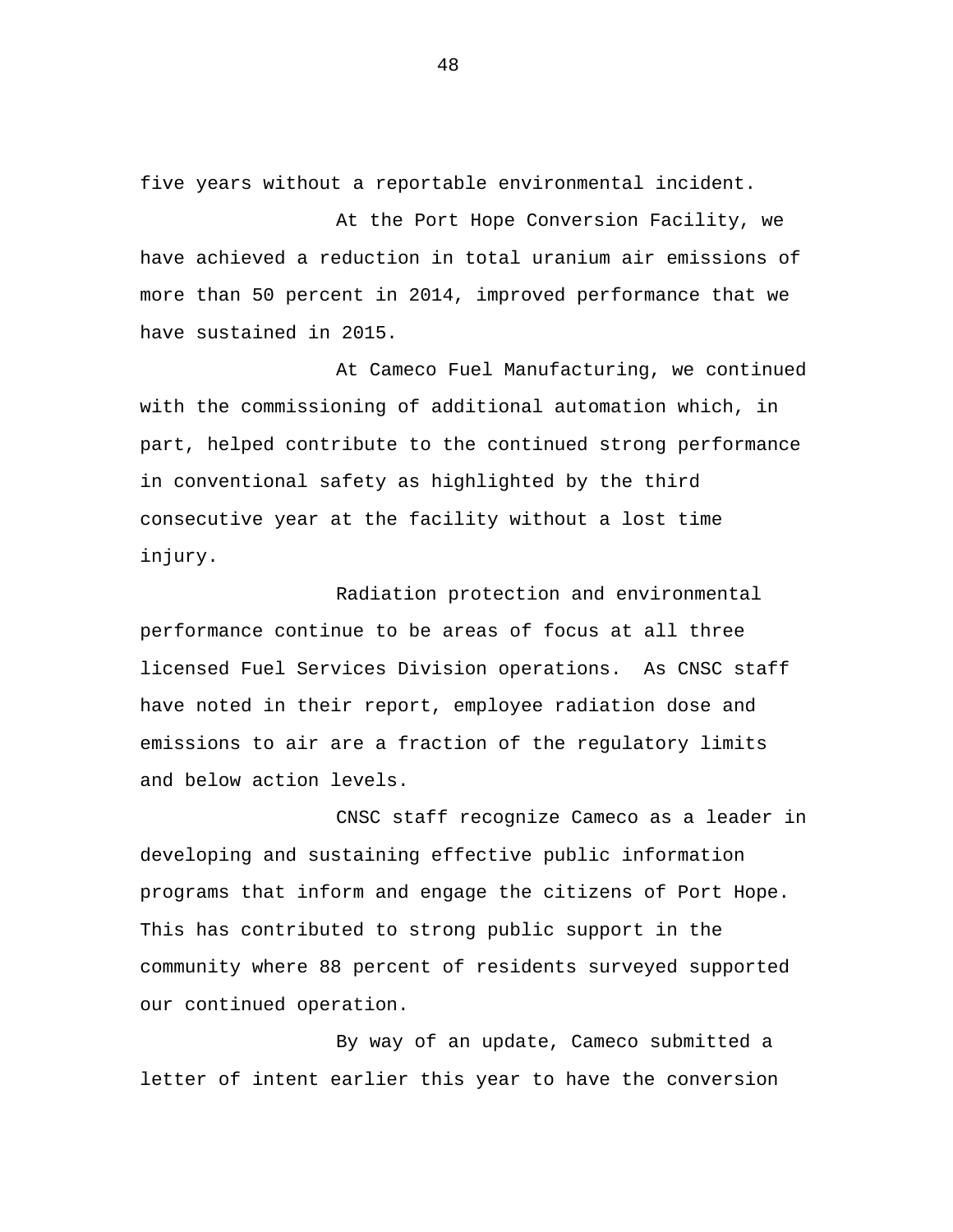five years without a reportable environmental incident.

At the Port Hope Conversion Facility, we have achieved a reduction in total uranium air emissions of more than 50 percent in 2014, improved performance that we have sustained in 2015.

At Cameco Fuel Manufacturing, we continued with the commissioning of additional automation which, in part, helped contribute to the continued strong performance in conventional safety as highlighted by the third consecutive year at the facility without a lost time injury.

Radiation protection and environmental performance continue to be areas of focus at all three licensed Fuel Services Division operations. As CNSC staff have noted in their report, employee radiation dose and emissions to air are a fraction of the regulatory limits and below action levels.

CNSC staff recognize Cameco as a leader in developing and sustaining effective public information programs that inform and engage the citizens of Port Hope. This has contributed to strong public support in the community where 88 percent of residents surveyed supported our continued operation.

By way of an update, Cameco submitted a letter of intent earlier this year to have the conversion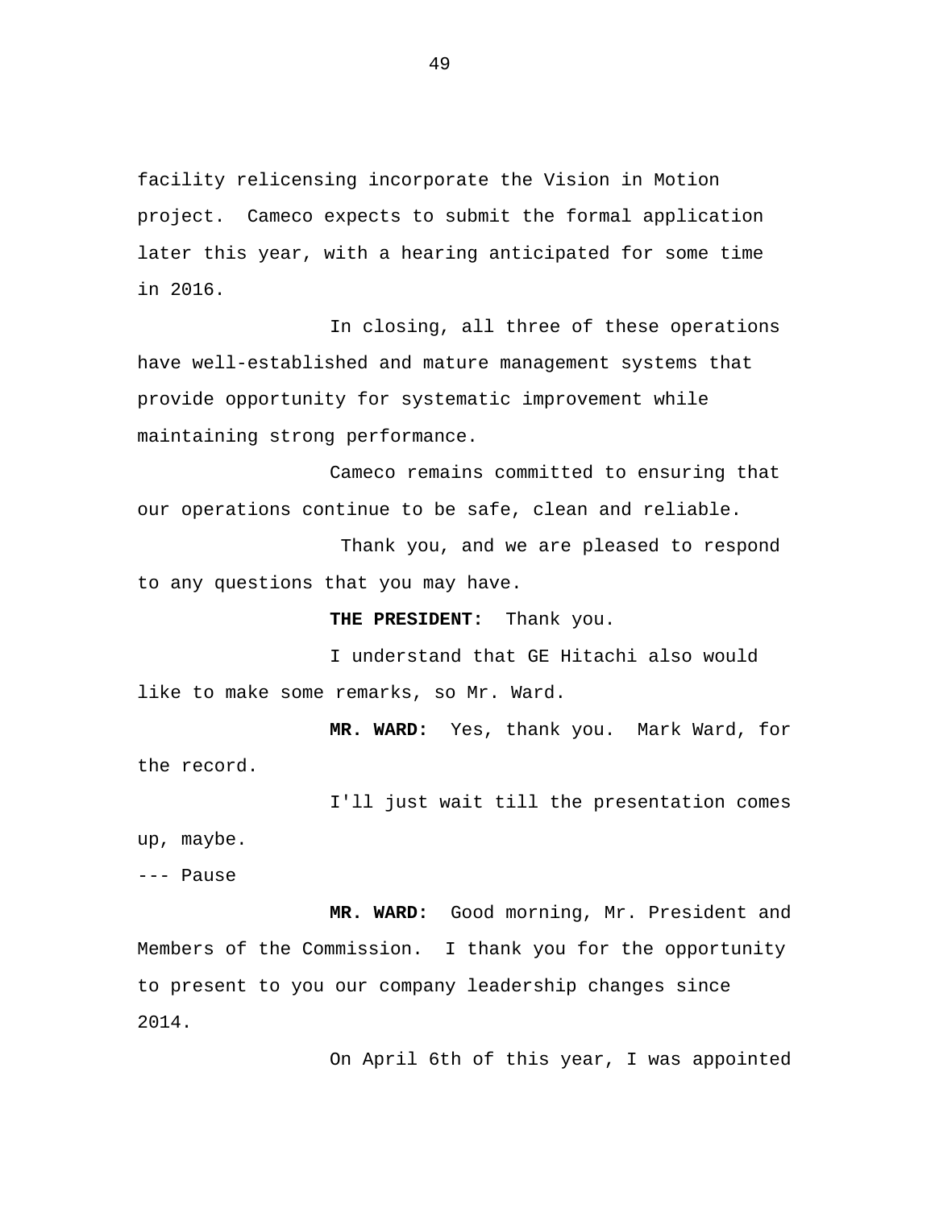facility relicensing incorporate the Vision in Motion project.  Cameco expects to submit the formal application later this year, with a hearing anticipated for some time in 2016.

In closing, all three of these operations have well-established and mature management systems that provide opportunity for systematic improvement while maintaining strong performance.

Cameco remains committed to ensuring that our operations continue to be safe, clean and reliable.

Thank you, and we are pleased to respond to any questions that you may have.

**THE PRESIDENT:** Thank you.

I understand that GE Hitachi also would like to make some remarks, so Mr. Ward.

**MR. WARD:** Yes, thank you.  Mark Ward, for the record.

I'll just wait till the presentation comes up, maybe.

--- Pause

**MR. WARD:** Good morning, Mr. President and Members of the Commission.  I thank you for the opportunity to present to you our company leadership changes since 2014.

On April 6th of this year, I was appointed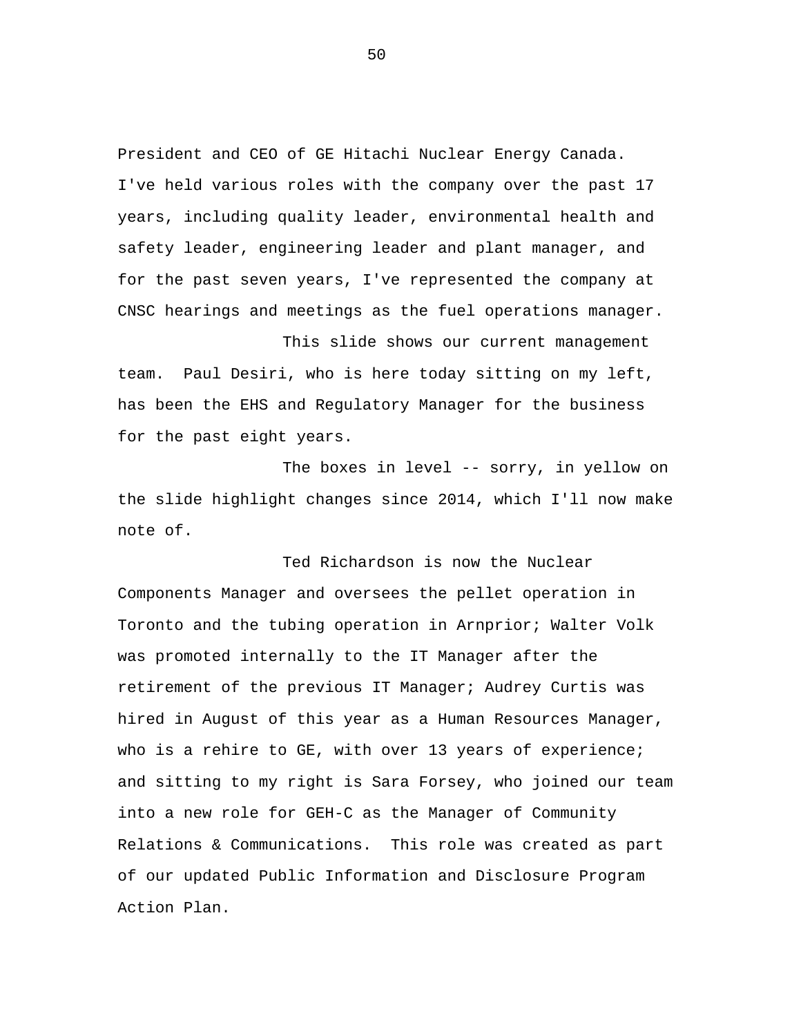President and CEO of GE Hitachi Nuclear Energy Canada. I've held various roles with the company over the past 17 years, including quality leader, environmental health and safety leader, engineering leader and plant manager, and for the past seven years, I've represented the company at CNSC hearings and meetings as the fuel operations manager.

This slide shows our current management team. Paul Desiri, who is here today sitting on my left, has been the EHS and Regulatory Manager for the business for the past eight years.

The boxes in level -- sorry, in yellow on the slide highlight changes since 2014, which I'll now make note of.

Ted Richardson is now the Nuclear Components Manager and oversees the pellet operation in Toronto and the tubing operation in Arnprior; Walter Volk was promoted internally to the IT Manager after the retirement of the previous IT Manager; Audrey Curtis was hired in August of this year as a Human Resources Manager, who is a rehire to GE, with over 13 years of experience; and sitting to my right is Sara Forsey, who joined our team into a new role for GEH-C as the Manager of Community Relations & Communications. This role was created as part of our updated Public Information and Disclosure Program Action Plan.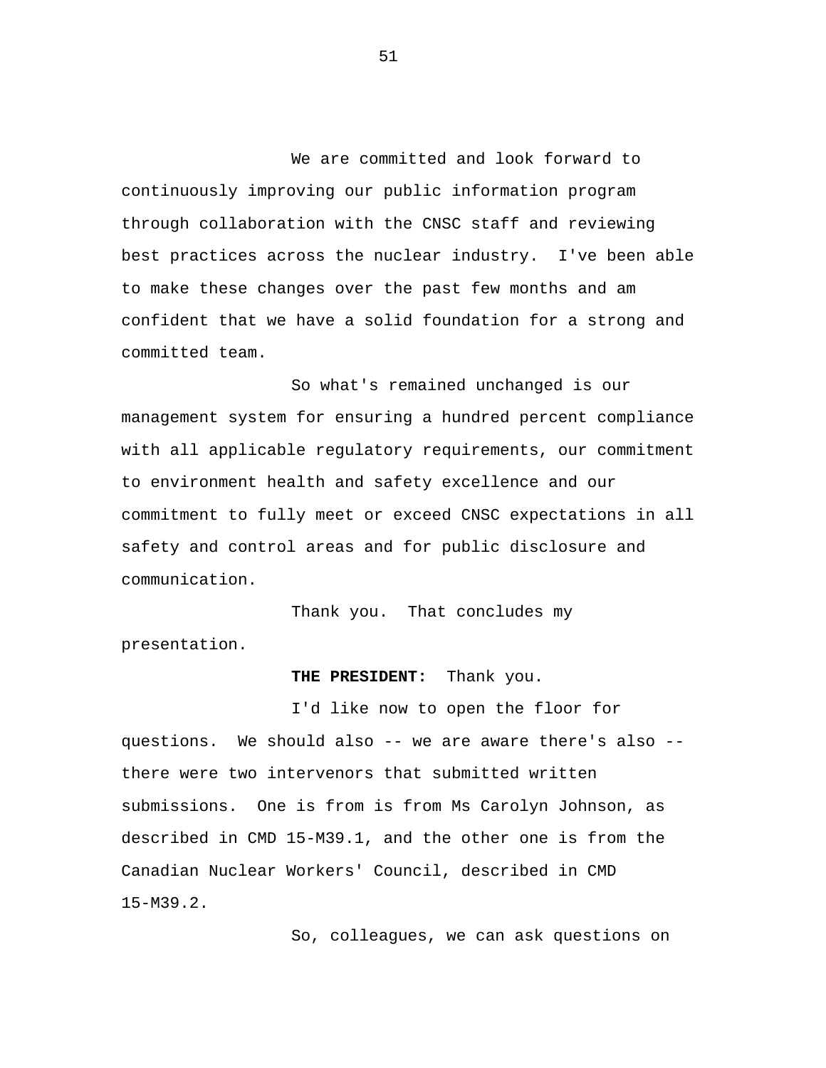We are committed and look forward to continuously improving our public information program through collaboration with the CNSC staff and reviewing best practices across the nuclear industry. I've been able to make these changes over the past few months and am confident that we have a solid foundation for a strong and committed team.

So what's remained unchanged is our management system for ensuring a hundred percent compliance with all applicable regulatory requirements, our commitment to environment health and safety excellence and our commitment to fully meet or exceed CNSC expectations in all safety and control areas and for public disclosure and communication.

Thank you. That concludes my presentation.

**THE PRESIDENT:** Thank you.

I'd like now to open the floor for questions. We should also -- we are aware there's also -- there were two intervenors that submitted written submissions. One is from is from Ms Carolyn Johnson, as described in CMD 15-M39.1, and the other one is from the Canadian Nuclear Workers' Council, described in CMD 15-M39.2.

So, colleagues, we can ask questions on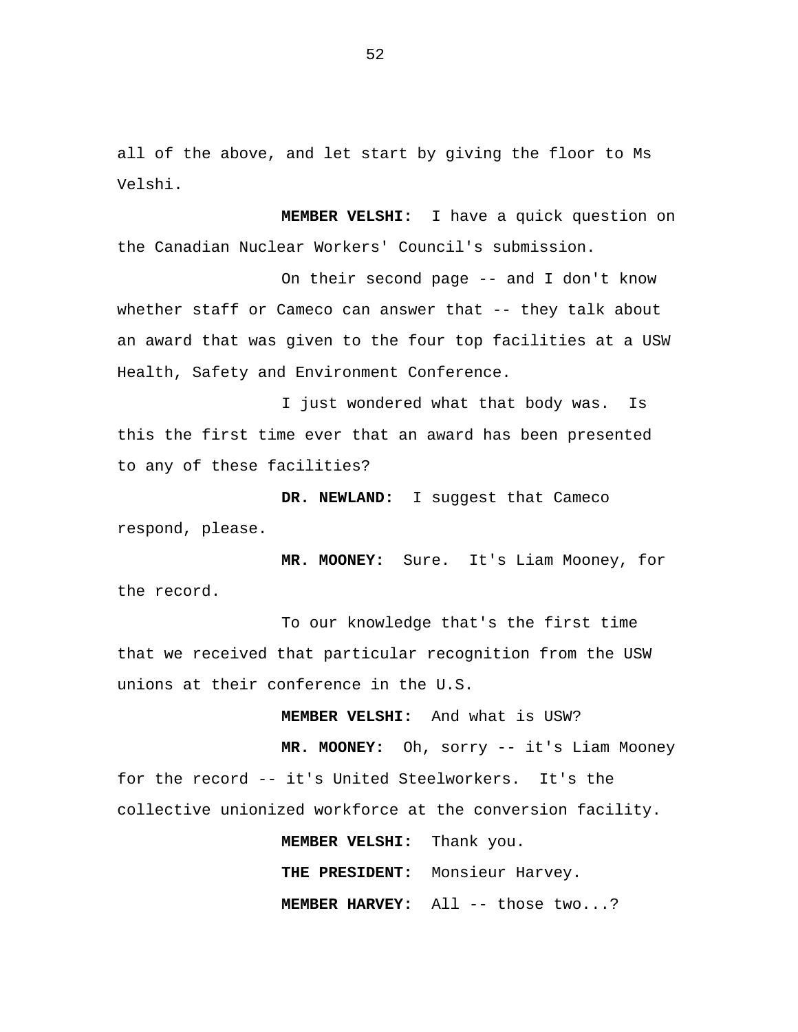all of the above, and let start by giving the floor to Ms Velshi.

**MEMBER VELSHI:** I have a quick question on the Canadian Nuclear Workers' Council's submission.

On their second page -- and I don't know whether staff or Cameco can answer that -- they talk about an award that was given to the four top facilities at a USW Health, Safety and Environment Conference.

I just wondered what that body was. Is this the first time ever that an award has been presented to any of these facilities?

**DR. NEWLAND:** I suggest that Cameco respond, please.

**MR. MOONEY:** Sure. It's Liam Mooney, for the record.

To our knowledge that's the first time that we received that particular recognition from the USW unions at their conference in the U.S.

**MEMBER VELSHI:** And what is USW?

**MR. MOONEY:** Oh, sorry -- it's Liam Mooney for the record -- it's United Steelworkers. It's the collective unionized workforce at the conversion facility.

**MEMBER VELSHI:** Thank you.

**THE PRESIDENT:** Monsieur Harvey.

**MEMBER HARVEY:** All -- those two...?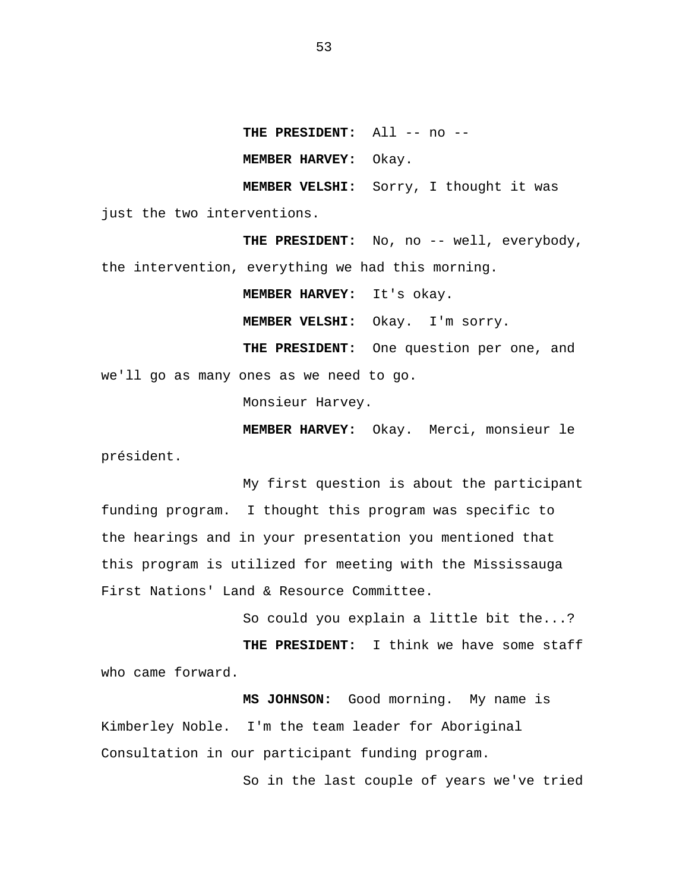**THE PRESIDENT:** All -- no --

**MEMBER HARVEY:** Okay.

**MEMBER VELSHI:** Sorry, I thought it was just the two interventions.

**THE PRESIDENT:** No, no -- well, everybody, the intervention, everything we had this morning.

**MEMBER HARVEY:** It's okay.

**MEMBER VELSHI:** Okay. I'm sorry.

**THE PRESIDENT:** One question per one, and we'll go as many ones as we need to go.

Monsieur Harvey.

**MEMBER HARVEY:** Okay. Merci, monsieur le président.

My first question is about the participant funding program. I thought this program was specific to the hearings and in your presentation you mentioned that this program is utilized for meeting with the Mississauga First Nations' Land & Resource Committee.

So could you explain a little bit the...?

**THE PRESIDENT:** I think we have some staff who came forward.

**MS JOHNSON:** Good morning. My name is Kimberley Noble. I'm the team leader for Aboriginal Consultation in our participant funding program.

So in the last couple of years we've tried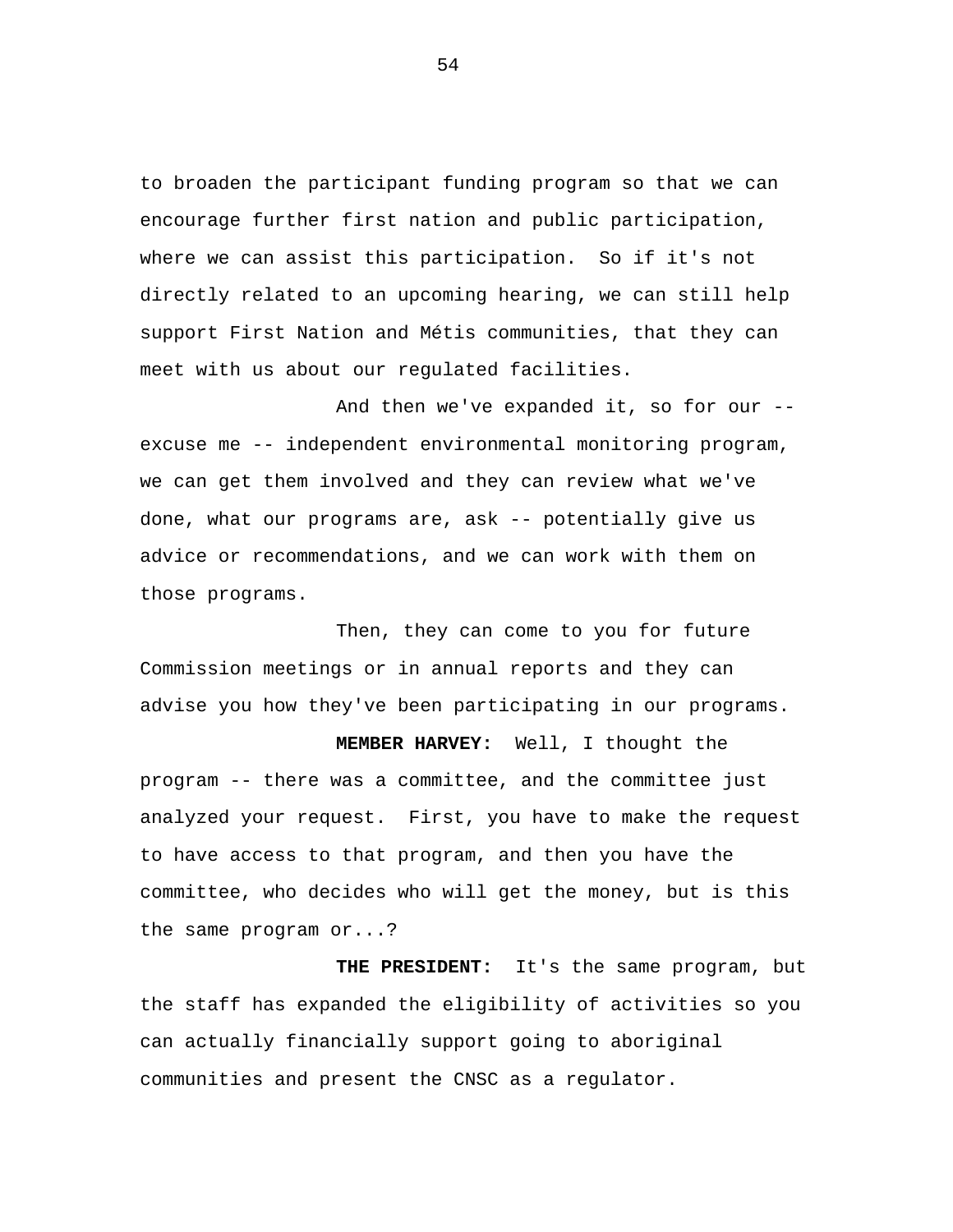to broaden the participant funding program so that we can encourage further first nation and public participation, where we can assist this participation. So if it's not directly related to an upcoming hearing, we can still help support First Nation and Métis communities, that they can meet with us about our regulated facilities.

And then we've expanded it, so for our -- excuse me -- independent environmental monitoring program, we can get them involved and they can review what we've done, what our programs are, ask -- potentially give us advice or recommendations, and we can work with them on those programs.

Then, they can come to you for future Commission meetings or in annual reports and they can advise you how they've been participating in our programs.

**MEMBER HARVEY:** Well, I thought the program -- there was a committee, and the committee just analyzed your request. First, you have to make the request to have access to that program, and then you have the committee, who decides who will get the money, but is this the same program or...?

**THE PRESIDENT:** It's the same program, but the staff has expanded the eligibility of activities so you can actually financially support going to aboriginal communities and present the CNSC as a regulator.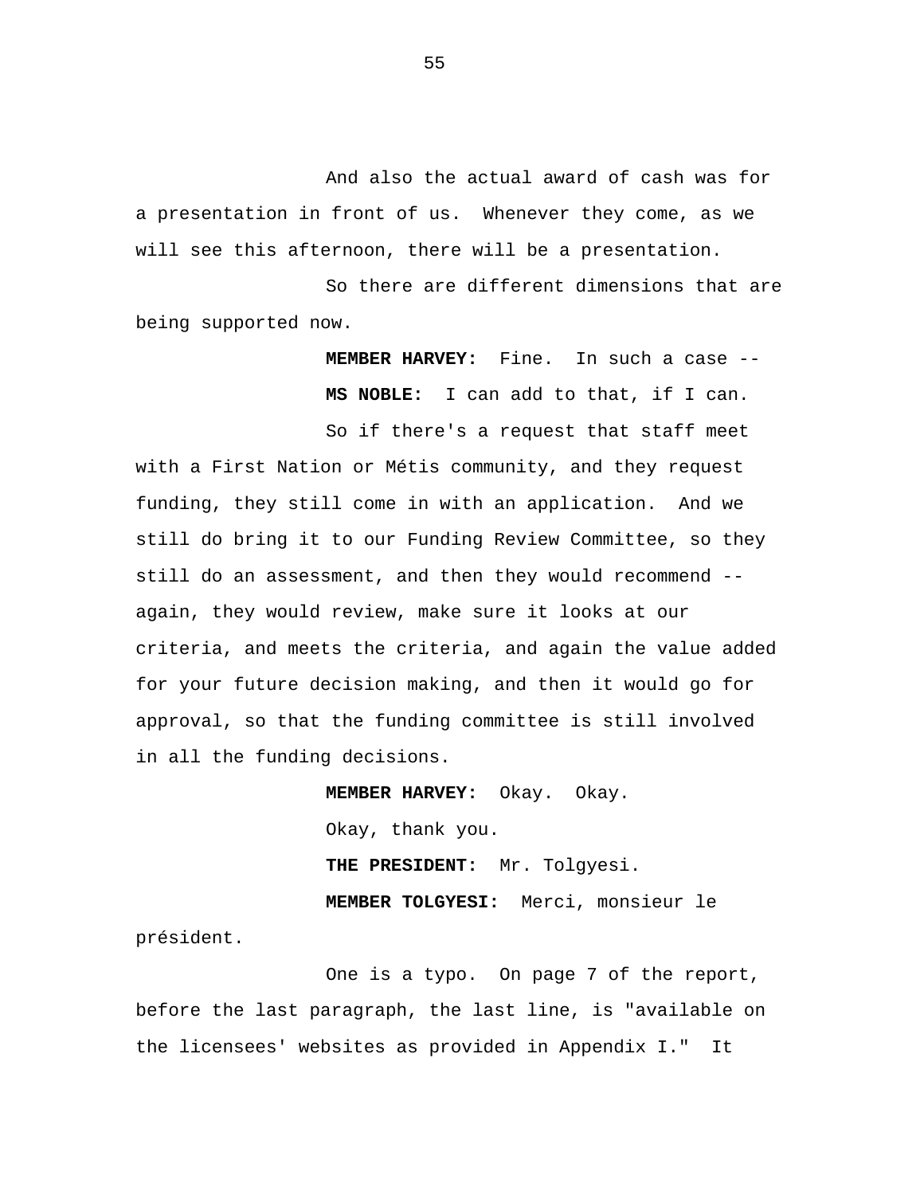And also the actual award of cash was for a presentation in front of us. Whenever they come, as we will see this afternoon, there will be a presentation.

So there are different dimensions that are being supported now.

**MEMBER HARVEY:** Fine. In such a case --

**MS NOBLE:** I can add to that, if I can.

So if there's a request that staff meet with a First Nation or Métis community, and they request funding, they still come in with an application. And we still do bring it to our Funding Review Committee, so they still do an assessment, and then they would recommend -- again, they would review, make sure it looks at our criteria, and meets the criteria, and again the value added for your future decision making, and then it would go for approval, so that the funding committee is still involved in all the funding decisions.

**MEMBER HARVEY:** Okay. Okay.

Okay, thank you.

**THE PRESIDENT:** Mr. Tolgyesi.

**MEMBER TOLGYESI:** Merci, monsieur le président.

One is a typo. On page 7 of the report, before the last paragraph, the last line, is "available on the licensees' websites as provided in Appendix I." It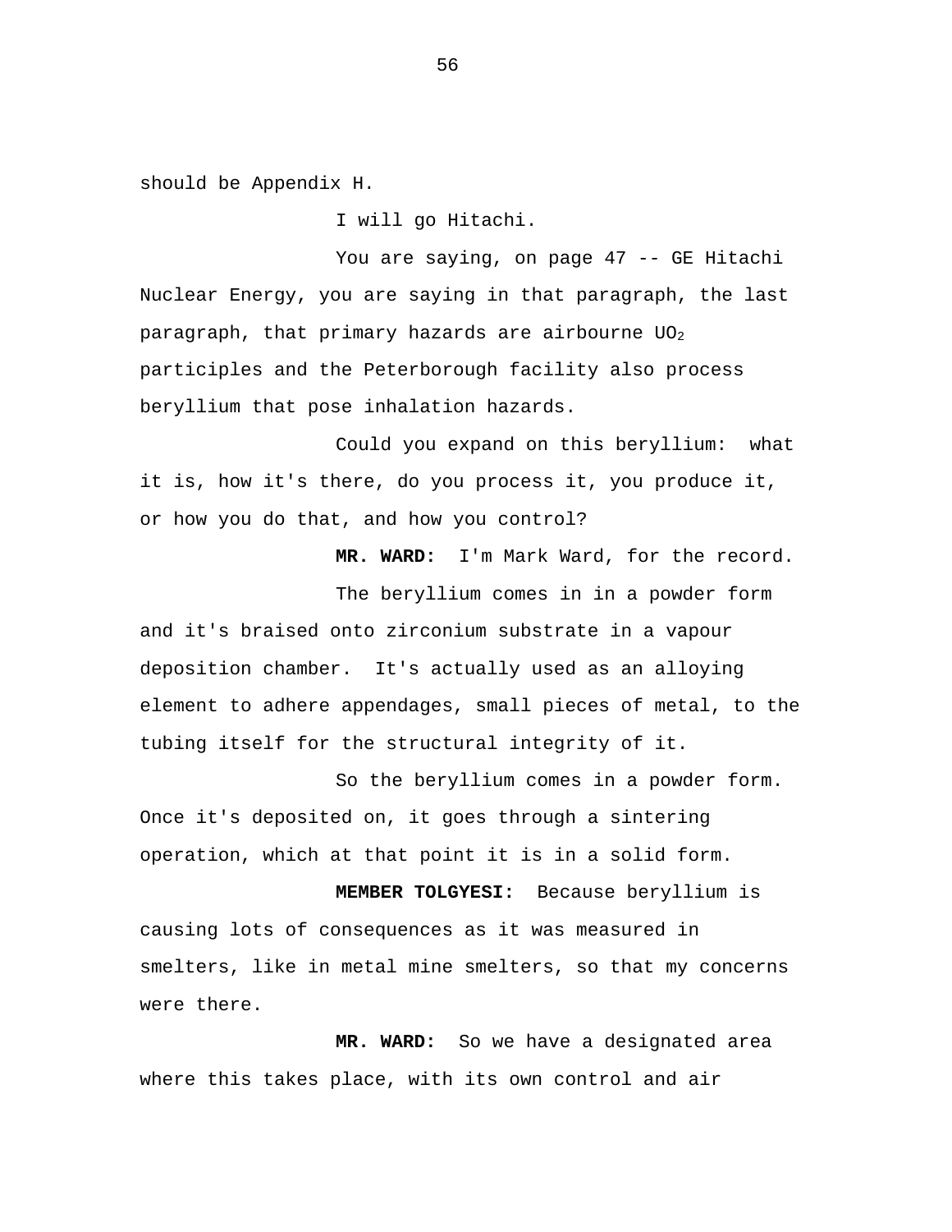should be Appendix H.

I will go Hitachi.

You are saying, on page 47 -- GE Hitachi Nuclear Energy, you are saying in that paragraph, the last paragraph, that primary hazards are airbourne $UO_2$ participles and the Peterborough facility also process beryllium that pose inhalation hazards.

Could you expand on this beryllium: what it is, how it's there, do you process it, you produce it, or how you do that, and how you control?

**MR. WARD:** I'm Mark Ward, for the record.

The beryllium comes in in a powder form and it's braised onto zirconium substrate in a vapour deposition chamber. It's actually used as an alloying element to adhere appendages, small pieces of metal, to the tubing itself for the structural integrity of it.

So the beryllium comes in a powder form. Once it's deposited on, it goes through a sintering operation, which at that point it is in a solid form.

**MEMBER TOLGYESI:** Because beryllium is causing lots of consequences as it was measured in smelters, like in metal mine smelters, so that my concerns were there.

**MR. WARD:** So we have a designated area where this takes place, with its own control and air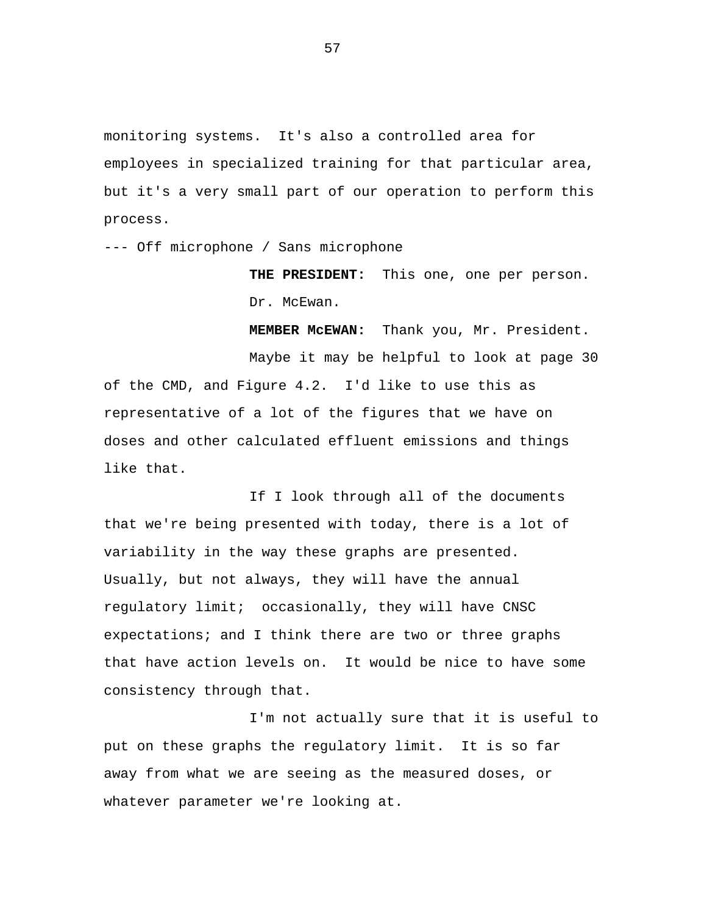monitoring systems. It's also a controlled area for employees in specialized training for that particular area, but it's a very small part of our operation to perform this process.

--- Off microphone / Sans microphone

**THE PRESIDENT:** This one, one per person. Dr. McEwan.

**MEMBER McEWAN:** Thank you, Mr. President.

Maybe it may be helpful to look at page 30 of the CMD, and Figure 4.2. I'd like to use this as representative of a lot of the figures that we have on doses and other calculated effluent emissions and things like that.

If I look through all of the documents that we're being presented with today, there is a lot of variability in the way these graphs are presented. Usually, but not always, they will have the annual regulatory limit; occasionally, they will have CNSC expectations; and I think there are two or three graphs that have action levels on. It would be nice to have some consistency through that.

I'm not actually sure that it is useful to put on these graphs the regulatory limit. It is so far away from what we are seeing as the measured doses, or whatever parameter we're looking at.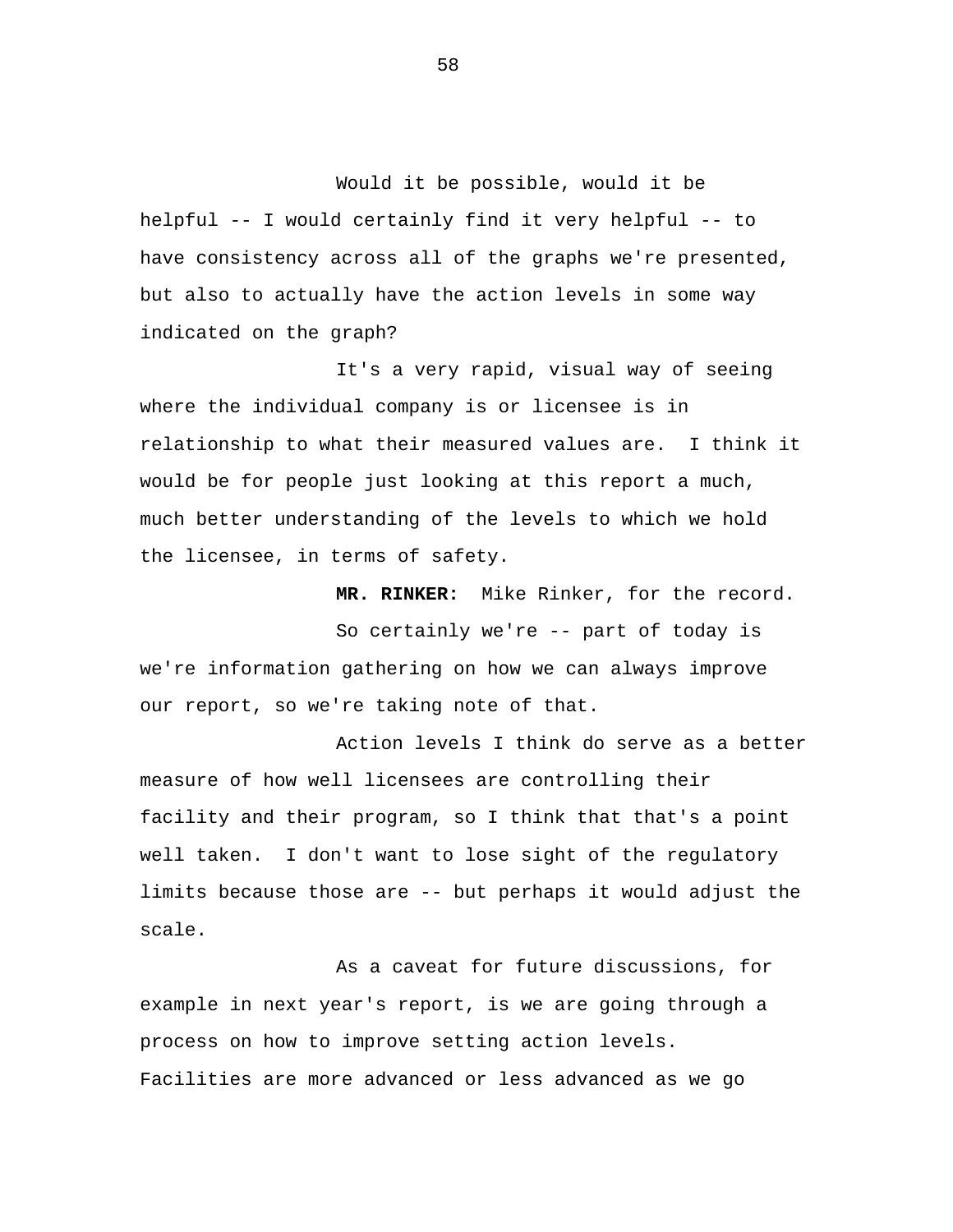Would it be possible, would it be helpful -- I would certainly find it very helpful -- to have consistency across all of the graphs we're presented, but also to actually have the action levels in some way indicated on the graph?

It's a very rapid, visual way of seeing where the individual company is or licensee is in relationship to what their measured values are. I think it would be for people just looking at this report a much, much better understanding of the levels to which we hold the licensee, in terms of safety.

**MR. RINKER:** Mike Rinker, for the record.

So certainly we're -- part of today is we're information gathering on how we can always improve our report, so we're taking note of that.

Action levels I think do serve as a better measure of how well licensees are controlling their facility and their program, so I think that that's a point well taken. I don't want to lose sight of the regulatory limits because those are -- but perhaps it would adjust the scale.

As a caveat for future discussions, for example in next year's report, is we are going through a process on how to improve setting action levels. Facilities are more advanced or less advanced as we go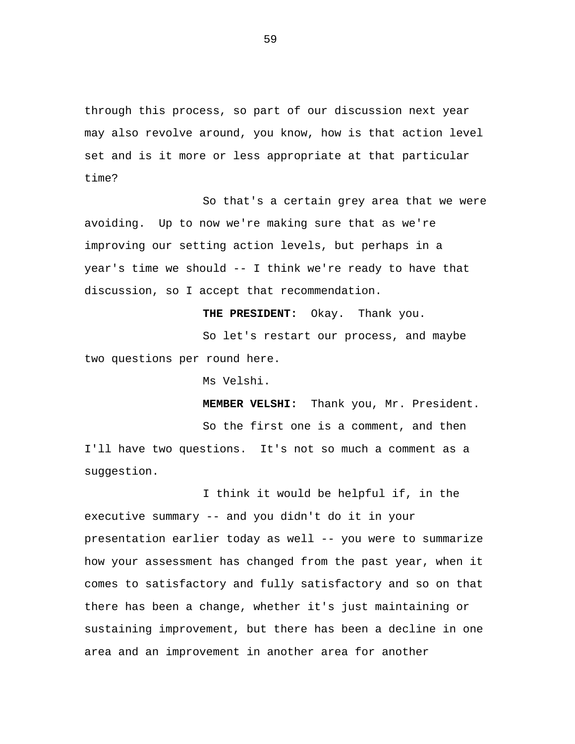through this process, so part of our discussion next year may also revolve around, you know, how is that action level set and is it more or less appropriate at that particular time?

So that's a certain grey area that we were avoiding. Up to now we're making sure that as we're improving our setting action levels, but perhaps in a year's time we should -- I think we're ready to have that discussion, so I accept that recommendation.

**THE PRESIDENT:** Okay. Thank you.

So let's restart our process, and maybe two questions per round here.

Ms Velshi.

**MEMBER VELSHI:** Thank you, Mr. President.

So the first one is a comment, and then I'll have two questions. It's not so much a comment as a suggestion.

I think it would be helpful if, in the executive summary -- and you didn't do it in your presentation earlier today as well -- you were to summarize how your assessment has changed from the past year, when it comes to satisfactory and fully satisfactory and so on that there has been a change, whether it's just maintaining or sustaining improvement, but there has been a decline in one area and an improvement in another area for another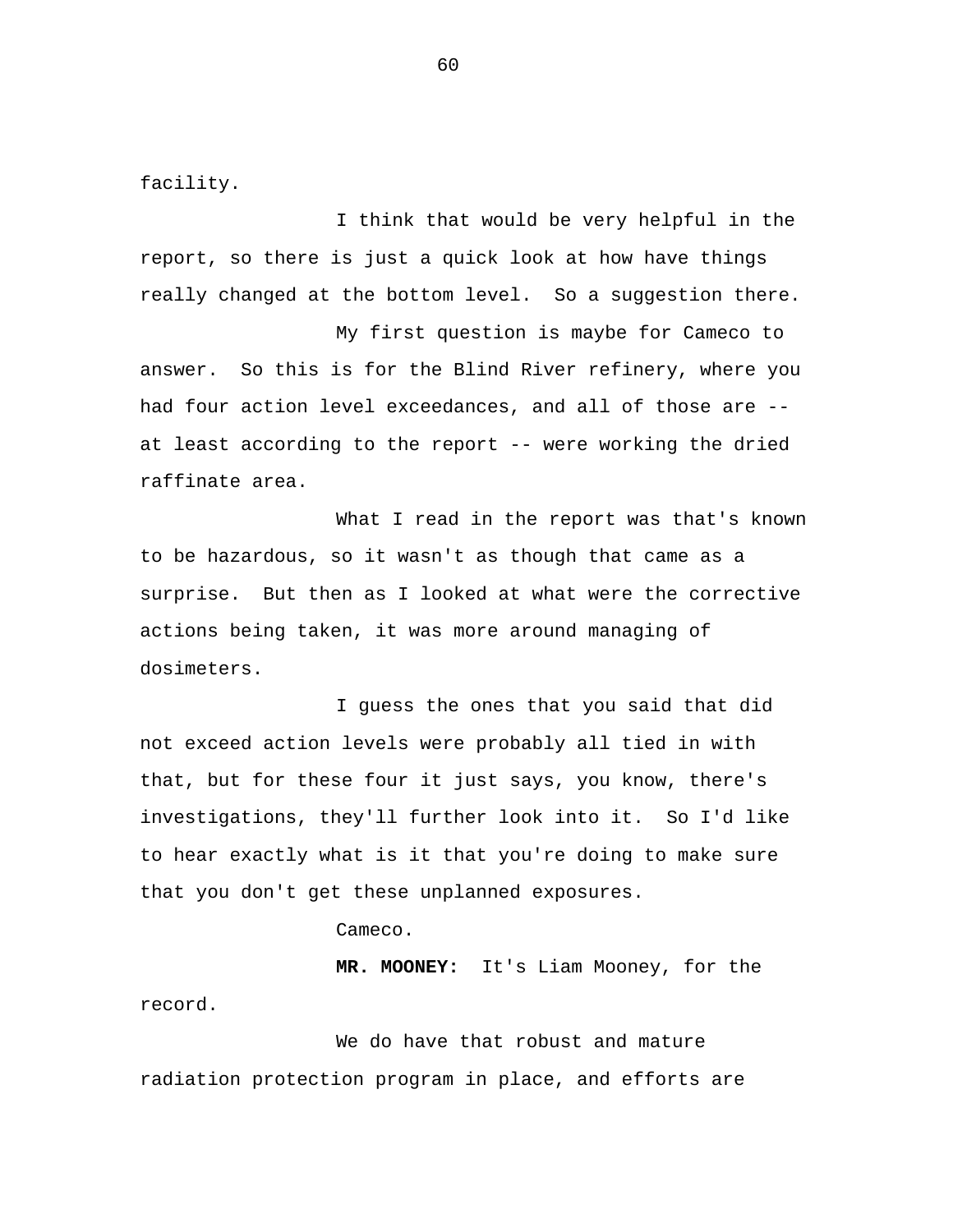facility.

I think that would be very helpful in the report, so there is just a quick look at how have things really changed at the bottom level. So a suggestion there.

My first question is maybe for Cameco to answer. So this is for the Blind River refinery, where you had four action level exceedances, and all of those are -- at least according to the report -- were working the dried raffinate area.

What I read in the report was that's known to be hazardous, so it wasn't as though that came as a surprise. But then as I looked at what were the corrective actions being taken, it was more around managing of dosimeters.

I guess the ones that you said that did not exceed action levels were probably all tied in with that, but for these four it just says, you know, there's investigations, they'll further look into it. So I'd like to hear exactly what is it that you're doing to make sure that you don't get these unplanned exposures.

Cameco.

**MR. MOONEY:** It's Liam Mooney, for the record.

We do have that robust and mature radiation protection program in place, and efforts are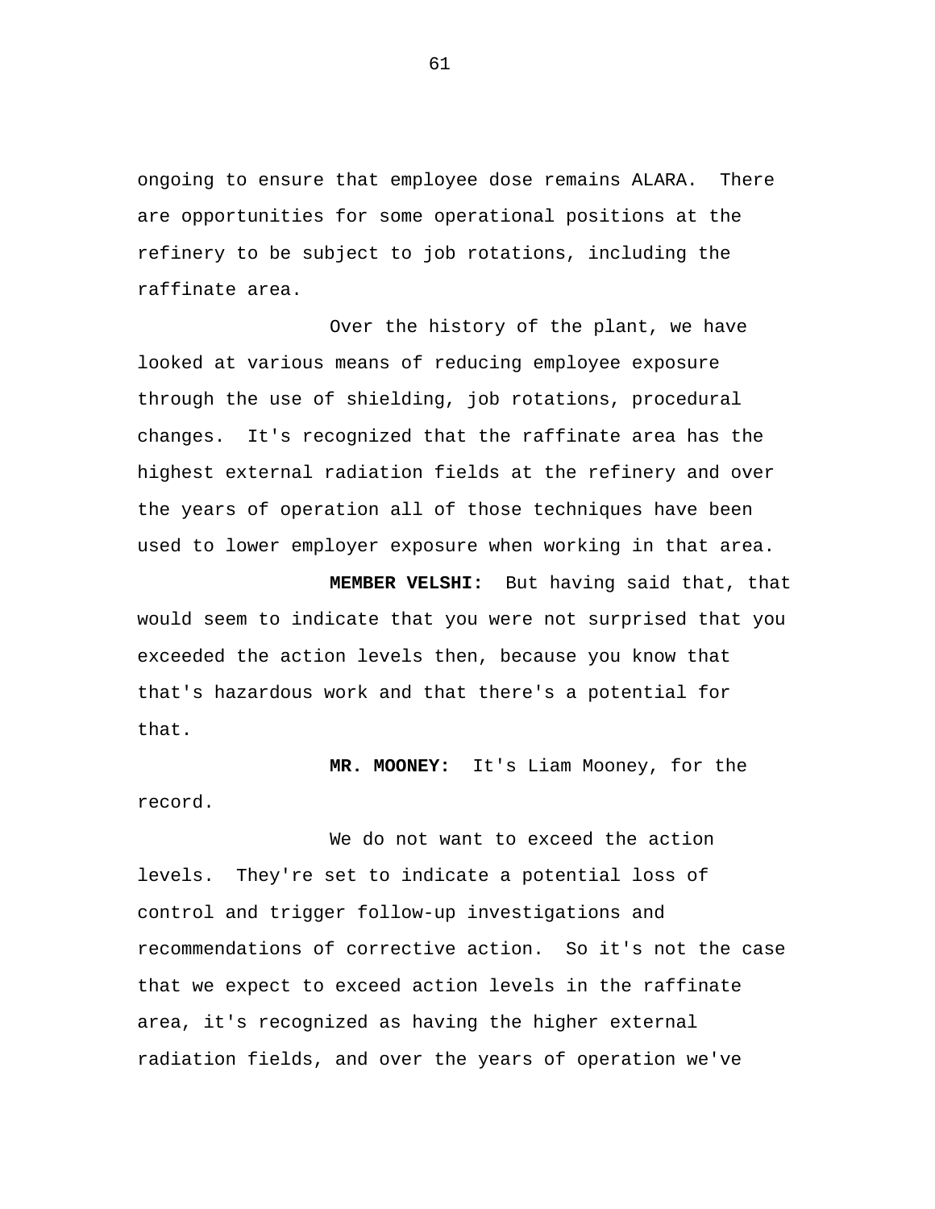ongoing to ensure that employee dose remains ALARA. There are opportunities for some operational positions at the refinery to be subject to job rotations, including the raffinate area.

Over the history of the plant, we have looked at various means of reducing employee exposure through the use of shielding, job rotations, procedural changes. It's recognized that the raffinate area has the highest external radiation fields at the refinery and over the years of operation all of those techniques have been used to lower employer exposure when working in that area.

**MEMBER VELSHI:** But having said that, that would seem to indicate that you were not surprised that you exceeded the action levels then, because you know that that's hazardous work and that there's a potential for that.

**MR. MOONEY:** It's Liam Mooney, for the record.

We do not want to exceed the action levels. They're set to indicate a potential loss of control and trigger follow-up investigations and recommendations of corrective action. So it's not the case that we expect to exceed action levels in the raffinate area, it's recognized as having the higher external radiation fields, and over the years of operation we've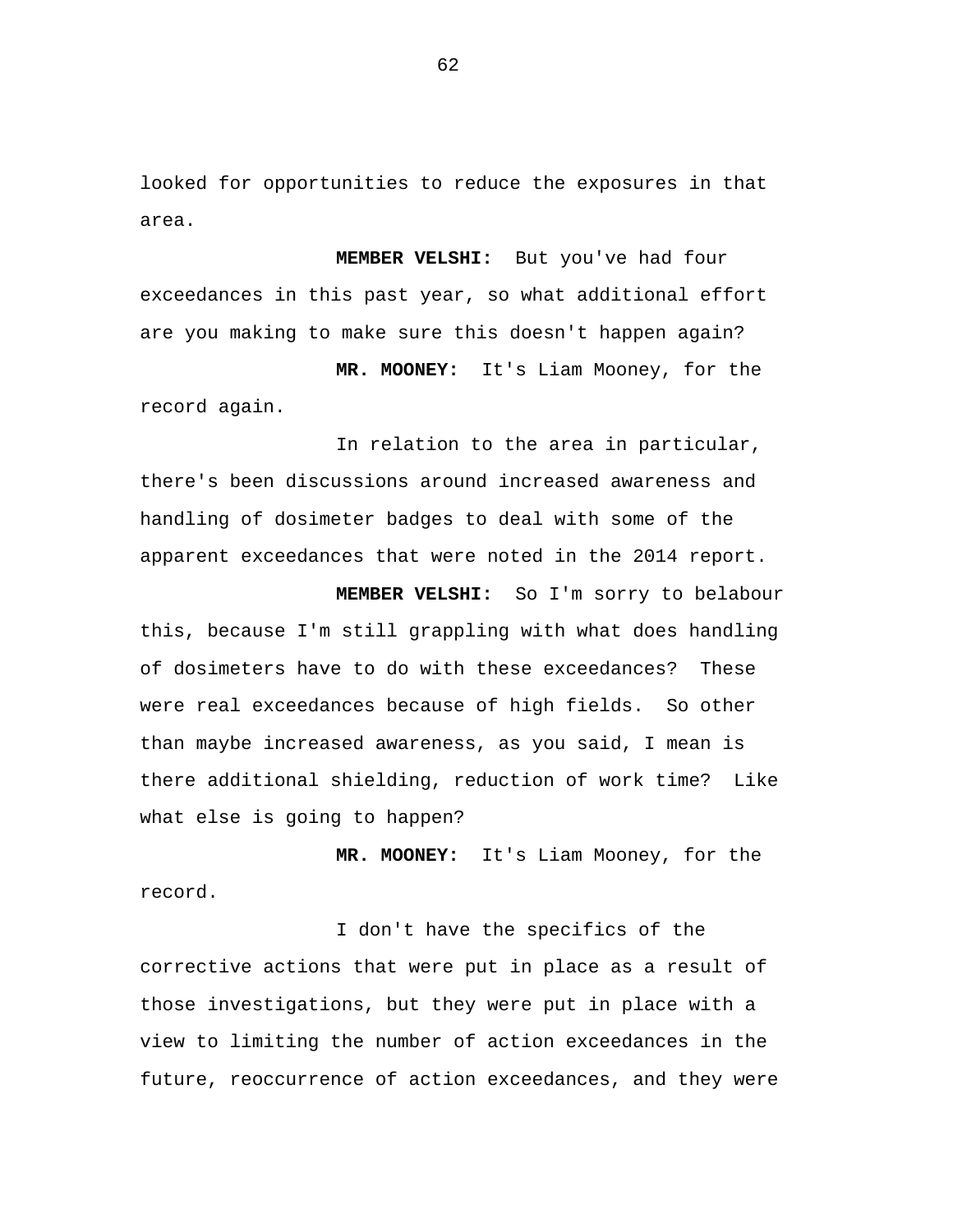looked for opportunities to reduce the exposures in that area.

**MEMBER VELSHI:** But you've had four exceedances in this past year, so what additional effort are you making to make sure this doesn't happen again?

**MR. MOONEY:** It's Liam Mooney, for the record again.

In relation to the area in particular, there's been discussions around increased awareness and handling of dosimeter badges to deal with some of the apparent exceedances that were noted in the 2014 report.

**MEMBER VELSHI:** So I'm sorry to belabour this, because I'm still grappling with what does handling of dosimeters have to do with these exceedances? These were real exceedances because of high fields. So other than maybe increased awareness, as you said, I mean is there additional shielding, reduction of work time? Like what else is going to happen?

**MR. MOONEY:** It's Liam Mooney, for the record.

I don't have the specifics of the corrective actions that were put in place as a result of those investigations, but they were put in place with a view to limiting the number of action exceedances in the future, reoccurrence of action exceedances, and they were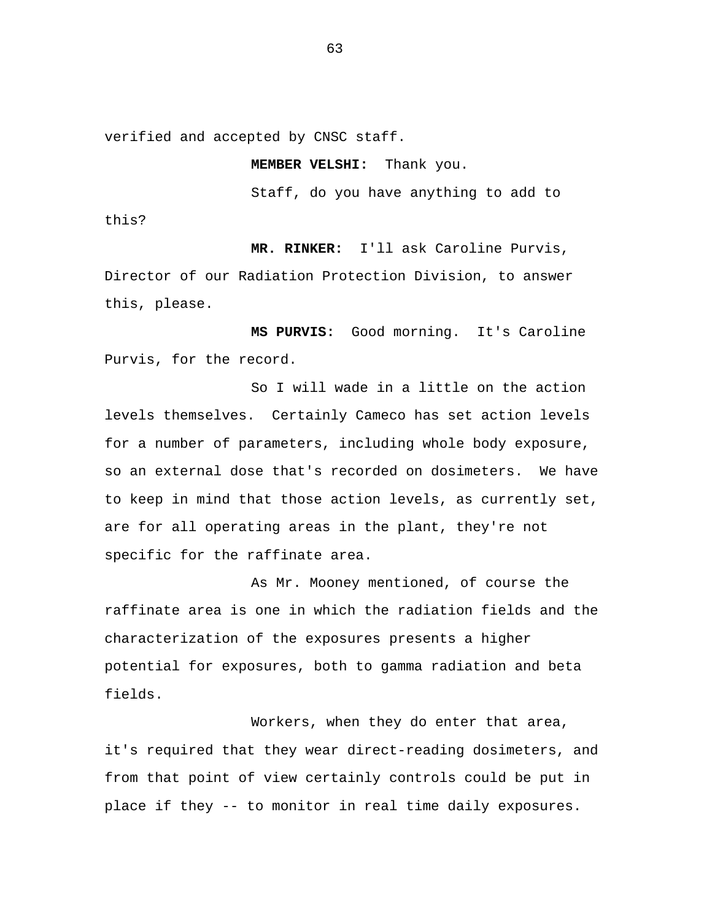verified and accepted by CNSC staff.

**MEMBER VELSHI:** Thank you.

Staff, do you have anything to add to this?

**MR. RINKER:** I'll ask Caroline Purvis, Director of our Radiation Protection Division, to answer this, please.

**MS PURVIS:** Good morning. It's Caroline Purvis, for the record.

So I will wade in a little on the action levels themselves. Certainly Cameco has set action levels for a number of parameters, including whole body exposure, so an external dose that's recorded on dosimeters. We have to keep in mind that those action levels, as currently set, are for all operating areas in the plant, they're not specific for the raffinate area.

As Mr. Mooney mentioned, of course the raffinate area is one in which the radiation fields and the characterization of the exposures presents a higher potential for exposures, both to gamma radiation and beta fields.

Workers, when they do enter that area, it's required that they wear direct-reading dosimeters, and from that point of view certainly controls could be put in place if they -- to monitor in real time daily exposures.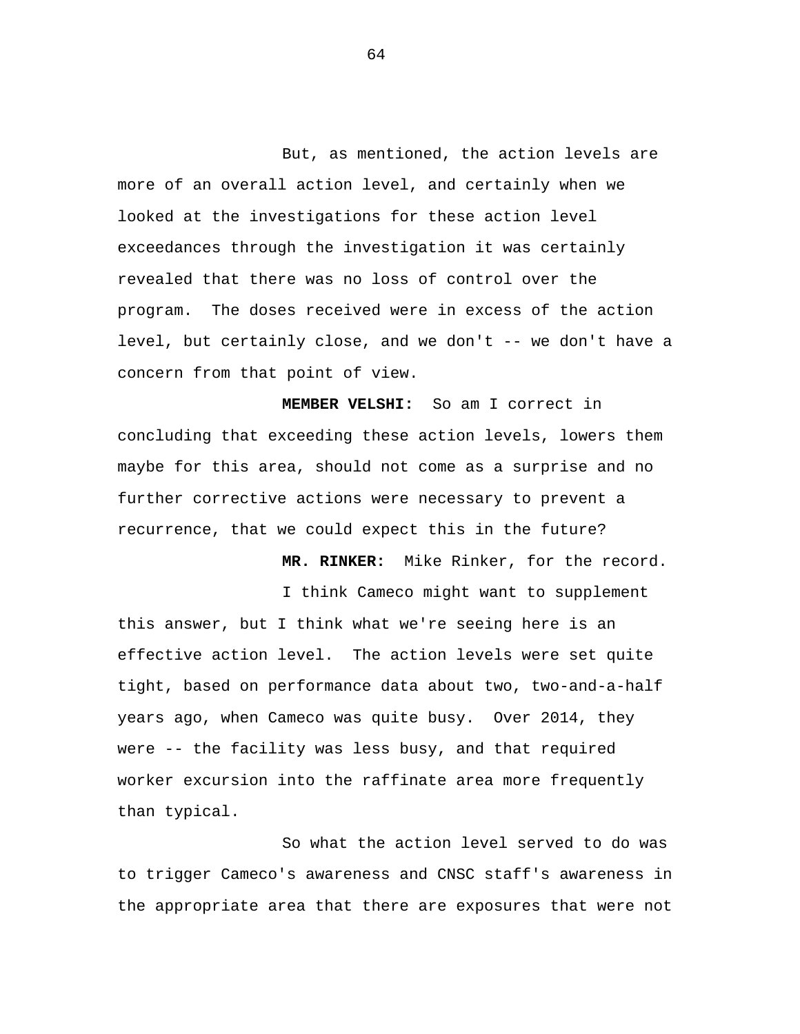But, as mentioned, the action levels are more of an overall action level, and certainly when we looked at the investigations for these action level exceedances through the investigation it was certainly revealed that there was no loss of control over the program. The doses received were in excess of the action level, but certainly close, and we don't -- we don't have a concern from that point of view.

**MEMBER VELSHI:** So am I correct in concluding that exceeding these action levels, lowers them maybe for this area, should not come as a surprise and no further corrective actions were necessary to prevent a recurrence, that we could expect this in the future?

**MR. RINKER:** Mike Rinker, for the record.

I think Cameco might want to supplement this answer, but I think what we're seeing here is an effective action level. The action levels were set quite tight, based on performance data about two, two-and-a-half years ago, when Cameco was quite busy. Over 2014, they were -- the facility was less busy, and that required worker excursion into the raffinate area more frequently than typical.

So what the action level served to do was to trigger Cameco's awareness and CNSC staff's awareness in the appropriate area that there are exposures that were not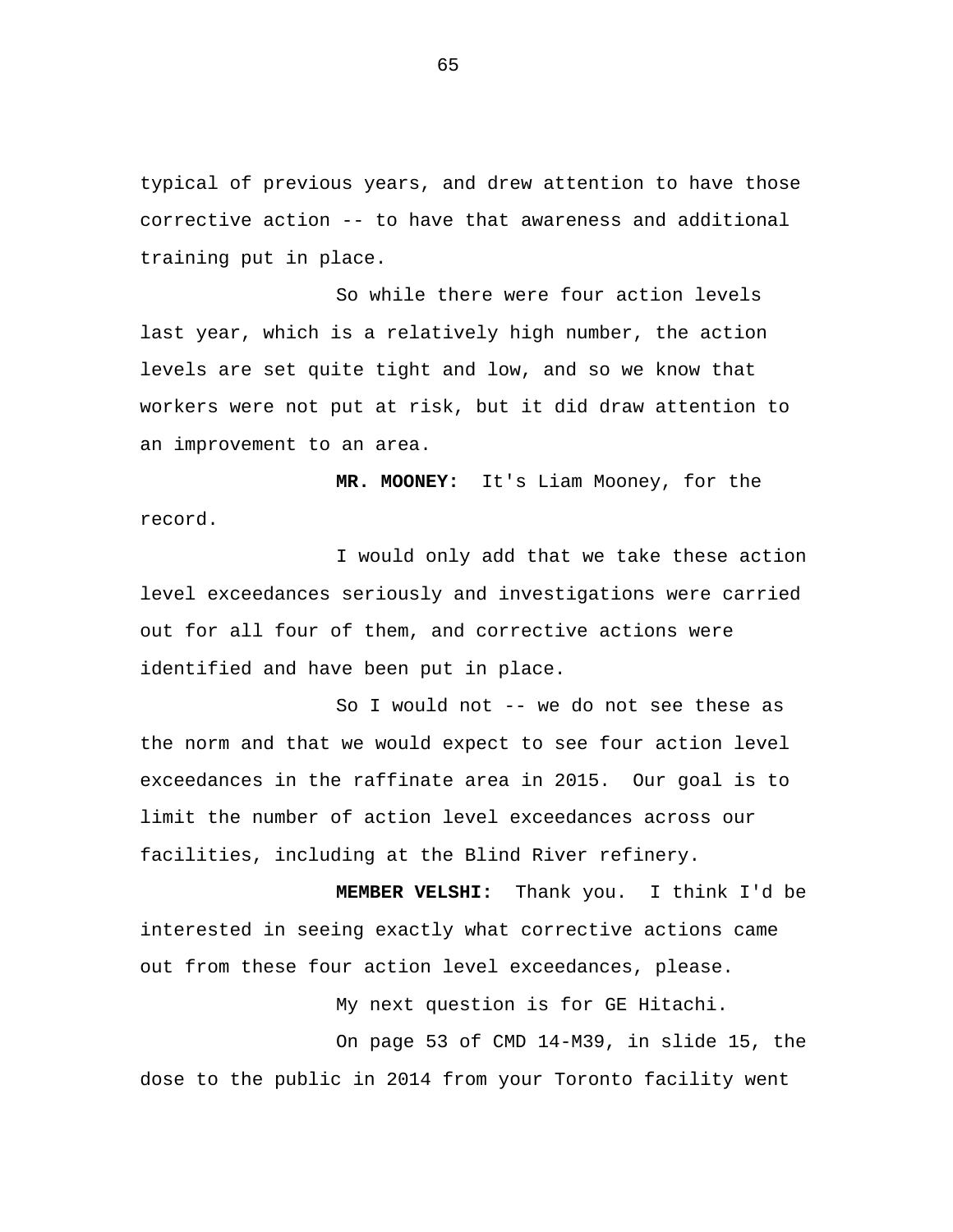typical of previous years, and drew attention to have those corrective action -- to have that awareness and additional training put in place.

So while there were four action levels last year, which is a relatively high number, the action levels are set quite tight and low, and so we know that workers were not put at risk, but it did draw attention to an improvement to an area.

**MR. MOONEY:** It's Liam Mooney, for the record.

I would only add that we take these action level exceedances seriously and investigations were carried out for all four of them, and corrective actions were identified and have been put in place.

So I would not -- we do not see these as the norm and that we would expect to see four action level exceedances in the raffinate area in 2015. Our goal is to limit the number of action level exceedances across our facilities, including at the Blind River refinery.

**MEMBER VELSHI:** Thank you. I think I'd be interested in seeing exactly what corrective actions came out from these four action level exceedances, please.

My next question is for GE Hitachi.

On page 53 of CMD 14-M39, in slide 15, the dose to the public in 2014 from your Toronto facility went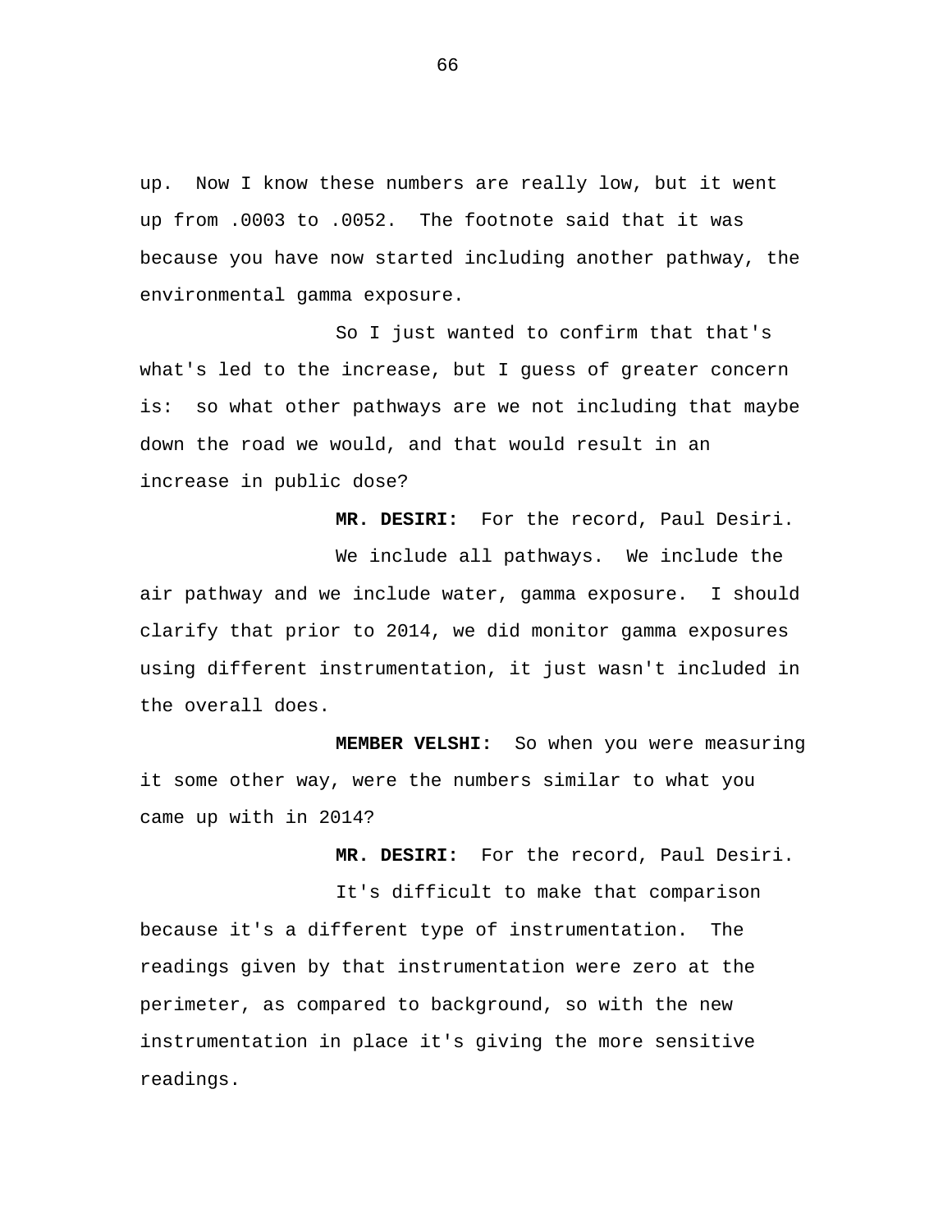up. Now I know these numbers are really low, but it went up from .0003 to .0052. The footnote said that it was because you have now started including another pathway, the environmental gamma exposure.

So I just wanted to confirm that that's what's led to the increase, but I guess of greater concern is: so what other pathways are we not including that maybe down the road we would, and that would result in an increase in public dose?

**MR. DESIRI:** For the record, Paul Desiri.

We include all pathways. We include the air pathway and we include water, gamma exposure. I should clarify that prior to 2014, we did monitor gamma exposures using different instrumentation, it just wasn't included in the overall does.

**MEMBER VELSHI:** So when you were measuring it some other way, were the numbers similar to what you came up with in 2014?

**MR. DESIRI:** For the record, Paul Desiri.

It's difficult to make that comparison because it's a different type of instrumentation. The readings given by that instrumentation were zero at the perimeter, as compared to background, so with the new instrumentation in place it's giving the more sensitive readings.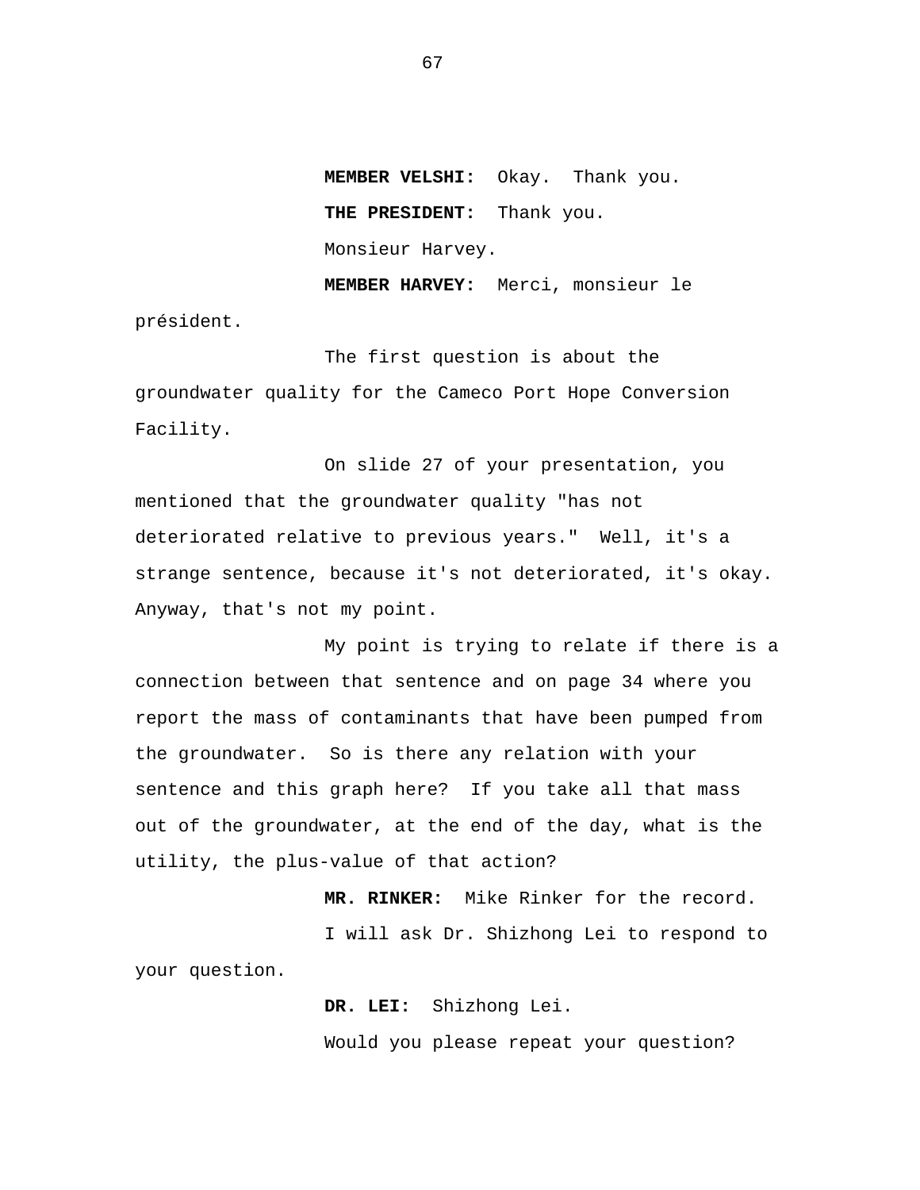**MEMBER VELSHI:** Okay. Thank you.

**THE PRESIDENT:** Thank you.

Monsieur Harvey.

**MEMBER HARVEY:** Merci, monsieur le président.

The first question is about the groundwater quality for the Cameco Port Hope Conversion Facility.

On slide 27 of your presentation, you mentioned that the groundwater quality "has not deteriorated relative to previous years." Well, it's a strange sentence, because it's not deteriorated, it's okay. Anyway, that's not my point.

My point is trying to relate if there is a connection between that sentence and on page 34 where you report the mass of contaminants that have been pumped from the groundwater. So is there any relation with your sentence and this graph here? If you take all that mass out of the groundwater, at the end of the day, what is the utility, the plus-value of that action?

**MR. RINKER:** Mike Rinker for the record.

I will ask Dr. Shizhong Lei to respond to your question.

**DR. LEI:** Shizhong Lei.

Would you please repeat your question?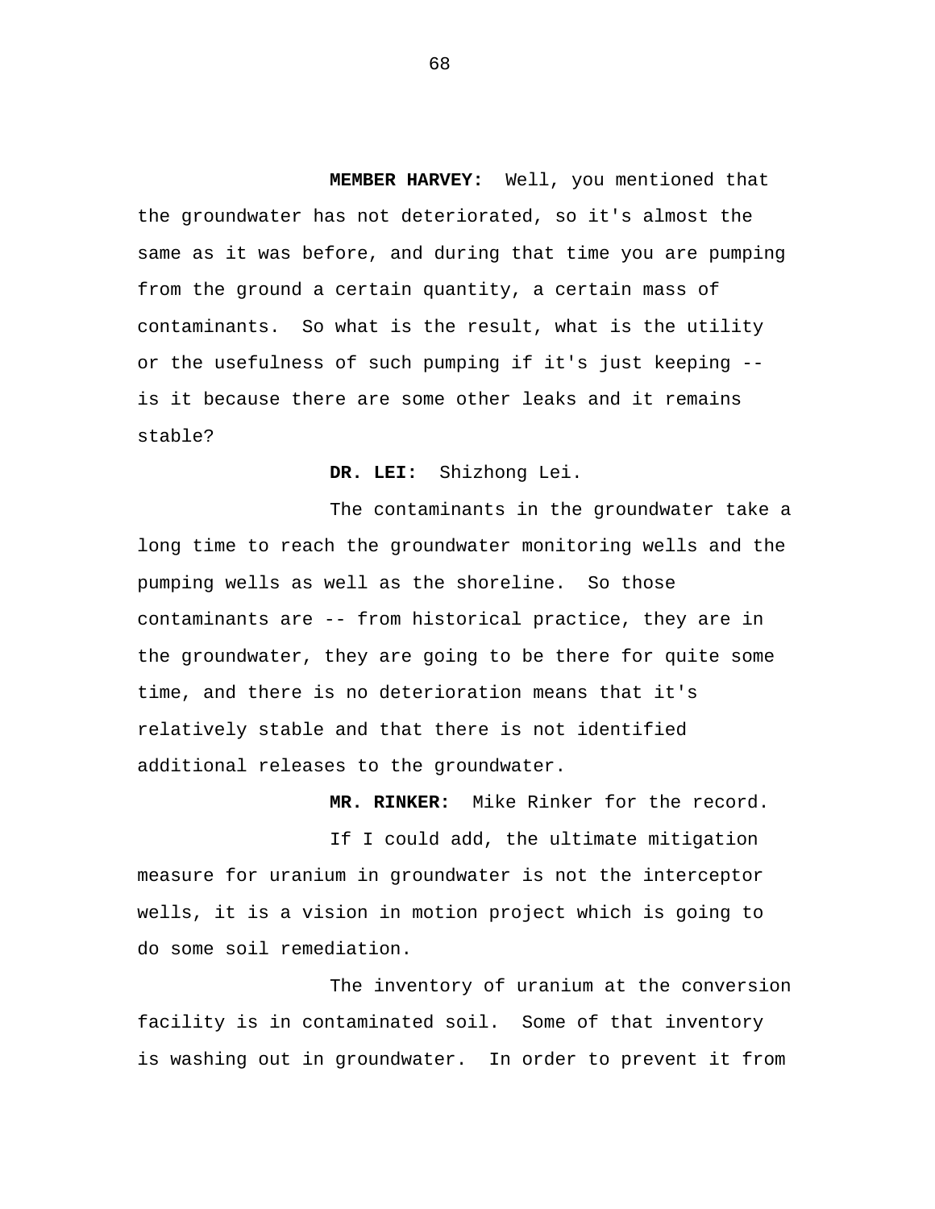**MEMBER HARVEY:** Well, you mentioned that the groundwater has not deteriorated, so it's almost the same as it was before, and during that time you are pumping from the ground a certain quantity, a certain mass of contaminants. So what is the result, what is the utility or the usefulness of such pumping if it's just keeping -- is it because there are some other leaks and it remains stable?

**DR. LEI:** Shizhong Lei.

The contaminants in the groundwater take a long time to reach the groundwater monitoring wells and the pumping wells as well as the shoreline. So those contaminants are -- from historical practice, they are in the groundwater, they are going to be there for quite some time, and there is no deterioration means that it's relatively stable and that there is not identified additional releases to the groundwater.

**MR. RINKER:** Mike Rinker for the record.

If I could add, the ultimate mitigation measure for uranium in groundwater is not the interceptor wells, it is a vision in motion project which is going to do some soil remediation.

The inventory of uranium at the conversion facility is in contaminated soil. Some of that inventory is washing out in groundwater. In order to prevent it from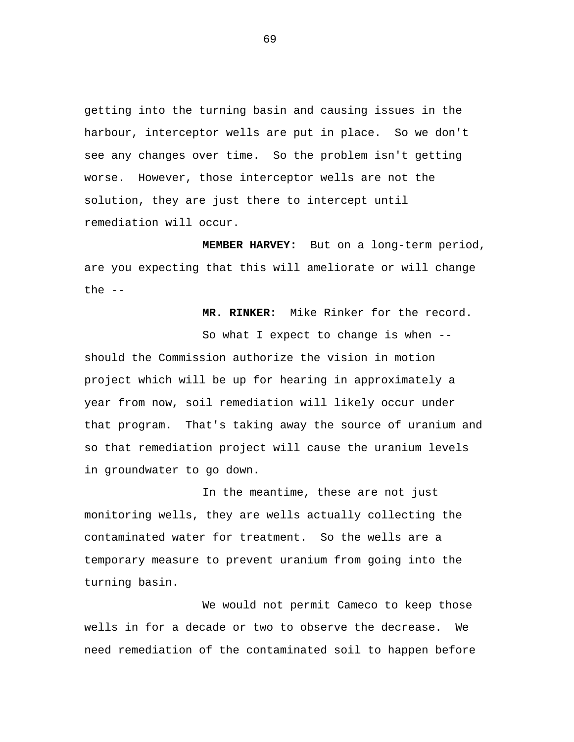getting into the turning basin and causing issues in the harbour, interceptor wells are put in place. So we don't see any changes over time. So the problem isn't getting worse. However, those interceptor wells are not the solution, they are just there to intercept until remediation will occur.

**MEMBER HARVEY:** But on a long-term period, are you expecting that this will ameliorate or will change the --

**MR. RINKER:** Mike Rinker for the record.

So what I expect to change is when -- should the Commission authorize the vision in motion project which will be up for hearing in approximately a year from now, soil remediation will likely occur under that program. That's taking away the source of uranium and so that remediation project will cause the uranium levels in groundwater to go down.

In the meantime, these are not just monitoring wells, they are wells actually collecting the contaminated water for treatment. So the wells are a temporary measure to prevent uranium from going into the turning basin.

We would not permit Cameco to keep those wells in for a decade or two to observe the decrease. We need remediation of the contaminated soil to happen before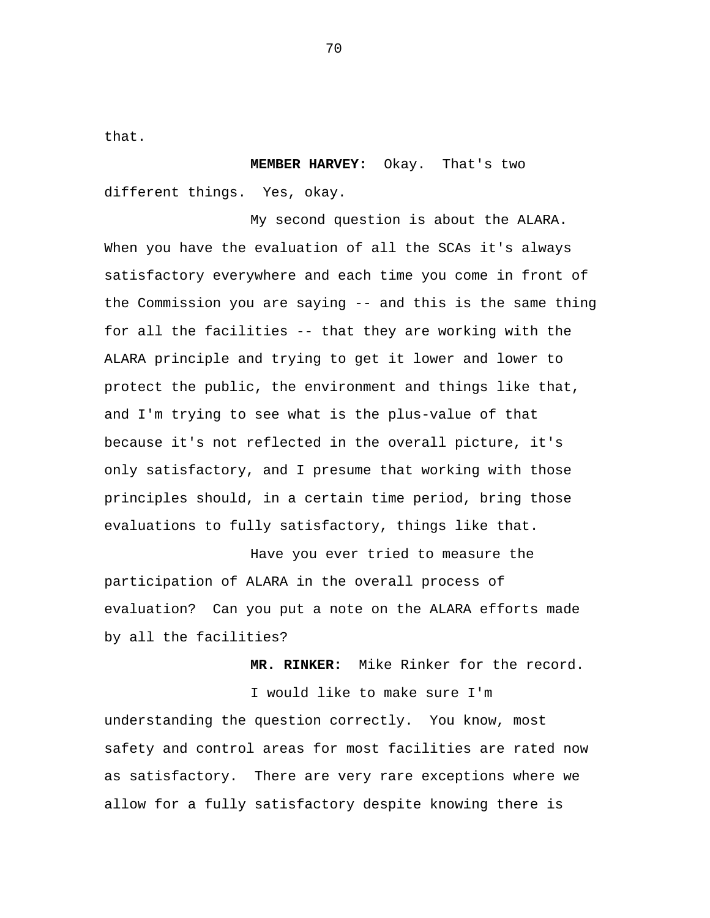that.

**MEMBER HARVEY:** Okay. That's two different things. Yes, okay.

My second question is about the ALARA. When you have the evaluation of all the SCAs it's always satisfactory everywhere and each time you come in front of the Commission you are saying -- and this is the same thing for all the facilities -- that they are working with the ALARA principle and trying to get it lower and lower to protect the public, the environment and things like that, and I'm trying to see what is the plus-value of that because it's not reflected in the overall picture, it's only satisfactory, and I presume that working with those principles should, in a certain time period, bring those evaluations to fully satisfactory, things like that.

Have you ever tried to measure the participation of ALARA in the overall process of evaluation? Can you put a note on the ALARA efforts made by all the facilities?

**MR. RINKER:** Mike Rinker for the record.

I would like to make sure I'm understanding the question correctly. You know, most safety and control areas for most facilities are rated now as satisfactory. There are very rare exceptions where we allow for a fully satisfactory despite knowing there is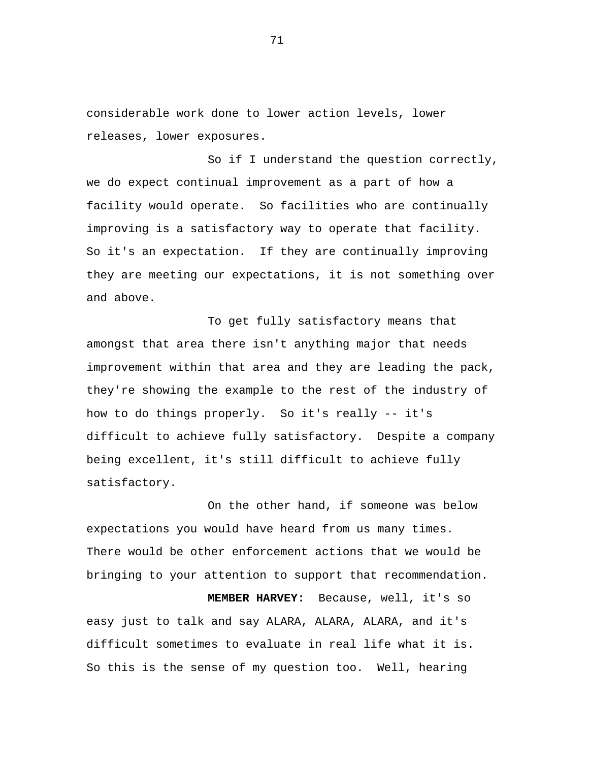considerable work done to lower action levels, lower releases, lower exposures.

So if I understand the question correctly, we do expect continual improvement as a part of how a facility would operate. So facilities who are continually improving is a satisfactory way to operate that facility. So it's an expectation. If they are continually improving they are meeting our expectations, it is not something over and above.

To get fully satisfactory means that amongst that area there isn't anything major that needs improvement within that area and they are leading the pack, they're showing the example to the rest of the industry of how to do things properly. So it's really -- it's difficult to achieve fully satisfactory. Despite a company being excellent, it's still difficult to achieve fully satisfactory.

On the other hand, if someone was below expectations you would have heard from us many times. There would be other enforcement actions that we would be bringing to your attention to support that recommendation.

**MEMBER HARVEY:** Because, well, it's so easy just to talk and say ALARA, ALARA, ALARA, and it's difficult sometimes to evaluate in real life what it is. So this is the sense of my question too. Well, hearing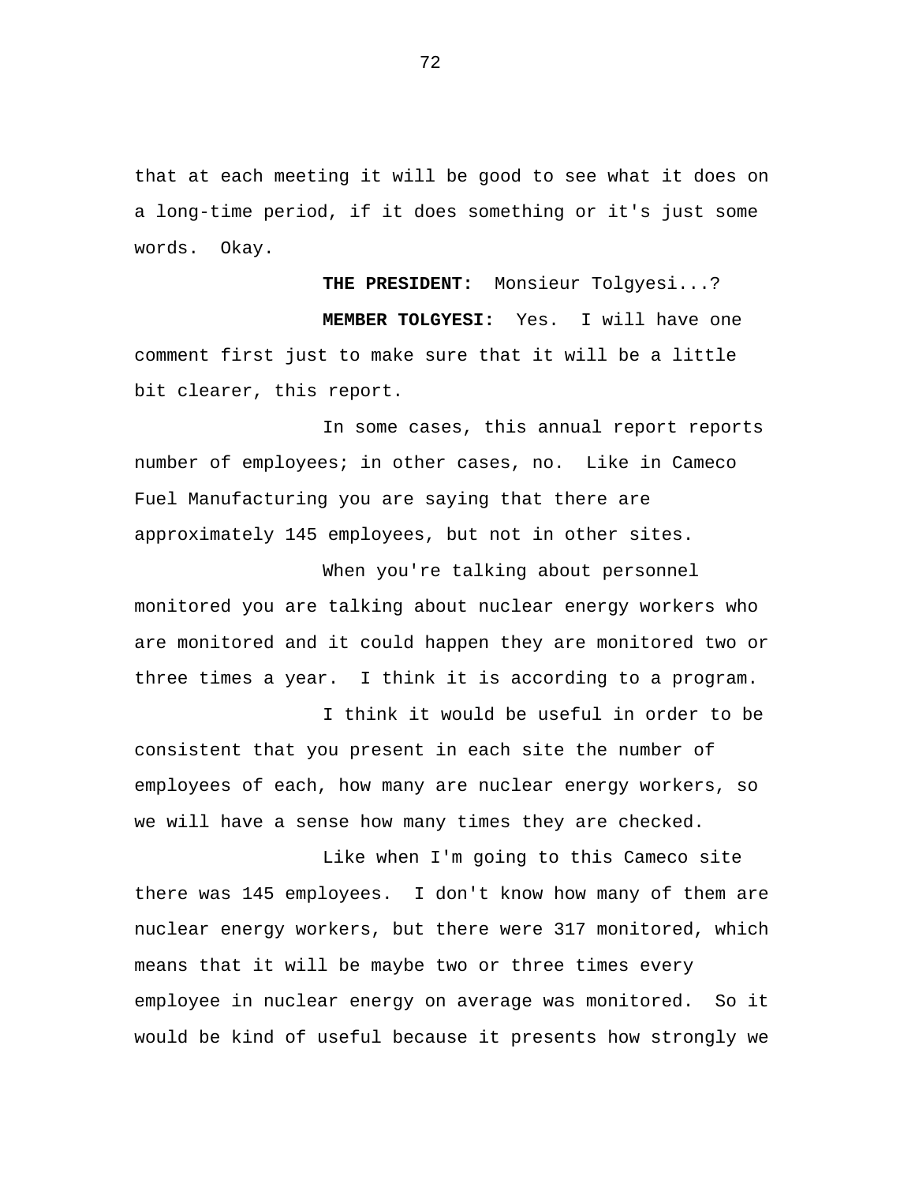that at each meeting it will be good to see what it does on a long-time period, if it does something or it's just some words. Okay.

**THE PRESIDENT:** Monsieur Tolgyesi...?

**MEMBER TOLGYESI:** Yes. I will have one comment first just to make sure that it will be a little bit clearer, this report.

In some cases, this annual report reports number of employees; in other cases, no. Like in Cameco Fuel Manufacturing you are saying that there are approximately 145 employees, but not in other sites.

When you're talking about personnel monitored you are talking about nuclear energy workers who are monitored and it could happen they are monitored two or three times a year. I think it is according to a program.

I think it would be useful in order to be consistent that you present in each site the number of employees of each, how many are nuclear energy workers, so we will have a sense how many times they are checked.

Like when I'm going to this Cameco site there was 145 employees. I don't know how many of them are nuclear energy workers, but there were 317 monitored, which means that it will be maybe two or three times every employee in nuclear energy on average was monitored. So it would be kind of useful because it presents how strongly we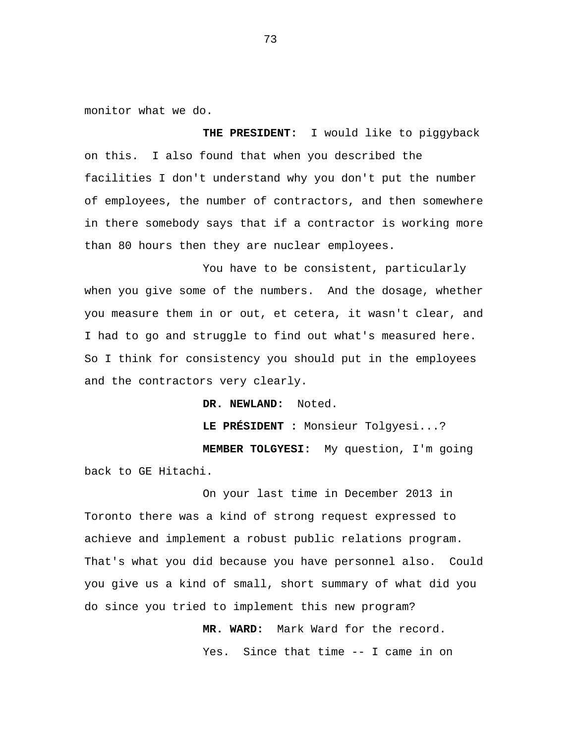monitor what we do.

**THE PRESIDENT:** I would like to piggyback on this. I also found that when you described the facilities I don't understand why you don't put the number of employees, the number of contractors, and then somewhere in there somebody says that if a contractor is working more than 80 hours then they are nuclear employees.

You have to be consistent, particularly when you give some of the numbers. And the dosage, whether you measure them in or out, et cetera, it wasn't clear, and I had to go and struggle to find out what's measured here. So I think for consistency you should put in the employees and the contractors very clearly.

**DR. NEWLAND:** Noted.

**LE PRÉSIDENT :** Monsieur Tolgyesi...?

**MEMBER TOLGYESI:** My question, I'm going back to GE Hitachi.

On your last time in December 2013 in Toronto there was a kind of strong request expressed to achieve and implement a robust public relations program. That's what you did because you have personnel also. Could you give us a kind of small, short summary of what did you do since you tried to implement this new program?

**MR. WARD:** Mark Ward for the record.

Yes. Since that time -- I came in on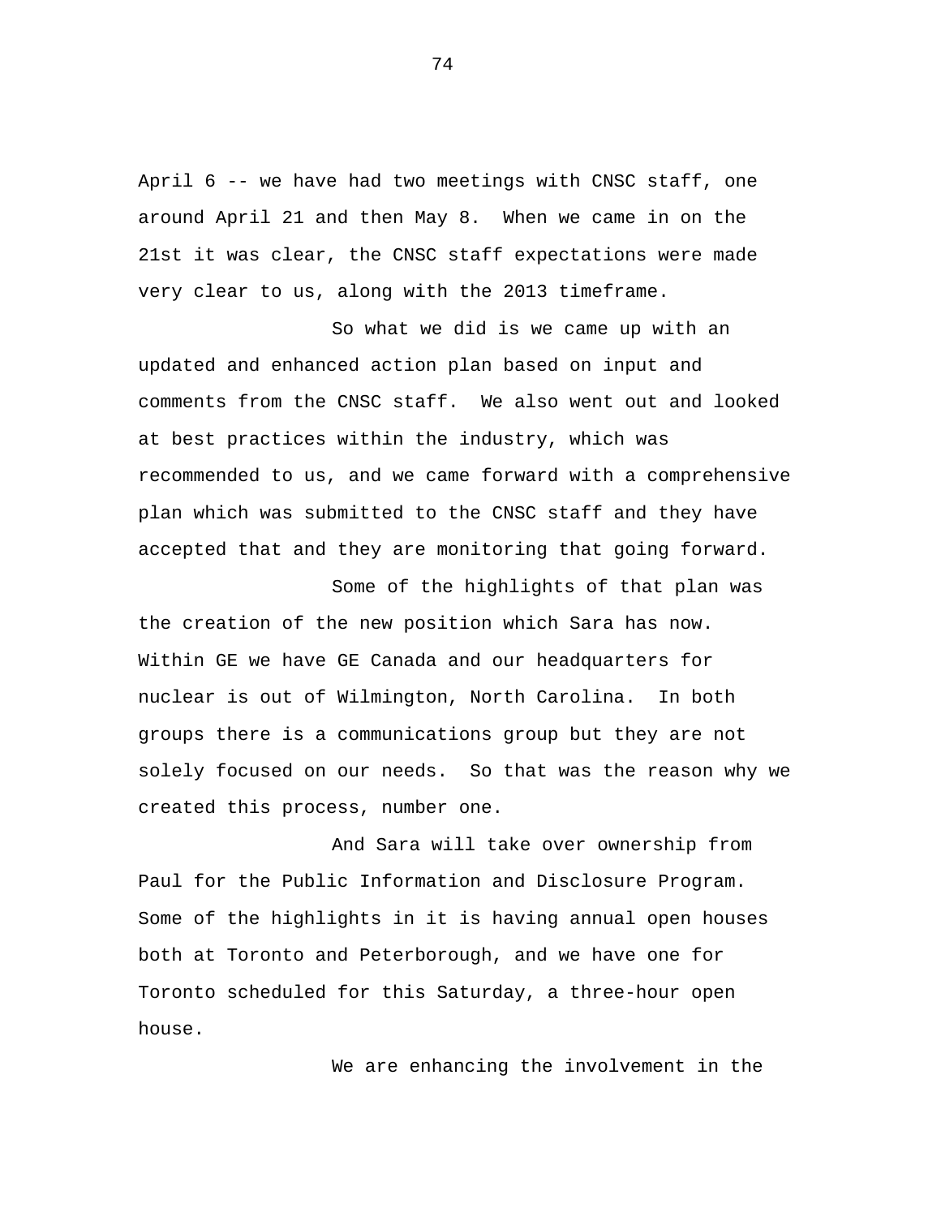April 6 -- we have had two meetings with CNSC staff, one around April 21 and then May 8. When we came in on the 21st it was clear, the CNSC staff expectations were made very clear to us, along with the 2013 timeframe.

So what we did is we came up with an updated and enhanced action plan based on input and comments from the CNSC staff. We also went out and looked at best practices within the industry, which was recommended to us, and we came forward with a comprehensive plan which was submitted to the CNSC staff and they have accepted that and they are monitoring that going forward.

Some of the highlights of that plan was the creation of the new position which Sara has now. Within GE we have GE Canada and our headquarters for nuclear is out of Wilmington, North Carolina. In both groups there is a communications group but they are not solely focused on our needs. So that was the reason why we created this process, number one.

And Sara will take over ownership from Paul for the Public Information and Disclosure Program. Some of the highlights in it is having annual open houses both at Toronto and Peterborough, and we have one for Toronto scheduled for this Saturday, a three-hour open house.

We are enhancing the involvement in the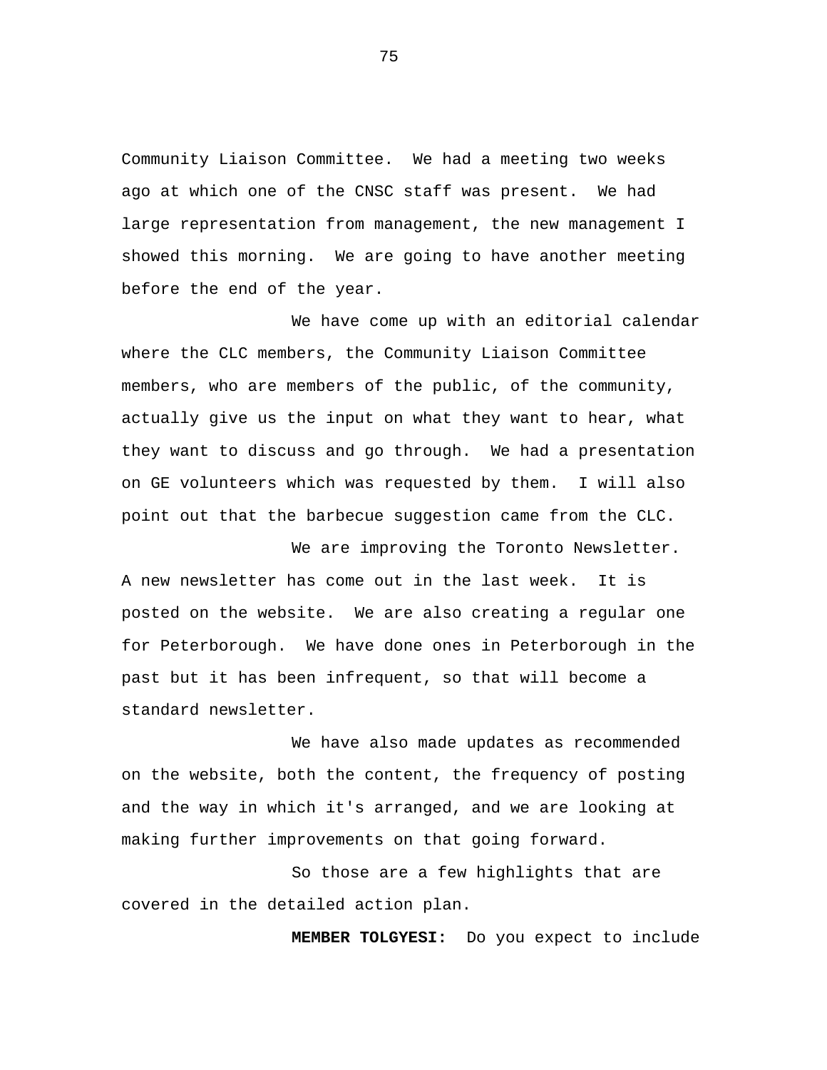Community Liaison Committee.  We had a meeting two weeks ago at which one of the CNSC staff was present.  We had large representation from management, the new management I showed this morning.  We are going to have another meeting before the end of the year.

We have come up with an editorial calendar where the CLC members, the Community Liaison Committee members, who are members of the public, of the community, actually give us the input on what they want to hear, what they want to discuss and go through.  We had a presentation on GE volunteers which was requested by them.  I will also point out that the barbecue suggestion came from the CLC.

We are improving the Toronto Newsletter.  A new newsletter has come out in the last week.  It is posted on the website.  We are also creating a regular one for Peterborough.  We have done ones in Peterborough in the past but it has been infrequent, so that will become a standard newsletter.

We have also made updates as recommended on the website, both the content, the frequency of posting and the way in which it's arranged, and we are looking at making further improvements on that going forward.

So those are a few highlights that are covered in the detailed action plan.

**MEMBER TOLGYESI:**  Do you expect to include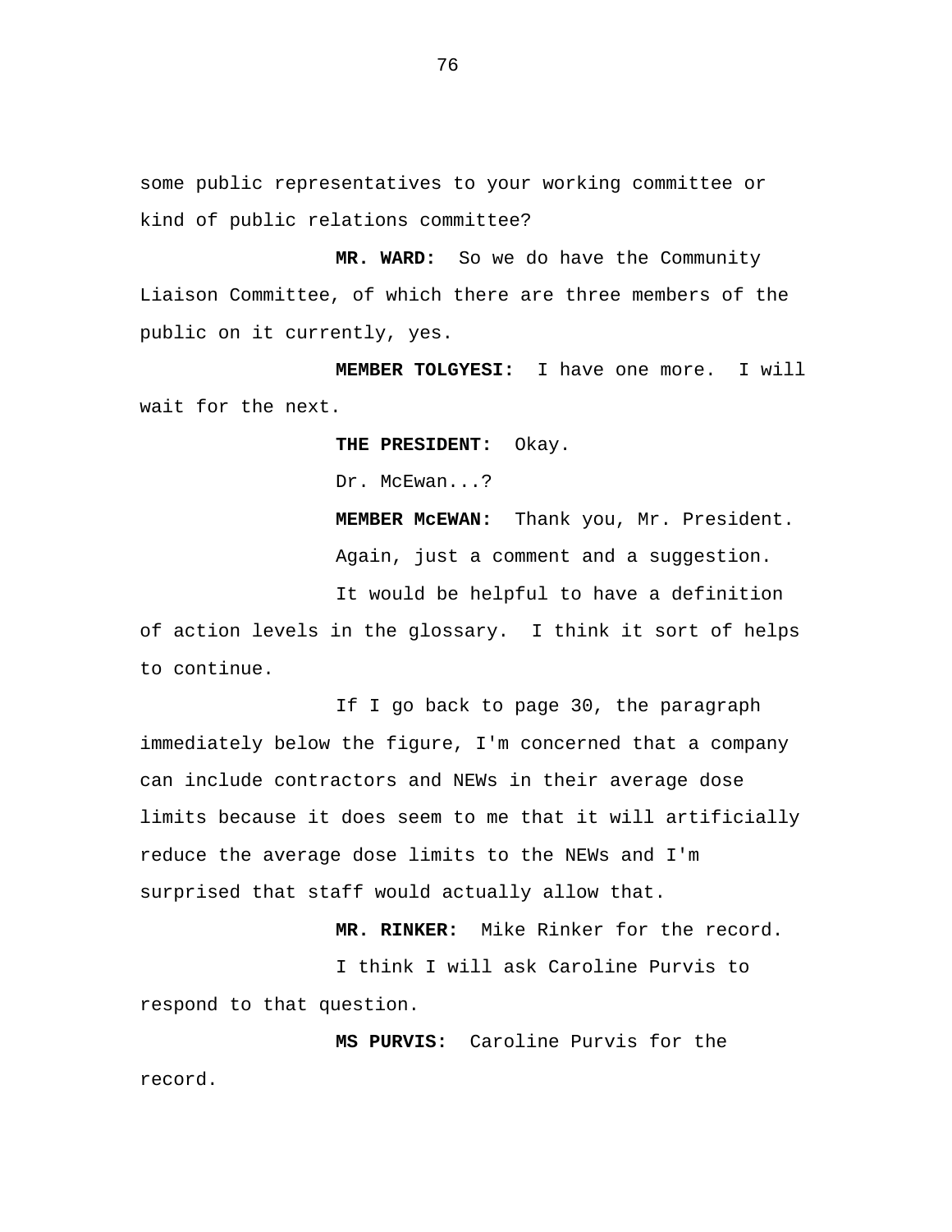some public representatives to your working committee or kind of public relations committee?

**MR. WARD:** So we do have the Community Liaison Committee, of which there are three members of the public on it currently, yes.

**MEMBER TOLGYESI:** I have one more. I will wait for the next.

**THE PRESIDENT:** Okay.

Dr. McEwan...?

**MEMBER McEWAN:** Thank you, Mr. President.

Again, just a comment and a suggestion.

It would be helpful to have a definition of action levels in the glossary. I think it sort of helps to continue.

If I go back to page 30, the paragraph immediately below the figure, I'm concerned that a company can include contractors and NEWs in their average dose limits because it does seem to me that it will artificially reduce the average dose limits to the NEWs and I'm surprised that staff would actually allow that.

**MR. RINKER:** Mike Rinker for the record.

I think I will ask Caroline Purvis to respond to that question.

**MS PURVIS:** Caroline Purvis for the record.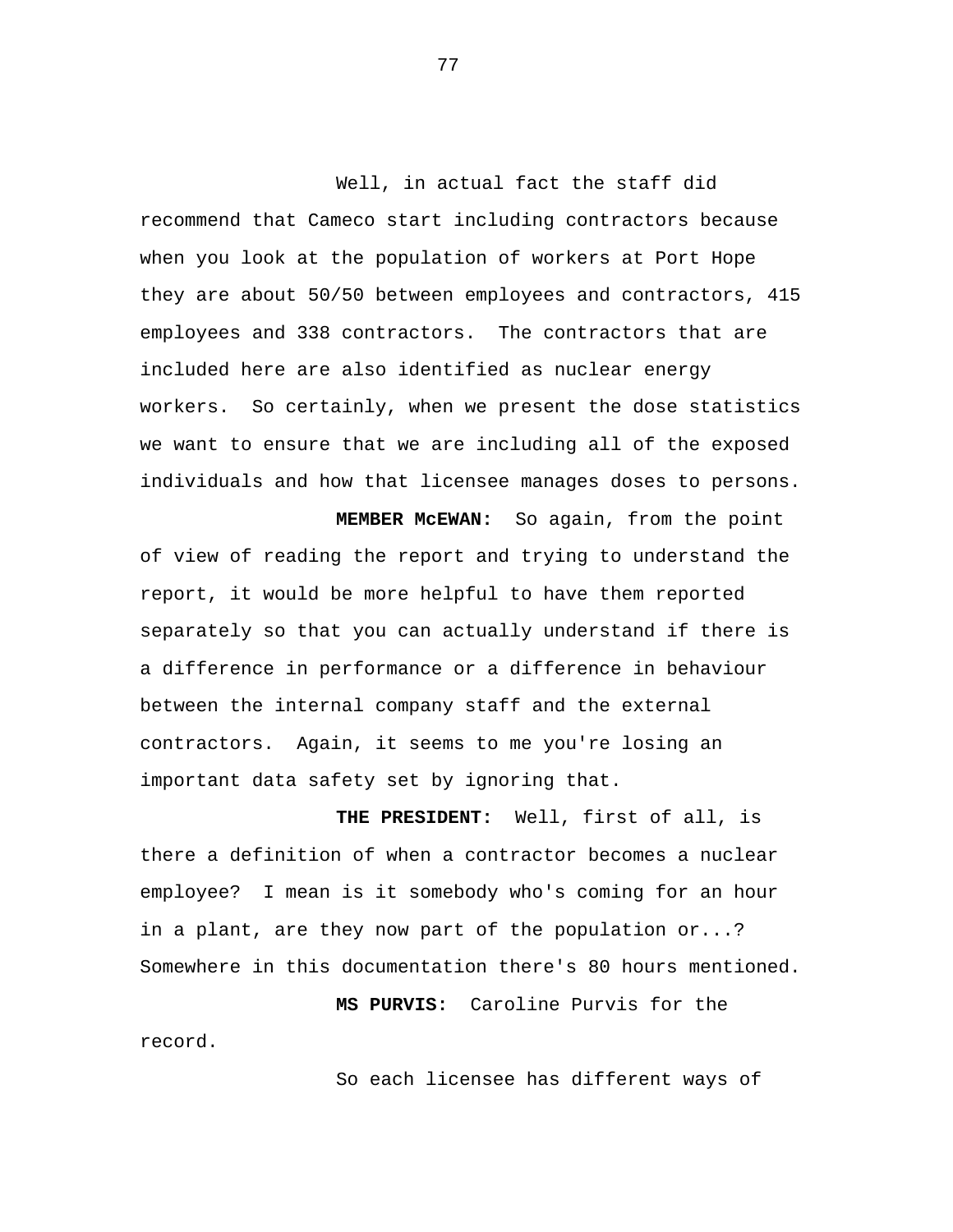Well, in actual fact the staff did recommend that Cameco start including contractors because when you look at the population of workers at Port Hope they are about 50/50 between employees and contractors, 415 employees and 338 contractors. The contractors that are included here are also identified as nuclear energy workers. So certainly, when we present the dose statistics we want to ensure that we are including all of the exposed individuals and how that licensee manages doses to persons.

**MEMBER McEWAN:** So again, from the point of view of reading the report and trying to understand the report, it would be more helpful to have them reported separately so that you can actually understand if there is a difference in performance or a difference in behaviour between the internal company staff and the external contractors. Again, it seems to me you're losing an important data safety set by ignoring that.

**THE PRESIDENT:** Well, first of all, is there a definition of when a contractor becomes a nuclear employee? I mean is it somebody who's coming for an hour in a plant, are they now part of the population or...? Somewhere in this documentation there's 80 hours mentioned.

**MS PURVIS:** Caroline Purvis for the record.

So each licensee has different ways of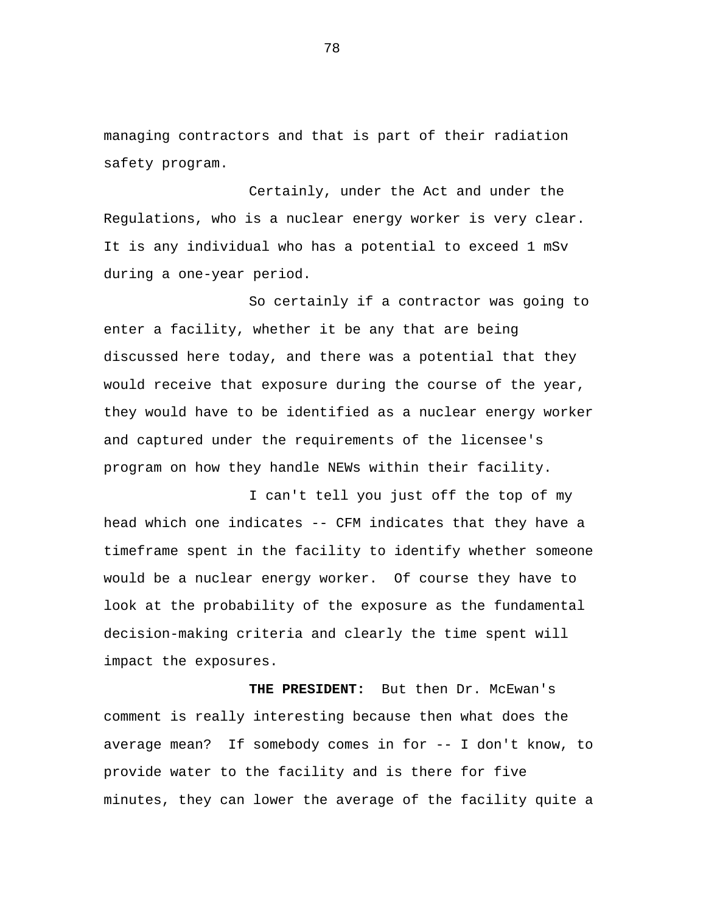managing contractors and that is part of their radiation safety program.

Certainly, under the Act and under the Regulations, who is a nuclear energy worker is very clear. It is any individual who has a potential to exceed 1 mSv during a one-year period.

So certainly if a contractor was going to enter a facility, whether it be any that are being discussed here today, and there was a potential that they would receive that exposure during the course of the year, they would have to be identified as a nuclear energy worker and captured under the requirements of the licensee's program on how they handle NEWs within their facility.

I can't tell you just off the top of my head which one indicates -- CFM indicates that they have a timeframe spent in the facility to identify whether someone would be a nuclear energy worker. Of course they have to look at the probability of the exposure as the fundamental decision-making criteria and clearly the time spent will impact the exposures.

**THE PRESIDENT:** But then Dr. McEwan's comment is really interesting because then what does the average mean? If somebody comes in for -- I don't know, to provide water to the facility and is there for five minutes, they can lower the average of the facility quite a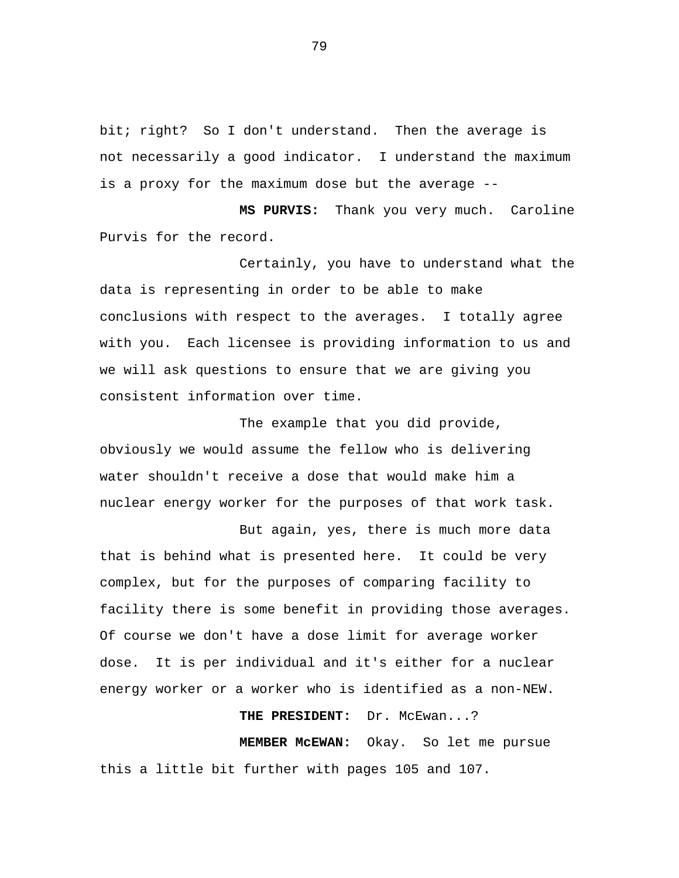bit; right? So I don't understand. Then the average is not necessarily a good indicator. I understand the maximum is a proxy for the maximum dose but the average --

**MS PURVIS:** Thank you very much. Caroline Purvis for the record.

Certainly, you have to understand what the data is representing in order to be able to make conclusions with respect to the averages. I totally agree with you. Each licensee is providing information to us and we will ask questions to ensure that we are giving you consistent information over time.

The example that you did provide, obviously we would assume the fellow who is delivering water shouldn't receive a dose that would make him a nuclear energy worker for the purposes of that work task.

But again, yes, there is much more data that is behind what is presented here. It could be very complex, but for the purposes of comparing facility to facility there is some benefit in providing those averages. Of course we don't have a dose limit for average worker dose. It is per individual and it's either for a nuclear energy worker or a worker who is identified as a non-NEW.

**THE PRESIDENT:** Dr. McEwan...?

**MEMBER McEWAN:** Okay. So let me pursue this a little bit further with pages 105 and 107.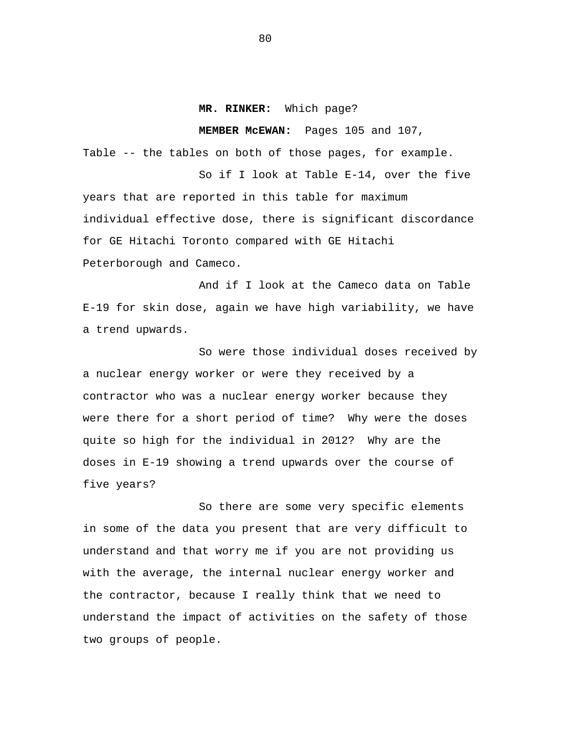**MR. RINKER:** Which page?

**MEMBER McEWAN:** Pages 105 and 107, Table -- the tables on both of those pages, for example.

So if I look at Table E-14, over the five years that are reported in this table for maximum individual effective dose, there is significant discordance for GE Hitachi Toronto compared with GE Hitachi Peterborough and Cameco.

And if I look at the Cameco data on Table E-19 for skin dose, again we have high variability, we have a trend upwards.

So were those individual doses received by a nuclear energy worker or were they received by a contractor who was a nuclear energy worker because they were there for a short period of time? Why were the doses quite so high for the individual in 2012? Why are the doses in E-19 showing a trend upwards over the course of five years?

So there are some very specific elements in some of the data you present that are very difficult to understand and that worry me if you are not providing us with the average, the internal nuclear energy worker and the contractor, because I really think that we need to understand the impact of activities on the safety of those two groups of people.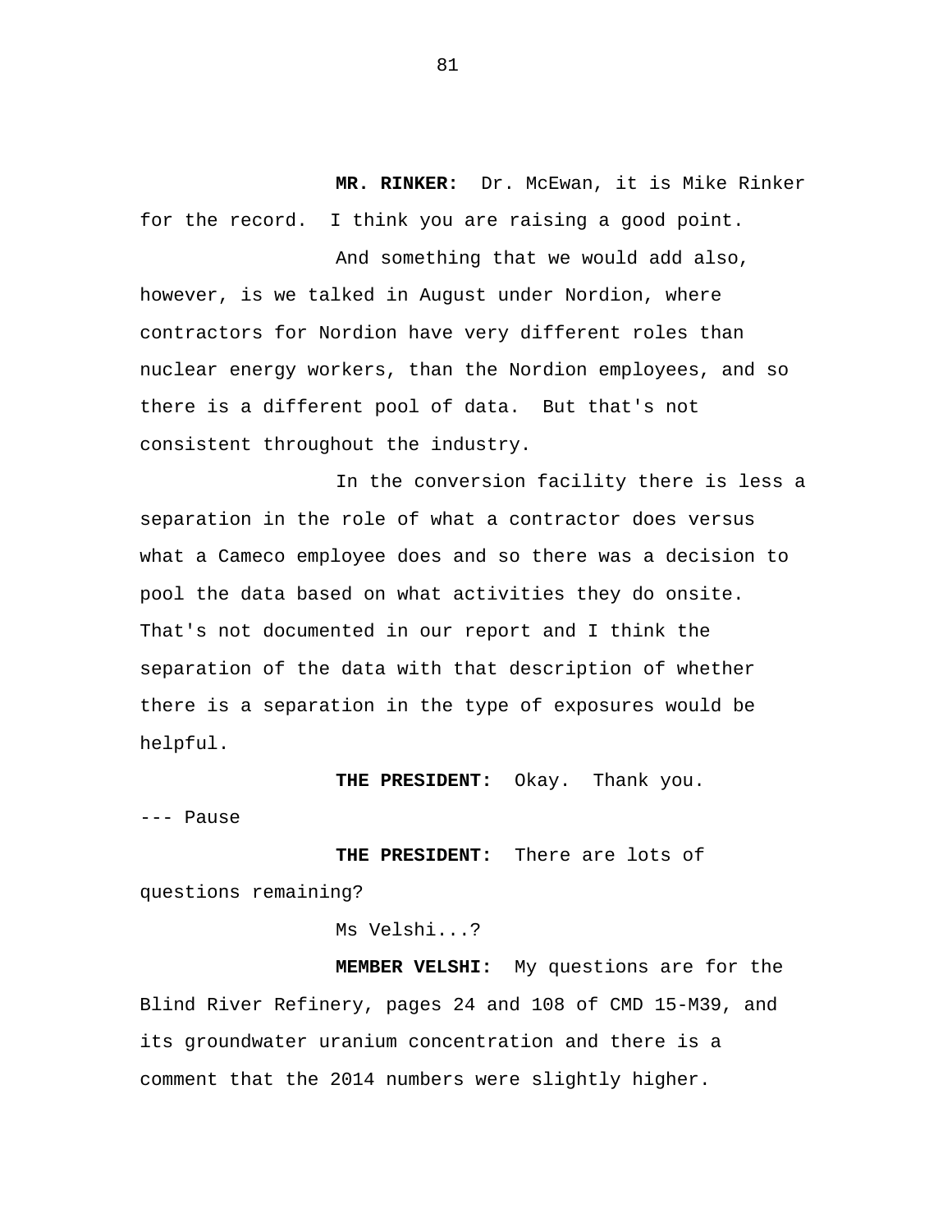**MR. RINKER:** Dr. McEwan, it is Mike Rinker for the record. I think you are raising a good point.

And something that we would add also, however, is we talked in August under Nordion, where contractors for Nordion have very different roles than nuclear energy workers, than the Nordion employees, and so there is a different pool of data. But that's not consistent throughout the industry.

In the conversion facility there is less a separation in the role of what a contractor does versus what a Cameco employee does and so there was a decision to pool the data based on what activities they do onsite. That's not documented in our report and I think the separation of the data with that description of whether there is a separation in the type of exposures would be helpful.

**THE PRESIDENT:** Okay. Thank you.

--- Pause

**THE PRESIDENT:** There are lots of questions remaining?

Ms Velshi...?

**MEMBER VELSHI:** My questions are for the Blind River Refinery, pages 24 and 108 of CMD 15-M39, and its groundwater uranium concentration and there is a comment that the 2014 numbers were slightly higher.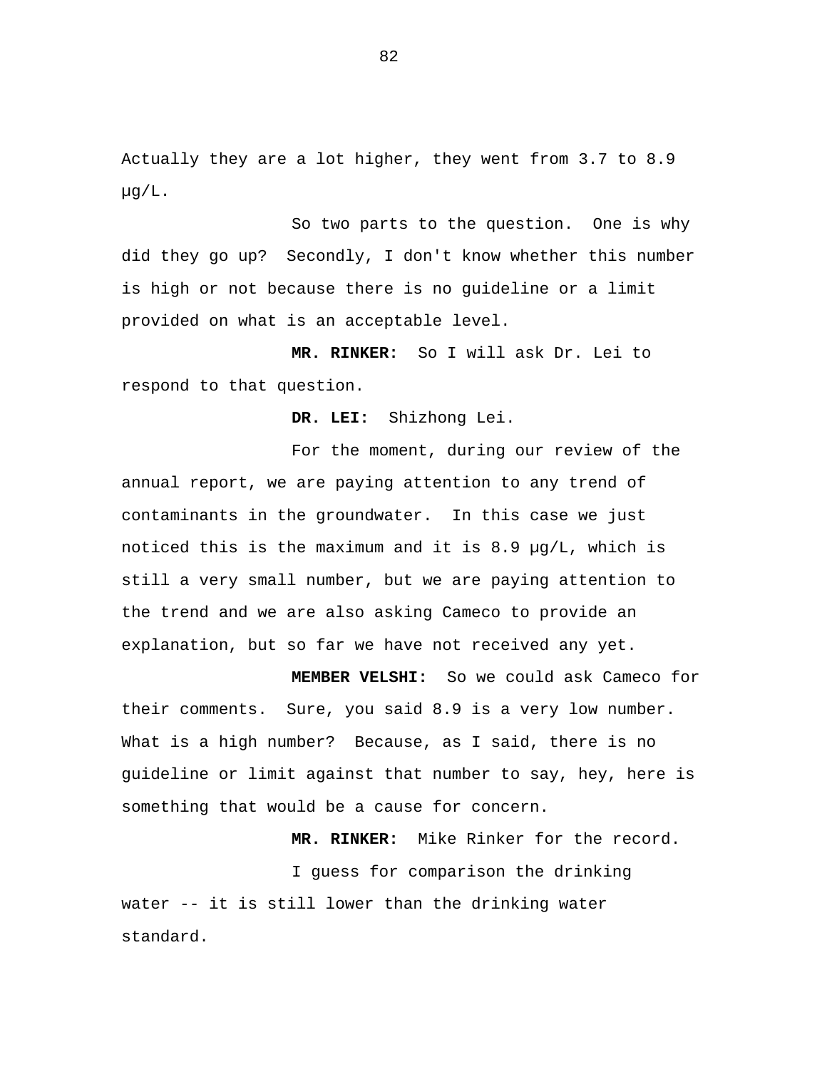Actually they are a lot higher, they went from 3.7 to 8.9 µg/L.

So two parts to the question. One is why did they go up? Secondly, I don't know whether this number is high or not because there is no guideline or a limit provided on what is an acceptable level.

**MR. RINKER:** So I will ask Dr. Lei to respond to that question.

**DR. LEI:** Shizhong Lei.

For the moment, during our review of the annual report, we are paying attention to any trend of contaminants in the groundwater. In this case we just noticed this is the maximum and it is 8.9 µg/L, which is still a very small number, but we are paying attention to the trend and we are also asking Cameco to provide an explanation, but so far we have not received any yet.

**MEMBER VELSHI:** So we could ask Cameco for their comments. Sure, you said 8.9 is a very low number. What is a high number? Because, as I said, there is no guideline or limit against that number to say, hey, here is something that would be a cause for concern.

**MR. RINKER:** Mike Rinker for the record.

I guess for comparison the drinking water -- it is still lower than the drinking water standard.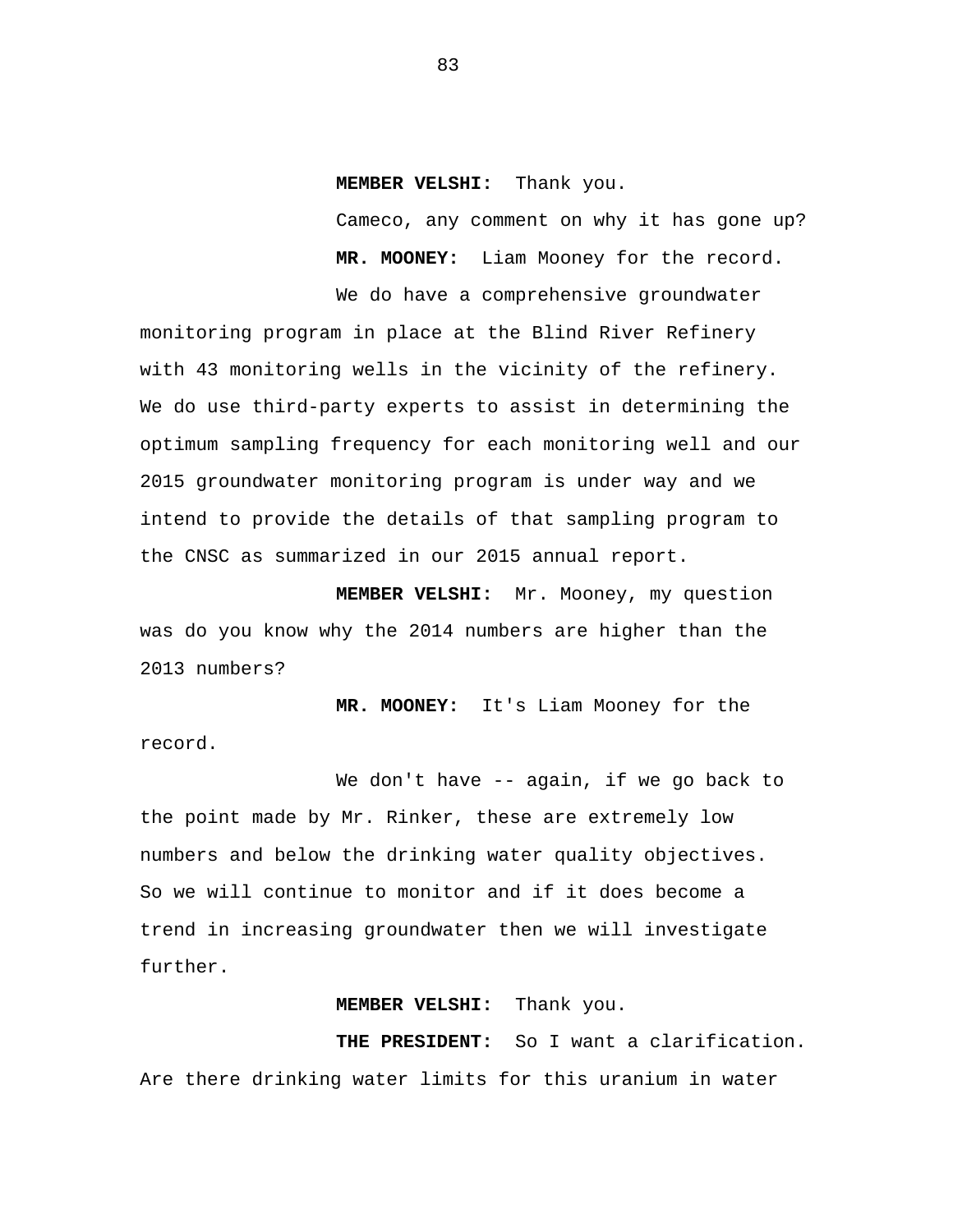**MEMBER VELSHI:** Thank you.

Cameco, any comment on why it has gone up?

**MR. MOONEY:** Liam Mooney for the record.

We do have a comprehensive groundwater monitoring program in place at the Blind River Refinery with 43 monitoring wells in the vicinity of the refinery. We do use third-party experts to assist in determining the optimum sampling frequency for each monitoring well and our 2015 groundwater monitoring program is under way and we intend to provide the details of that sampling program to the CNSC as summarized in our 2015 annual report.

**MEMBER VELSHI:** Mr. Mooney, my question was do you know why the 2014 numbers are higher than the 2013 numbers?

**MR. MOONEY:** It's Liam Mooney for the record.

We don't have -- again, if we go back to the point made by Mr. Rinker, these are extremely low numbers and below the drinking water quality objectives. So we will continue to monitor and if it does become a trend in increasing groundwater then we will investigate further.

**MEMBER VELSHI:** Thank you.

**THE PRESIDENT:** So I want a clarification. Are there drinking water limits for this uranium in water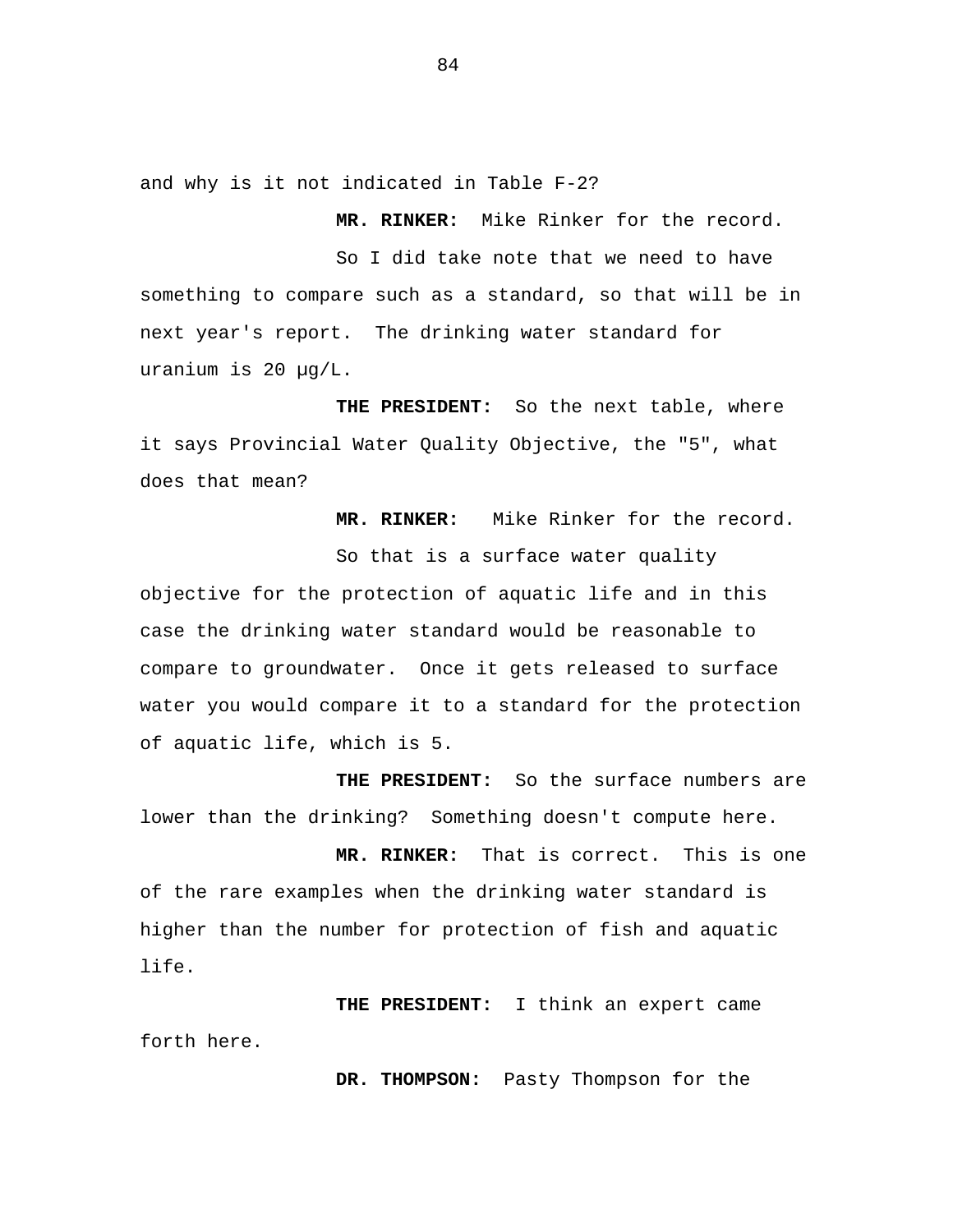and why is it not indicated in Table F-2?

**MR. RINKER:** Mike Rinker for the record.

So I did take note that we need to have something to compare such as a standard, so that will be in next year's report. The drinking water standard for uranium is 20 µg/L.

**THE PRESIDENT:** So the next table, where it says Provincial Water Quality Objective, the "5", what does that mean?

**MR. RINKER:** Mike Rinker for the record.

So that is a surface water quality objective for the protection of aquatic life and in this case the drinking water standard would be reasonable to compare to groundwater. Once it gets released to surface water you would compare it to a standard for the protection of aquatic life, which is 5.

**THE PRESIDENT:** So the surface numbers are lower than the drinking? Something doesn't compute here.

**MR. RINKER:** That is correct. This is one of the rare examples when the drinking water standard is higher than the number for protection of fish and aquatic life.

**THE PRESIDENT:** I think an expert came forth here.

**DR. THOMPSON:** Pasty Thompson for the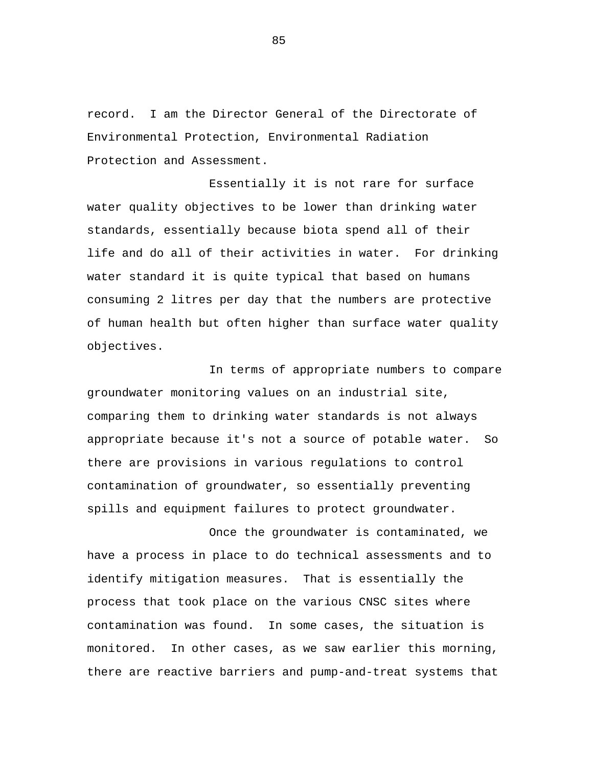record.  I am the Director General of the Directorate of Environmental Protection, Environmental Radiation Protection and Assessment.

Essentially it is not rare for surface water quality objectives to be lower than drinking water standards, essentially because biota spend all of their life and do all of their activities in water.  For drinking water standard it is quite typical that based on humans consuming 2 litres per day that the numbers are protective of human health but often higher than surface water quality objectives.

In terms of appropriate numbers to compare groundwater monitoring values on an industrial site, comparing them to drinking water standards is not always appropriate because it's not a source of potable water.  So there are provisions in various regulations to control contamination of groundwater, so essentially preventing spills and equipment failures to protect groundwater.

Once the groundwater is contaminated, we have a process in place to do technical assessments and to identify mitigation measures.  That is essentially the process that took place on the various CNSC sites where contamination was found.  In some cases, the situation is monitored.  In other cases, as we saw earlier this morning, there are reactive barriers and pump-and-treat systems that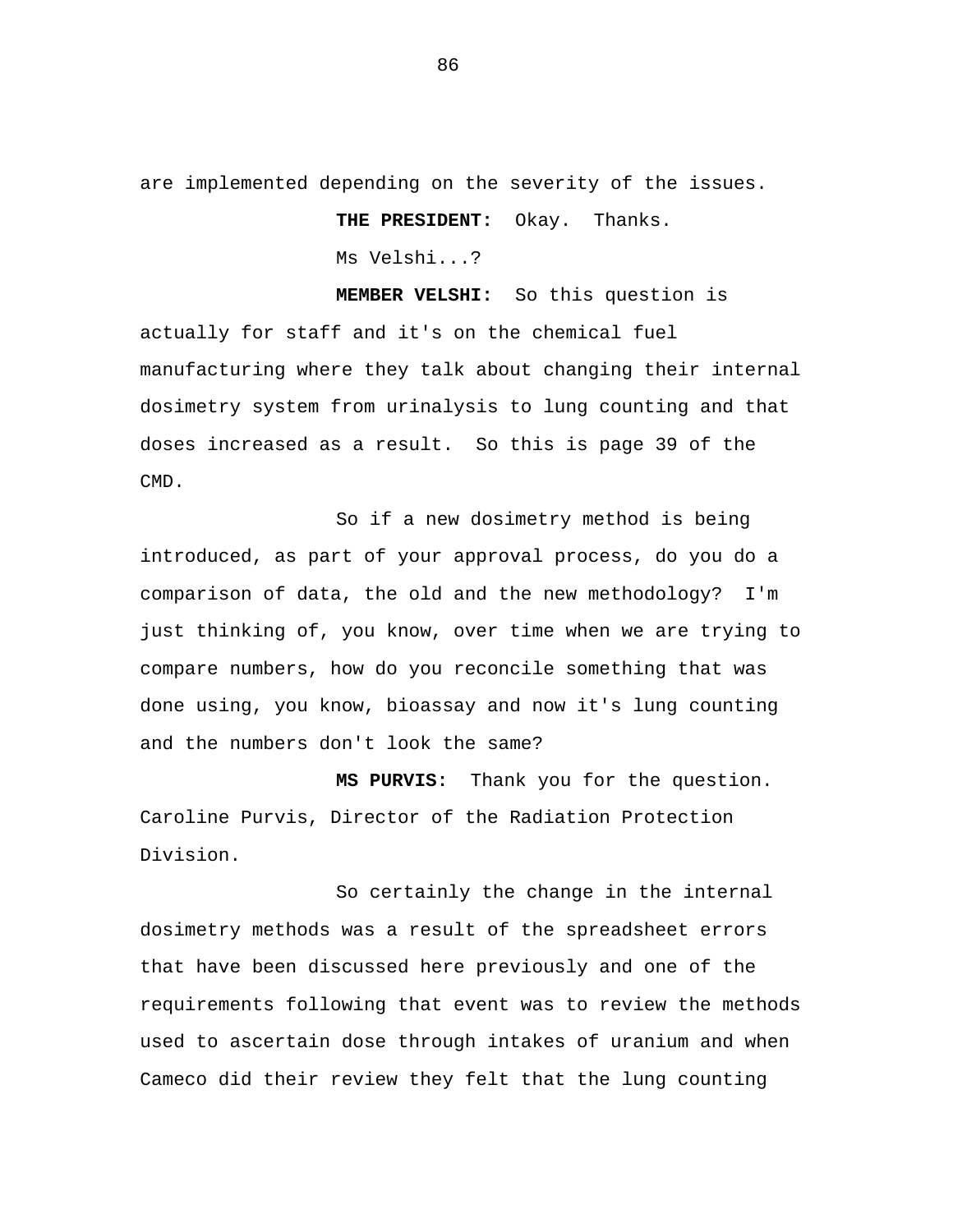are implemented depending on the severity of the issues.

**THE PRESIDENT:** Okay. Thanks.

Ms Velshi...?

**MEMBER VELSHI:** So this question is actually for staff and it's on the chemical fuel manufacturing where they talk about changing their internal dosimetry system from urinalysis to lung counting and that doses increased as a result. So this is page 39 of the CMD.

So if a new dosimetry method is being introduced, as part of your approval process, do you do a comparison of data, the old and the new methodology? I'm just thinking of, you know, over time when we are trying to compare numbers, how do you reconcile something that was done using, you know, bioassay and now it's lung counting and the numbers don't look the same?

**MS PURVIS:** Thank you for the question. Caroline Purvis, Director of the Radiation Protection Division.

So certainly the change in the internal dosimetry methods was a result of the spreadsheet errors that have been discussed here previously and one of the requirements following that event was to review the methods used to ascertain dose through intakes of uranium and when Cameco did their review they felt that the lung counting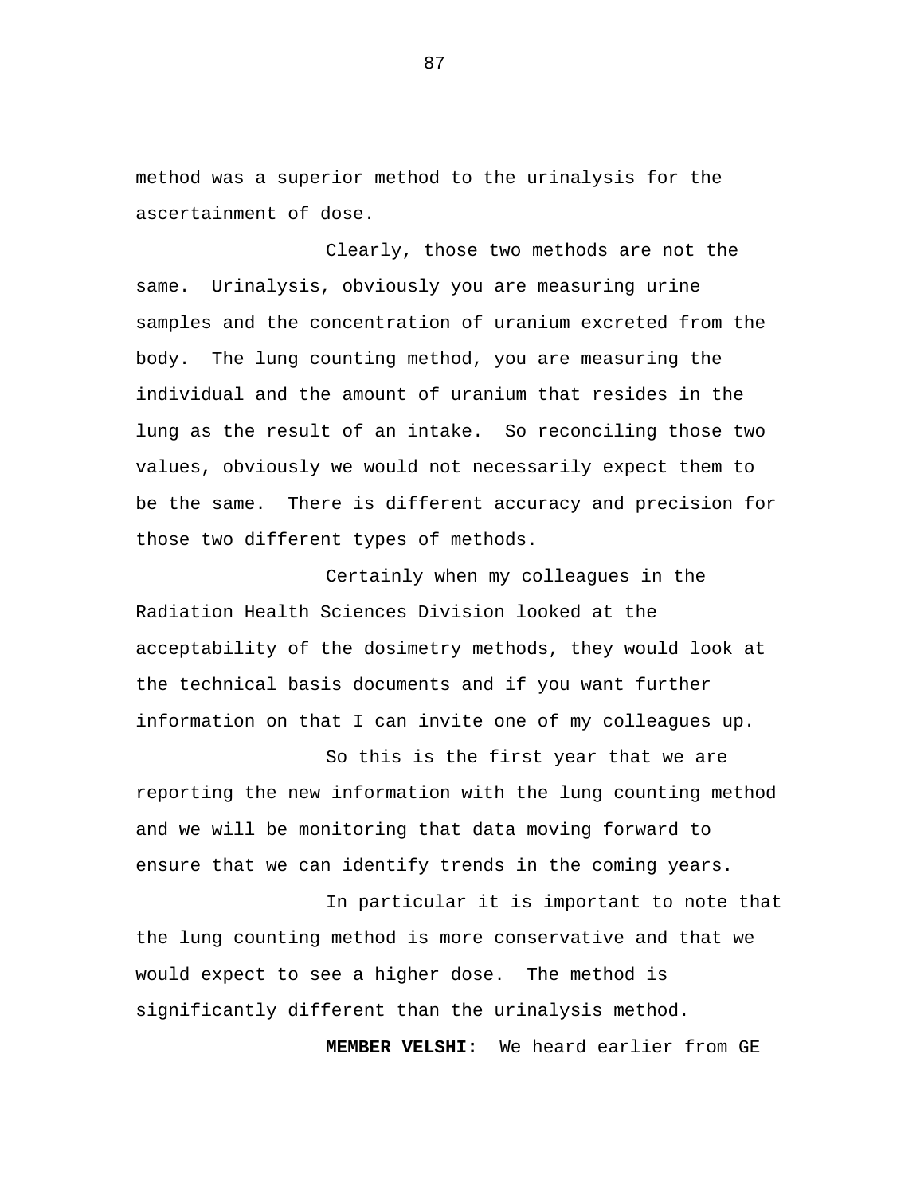method was a superior method to the urinalysis for the ascertainment of dose.

Clearly, those two methods are not the same. Urinalysis, obviously you are measuring urine samples and the concentration of uranium excreted from the body. The lung counting method, you are measuring the individual and the amount of uranium that resides in the lung as the result of an intake. So reconciling those two values, obviously we would not necessarily expect them to be the same. There is different accuracy and precision for those two different types of methods.

Certainly when my colleagues in the Radiation Health Sciences Division looked at the acceptability of the dosimetry methods, they would look at the technical basis documents and if you want further information on that I can invite one of my colleagues up.

So this is the first year that we are reporting the new information with the lung counting method and we will be monitoring that data moving forward to ensure that we can identify trends in the coming years.

In particular it is important to note that the lung counting method is more conservative and that we would expect to see a higher dose. The method is significantly different than the urinalysis method.

**MEMBER VELSHI:** We heard earlier from GE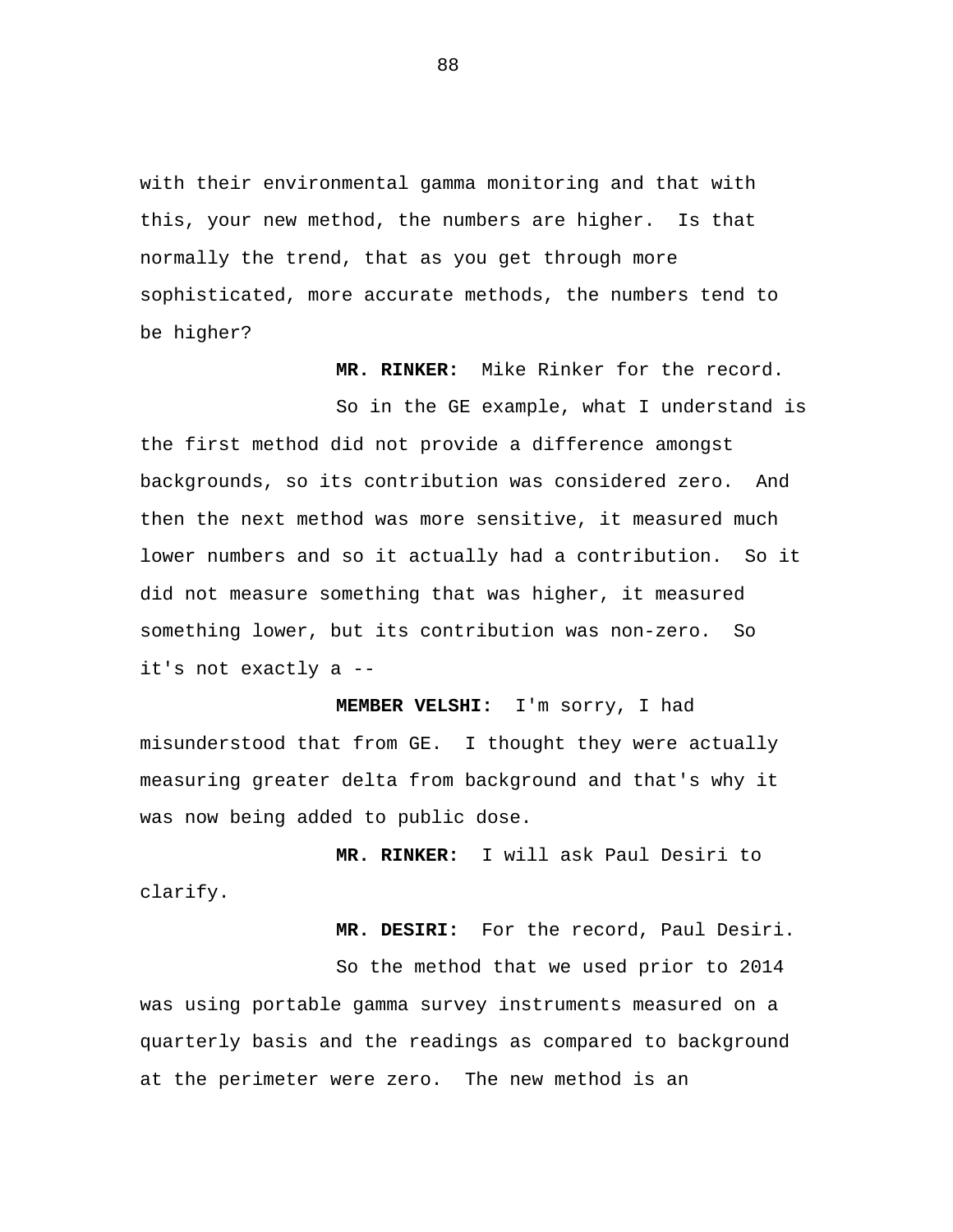with their environmental gamma monitoring and that with this, your new method, the numbers are higher. Is that normally the trend, that as you get through more sophisticated, more accurate methods, the numbers tend to be higher?

**MR. RINKER:** Mike Rinker for the record.

So in the GE example, what I understand is the first method did not provide a difference amongst backgrounds, so its contribution was considered zero. And then the next method was more sensitive, it measured much lower numbers and so it actually had a contribution. So it did not measure something that was higher, it measured something lower, but its contribution was non-zero. So it's not exactly a --

**MEMBER VELSHI:** I'm sorry, I had misunderstood that from GE. I thought they were actually measuring greater delta from background and that's why it was now being added to public dose.

**MR. RINKER:** I will ask Paul Desiri to clarify.

**MR. DESIRI:** For the record, Paul Desiri.

So the method that we used prior to 2014 was using portable gamma survey instruments measured on a quarterly basis and the readings as compared to background at the perimeter were zero. The new method is an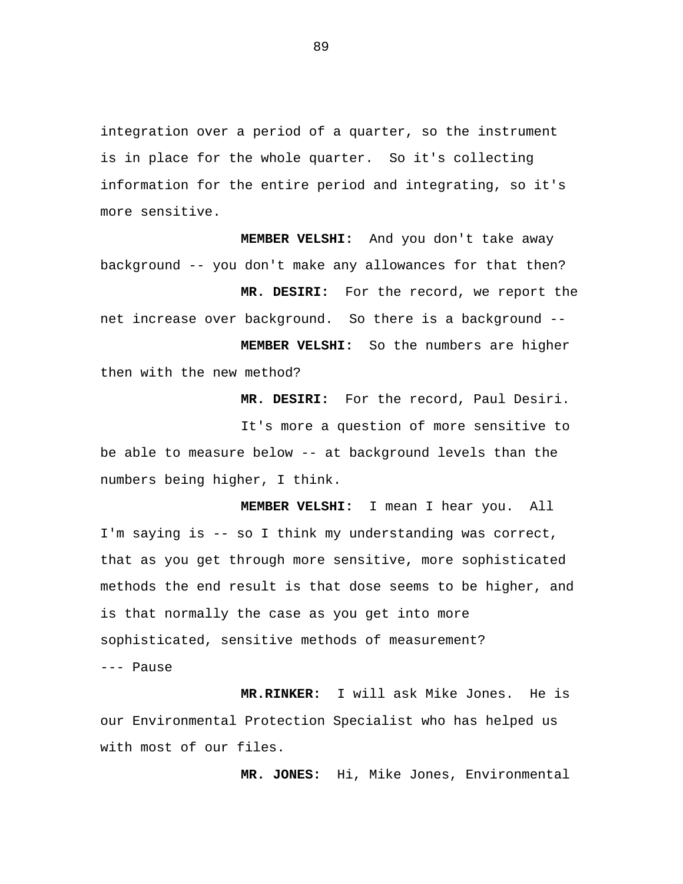integration over a period of a quarter, so the instrument is in place for the whole quarter. So it's collecting information for the entire period and integrating, so it's more sensitive.

**MEMBER VELSHI:** And you don't take away background -- you don't make any allowances for that then?

**MR. DESIRI:** For the record, we report the net increase over background. So there is a background --

**MEMBER VELSHI:** So the numbers are higher then with the new method?

**MR. DESIRI:** For the record, Paul Desiri.

It's more a question of more sensitive to be able to measure below -- at background levels than the numbers being higher, I think.

**MEMBER VELSHI:** I mean I hear you. All I'm saying is -- so I think my understanding was correct, that as you get through more sensitive, more sophisticated methods the end result is that dose seems to be higher, and is that normally the case as you get into more sophisticated, sensitive methods of measurement?

--- Pause

**MR.RINKER:** I will ask Mike Jones. He is our Environmental Protection Specialist who has helped us with most of our files.

**MR. JONES:** Hi, Mike Jones, Environmental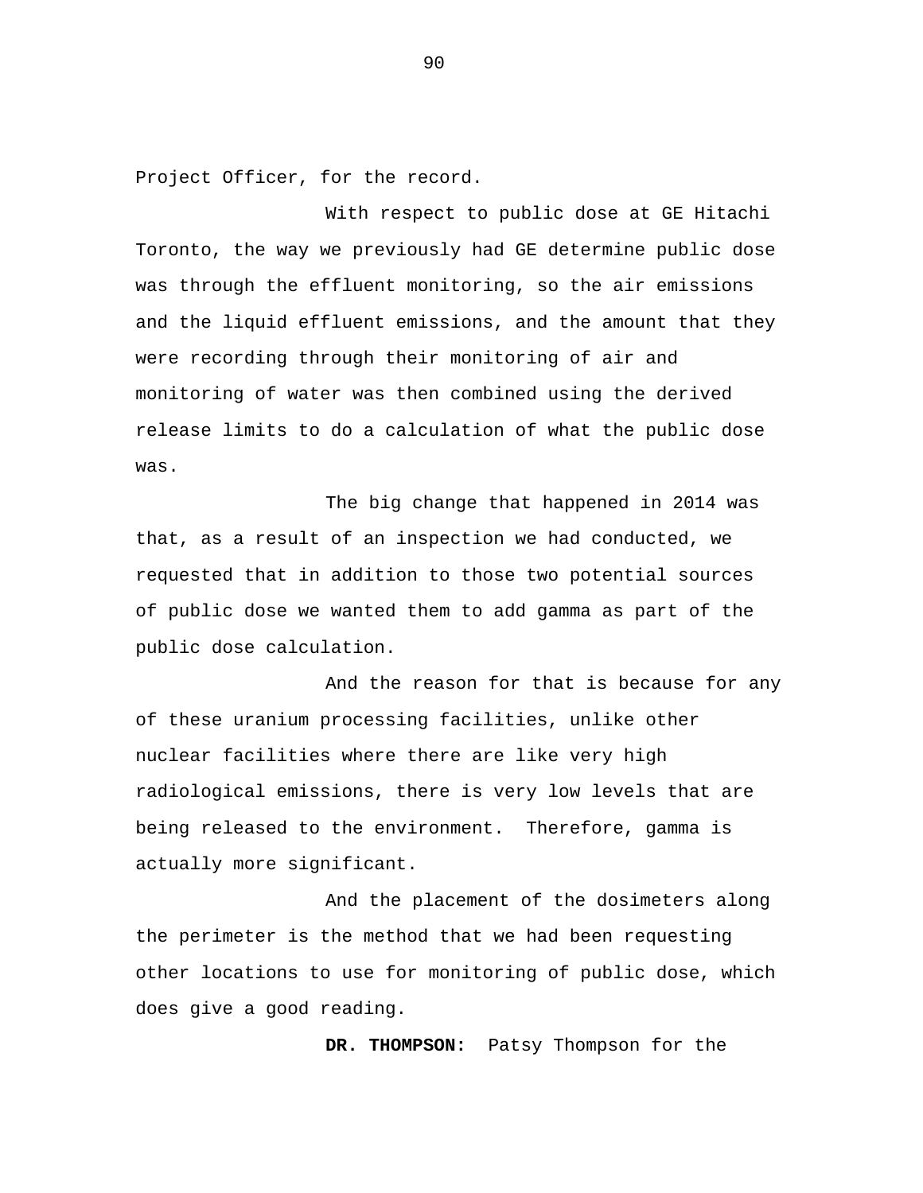Project Officer, for the record.

With respect to public dose at GE Hitachi Toronto, the way we previously had GE determine public dose was through the effluent monitoring, so the air emissions and the liquid effluent emissions, and the amount that they were recording through their monitoring of air and monitoring of water was then combined using the derived release limits to do a calculation of what the public dose was.

The big change that happened in 2014 was that, as a result of an inspection we had conducted, we requested that in addition to those two potential sources of public dose we wanted them to add gamma as part of the public dose calculation.

And the reason for that is because for any of these uranium processing facilities, unlike other nuclear facilities where there are like very high radiological emissions, there is very low levels that are being released to the environment. Therefore, gamma is actually more significant.

And the placement of the dosimeters along the perimeter is the method that we had been requesting other locations to use for monitoring of public dose, which does give a good reading.

**DR. THOMPSON:** Patsy Thompson for the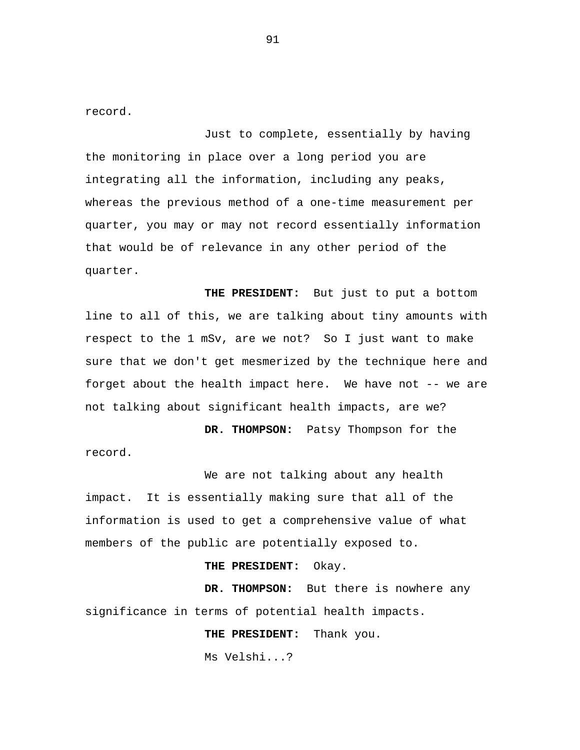record.

Just to complete, essentially by having the monitoring in place over a long period you are integrating all the information, including any peaks, whereas the previous method of a one-time measurement per quarter, you may or may not record essentially information that would be of relevance in any other period of the quarter.

**THE PRESIDENT:** But just to put a bottom line to all of this, we are talking about tiny amounts with respect to the 1 mSv, are we not? So I just want to make sure that we don't get mesmerized by the technique here and forget about the health impact here. We have not -- we are not talking about significant health impacts, are we?

**DR. THOMPSON:** Patsy Thompson for the record.

We are not talking about any health impact. It is essentially making sure that all of the information is used to get a comprehensive value of what members of the public are potentially exposed to.

**THE PRESIDENT:** Okay.

**DR. THOMPSON:** But there is nowhere any significance in terms of potential health impacts.

**THE PRESIDENT:** Thank you.

Ms Velshi...?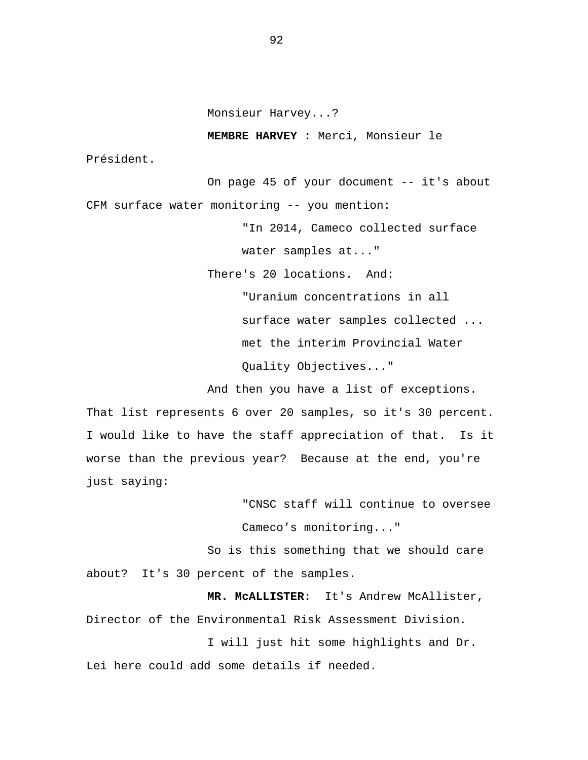Monsieur Harvey...?

**MEMBRE HARVEY :** Merci, Monsieur le Président.

On page 45 of your document -- it's about CFM surface water monitoring -- you mention:

> "In 2014, Cameco collected surface water samples at..."

There's 20 locations. And:

> "Uranium concentrations in all surface water samples collected ... met the interim Provincial Water Quality Objectives..."

And then you have a list of exceptions. That list represents 6 over 20 samples, so it's 30 percent. I would like to have the staff appreciation of that. Is it worse than the previous year? Because at the end, you're just saying:

> "CNSC staff will continue to oversee Cameco's monitoring..."

So is this something that we should care about? It's 30 percent of the samples.

**MR. McALLISTER:** It's Andrew McAllister, Director of the Environmental Risk Assessment Division.

I will just hit some highlights and Dr. Lei here could add some details if needed.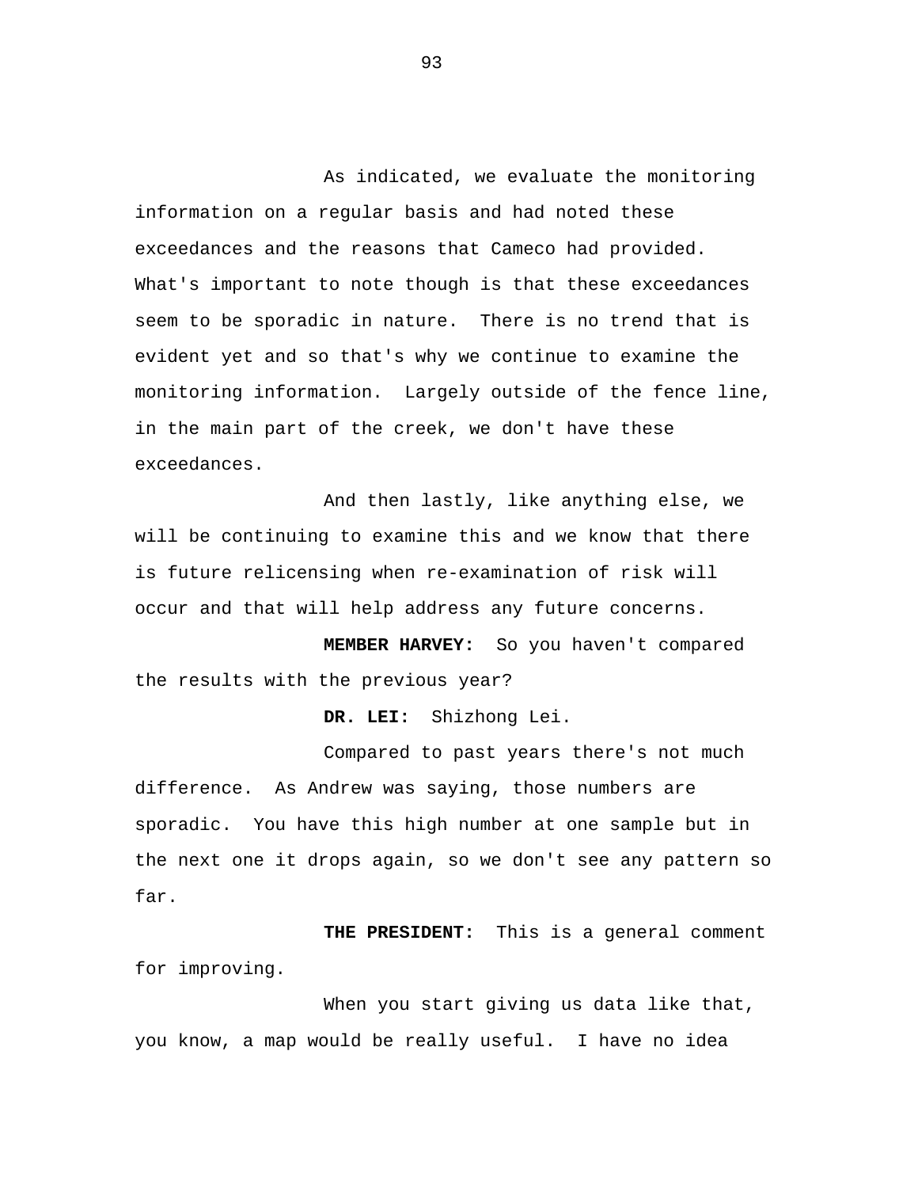As indicated, we evaluate the monitoring information on a regular basis and had noted these exceedances and the reasons that Cameco had provided. What's important to note though is that these exceedances seem to be sporadic in nature. There is no trend that is evident yet and so that's why we continue to examine the monitoring information. Largely outside of the fence line, in the main part of the creek, we don't have these exceedances.

And then lastly, like anything else, we will be continuing to examine this and we know that there is future relicensing when re-examination of risk will occur and that will help address any future concerns.

**MEMBER HARVEY:** So you haven't compared the results with the previous year?

**DR. LEI:** Shizhong Lei.

Compared to past years there's not much difference. As Andrew was saying, those numbers are sporadic. You have this high number at one sample but in the next one it drops again, so we don't see any pattern so far.

**THE PRESIDENT:** This is a general comment for improving.

When you start giving us data like that, you know, a map would be really useful. I have no idea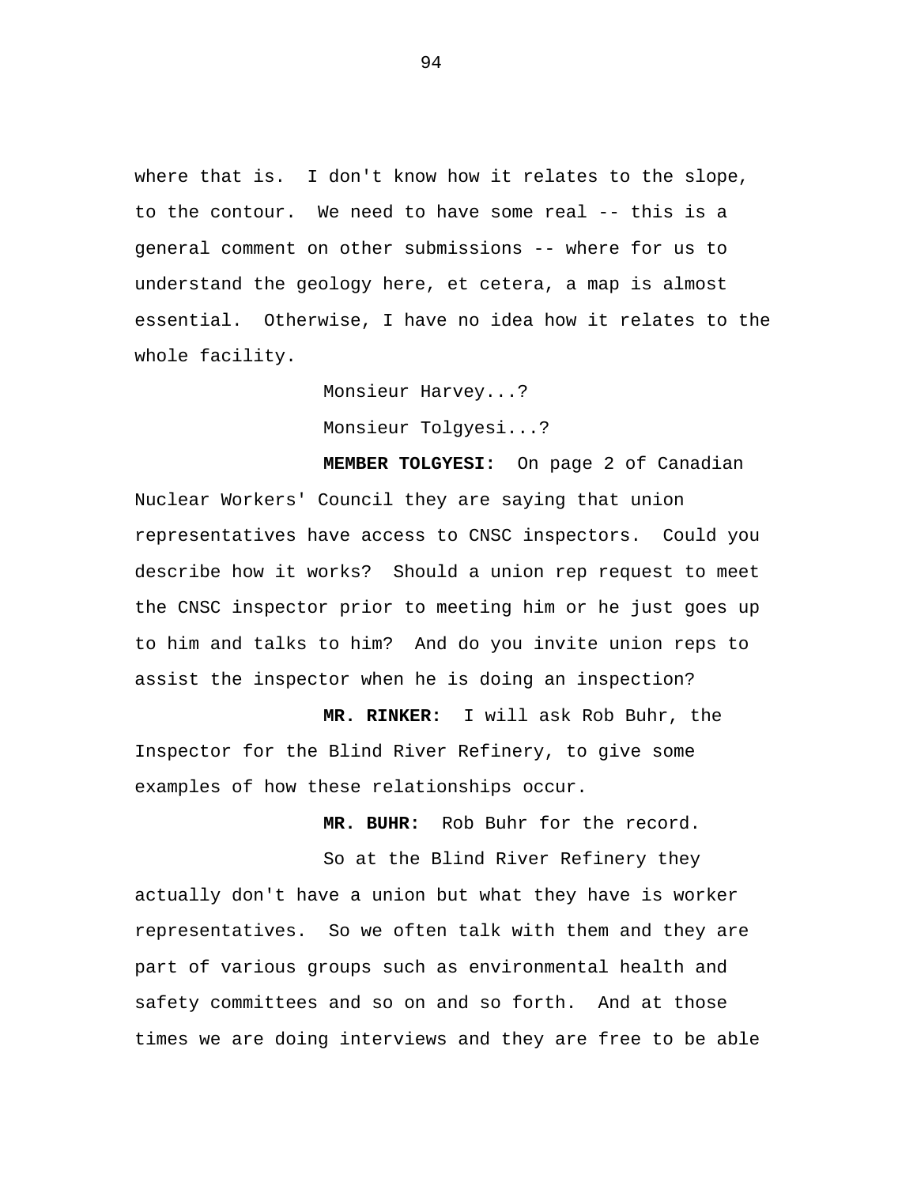where that is. I don't know how it relates to the slope, to the contour. We need to have some real -- this is a general comment on other submissions -- where for us to understand the geology here, et cetera, a map is almost essential. Otherwise, I have no idea how it relates to the whole facility.

Monsieur Harvey...?

Monsieur Tolgyesi...?

**MEMBER TOLGYESI:** On page 2 of Canadian Nuclear Workers' Council they are saying that union representatives have access to CNSC inspectors. Could you describe how it works? Should a union rep request to meet the CNSC inspector prior to meeting him or he just goes up to him and talks to him? And do you invite union reps to assist the inspector when he is doing an inspection?

**MR. RINKER:** I will ask Rob Buhr, the Inspector for the Blind River Refinery, to give some examples of how these relationships occur.

**MR. BUHR:** Rob Buhr for the record.

So at the Blind River Refinery they actually don't have a union but what they have is worker representatives. So we often talk with them and they are part of various groups such as environmental health and safety committees and so on and so forth. And at those times we are doing interviews and they are free to be able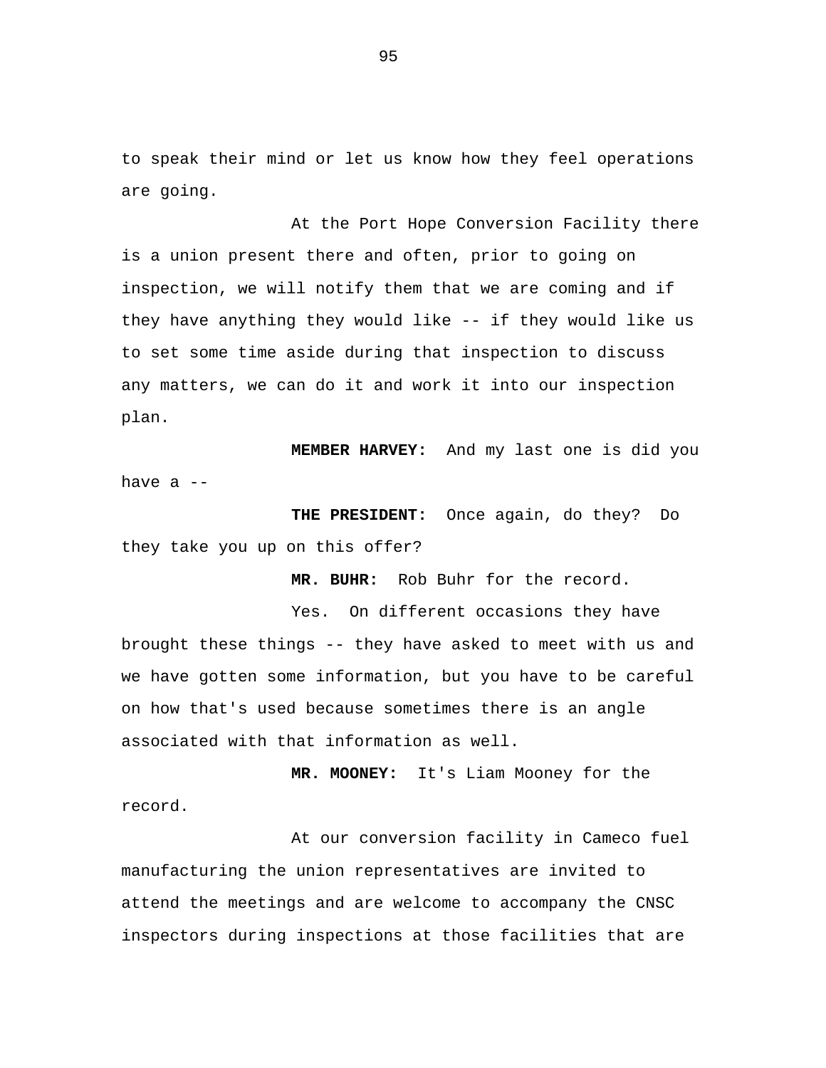to speak their mind or let us know how they feel operations are going.

At the Port Hope Conversion Facility there is a union present there and often, prior to going on inspection, we will notify them that we are coming and if they have anything they would like -- if they would like us to set some time aside during that inspection to discuss any matters, we can do it and work it into our inspection plan.

**MEMBER HARVEY:** And my last one is did you have a --

**THE PRESIDENT:** Once again, do they? Do they take you up on this offer?

**MR. BUHR:** Rob Buhr for the record.

Yes. On different occasions they have brought these things -- they have asked to meet with us and we have gotten some information, but you have to be careful on how that's used because sometimes there is an angle associated with that information as well.

**MR. MOONEY:** It's Liam Mooney for the record.

At our conversion facility in Cameco fuel manufacturing the union representatives are invited to attend the meetings and are welcome to accompany the CNSC inspectors during inspections at those facilities that are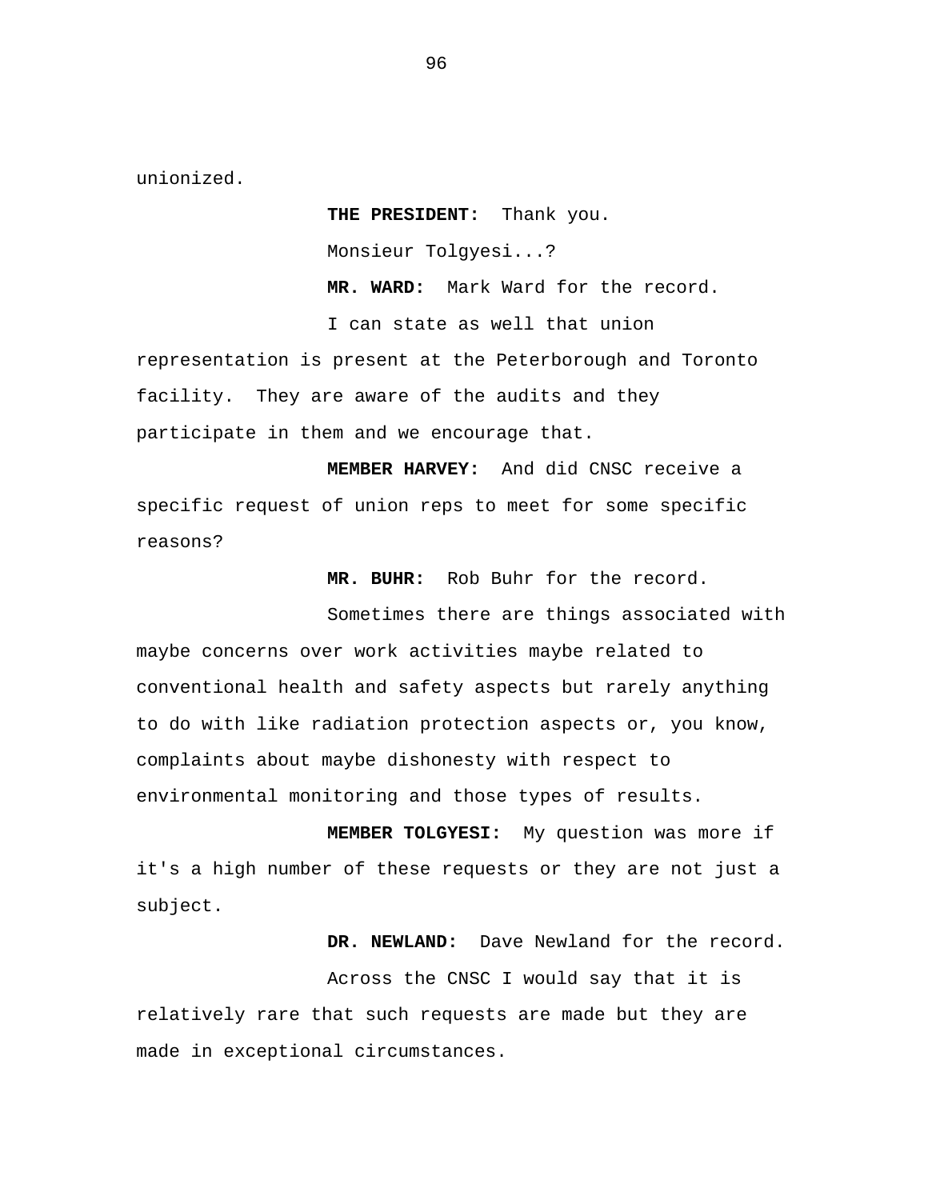unionized.

**THE PRESIDENT:** Thank you.

Monsieur Tolgyesi...?

**MR. WARD:** Mark Ward for the record.

I can state as well that union representation is present at the Peterborough and Toronto facility. They are aware of the audits and they participate in them and we encourage that.

**MEMBER HARVEY:** And did CNSC receive a specific request of union reps to meet for some specific reasons?

**MR. BUHR:** Rob Buhr for the record.

Sometimes there are things associated with maybe concerns over work activities maybe related to conventional health and safety aspects but rarely anything to do with like radiation protection aspects or, you know, complaints about maybe dishonesty with respect to environmental monitoring and those types of results.

**MEMBER TOLGYESI:** My question was more if it's a high number of these requests or they are not just a subject.

**DR. NEWLAND:** Dave Newland for the record.

Across the CNSC I would say that it is relatively rare that such requests are made but they are made in exceptional circumstances.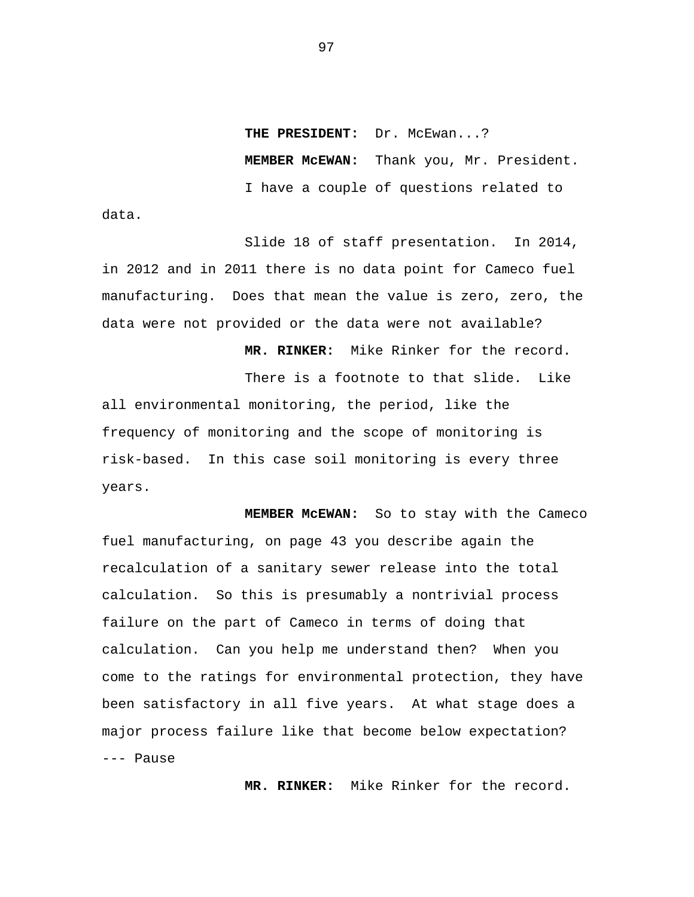**THE PRESIDENT:** Dr. McEwan...?

**MEMBER McEWAN:** Thank you, Mr. President.

I have a couple of questions related to data.

Slide 18 of staff presentation. In 2014, in 2012 and in 2011 there is no data point for Cameco fuel manufacturing. Does that mean the value is zero, zero, the data were not provided or the data were not available?

**MR. RINKER:** Mike Rinker for the record.

There is a footnote to that slide. Like all environmental monitoring, the period, like the frequency of monitoring and the scope of monitoring is risk-based. In this case soil monitoring is every three years.

**MEMBER McEWAN:** So to stay with the Cameco fuel manufacturing, on page 43 you describe again the recalculation of a sanitary sewer release into the total calculation. So this is presumably a nontrivial process failure on the part of Cameco in terms of doing that calculation. Can you help me understand then? When you come to the ratings for environmental protection, they have been satisfactory in all five years. At what stage does a major process failure like that become below expectation?

--- Pause

**MR. RINKER:** Mike Rinker for the record.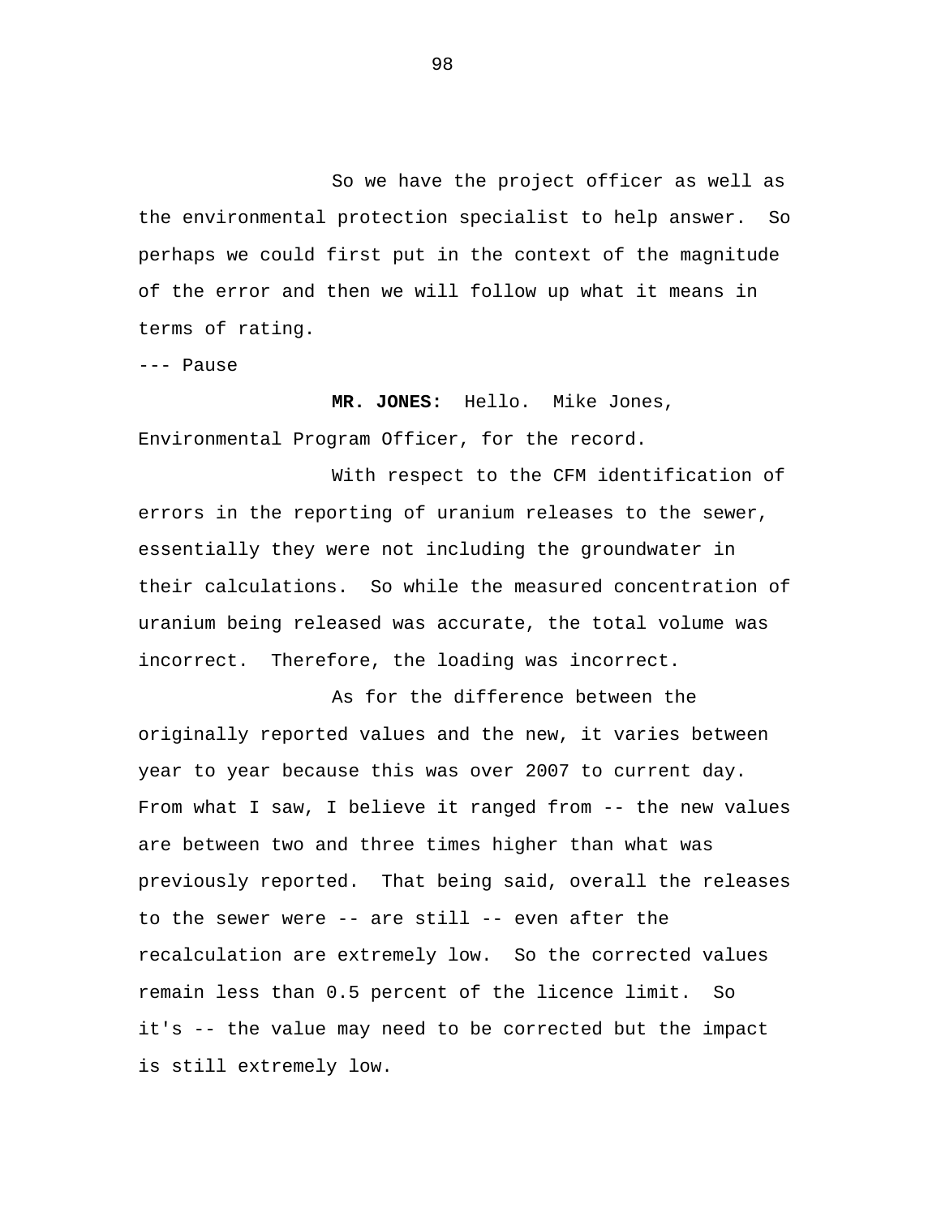So we have the project officer as well as the environmental protection specialist to help answer. So perhaps we could first put in the context of the magnitude of the error and then we will follow up what it means in terms of rating.

--- Pause

**MR. JONES:** Hello. Mike Jones, Environmental Program Officer, for the record.

With respect to the CFM identification of errors in the reporting of uranium releases to the sewer, essentially they were not including the groundwater in their calculations. So while the measured concentration of uranium being released was accurate, the total volume was incorrect. Therefore, the loading was incorrect.

As for the difference between the originally reported values and the new, it varies between year to year because this was over 2007 to current day. From what I saw, I believe it ranged from -- the new values are between two and three times higher than what was previously reported. That being said, overall the releases to the sewer were -- are still -- even after the recalculation are extremely low. So the corrected values remain less than 0.5 percent of the licence limit. So it's -- the value may need to be corrected but the impact is still extremely low.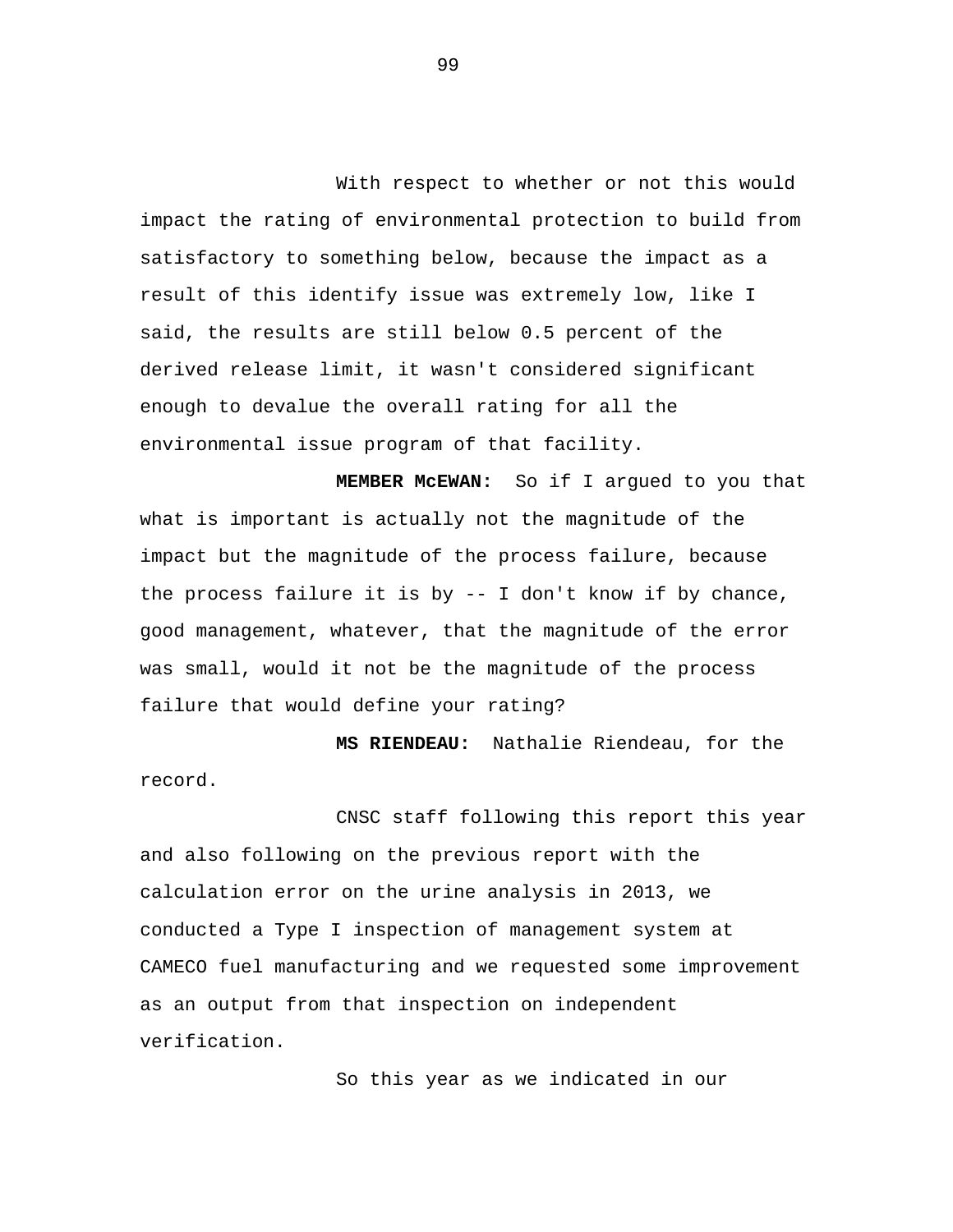With respect to whether or not this would impact the rating of environmental protection to build from satisfactory to something below, because the impact as a result of this identify issue was extremely low, like I said, the results are still below 0.5 percent of the derived release limit, it wasn't considered significant enough to devalue the overall rating for all the environmental issue program of that facility.

**MEMBER McEWAN:** So if I argued to you that what is important is actually not the magnitude of the impact but the magnitude of the process failure, because the process failure it is by -- I don't know if by chance, good management, whatever, that the magnitude of the error was small, would it not be the magnitude of the process failure that would define your rating?

**MS RIENDEAU:** Nathalie Riendeau, for the record.

CNSC staff following this report this year and also following on the previous report with the calculation error on the urine analysis in 2013, we conducted a Type I inspection of management system at CAMECO fuel manufacturing and we requested some improvement as an output from that inspection on independent verification.

So this year as we indicated in our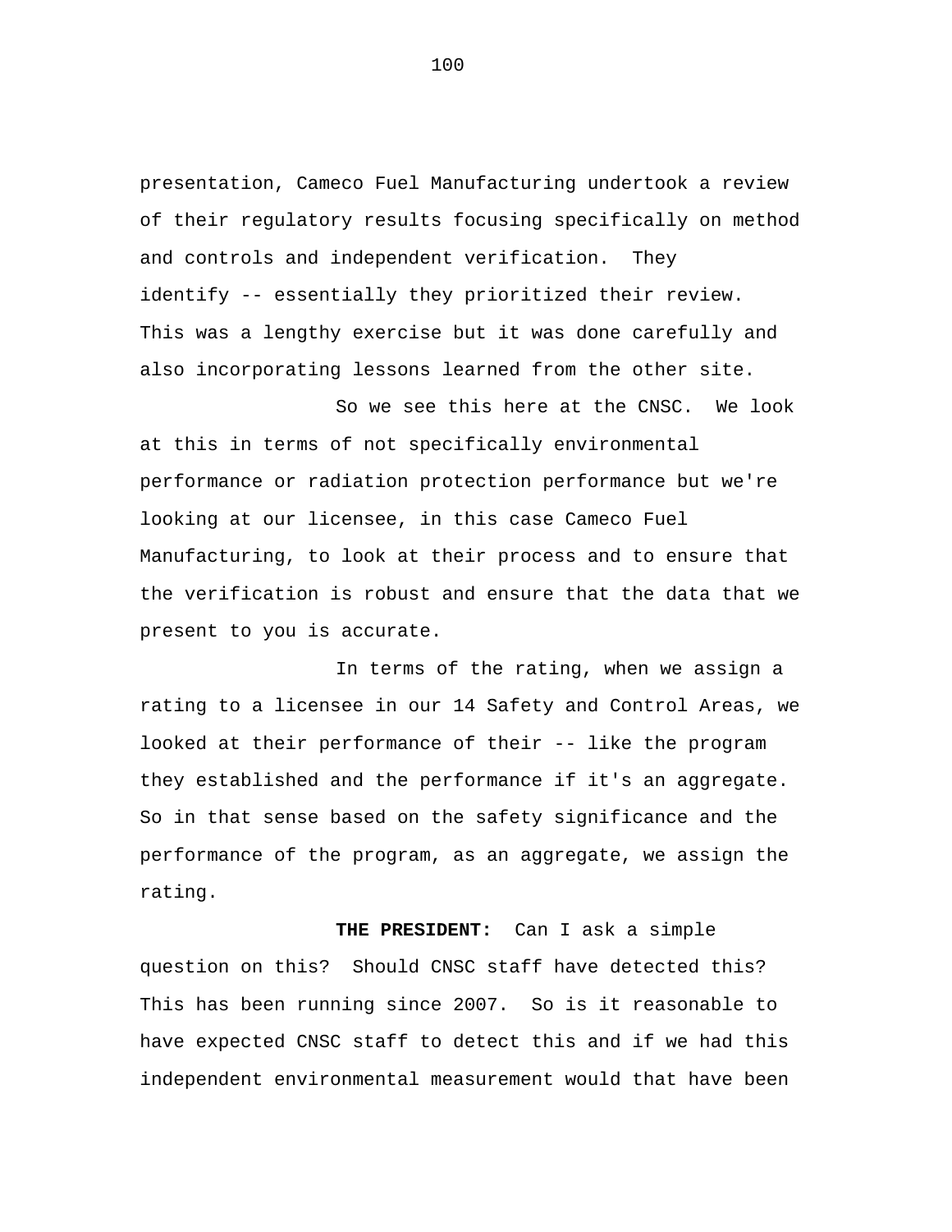presentation, Cameco Fuel Manufacturing undertook a review of their regulatory results focusing specifically on method and controls and independent verification. They identify -- essentially they prioritized their review. This was a lengthy exercise but it was done carefully and also incorporating lessons learned from the other site.

So we see this here at the CNSC. We look at this in terms of not specifically environmental performance or radiation protection performance but we're looking at our licensee, in this case Cameco Fuel Manufacturing, to look at their process and to ensure that the verification is robust and ensure that the data that we present to you is accurate.

In terms of the rating, when we assign a rating to a licensee in our 14 Safety and Control Areas, we looked at their performance of their -- like the program they established and the performance if it's an aggregate. So in that sense based on the safety significance and the performance of the program, as an aggregate, we assign the rating.

**THE PRESIDENT:** Can I ask a simple question on this? Should CNSC staff have detected this? This has been running since 2007. So is it reasonable to have expected CNSC staff to detect this and if we had this independent environmental measurement would that have been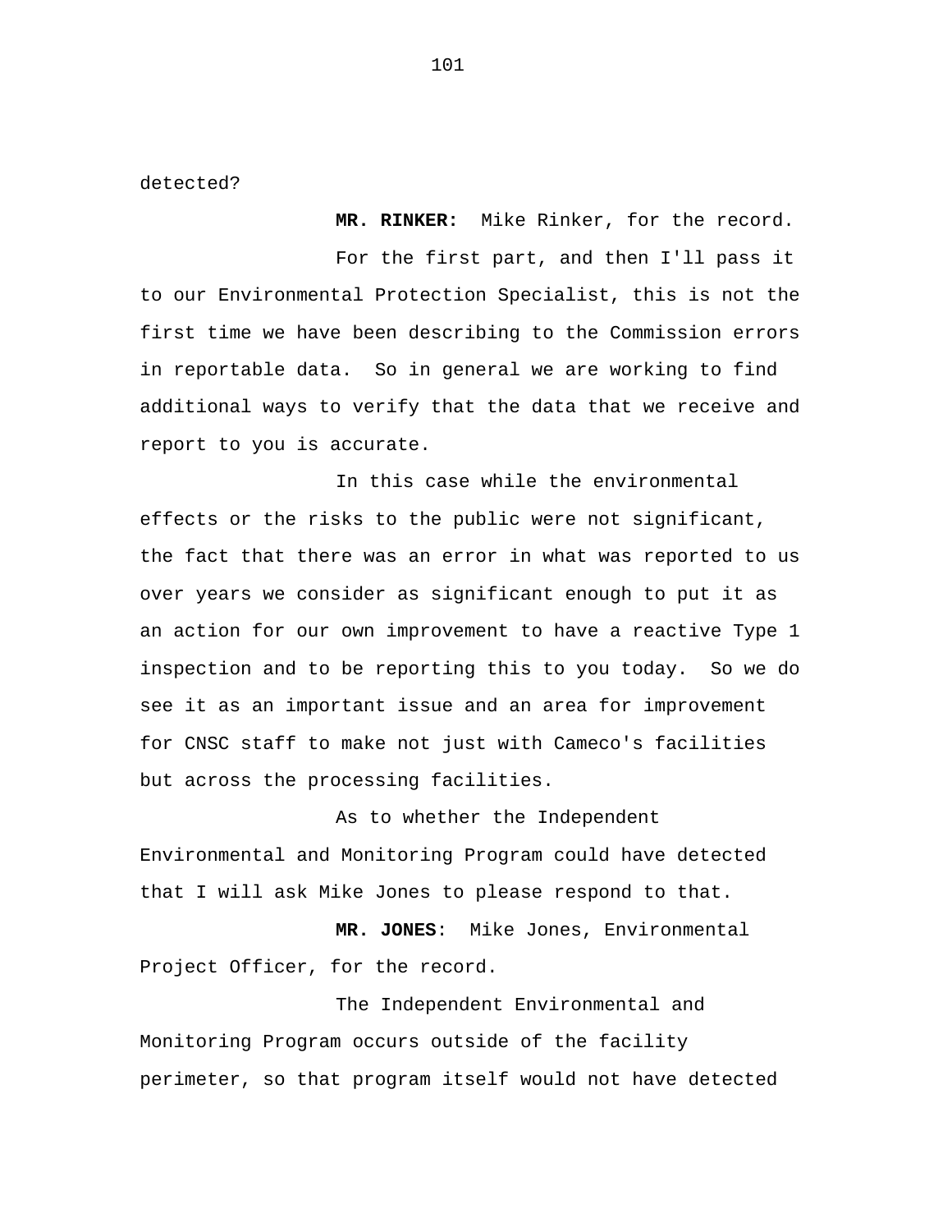detected?

**MR. RINKER:** Mike Rinker, for the record.

For the first part, and then I'll pass it to our Environmental Protection Specialist, this is not the first time we have been describing to the Commission errors in reportable data. So in general we are working to find additional ways to verify that the data that we receive and report to you is accurate.

In this case while the environmental effects or the risks to the public were not significant, the fact that there was an error in what was reported to us over years we consider as significant enough to put it as an action for our own improvement to have a reactive Type 1 inspection and to be reporting this to you today. So we do see it as an important issue and an area for improvement for CNSC staff to make not just with Cameco's facilities but across the processing facilities.

As to whether the Independent Environmental and Monitoring Program could have detected that I will ask Mike Jones to please respond to that.

**MR. JONES**: Mike Jones, Environmental Project Officer, for the record.

The Independent Environmental and Monitoring Program occurs outside of the facility perimeter, so that program itself would not have detected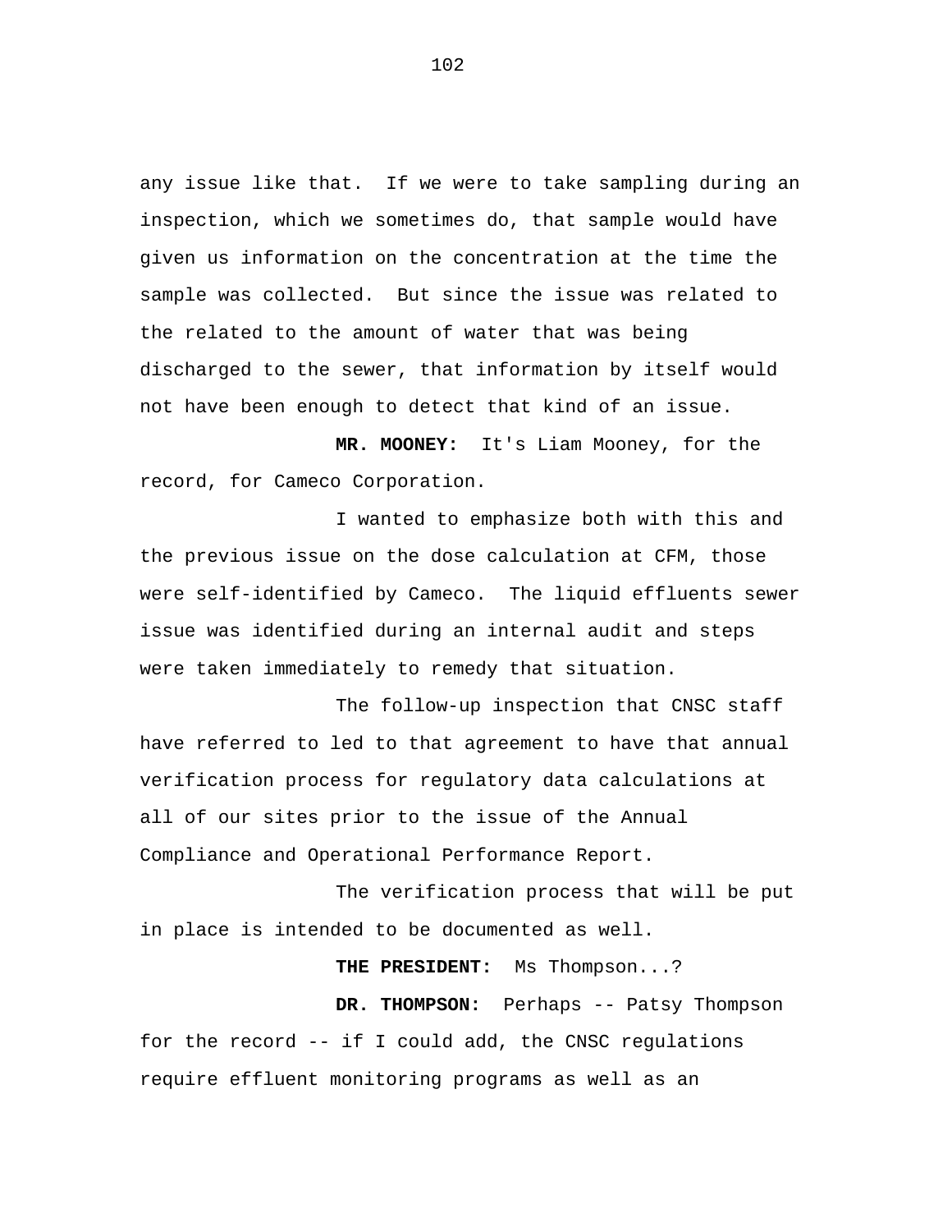any issue like that. If we were to take sampling during an inspection, which we sometimes do, that sample would have given us information on the concentration at the time the sample was collected. But since the issue was related to the related to the amount of water that was being discharged to the sewer, that information by itself would not have been enough to detect that kind of an issue.

**MR. MOONEY:** It's Liam Mooney, for the record, for Cameco Corporation.

I wanted to emphasize both with this and the previous issue on the dose calculation at CFM, those were self-identified by Cameco. The liquid effluents sewer issue was identified during an internal audit and steps were taken immediately to remedy that situation.

The follow-up inspection that CNSC staff have referred to led to that agreement to have that annual verification process for regulatory data calculations at all of our sites prior to the issue of the Annual Compliance and Operational Performance Report.

The verification process that will be put in place is intended to be documented as well.

**THE PRESIDENT:** Ms Thompson...?

**DR. THOMPSON:** Perhaps -- Patsy Thompson for the record -- if I could add, the CNSC regulations require effluent monitoring programs as well as an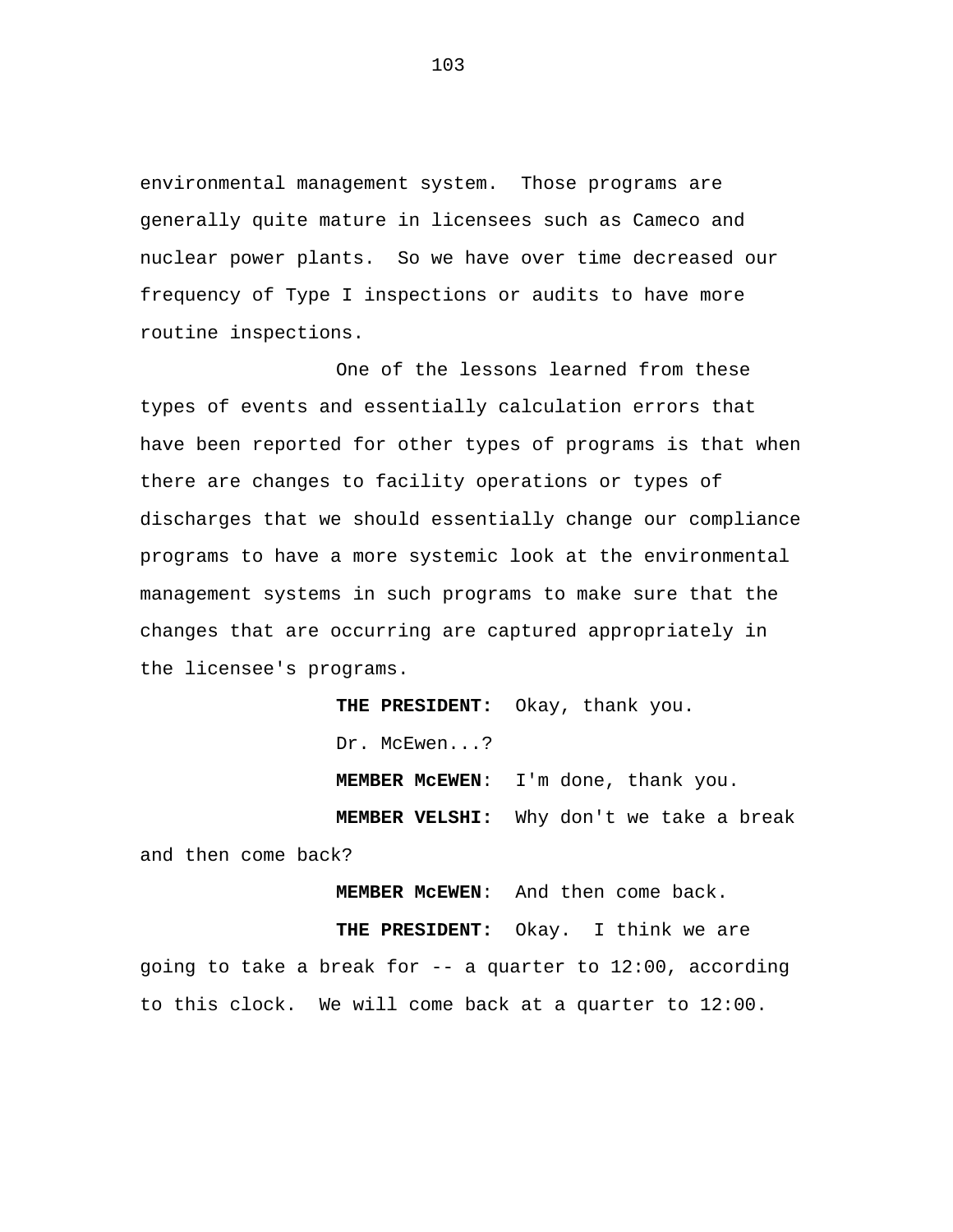environmental management system. Those programs are generally quite mature in licensees such as Cameco and nuclear power plants. So we have over time decreased our frequency of Type I inspections or audits to have more routine inspections.

One of the lessons learned from these types of events and essentially calculation errors that have been reported for other types of programs is that when there are changes to facility operations or types of discharges that we should essentially change our compliance programs to have a more systemic look at the environmental management systems in such programs to make sure that the changes that are occurring are captured appropriately in the licensee's programs.

**THE PRESIDENT:** Okay, thank you.

Dr. McEwen...?

**MEMBER McEWEN**: I'm done, thank you.

**MEMBER VELSHI:** Why don't we take a break and then come back?

**MEMBER McEWEN**: And then come back.

**THE PRESIDENT:** Okay. I think we are going to take a break for -- a quarter to 12:00, according to this clock. We will come back at a quarter to 12:00.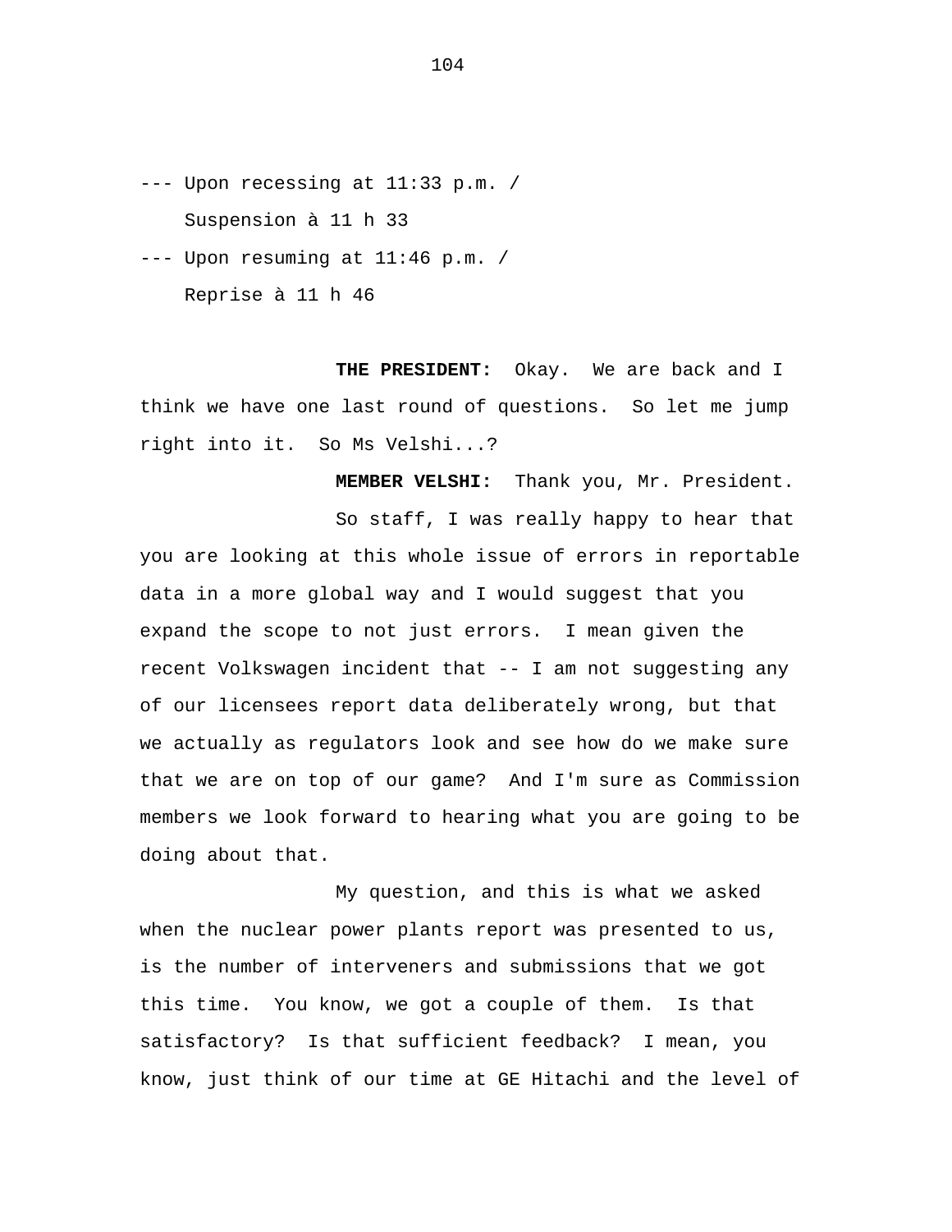--- Upon recessing at 11:33 p.m. /
Suspension à 11 h 33

--- Upon resuming at 11:46 p.m. /
Reprise à 11 h 46

**THE PRESIDENT:** Okay. We are back and I think we have one last round of questions. So let me jump right into it. So Ms Velshi...?

**MEMBER VELSHI:** Thank you, Mr. President.

So staff, I was really happy to hear that you are looking at this whole issue of errors in reportable data in a more global way and I would suggest that you expand the scope to not just errors. I mean given the recent Volkswagen incident that -- I am not suggesting any of our licensees report data deliberately wrong, but that we actually as regulators look and see how do we make sure that we are on top of our game? And I'm sure as Commission members we look forward to hearing what you are going to be doing about that.

My question, and this is what we asked when the nuclear power plants report was presented to us, is the number of interveners and submissions that we got this time. You know, we got a couple of them. Is that satisfactory? Is that sufficient feedback? I mean, you know, just think of our time at GE Hitachi and the level of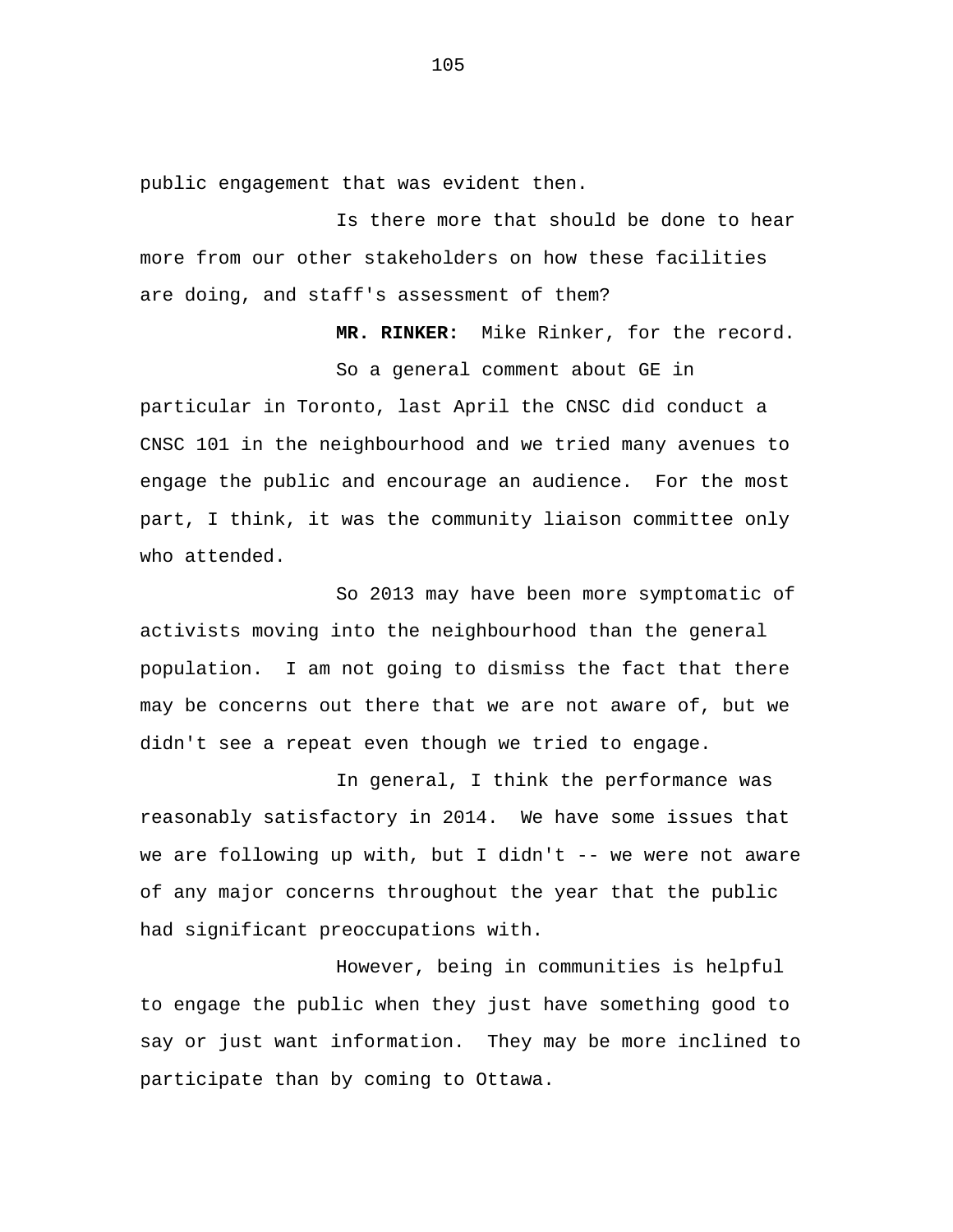public engagement that was evident then.

Is there more that should be done to hear more from our other stakeholders on how these facilities are doing, and staff's assessment of them?

**MR. RINKER:** Mike Rinker, for the record.

So a general comment about GE in particular in Toronto, last April the CNSC did conduct a CNSC 101 in the neighbourhood and we tried many avenues to engage the public and encourage an audience. For the most part, I think, it was the community liaison committee only who attended.

So 2013 may have been more symptomatic of activists moving into the neighbourhood than the general population. I am not going to dismiss the fact that there may be concerns out there that we are not aware of, but we didn't see a repeat even though we tried to engage.

In general, I think the performance was reasonably satisfactory in 2014. We have some issues that we are following up with, but I didn't -- we were not aware of any major concerns throughout the year that the public had significant preoccupations with.

However, being in communities is helpful to engage the public when they just have something good to say or just want information. They may be more inclined to participate than by coming to Ottawa.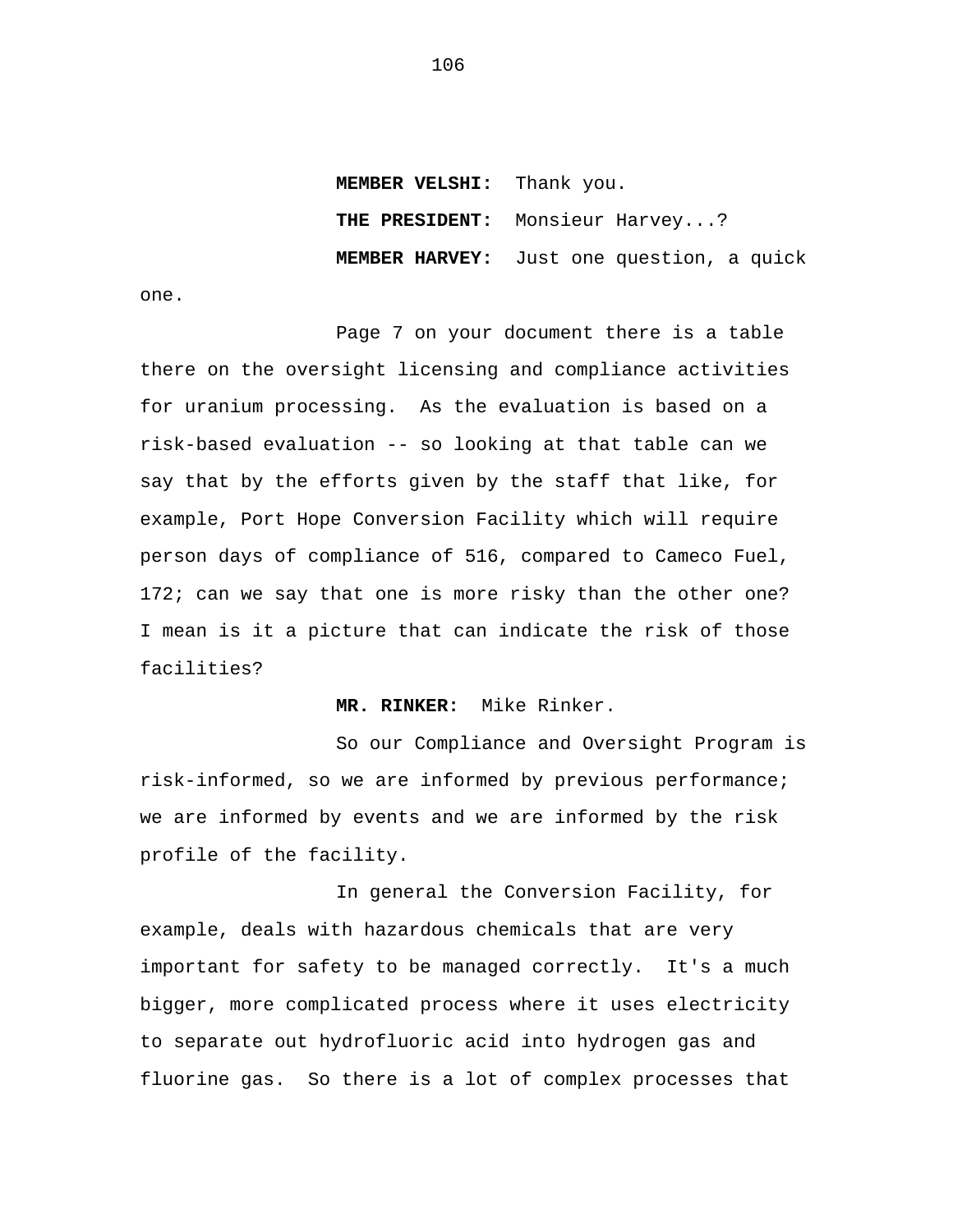**MEMBER VELSHI:** Thank you.

**THE PRESIDENT:** Monsieur Harvey...?

**MEMBER HARVEY:** Just one question, a quick one.

Page 7 on your document there is a table there on the oversight licensing and compliance activities for uranium processing. As the evaluation is based on a risk-based evaluation -- so looking at that table can we say that by the efforts given by the staff that like, for example, Port Hope Conversion Facility which will require person days of compliance of 516, compared to Cameco Fuel, 172; can we say that one is more risky than the other one? I mean is it a picture that can indicate the risk of those facilities?

**MR. RINKER:** Mike Rinker.

So our Compliance and Oversight Program is risk-informed, so we are informed by previous performance; we are informed by events and we are informed by the risk profile of the facility.

In general the Conversion Facility, for example, deals with hazardous chemicals that are very important for safety to be managed correctly. It's a much bigger, more complicated process where it uses electricity to separate out hydrofluoric acid into hydrogen gas and fluorine gas. So there is a lot of complex processes that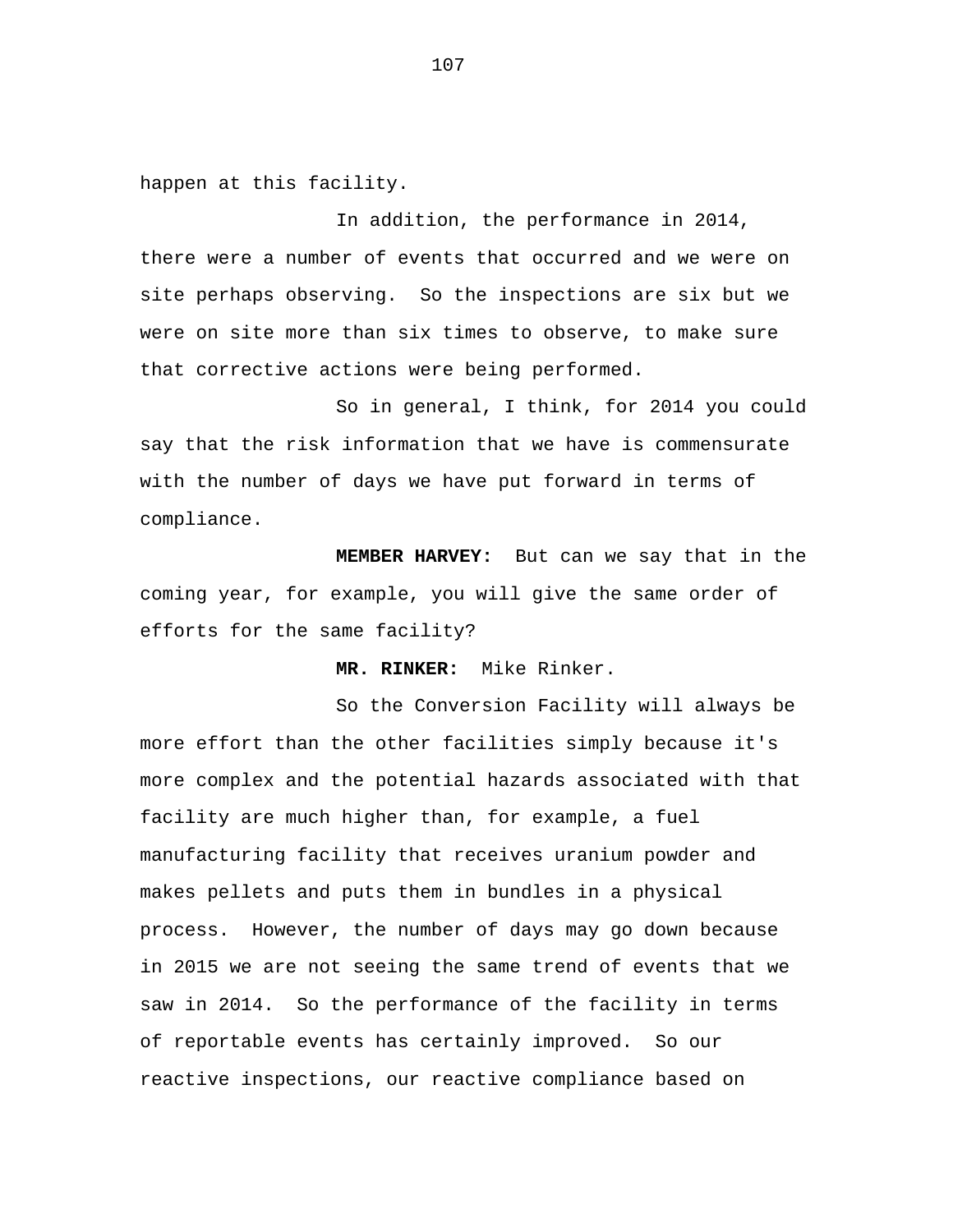happen at this facility.

In addition, the performance in 2014, there were a number of events that occurred and we were on site perhaps observing. So the inspections are six but we were on site more than six times to observe, to make sure that corrective actions were being performed.

So in general, I think, for 2014 you could say that the risk information that we have is commensurate with the number of days we have put forward in terms of compliance.

**MEMBER HARVEY:** But can we say that in the coming year, for example, you will give the same order of efforts for the same facility?

**MR. RINKER:** Mike Rinker.

So the Conversion Facility will always be more effort than the other facilities simply because it's more complex and the potential hazards associated with that facility are much higher than, for example, a fuel manufacturing facility that receives uranium powder and makes pellets and puts them in bundles in a physical process. However, the number of days may go down because in 2015 we are not seeing the same trend of events that we saw in 2014. So the performance of the facility in terms of reportable events has certainly improved. So our reactive inspections, our reactive compliance based on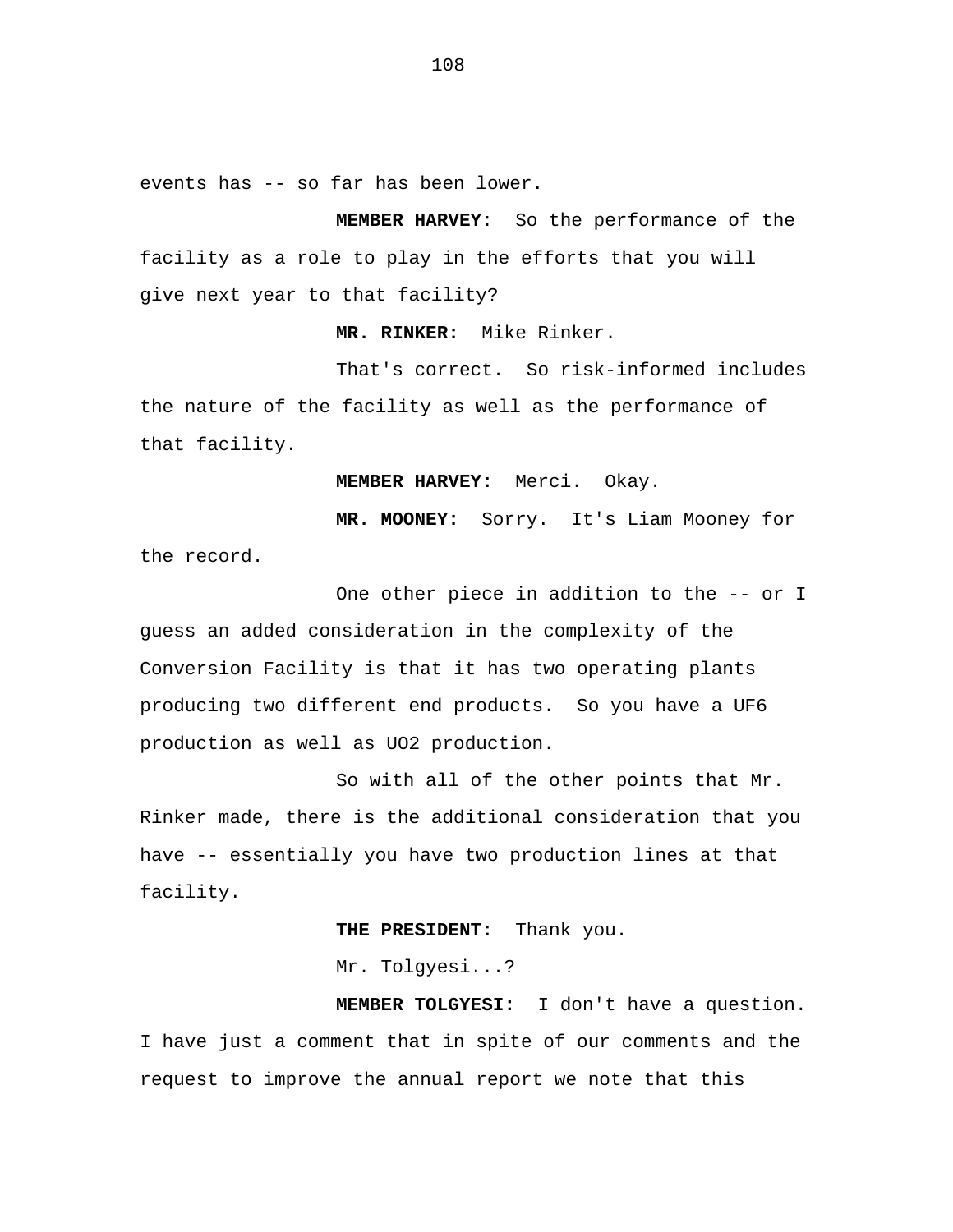events has -- so far has been lower.

**MEMBER HARVEY**: So the performance of the facility as a role to play in the efforts that you will give next year to that facility?

**MR. RINKER:** Mike Rinker.

That's correct. So risk-informed includes the nature of the facility as well as the performance of that facility.

**MEMBER HARVEY:** Merci. Okay.

**MR. MOONEY:** Sorry. It's Liam Mooney for the record.

One other piece in addition to the -- or I guess an added consideration in the complexity of the Conversion Facility is that it has two operating plants producing two different end products. So you have a $UF_6$ production as well as $UO_2$ production.

So with all of the other points that Mr. Rinker made, there is the additional consideration that you have -- essentially you have two production lines at that facility.

**THE PRESIDENT:** Thank you.

Mr. Tolgyesi...?

**MEMBER TOLGYESI:** I don't have a question. I have just a comment that in spite of our comments and the request to improve the annual report we note that this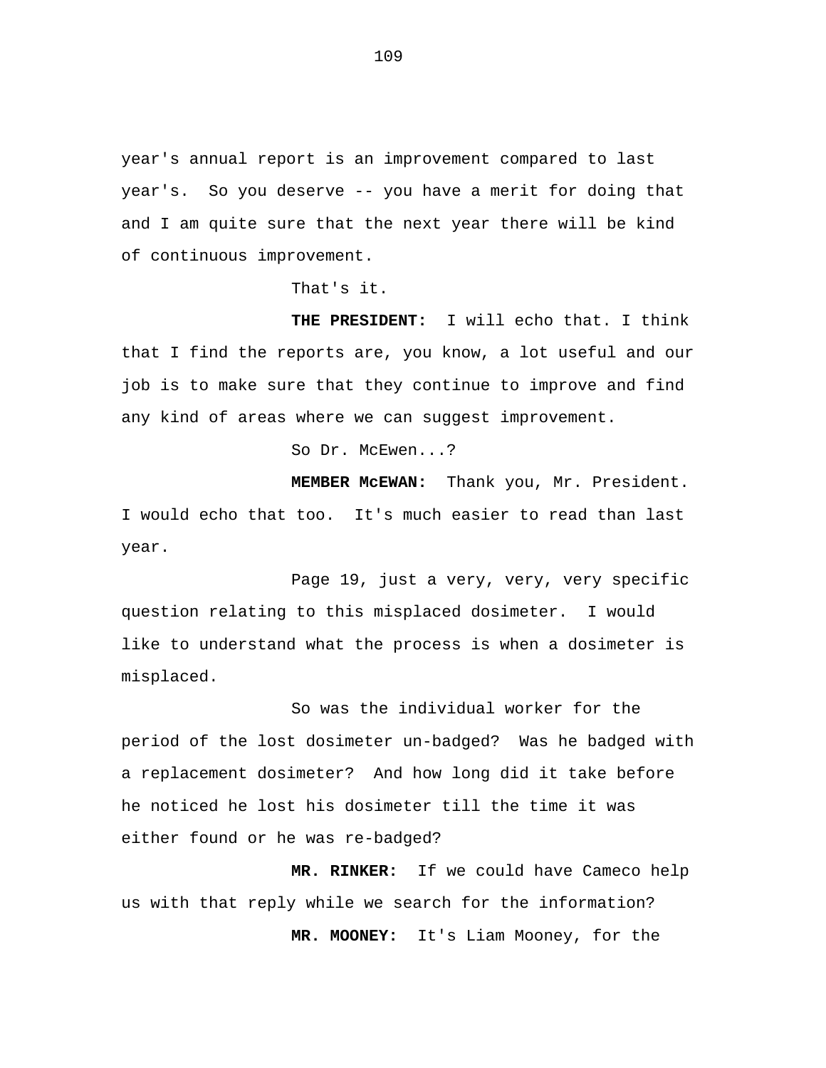year's annual report is an improvement compared to last year's. So you deserve -- you have a merit for doing that and I am quite sure that the next year there will be kind of continuous improvement.

That's it.

**THE PRESIDENT:** I will echo that. I think that I find the reports are, you know, a lot useful and our job is to make sure that they continue to improve and find any kind of areas where we can suggest improvement.

So Dr. McEwen...?

**MEMBER McEWAN:** Thank you, Mr. President. I would echo that too. It's much easier to read than last year.

Page 19, just a very, very, very specific question relating to this misplaced dosimeter. I would like to understand what the process is when a dosimeter is misplaced.

So was the individual worker for the period of the lost dosimeter un-badged? Was he badged with a replacement dosimeter? And how long did it take before he noticed he lost his dosimeter till the time it was either found or he was re-badged?

**MR. RINKER:** If we could have Cameco help us with that reply while we search for the information?

**MR. MOONEY:** It's Liam Mooney, for the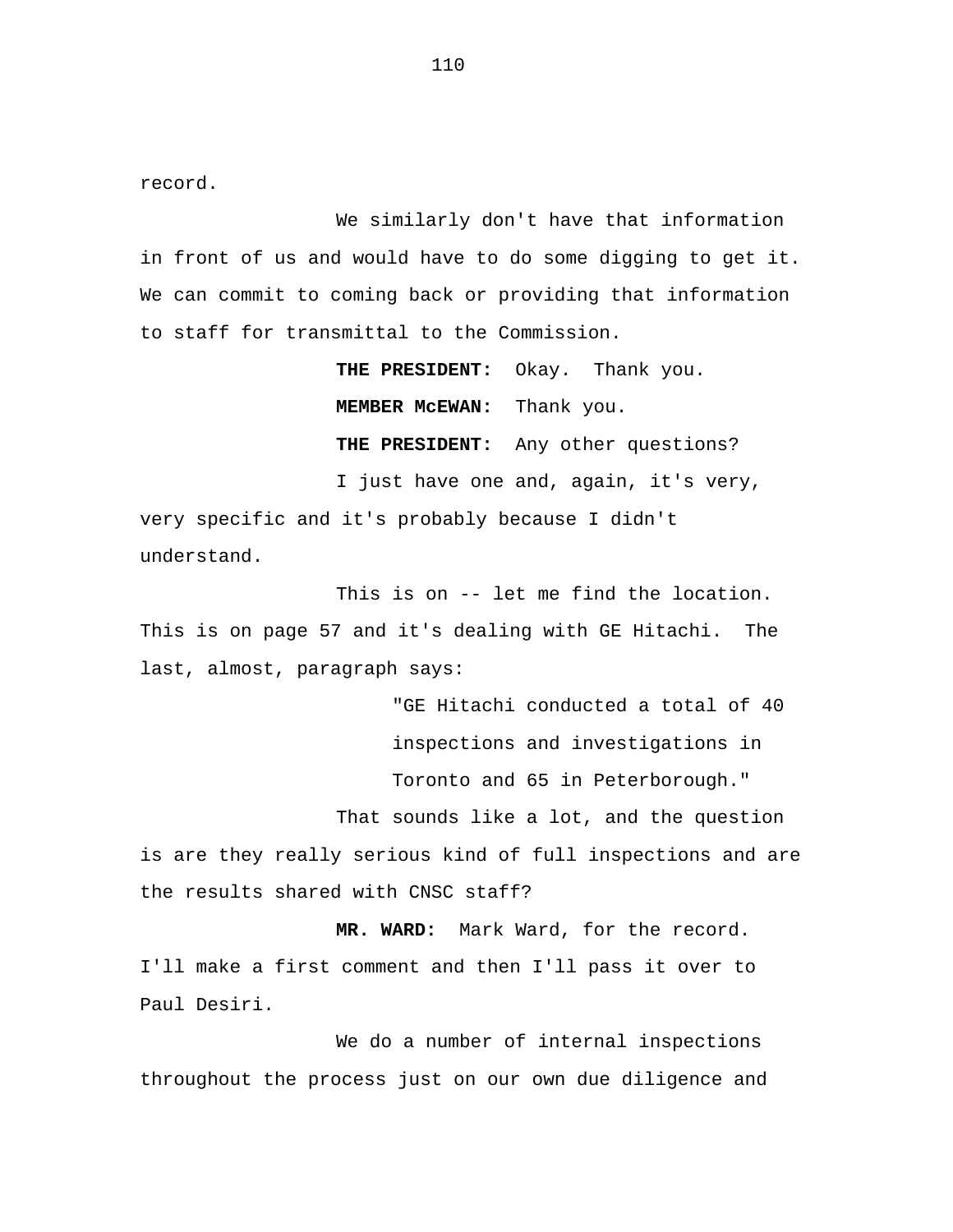record.

We similarly don't have that information in front of us and would have to do some digging to get it. We can commit to coming back or providing that information to staff for transmittal to the Commission.

**THE PRESIDENT:** Okay. Thank you.

**MEMBER McEWAN:** Thank you.

**THE PRESIDENT:** Any other questions?

I just have one and, again, it's very, very specific and it's probably because I didn't understand.

This is on -- let me find the location. This is on page 57 and it's dealing with GE Hitachi. The last, almost, paragraph says:

> "GE Hitachi conducted a total of 40 inspections and investigations in Toronto and 65 in Peterborough."

That sounds like a lot, and the question is are they really serious kind of full inspections and are the results shared with CNSC staff?

**MR. WARD:** Mark Ward, for the record. I'll make a first comment and then I'll pass it over to Paul Desiri.

We do a number of internal inspections throughout the process just on our own due diligence and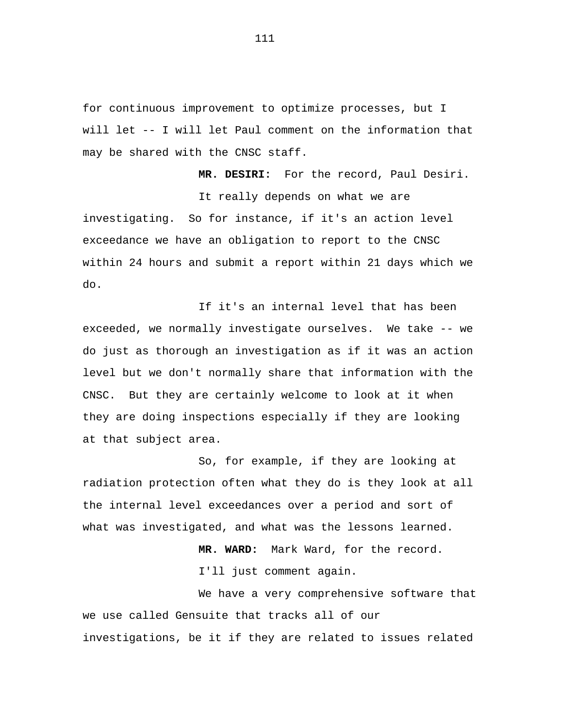for continuous improvement to optimize processes, but I will let -- I will let Paul comment on the information that may be shared with the CNSC staff.

**MR. DESIRI:** For the record, Paul Desiri.

It really depends on what we are investigating. So for instance, if it's an action level exceedance we have an obligation to report to the CNSC within 24 hours and submit a report within 21 days which we do.

If it's an internal level that has been exceeded, we normally investigate ourselves. We take -- we do just as thorough an investigation as if it was an action level but we don't normally share that information with the CNSC. But they are certainly welcome to look at it when they are doing inspections especially if they are looking at that subject area.

So, for example, if they are looking at radiation protection often what they do is they look at all the internal level exceedances over a period and sort of what was investigated, and what was the lessons learned.

**MR. WARD:** Mark Ward, for the record.

I'll just comment again.

We have a very comprehensive software that we use called Gensuite that tracks all of our investigations, be it if they are related to issues related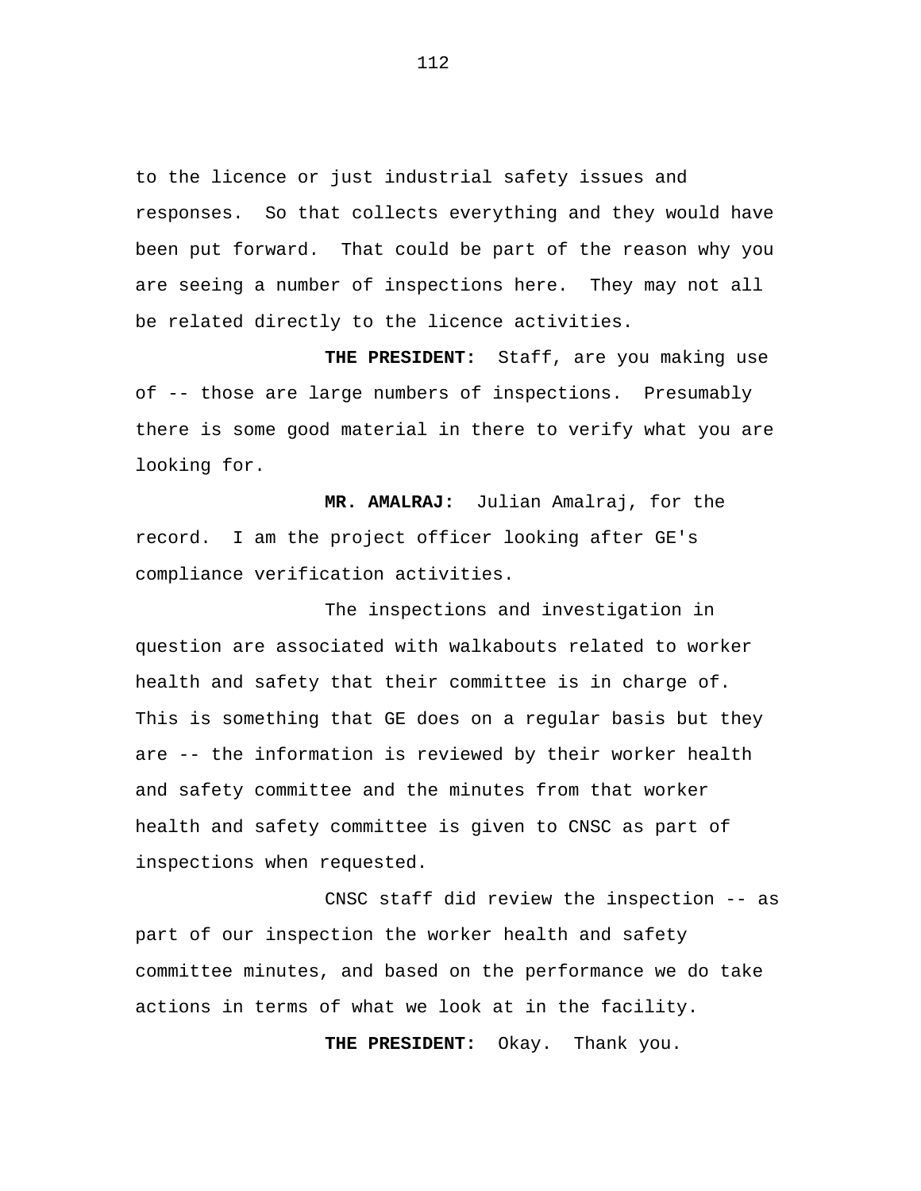to the licence or just industrial safety issues and responses. So that collects everything and they would have been put forward. That could be part of the reason why you are seeing a number of inspections here. They may not all be related directly to the licence activities.

**THE PRESIDENT:** Staff, are you making use of -- those are large numbers of inspections. Presumably there is some good material in there to verify what you are looking for.

**MR. AMALRAJ:** Julian Amalraj, for the record. I am the project officer looking after GE's compliance verification activities.

The inspections and investigation in question are associated with walkabouts related to worker health and safety that their committee is in charge of. This is something that GE does on a regular basis but they are -- the information is reviewed by their worker health and safety committee and the minutes from that worker health and safety committee is given to CNSC as part of inspections when requested.

CNSC staff did review the inspection -- as part of our inspection the worker health and safety committee minutes, and based on the performance we do take actions in terms of what we look at in the facility.

**THE PRESIDENT:** Okay. Thank you.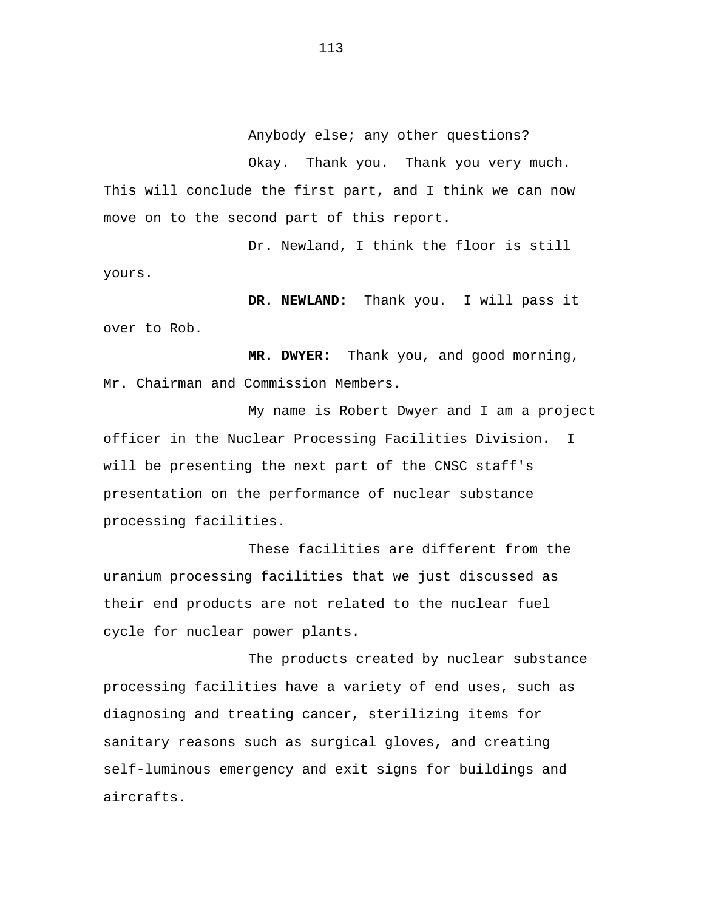Anybody else; any other questions?

Okay. Thank you. Thank you very much. This will conclude the first part, and I think we can now move on to the second part of this report.

Dr. Newland, I think the floor is still yours.

**DR. NEWLAND:** Thank you. I will pass it over to Rob.

**MR. DWYER:** Thank you, and good morning, Mr. Chairman and Commission Members.

My name is Robert Dwyer and I am a project officer in the Nuclear Processing Facilities Division. I will be presenting the next part of the CNSC staff's presentation on the performance of nuclear substance processing facilities.

These facilities are different from the uranium processing facilities that we just discussed as their end products are not related to the nuclear fuel cycle for nuclear power plants.

The products created by nuclear substance processing facilities have a variety of end uses, such as diagnosing and treating cancer, sterilizing items for sanitary reasons such as surgical gloves, and creating self-luminous emergency and exit signs for buildings and aircrafts.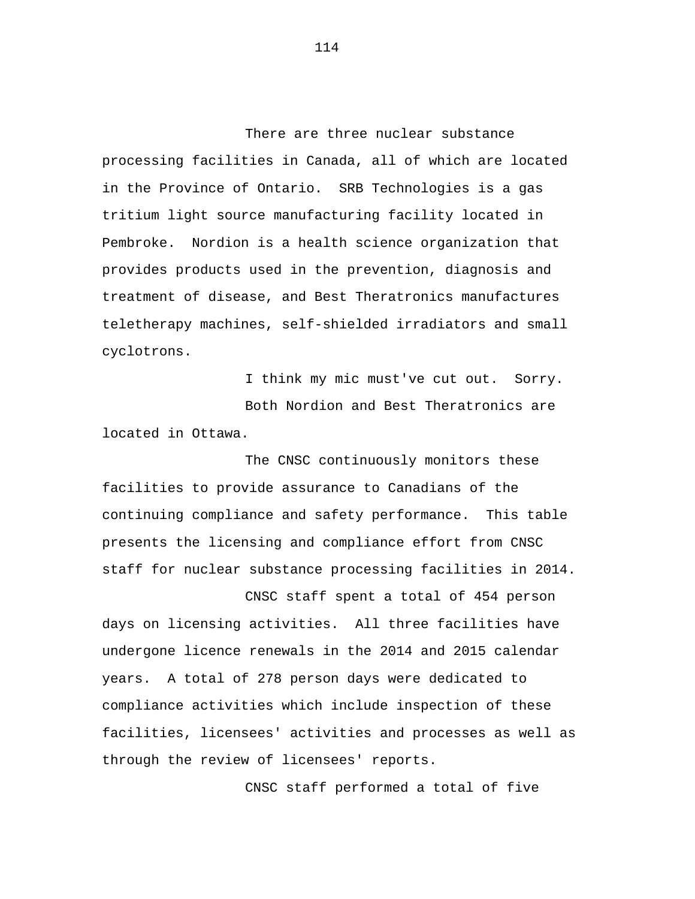There are three nuclear substance processing facilities in Canada, all of which are located in the Province of Ontario. SRB Technologies is a gas tritium light source manufacturing facility located in Pembroke. Nordion is a health science organization that provides products used in the prevention, diagnosis and treatment of disease, and Best Theratronics manufactures teletherapy machines, self-shielded irradiators and small cyclotrons.

I think my mic must've cut out. Sorry.

Both Nordion and Best Theratronics are located in Ottawa.

The CNSC continuously monitors these facilities to provide assurance to Canadians of the continuing compliance and safety performance. This table presents the licensing and compliance effort from CNSC staff for nuclear substance processing facilities in 2014.

CNSC staff spent a total of 454 person days on licensing activities. All three facilities have undergone licence renewals in the 2014 and 2015 calendar years. A total of 278 person days were dedicated to compliance activities which include inspection of these facilities, licensees' activities and processes as well as through the review of licensees' reports.

CNSC staff performed a total of five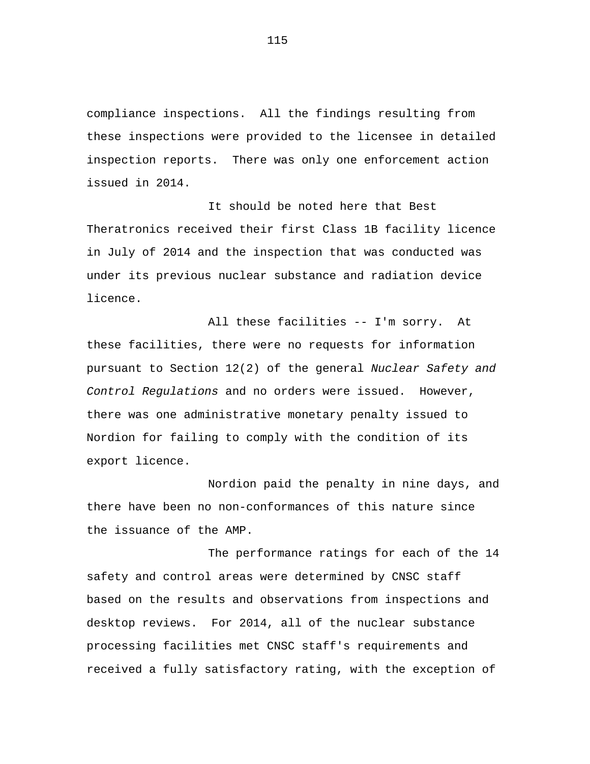compliance inspections. All the findings resulting from these inspections were provided to the licensee in detailed inspection reports. There was only one enforcement action issued in 2014.

It should be noted here that Best Theratronics received their first Class 1B facility licence in July of 2014 and the inspection that was conducted was under its previous nuclear substance and radiation device licence.

All these facilities -- I'm sorry. At these facilities, there were no requests for information pursuant to Section 12(2) of the general *Nuclear Safety and Control Regulations* and no orders were issued. However, there was one administrative monetary penalty issued to Nordion for failing to comply with the condition of its export licence.

Nordion paid the penalty in nine days, and there have been no non-conformances of this nature since the issuance of the AMP.

The performance ratings for each of the 14 safety and control areas were determined by CNSC staff based on the results and observations from inspections and desktop reviews. For 2014, all of the nuclear substance processing facilities met CNSC staff's requirements and received a fully satisfactory rating, with the exception of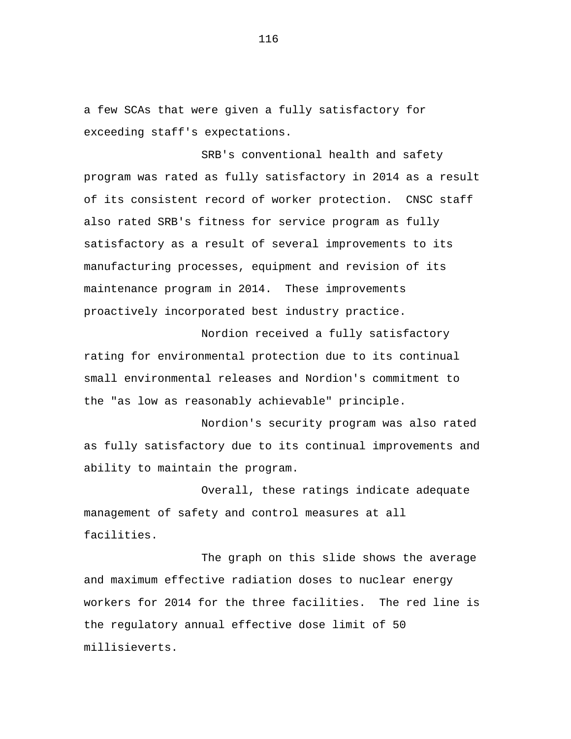a few SCAs that were given a fully satisfactory for exceeding staff's expectations.

SRB's conventional health and safety program was rated as fully satisfactory in 2014 as a result of its consistent record of worker protection. CNSC staff also rated SRB's fitness for service program as fully satisfactory as a result of several improvements to its manufacturing processes, equipment and revision of its maintenance program in 2014. These improvements proactively incorporated best industry practice.

Nordion received a fully satisfactory rating for environmental protection due to its continual small environmental releases and Nordion's commitment to the "as low as reasonably achievable" principle.

Nordion's security program was also rated as fully satisfactory due to its continual improvements and ability to maintain the program.

Overall, these ratings indicate adequate management of safety and control measures at all facilities.

The graph on this slide shows the average and maximum effective radiation doses to nuclear energy workers for 2014 for the three facilities. The red line is the regulatory annual effective dose limit of 50 millisieverts.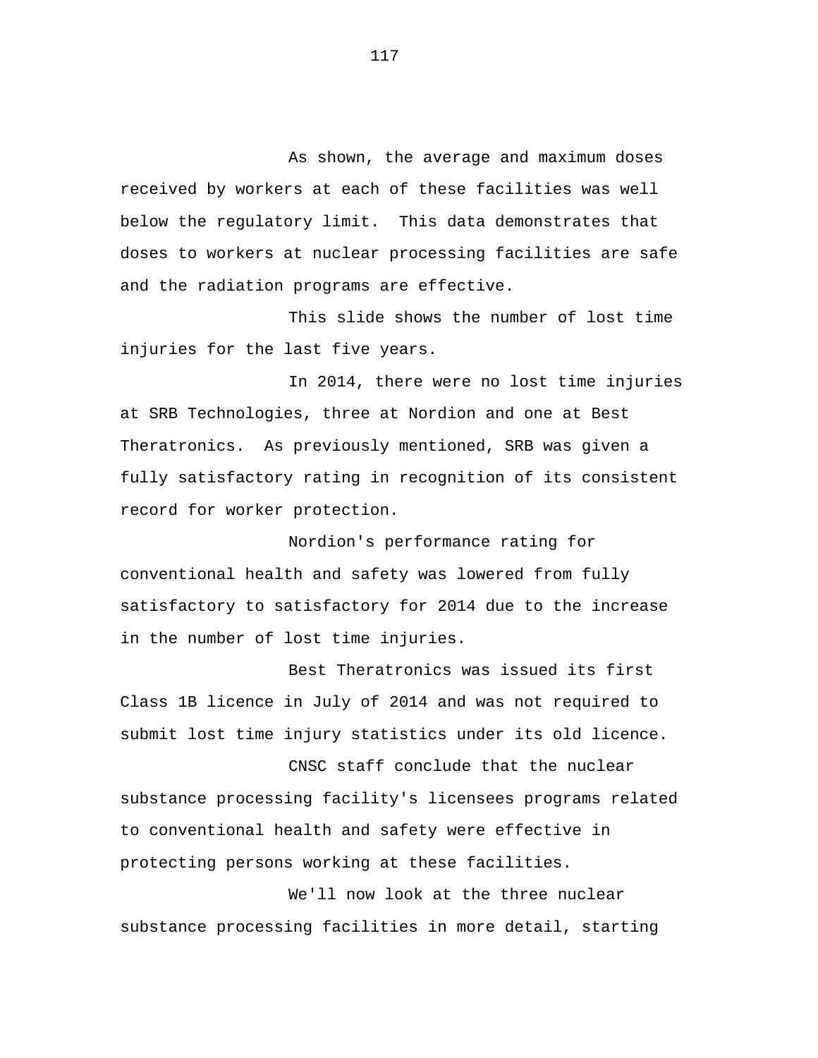As shown, the average and maximum doses received by workers at each of these facilities was well below the regulatory limit. This data demonstrates that doses to workers at nuclear processing facilities are safe and the radiation programs are effective.

This slide shows the number of lost time injuries for the last five years.

In 2014, there were no lost time injuries at SRB Technologies, three at Nordion and one at Best Theratronics. As previously mentioned, SRB was given a fully satisfactory rating in recognition of its consistent record for worker protection.

Nordion's performance rating for conventional health and safety was lowered from fully satisfactory to satisfactory for 2014 due to the increase in the number of lost time injuries.

Best Theratronics was issued its first Class 1B licence in July of 2014 and was not required to submit lost time injury statistics under its old licence.

CNSC staff conclude that the nuclear substance processing facility's licensees programs related to conventional health and safety were effective in protecting persons working at these facilities.

We'll now look at the three nuclear substance processing facilities in more detail, starting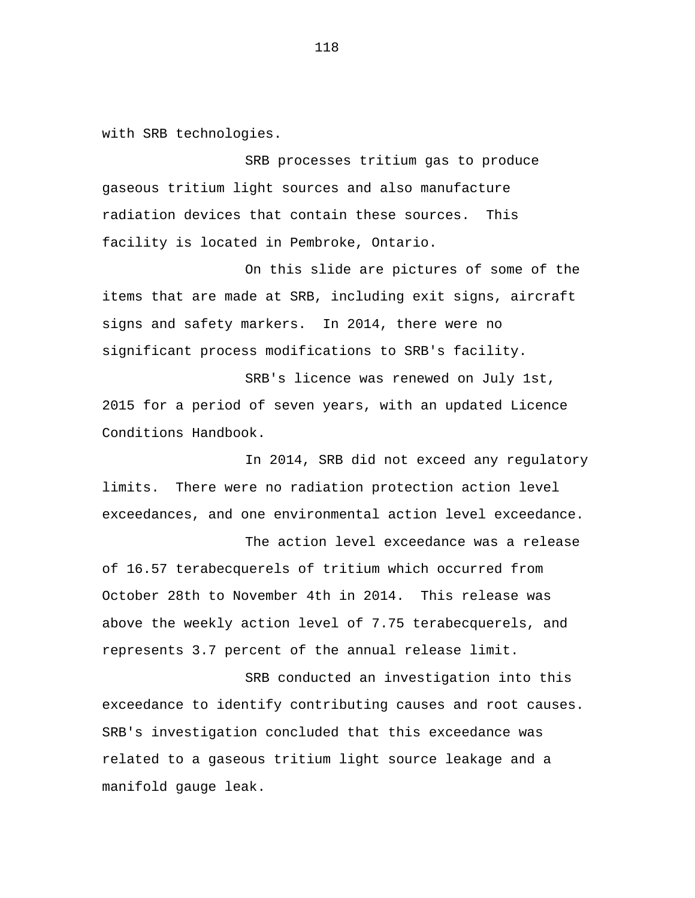with SRB technologies.

SRB processes tritium gas to produce gaseous tritium light sources and also manufacture radiation devices that contain these sources. This facility is located in Pembroke, Ontario.

On this slide are pictures of some of the items that are made at SRB, including exit signs, aircraft signs and safety markers. In 2014, there were no significant process modifications to SRB's facility.

SRB's licence was renewed on July 1st, 2015 for a period of seven years, with an updated Licence Conditions Handbook.

In 2014, SRB did not exceed any regulatory limits. There were no radiation protection action level exceedances, and one environmental action level exceedance.

The action level exceedance was a release of 16.57 terabecquerels of tritium which occurred from October 28th to November 4th in 2014. This release was above the weekly action level of 7.75 terabecquerels, and represents 3.7 percent of the annual release limit.

SRB conducted an investigation into this exceedance to identify contributing causes and root causes. SRB's investigation concluded that this exceedance was related to a gaseous tritium light source leakage and a manifold gauge leak.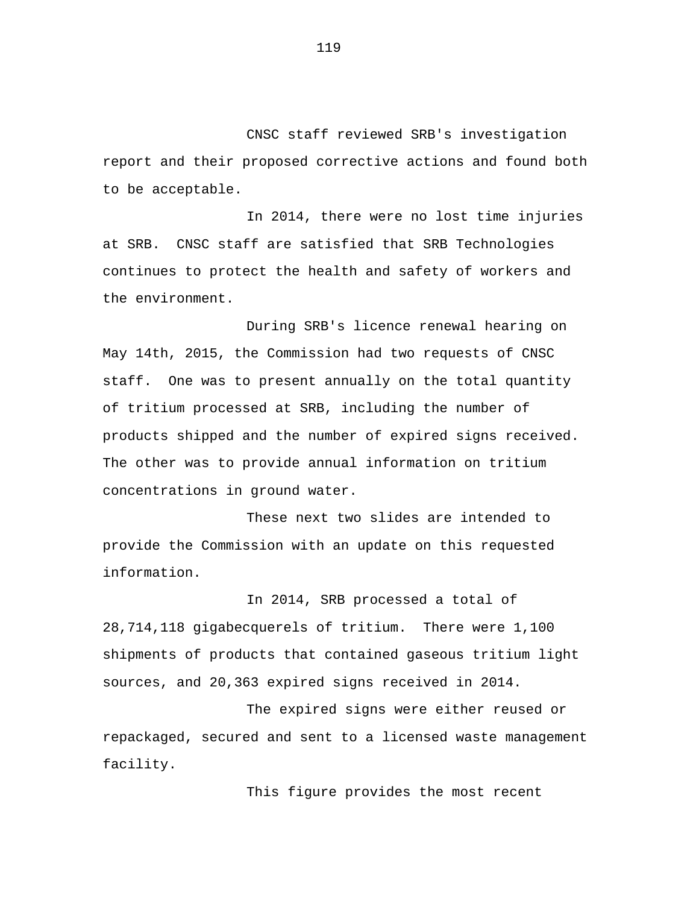CNSC staff reviewed SRB's investigation report and their proposed corrective actions and found both to be acceptable.

In 2014, there were no lost time injuries at SRB. CNSC staff are satisfied that SRB Technologies continues to protect the health and safety of workers and the environment.

During SRB's licence renewal hearing on May 14th, 2015, the Commission had two requests of CNSC staff. One was to present annually on the total quantity of tritium processed at SRB, including the number of products shipped and the number of expired signs received. The other was to provide annual information on tritium concentrations in ground water.

These next two slides are intended to provide the Commission with an update on this requested information.

In 2014, SRB processed a total of 28,714,118 gigabecquerels of tritium. There were 1,100 shipments of products that contained gaseous tritium light sources, and 20,363 expired signs received in 2014.

The expired signs were either reused or repackaged, secured and sent to a licensed waste management facility.

This figure provides the most recent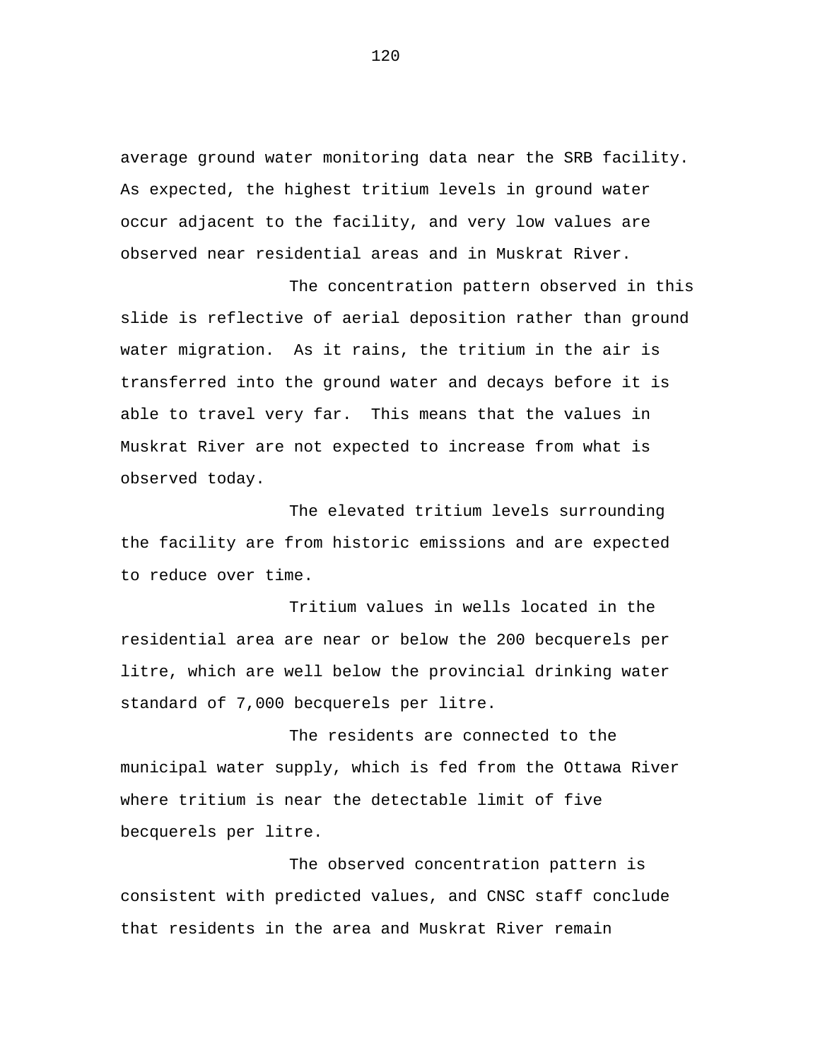average ground water monitoring data near the SRB facility. As expected, the highest tritium levels in ground water occur adjacent to the facility, and very low values are observed near residential areas and in Muskrat River.

The concentration pattern observed in this slide is reflective of aerial deposition rather than ground water migration. As it rains, the tritium in the air is transferred into the ground water and decays before it is able to travel very far. This means that the values in Muskrat River are not expected to increase from what is observed today.

The elevated tritium levels surrounding the facility are from historic emissions and are expected to reduce over time.

Tritium values in wells located in the residential area are near or below the 200 becquerels per litre, which are well below the provincial drinking water standard of 7,000 becquerels per litre.

The residents are connected to the municipal water supply, which is fed from the Ottawa River where tritium is near the detectable limit of five becquerels per litre.

The observed concentration pattern is consistent with predicted values, and CNSC staff conclude that residents in the area and Muskrat River remain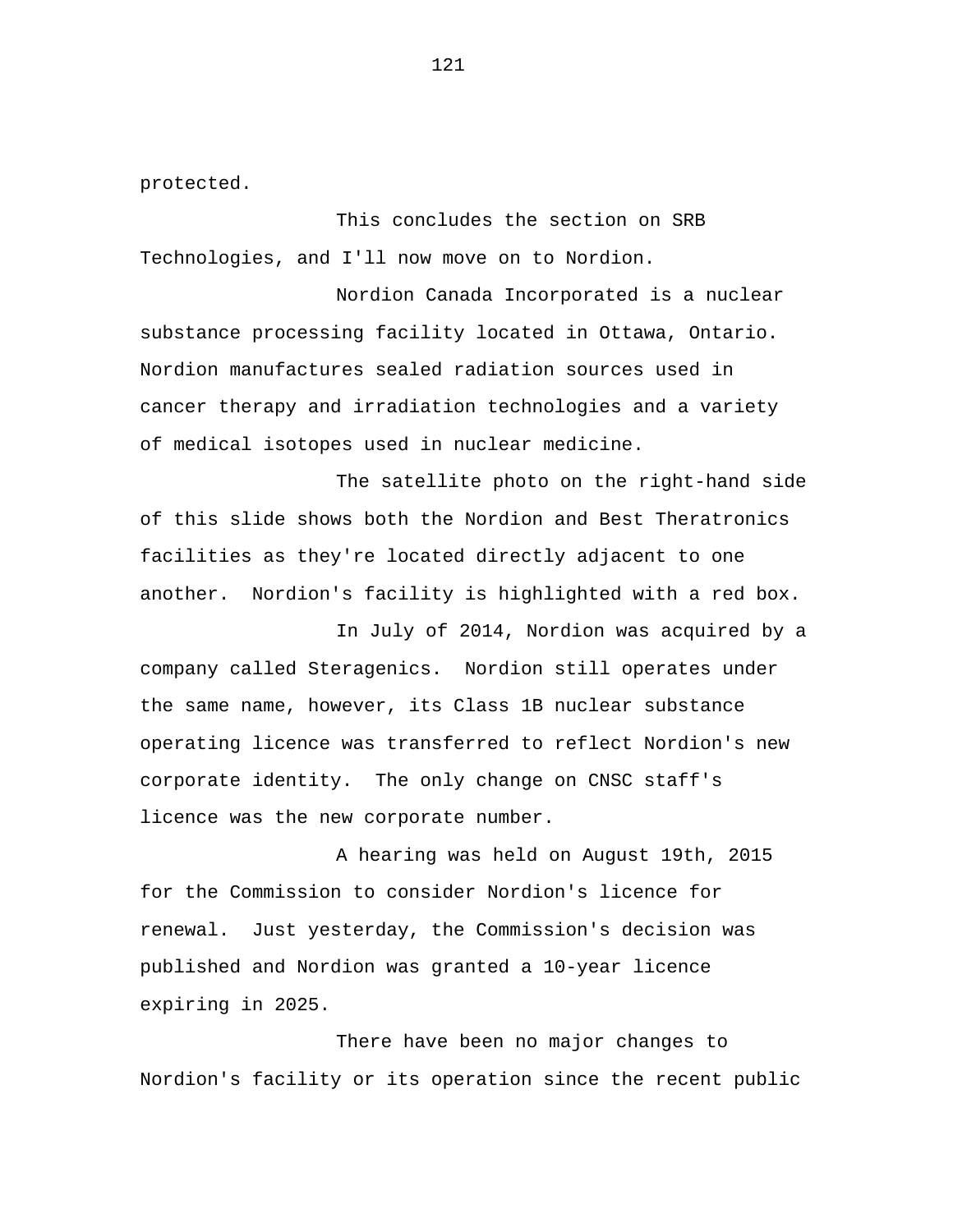protected.

This concludes the section on SRB Technologies, and I'll now move on to Nordion.

Nordion Canada Incorporated is a nuclear substance processing facility located in Ottawa, Ontario. Nordion manufactures sealed radiation sources used in cancer therapy and irradiation technologies and a variety of medical isotopes used in nuclear medicine.

The satellite photo on the right-hand side of this slide shows both the Nordion and Best Theratronics facilities as they're located directly adjacent to one another. Nordion's facility is highlighted with a red box.

In July of 2014, Nordion was acquired by a company called Steragenics. Nordion still operates under the same name, however, its Class 1B nuclear substance operating licence was transferred to reflect Nordion's new corporate identity. The only change on CNSC staff's licence was the new corporate number.

A hearing was held on August 19th, 2015 for the Commission to consider Nordion's licence for renewal. Just yesterday, the Commission's decision was published and Nordion was granted a 10-year licence expiring in 2025.

There have been no major changes to Nordion's facility or its operation since the recent public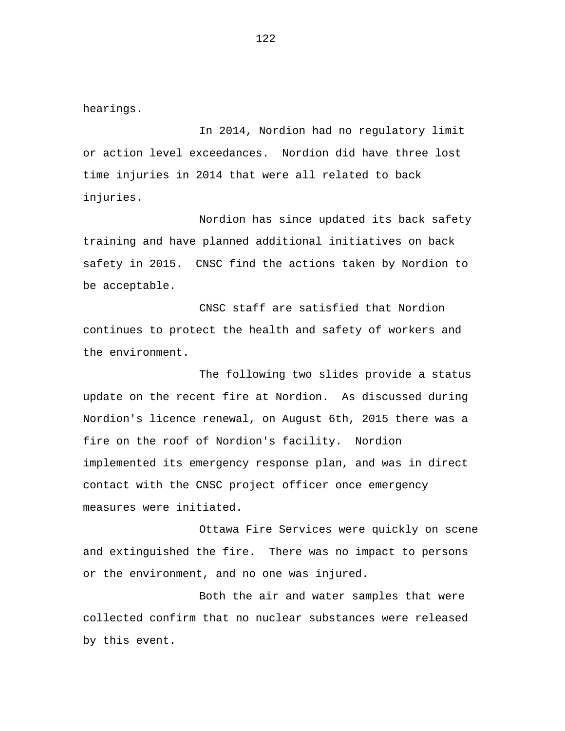hearings.

In 2014, Nordion had no regulatory limit or action level exceedances. Nordion did have three lost time injuries in 2014 that were all related to back injuries.

Nordion has since updated its back safety training and have planned additional initiatives on back safety in 2015. CNSC find the actions taken by Nordion to be acceptable.

CNSC staff are satisfied that Nordion continues to protect the health and safety of workers and the environment.

The following two slides provide a status update on the recent fire at Nordion. As discussed during Nordion's licence renewal, on August 6th, 2015 there was a fire on the roof of Nordion's facility. Nordion implemented its emergency response plan, and was in direct contact with the CNSC project officer once emergency measures were initiated.

Ottawa Fire Services were quickly on scene and extinguished the fire. There was no impact to persons or the environment, and no one was injured.

Both the air and water samples that were collected confirm that no nuclear substances were released by this event.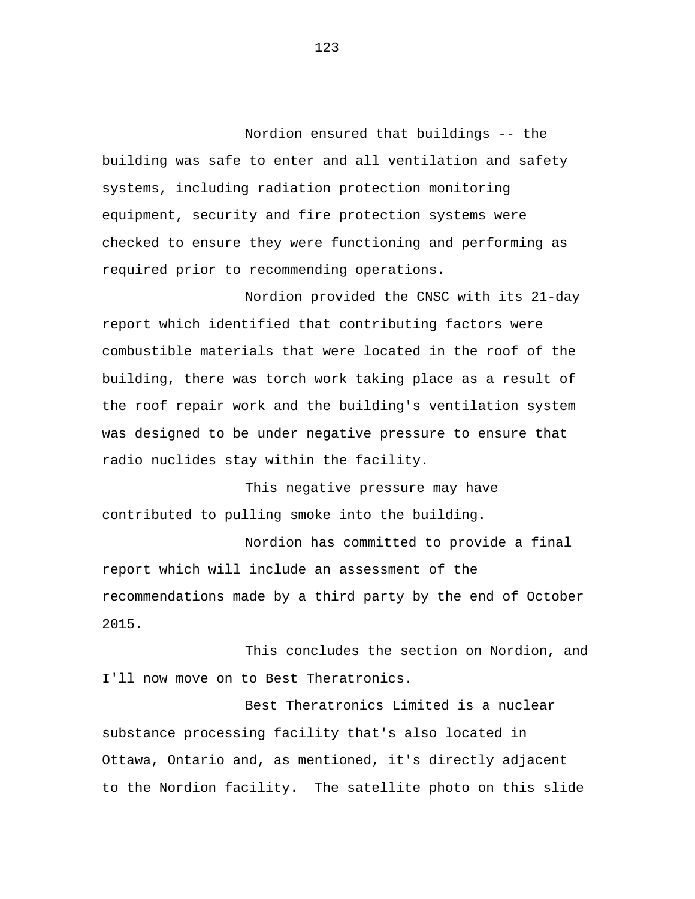Nordion ensured that buildings -- the building was safe to enter and all ventilation and safety systems, including radiation protection monitoring equipment, security and fire protection systems were checked to ensure they were functioning and performing as required prior to recommending operations.

Nordion provided the CNSC with its 21-day report which identified that contributing factors were combustible materials that were located in the roof of the building, there was torch work taking place as a result of the roof repair work and the building's ventilation system was designed to be under negative pressure to ensure that radio nuclides stay within the facility.

This negative pressure may have contributed to pulling smoke into the building.

Nordion has committed to provide a final report which will include an assessment of the recommendations made by a third party by the end of October 2015.

This concludes the section on Nordion, and I'll now move on to Best Theratronics.

Best Theratronics Limited is a nuclear substance processing facility that's also located in Ottawa, Ontario and, as mentioned, it's directly adjacent to the Nordion facility. The satellite photo on this slide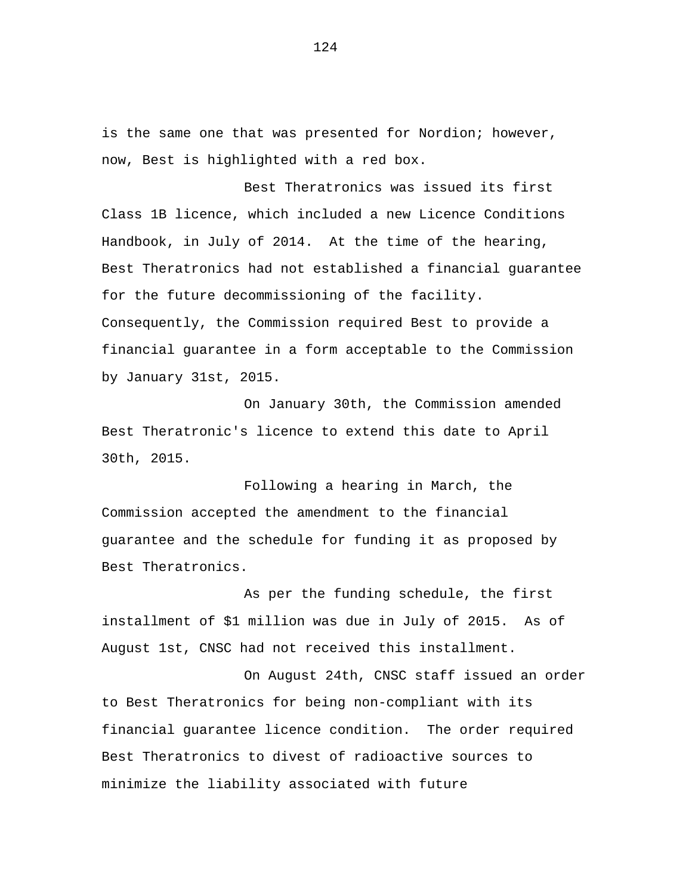is the same one that was presented for Nordion; however, now, Best is highlighted with a red box.

Best Theratronics was issued its first Class 1B licence, which included a new Licence Conditions Handbook, in July of 2014. At the time of the hearing, Best Theratronics had not established a financial guarantee for the future decommissioning of the facility. Consequently, the Commission required Best to provide a financial guarantee in a form acceptable to the Commission by January 31st, 2015.

On January 30th, the Commission amended Best Theratronic's licence to extend this date to April 30th, 2015.

Following a hearing in March, the Commission accepted the amendment to the financial guarantee and the schedule for funding it as proposed by Best Theratronics.

As per the funding schedule, the first installment of $1 million was due in July of 2015. As of August 1st, CNSC had not received this installment.

On August 24th, CNSC staff issued an order to Best Theratronics for being non-compliant with its financial guarantee licence condition. The order required Best Theratronics to divest of radioactive sources to minimize the liability associated with future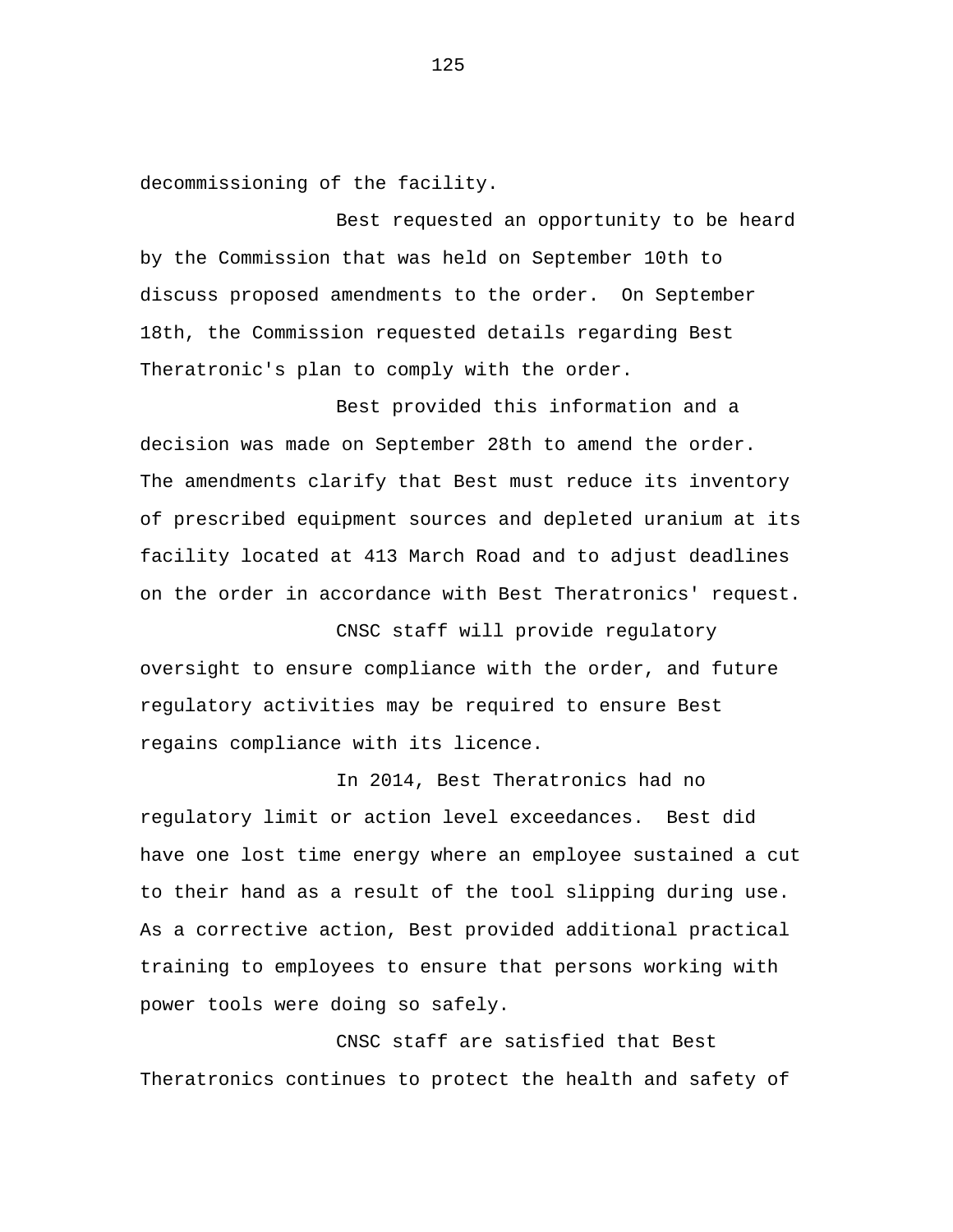decommissioning of the facility.

Best requested an opportunity to be heard by the Commission that was held on September 10th to discuss proposed amendments to the order. On September 18th, the Commission requested details regarding Best Theratronic's plan to comply with the order.

Best provided this information and a decision was made on September 28th to amend the order. The amendments clarify that Best must reduce its inventory of prescribed equipment sources and depleted uranium at its facility located at 413 March Road and to adjust deadlines on the order in accordance with Best Theratronics' request.

CNSC staff will provide regulatory oversight to ensure compliance with the order, and future regulatory activities may be required to ensure Best regains compliance with its licence.

In 2014, Best Theratronics had no regulatory limit or action level exceedances. Best did have one lost time energy where an employee sustained a cut to their hand as a result of the tool slipping during use. As a corrective action, Best provided additional practical training to employees to ensure that persons working with power tools were doing so safely.

CNSC staff are satisfied that Best Theratronics continues to protect the health and safety of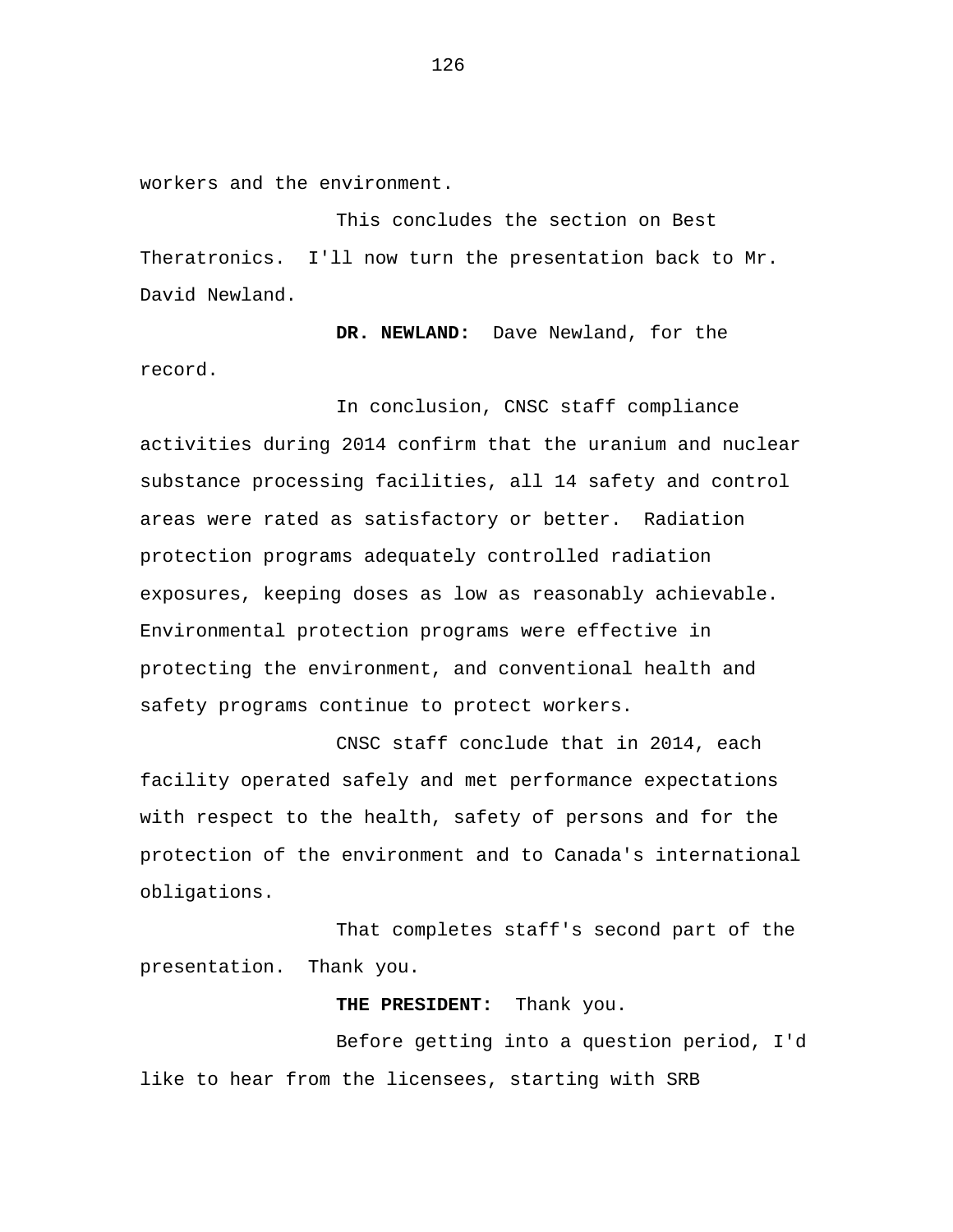workers and the environment.

This concludes the section on Best Theratronics. I'll now turn the presentation back to Mr. David Newland.

**DR. NEWLAND:** Dave Newland, for the record.

In conclusion, CNSC staff compliance activities during 2014 confirm that the uranium and nuclear substance processing facilities, all 14 safety and control areas were rated as satisfactory or better. Radiation protection programs adequately controlled radiation exposures, keeping doses as low as reasonably achievable. Environmental protection programs were effective in protecting the environment, and conventional health and safety programs continue to protect workers.

CNSC staff conclude that in 2014, each facility operated safely and met performance expectations with respect to the health, safety of persons and for the protection of the environment and to Canada's international obligations.

That completes staff's second part of the presentation. Thank you.

**THE PRESIDENT:** Thank you.

Before getting into a question period, I'd like to hear from the licensees, starting with SRB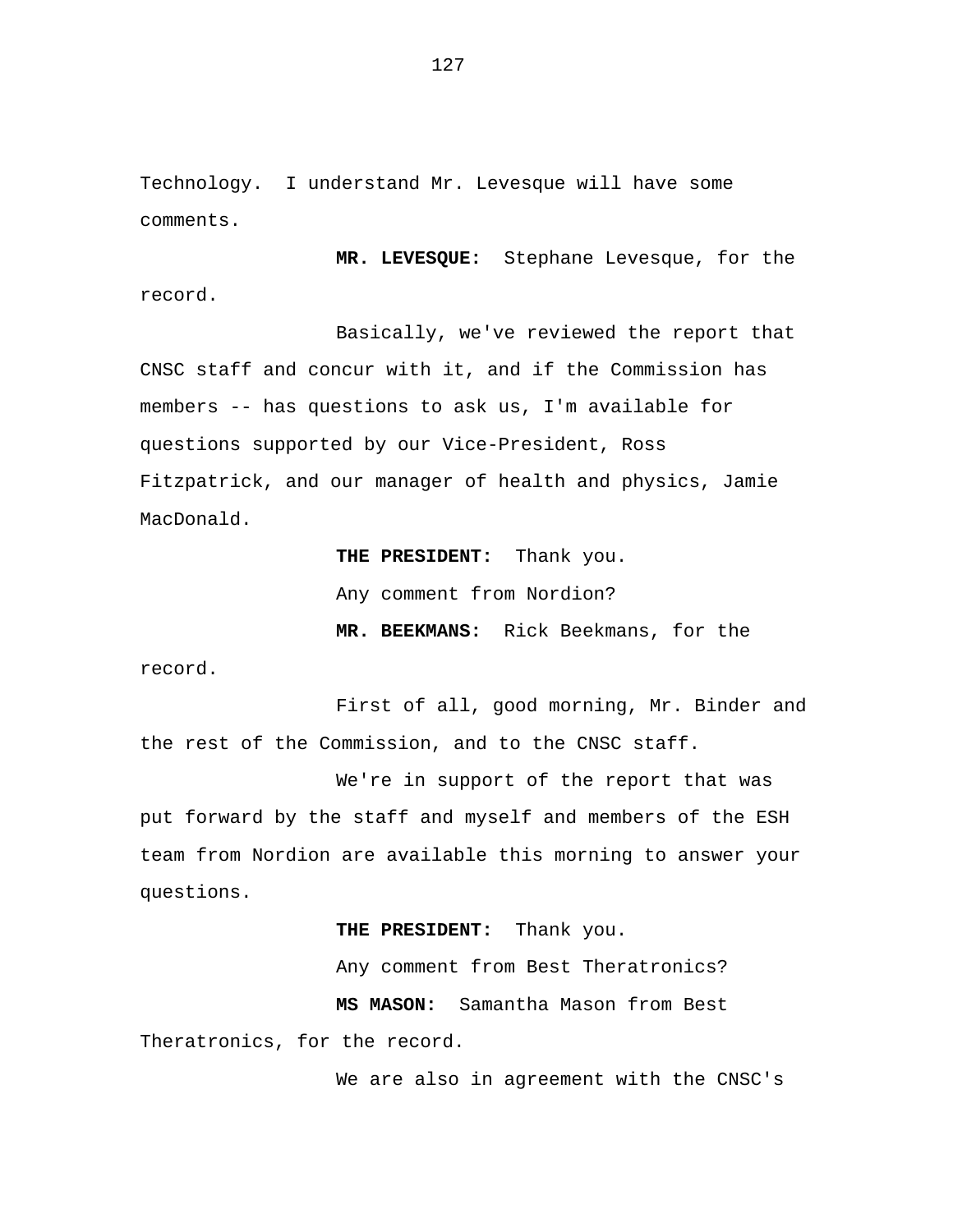Technology. I understand Mr. Levesque will have some comments.

**MR. LEVESQUE:** Stephane Levesque, for the record.

Basically, we've reviewed the report that CNSC staff and concur with it, and if the Commission has members -- has questions to ask us, I'm available for questions supported by our Vice-President, Ross Fitzpatrick, and our manager of health and physics, Jamie MacDonald.

**THE PRESIDENT:** Thank you.

Any comment from Nordion?

**MR. BEEKMANS:** Rick Beekmans, for the record.

First of all, good morning, Mr. Binder and the rest of the Commission, and to the CNSC staff.

We're in support of the report that was put forward by the staff and myself and members of the ESH team from Nordion are available this morning to answer your questions.

**THE PRESIDENT:** Thank you.

Any comment from Best Theratronics?

**MS MASON:** Samantha Mason from Best Theratronics, for the record.

We are also in agreement with the CNSC's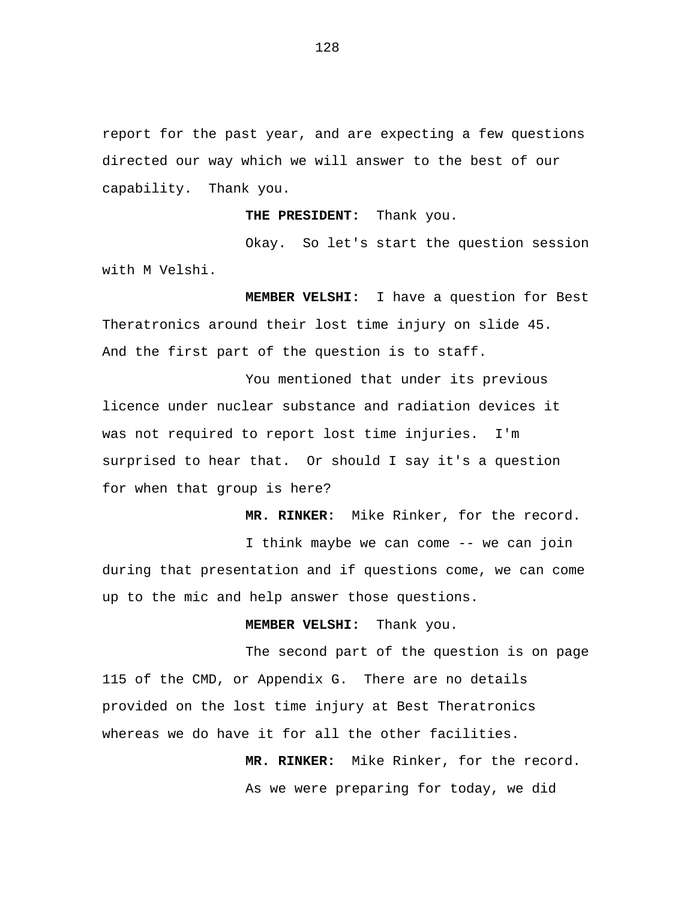report for the past year, and are expecting a few questions directed our way which we will answer to the best of our capability. Thank you.

**THE PRESIDENT:** Thank you.

Okay. So let's start the question session with M Velshi.

**MEMBER VELSHI:** I have a question for Best Theratronics around their lost time injury on slide 45. And the first part of the question is to staff.

You mentioned that under its previous licence under nuclear substance and radiation devices it was not required to report lost time injuries. I'm surprised to hear that. Or should I say it's a question for when that group is here?

**MR. RINKER:** Mike Rinker, for the record.

I think maybe we can come -- we can join during that presentation and if questions come, we can come up to the mic and help answer those questions.

**MEMBER VELSHI:** Thank you.

The second part of the question is on page 115 of the CMD, or Appendix G. There are no details provided on the lost time injury at Best Theratronics whereas we do have it for all the other facilities.

**MR. RINKER:** Mike Rinker, for the record.

As we were preparing for today, we did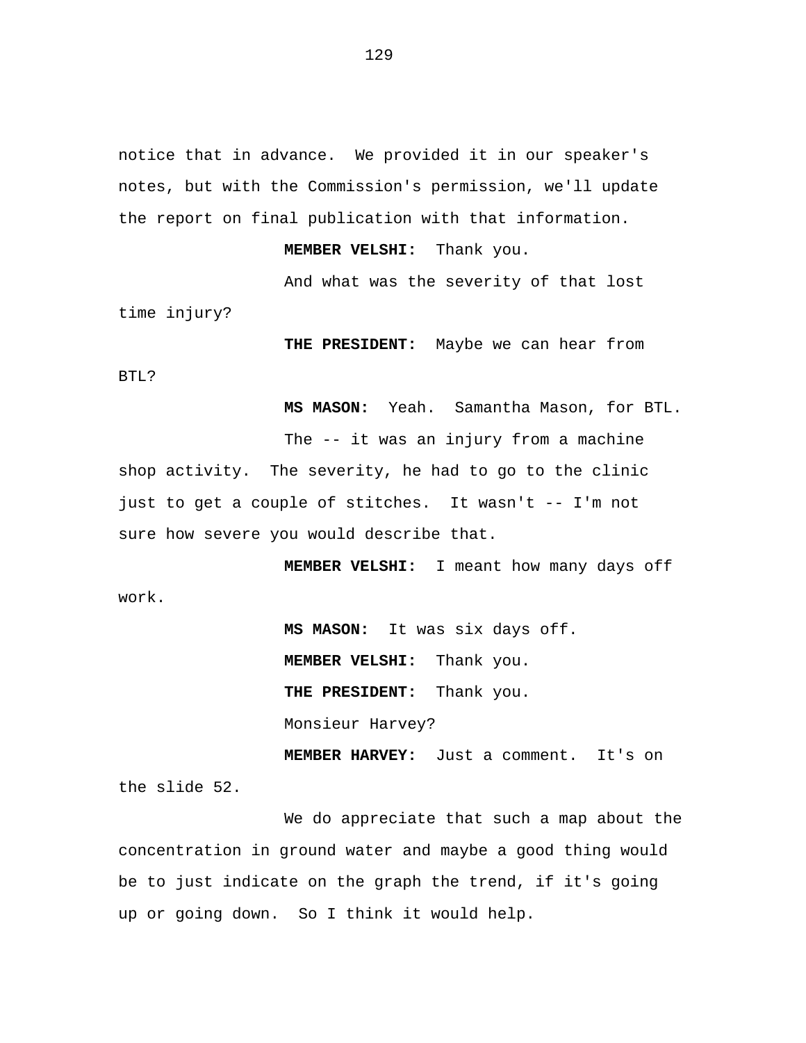notice that in advance. We provided it in our speaker's notes, but with the Commission's permission, we'll update the report on final publication with that information.

**MEMBER VELSHI:** Thank you.

And what was the severity of that lost time injury?

**THE PRESIDENT:** Maybe we can hear from BTL?

**MS MASON:** Yeah. Samantha Mason, for BTL.

The -- it was an injury from a machine shop activity. The severity, he had to go to the clinic just to get a couple of stitches. It wasn't -- I'm not sure how severe you would describe that.

**MEMBER VELSHI:** I meant how many days off work.

**MS MASON:** It was six days off.

**MEMBER VELSHI:** Thank you.

**THE PRESIDENT:** Thank you.

Monsieur Harvey?

**MEMBER HARVEY:** Just a comment. It's on the slide 52.

We do appreciate that such a map about the concentration in ground water and maybe a good thing would be to just indicate on the graph the trend, if it's going up or going down. So I think it would help.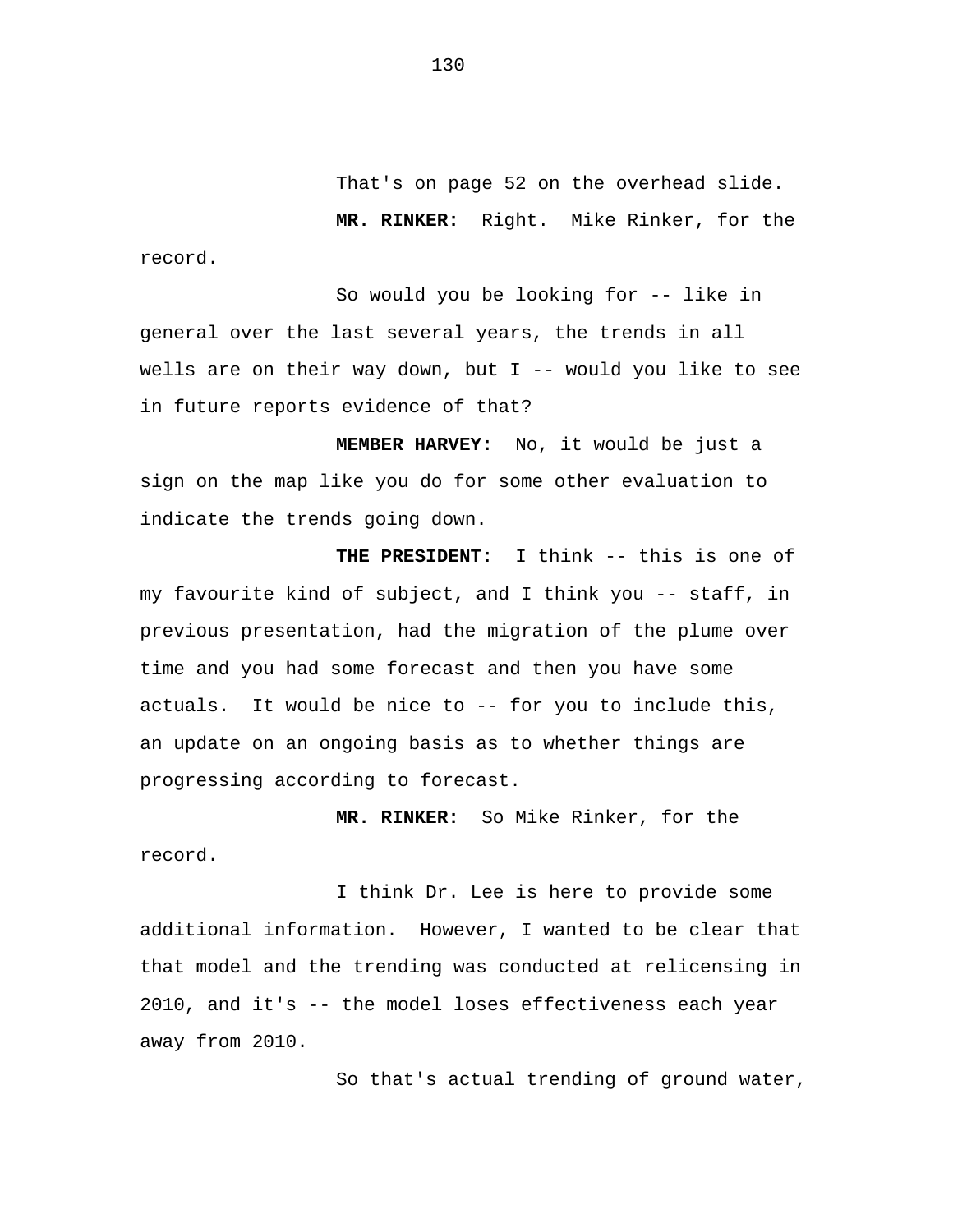That's on page 52 on the overhead slide.

**MR. RINKER:** Right. Mike Rinker, for the record.

So would you be looking for -- like in general over the last several years, the trends in all wells are on their way down, but I -- would you like to see in future reports evidence of that?

**MEMBER HARVEY:** No, it would be just a sign on the map like you do for some other evaluation to indicate the trends going down.

**THE PRESIDENT:** I think -- this is one of my favourite kind of subject, and I think you -- staff, in previous presentation, had the migration of the plume over time and you had some forecast and then you have some actuals. It would be nice to -- for you to include this, an update on an ongoing basis as to whether things are progressing according to forecast.

**MR. RINKER:** So Mike Rinker, for the record.

I think Dr. Lee is here to provide some additional information. However, I wanted to be clear that that model and the trending was conducted at relicensing in 2010, and it's -- the model loses effectiveness each year away from 2010.

So that's actual trending of ground water,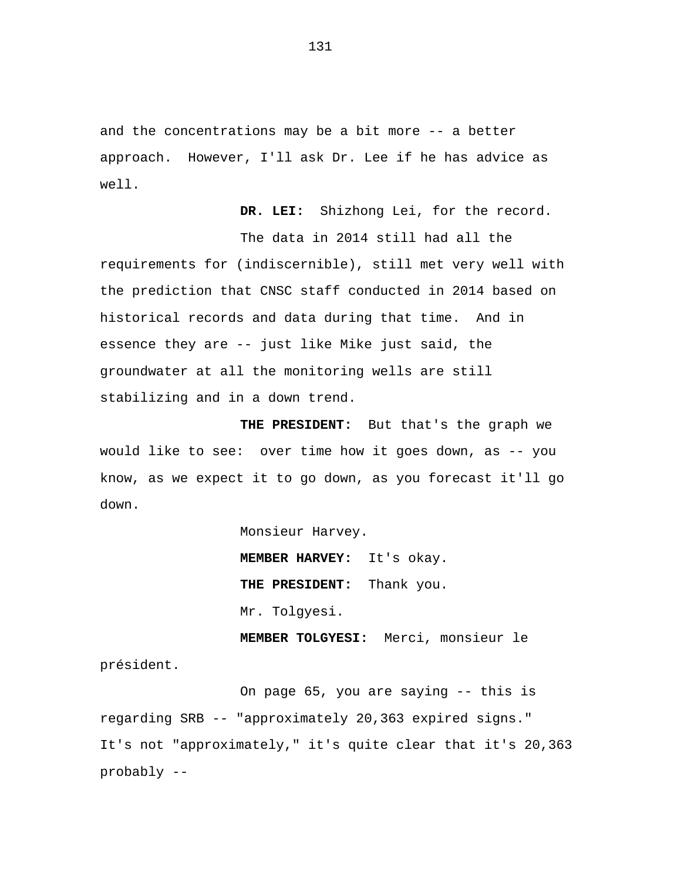and the concentrations may be a bit more -- a better approach. However, I'll ask Dr. Lee if he has advice as well.

**DR. LEI:** Shizhong Lei, for the record.

The data in 2014 still had all the requirements for (indiscernible), still met very well with the prediction that CNSC staff conducted in 2014 based on historical records and data during that time. And in essence they are -- just like Mike just said, the groundwater at all the monitoring wells are still stabilizing and in a down trend.

**THE PRESIDENT:** But that's the graph we would like to see: over time how it goes down, as -- you know, as we expect it to go down, as you forecast it'll go down.

Monsieur Harvey.

**MEMBER HARVEY:** It's okay.

**THE PRESIDENT:** Thank you.

Mr. Tolgyesi.

**MEMBER TOLGYESI:** Merci, monsieur le président.

On page 65, you are saying -- this is regarding SRB -- "approximately 20,363 expired signs." It's not "approximately," it's quite clear that it's 20,363 probably --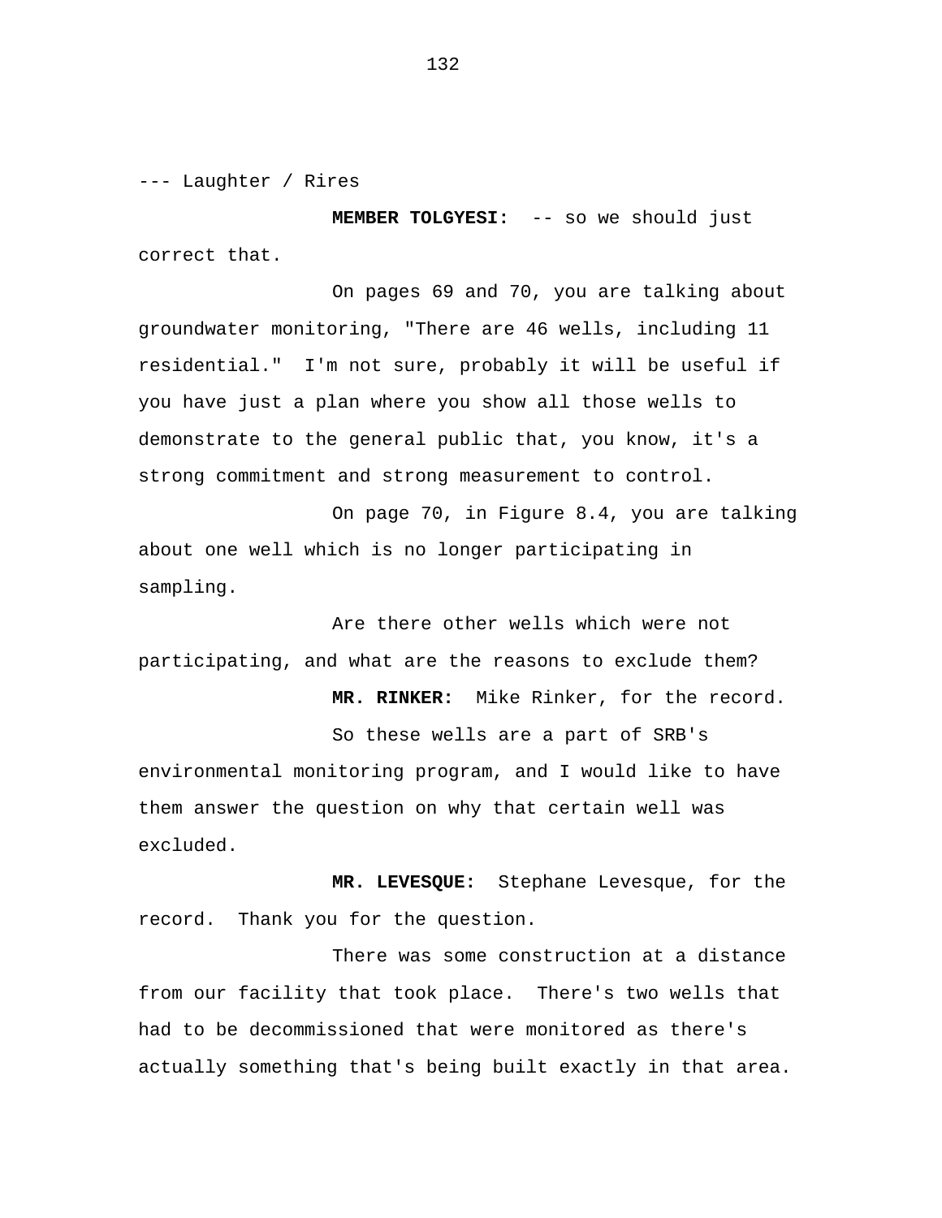--- Laughter / Rires

**MEMBER TOLGYESI:** -- so we should just correct that.

On pages 69 and 70, you are talking about groundwater monitoring, "There are 46 wells, including 11 residential." I'm not sure, probably it will be useful if you have just a plan where you show all those wells to demonstrate to the general public that, you know, it's a strong commitment and strong measurement to control.

On page 70, in Figure 8.4, you are talking about one well which is no longer participating in sampling.

Are there other wells which were not participating, and what are the reasons to exclude them?

**MR. RINKER:** Mike Rinker, for the record.

So these wells are a part of SRB's environmental monitoring program, and I would like to have them answer the question on why that certain well was excluded.

**MR. LEVESQUE:** Stephane Levesque, for the record. Thank you for the question.

There was some construction at a distance from our facility that took place. There's two wells that had to be decommissioned that were monitored as there's actually something that's being built exactly in that area.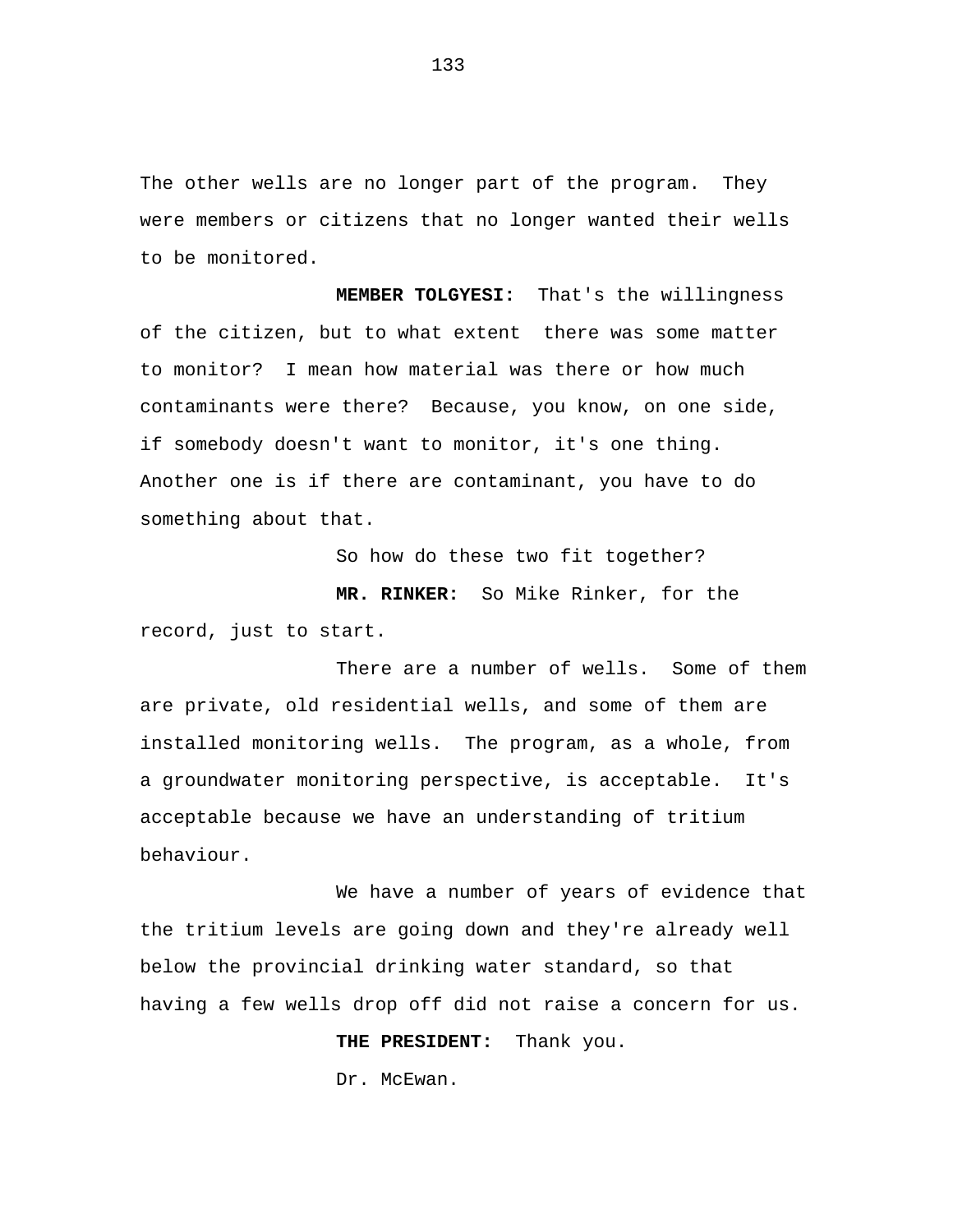The other wells are no longer part of the program. They were members or citizens that no longer wanted their wells to be monitored.

**MEMBER TOLGYESI:** That's the willingness of the citizen, but to what extent there was some matter to monitor? I mean how material was there or how much contaminants were there? Because, you know, on one side, if somebody doesn't want to monitor, it's one thing. Another one is if there are contaminant, you have to do something about that.

So how do these two fit together?

**MR. RINKER:** So Mike Rinker, for the record, just to start.

There are a number of wells. Some of them are private, old residential wells, and some of them are installed monitoring wells. The program, as a whole, from a groundwater monitoring perspective, is acceptable. It's acceptable because we have an understanding of tritium behaviour.

We have a number of years of evidence that the tritium levels are going down and they're already well below the provincial drinking water standard, so that having a few wells drop off did not raise a concern for us.

**THE PRESIDENT:** Thank you.

Dr. McEwan.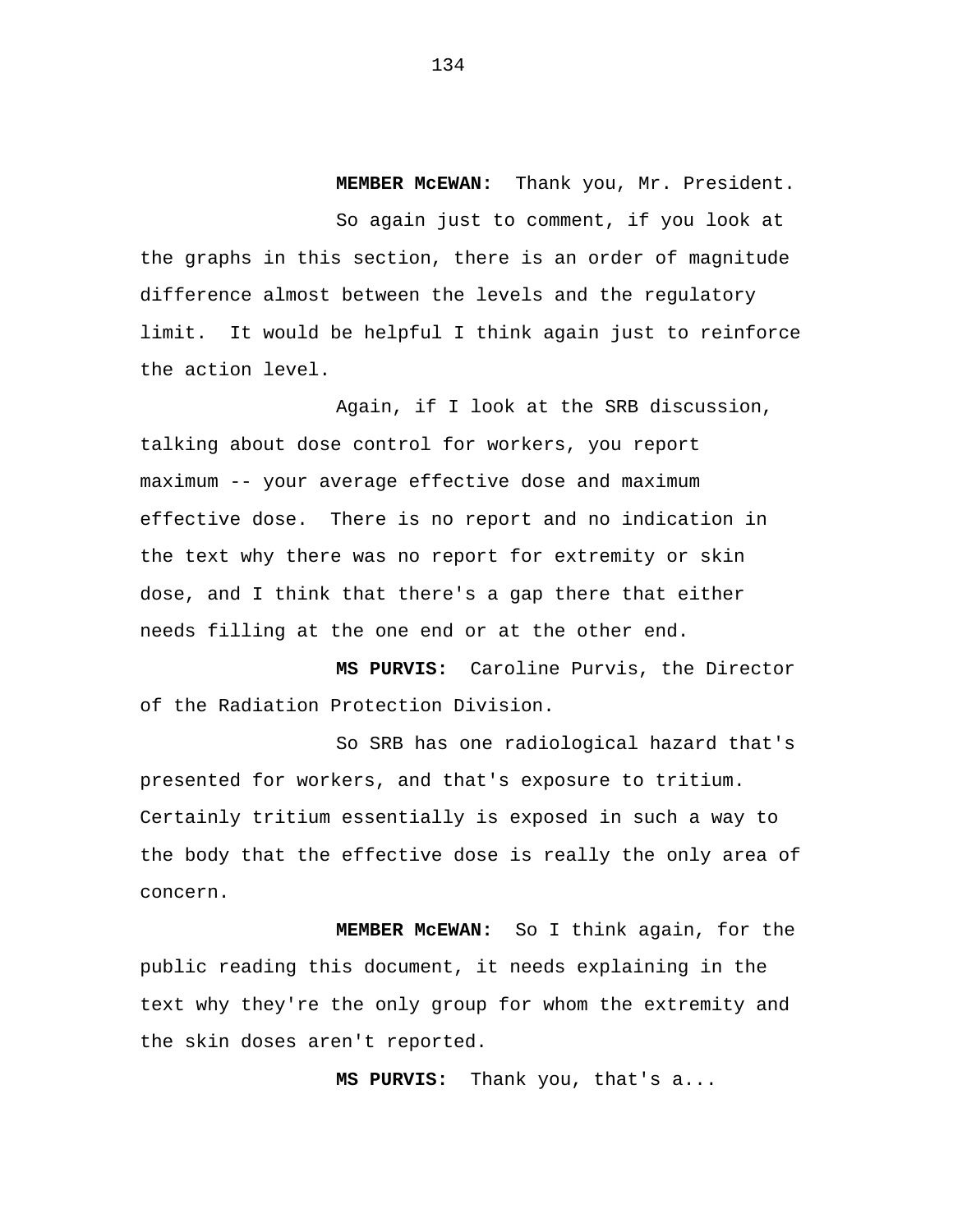**MEMBER McEWAN:** Thank you, Mr. President.

So again just to comment, if you look at the graphs in this section, there is an order of magnitude difference almost between the levels and the regulatory limit. It would be helpful I think again just to reinforce the action level.

Again, if I look at the SRB discussion, talking about dose control for workers, you report maximum -- your average effective dose and maximum effective dose. There is no report and no indication in the text why there was no report for extremity or skin dose, and I think that there's a gap there that either needs filling at the one end or at the other end.

**MS PURVIS:** Caroline Purvis, the Director of the Radiation Protection Division.

So SRB has one radiological hazard that's presented for workers, and that's exposure to tritium. Certainly tritium essentially is exposed in such a way to the body that the effective dose is really the only area of concern.

**MEMBER McEWAN:** So I think again, for the public reading this document, it needs explaining in the text why they're the only group for whom the extremity and the skin doses aren't reported.

**MS PURVIS:** Thank you, that's a...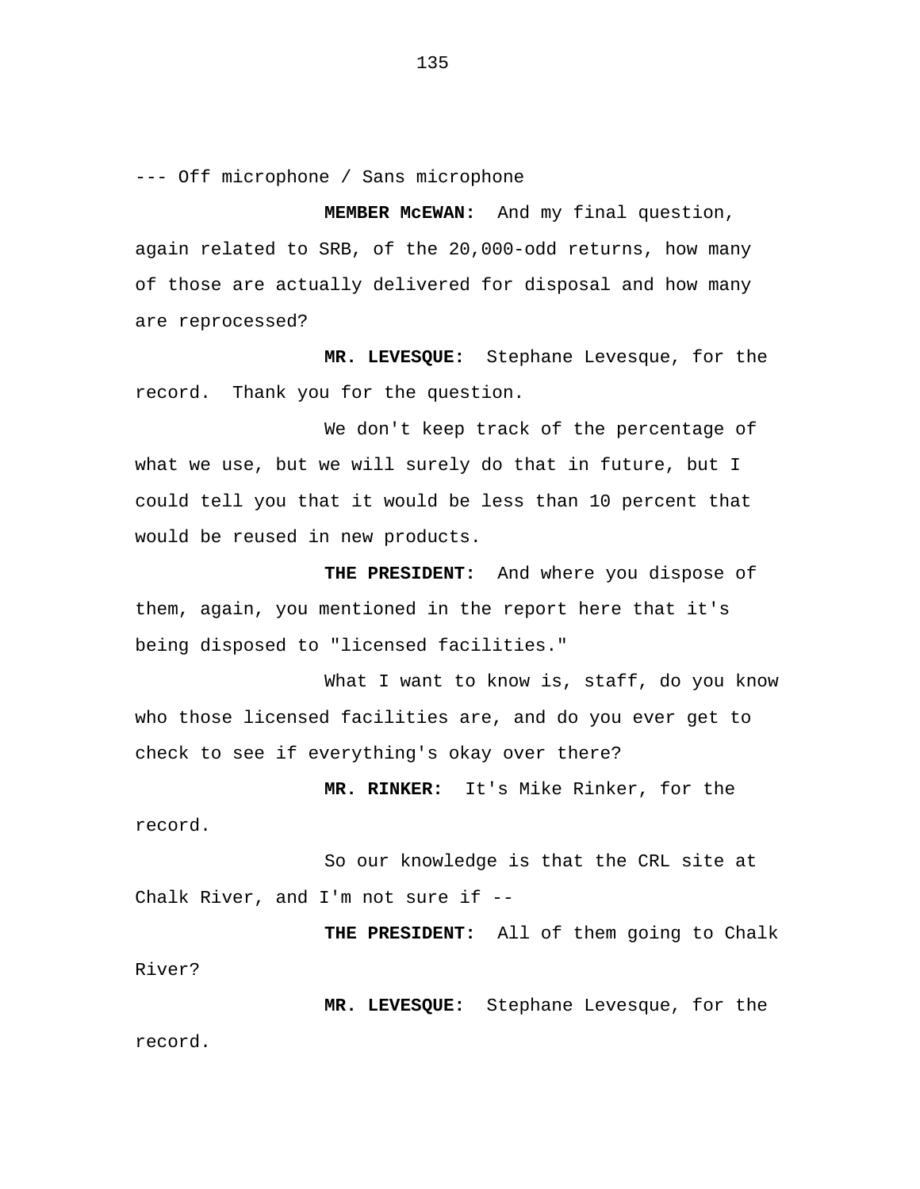--- Off microphone / Sans microphone

**MEMBER McEWAN:** And my final question, again related to SRB, of the 20,000-odd returns, how many of those are actually delivered for disposal and how many are reprocessed?

**MR. LEVESQUE:** Stephane Levesque, for the record. Thank you for the question.

We don't keep track of the percentage of what we use, but we will surely do that in future, but I could tell you that it would be less than 10 percent that would be reused in new products.

**THE PRESIDENT:** And where you dispose of them, again, you mentioned in the report here that it's being disposed to "licensed facilities."

What I want to know is, staff, do you know who those licensed facilities are, and do you ever get to check to see if everything's okay over there?

**MR. RINKER:** It's Mike Rinker, for the record.

So our knowledge is that the CRL site at Chalk River, and I'm not sure if --

**THE PRESIDENT:** All of them going to Chalk River?

**MR. LEVESQUE:** Stephane Levesque, for the record.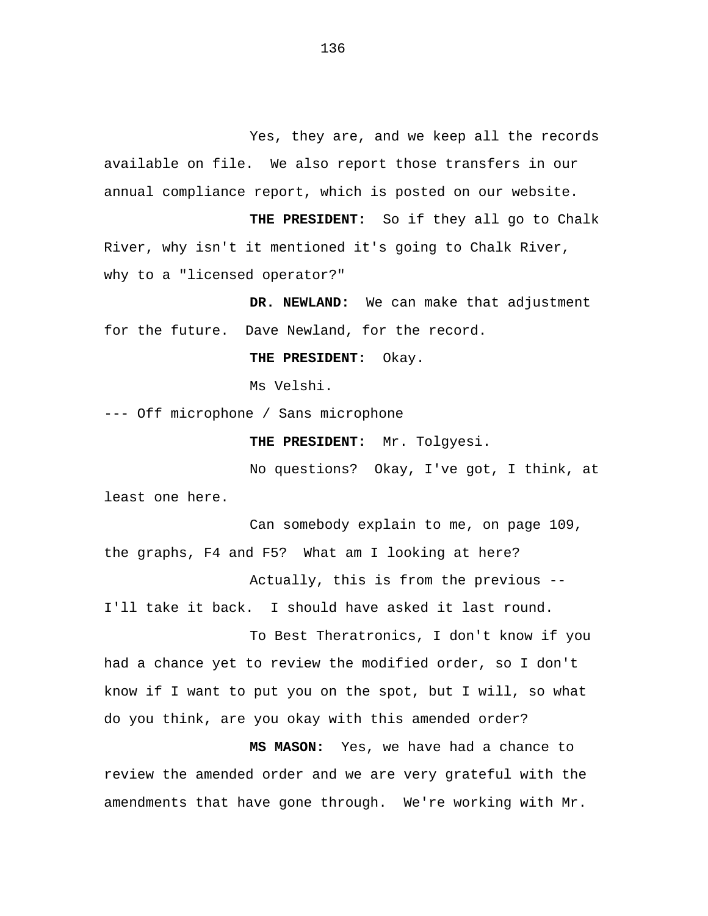Yes, they are, and we keep all the records available on file. We also report those transfers in our annual compliance report, which is posted on our website.

**THE PRESIDENT:** So if they all go to Chalk River, why isn't it mentioned it's going to Chalk River, why to a "licensed operator?"

**DR. NEWLAND:** We can make that adjustment for the future. Dave Newland, for the record.

**THE PRESIDENT:** Okay.

Ms Velshi.

--- Off microphone / Sans microphone

**THE PRESIDENT:** Mr. Tolgyesi.

No questions? Okay, I've got, I think, at least one here.

Can somebody explain to me, on page 109, the graphs, F4 and F5? What am I looking at here?

Actually, this is from the previous -- I'll take it back. I should have asked it last round.

To Best Theratronics, I don't know if you had a chance yet to review the modified order, so I don't know if I want to put you on the spot, but I will, so what do you think, are you okay with this amended order?

**MS MASON:** Yes, we have had a chance to review the amended order and we are very grateful with the amendments that have gone through. We're working with Mr.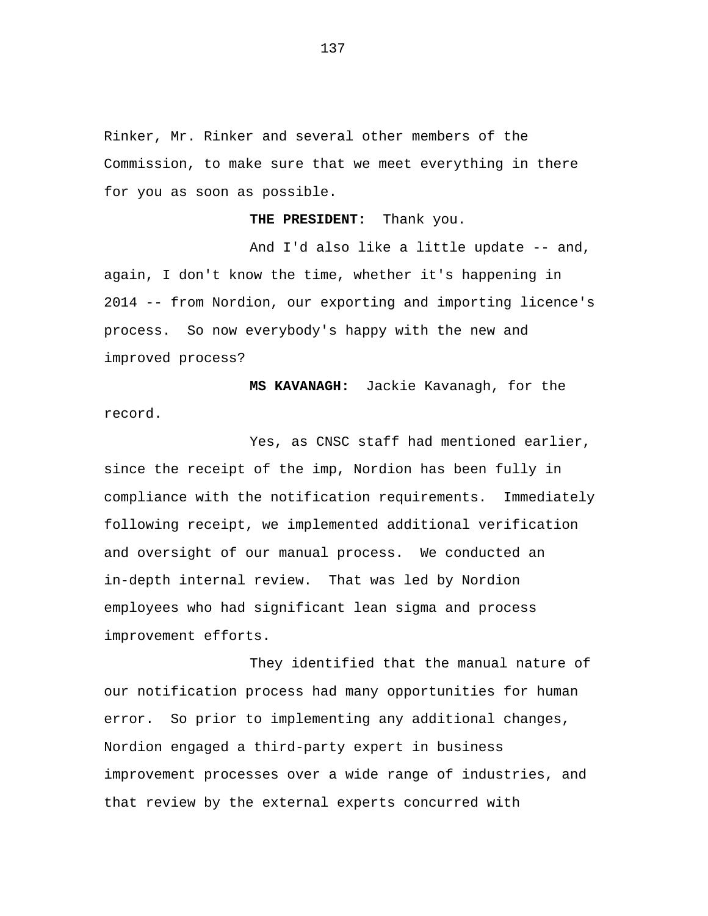Rinker, Mr. Rinker and several other members of the Commission, to make sure that we meet everything in there for you as soon as possible.

**THE PRESIDENT:** Thank you.

And I'd also like a little update -- and, again, I don't know the time, whether it's happening in 2014 -- from Nordion, our exporting and importing licence's process. So now everybody's happy with the new and improved process?

**MS KAVANAGH:** Jackie Kavanagh, for the record.

Yes, as CNSC staff had mentioned earlier, since the receipt of the imp, Nordion has been fully in compliance with the notification requirements. Immediately following receipt, we implemented additional verification and oversight of our manual process. We conducted an in-depth internal review. That was led by Nordion employees who had significant lean sigma and process improvement efforts.

They identified that the manual nature of our notification process had many opportunities for human error. So prior to implementing any additional changes, Nordion engaged a third-party expert in business improvement processes over a wide range of industries, and that review by the external experts concurred with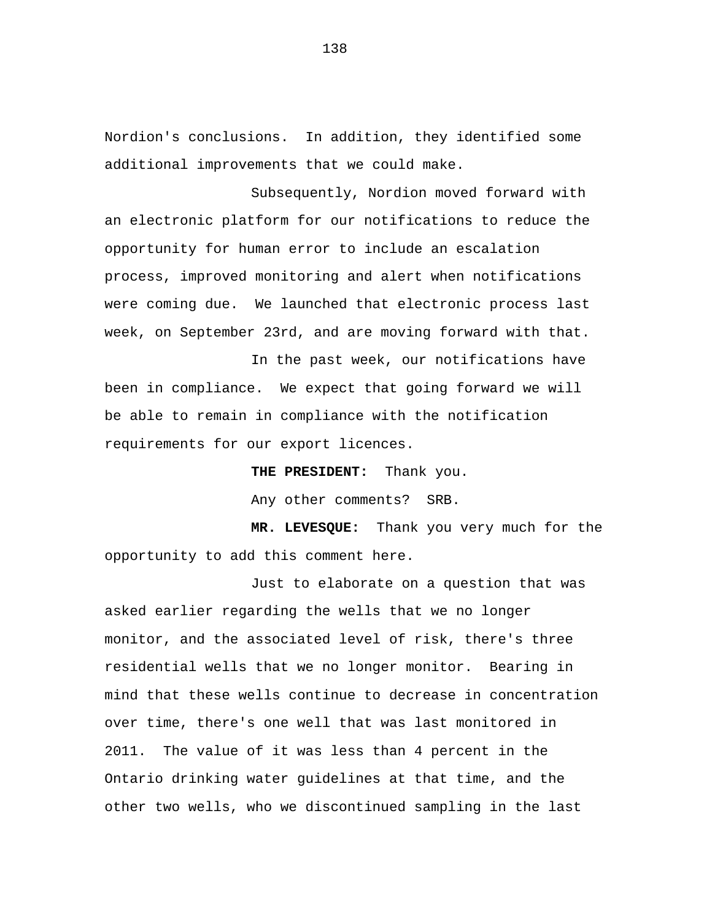Nordion's conclusions. In addition, they identified some additional improvements that we could make.

Subsequently, Nordion moved forward with an electronic platform for our notifications to reduce the opportunity for human error to include an escalation process, improved monitoring and alert when notifications were coming due. We launched that electronic process last week, on September 23rd, and are moving forward with that.

In the past week, our notifications have been in compliance. We expect that going forward we will be able to remain in compliance with the notification requirements for our export licences.

**THE PRESIDENT:** Thank you.

Any other comments? SRB.

**MR. LEVESQUE:** Thank you very much for the opportunity to add this comment here.

Just to elaborate on a question that was asked earlier regarding the wells that we no longer monitor, and the associated level of risk, there's three residential wells that we no longer monitor. Bearing in mind that these wells continue to decrease in concentration over time, there's one well that was last monitored in 2011. The value of it was less than 4 percent in the Ontario drinking water guidelines at that time, and the other two wells, who we discontinued sampling in the last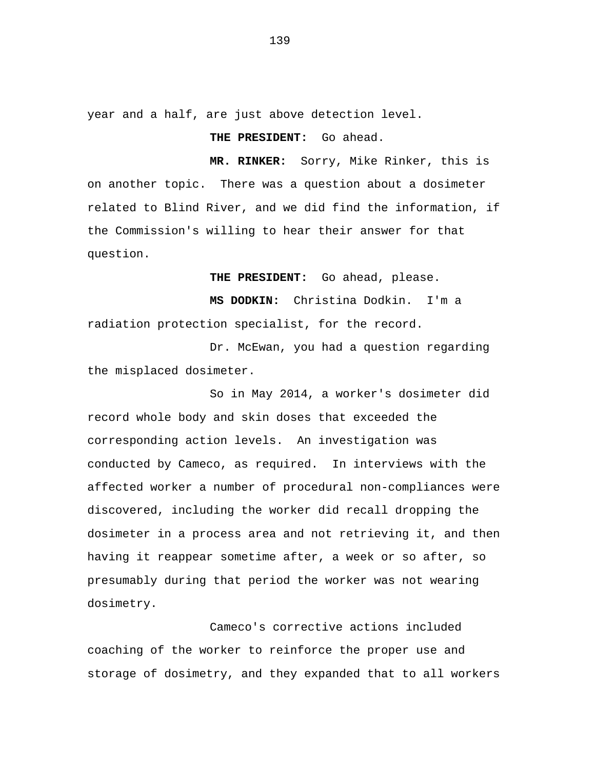year and a half, are just above detection level.

**THE PRESIDENT:** Go ahead.

**MR. RINKER:** Sorry, Mike Rinker, this is on another topic. There was a question about a dosimeter related to Blind River, and we did find the information, if the Commission's willing to hear their answer for that question.

**THE PRESIDENT:** Go ahead, please.

**MS DODKIN:** Christina Dodkin. I'm a radiation protection specialist, for the record.

Dr. McEwan, you had a question regarding the misplaced dosimeter.

So in May 2014, a worker's dosimeter did record whole body and skin doses that exceeded the corresponding action levels. An investigation was conducted by Cameco, as required. In interviews with the affected worker a number of procedural non-compliances were discovered, including the worker did recall dropping the dosimeter in a process area and not retrieving it, and then having it reappear sometime after, a week or so after, so presumably during that period the worker was not wearing dosimetry.

Cameco's corrective actions included coaching of the worker to reinforce the proper use and storage of dosimetry, and they expanded that to all workers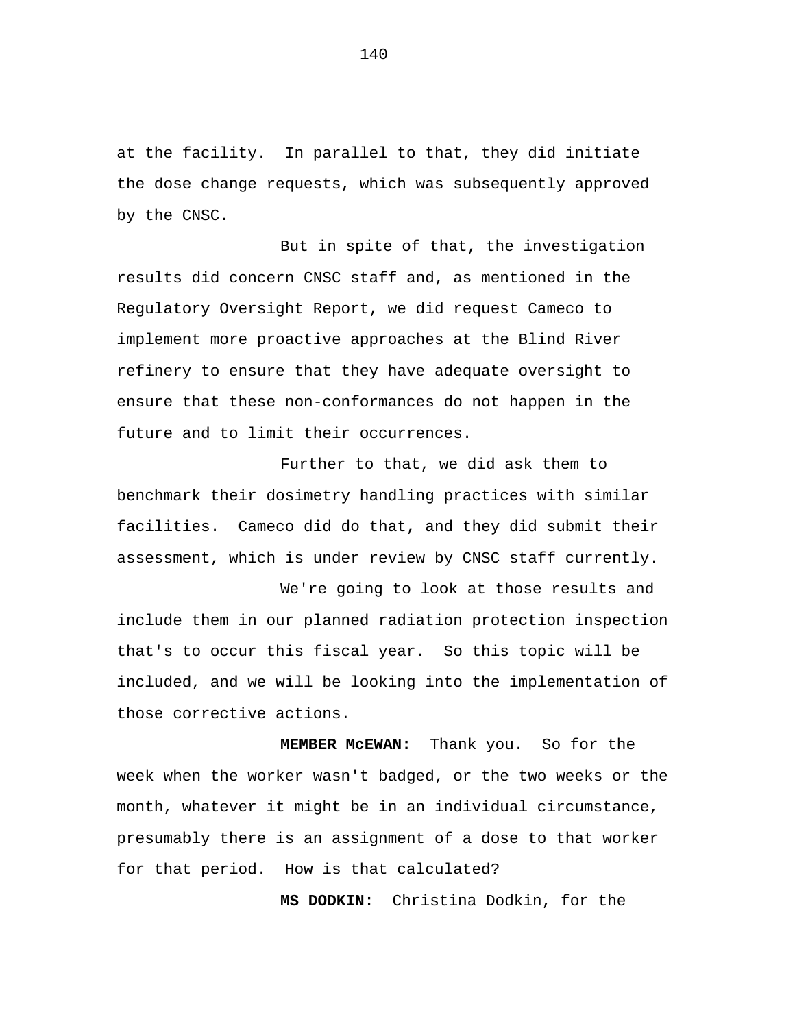at the facility. In parallel to that, they did initiate the dose change requests, which was subsequently approved by the CNSC.

But in spite of that, the investigation results did concern CNSC staff and, as mentioned in the Regulatory Oversight Report, we did request Cameco to implement more proactive approaches at the Blind River refinery to ensure that they have adequate oversight to ensure that these non-conformances do not happen in the future and to limit their occurrences.

Further to that, we did ask them to benchmark their dosimetry handling practices with similar facilities. Cameco did do that, and they did submit their assessment, which is under review by CNSC staff currently.

We're going to look at those results and include them in our planned radiation protection inspection that's to occur this fiscal year. So this topic will be included, and we will be looking into the implementation of those corrective actions.

**MEMBER McEWAN:** Thank you. So for the week when the worker wasn't badged, or the two weeks or the month, whatever it might be in an individual circumstance, presumably there is an assignment of a dose to that worker for that period. How is that calculated?

**MS DODKIN:** Christina Dodkin, for the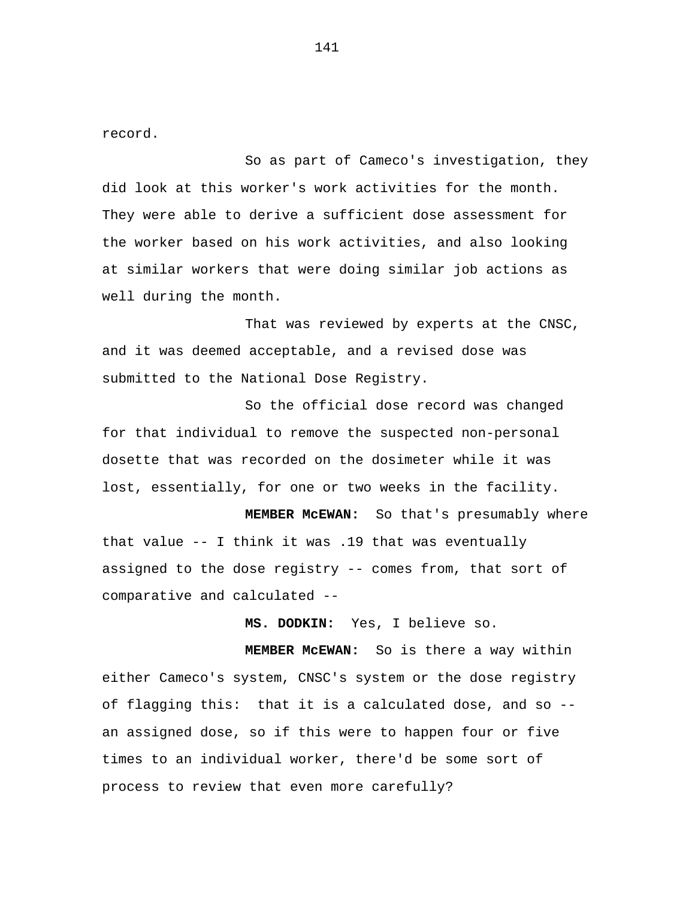record.

So as part of Cameco's investigation, they did look at this worker's work activities for the month. They were able to derive a sufficient dose assessment for the worker based on his work activities, and also looking at similar workers that were doing similar job actions as well during the month.

That was reviewed by experts at the CNSC, and it was deemed acceptable, and a revised dose was submitted to the National Dose Registry.

So the official dose record was changed for that individual to remove the suspected non-personal dosette that was recorded on the dosimeter while it was lost, essentially, for one or two weeks in the facility.

**MEMBER McEWAN:** So that's presumably where that value -- I think it was .19 that was eventually assigned to the dose registry -- comes from, that sort of comparative and calculated --

**MS. DODKIN:** Yes, I believe so.

**MEMBER McEWAN:** So is there a way within either Cameco's system, CNSC's system or the dose registry of flagging this: that it is a calculated dose, and so -- an assigned dose, so if this were to happen four or five times to an individual worker, there'd be some sort of process to review that even more carefully?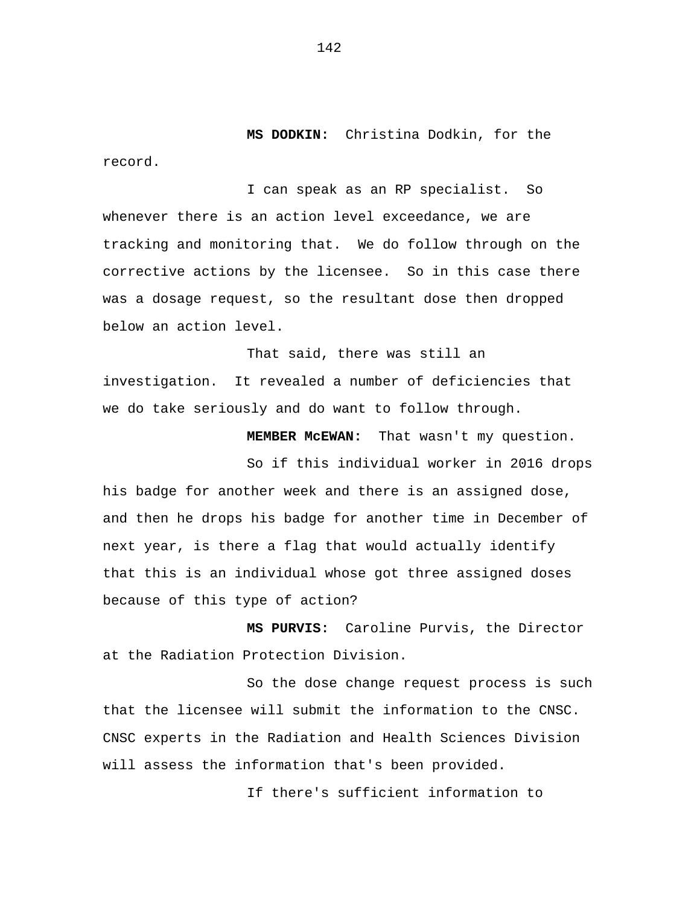**MS DODKIN:** Christina Dodkin, for the record.

I can speak as an RP specialist. So whenever there is an action level exceedance, we are tracking and monitoring that. We do follow through on the corrective actions by the licensee. So in this case there was a dosage request, so the resultant dose then dropped below an action level.

That said, there was still an investigation. It revealed a number of deficiencies that we do take seriously and do want to follow through.

**MEMBER McEWAN:** That wasn't my question.

So if this individual worker in 2016 drops his badge for another week and there is an assigned dose, and then he drops his badge for another time in December of next year, is there a flag that would actually identify that this is an individual whose got three assigned doses because of this type of action?

**MS PURVIS:** Caroline Purvis, the Director at the Radiation Protection Division.

So the dose change request process is such that the licensee will submit the information to the CNSC. CNSC experts in the Radiation and Health Sciences Division will assess the information that's been provided.

If there's sufficient information to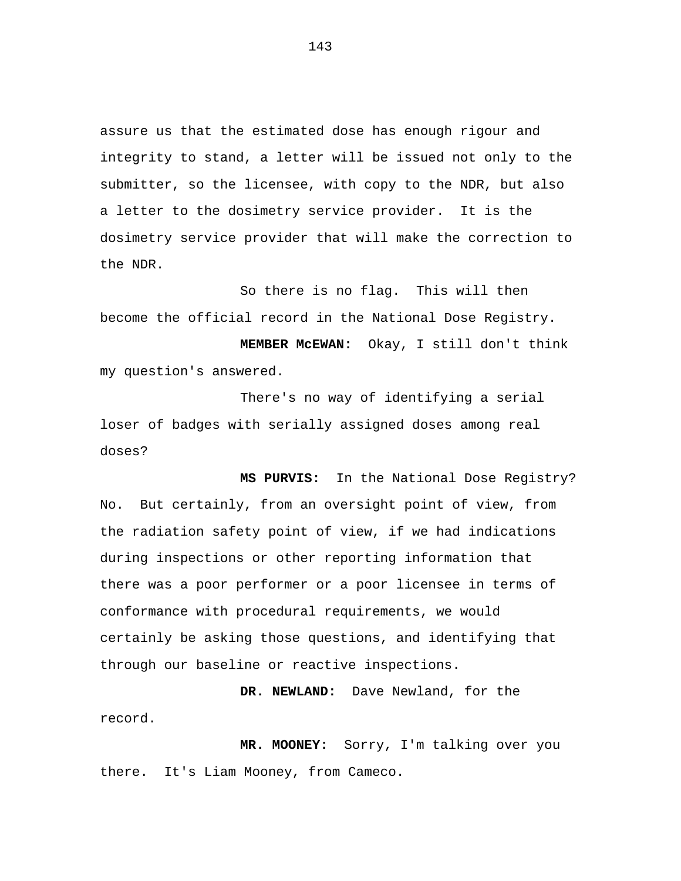assure us that the estimated dose has enough rigour and integrity to stand, a letter will be issued not only to the submitter, so the licensee, with copy to the NDR, but also a letter to the dosimetry service provider. It is the dosimetry service provider that will make the correction to the NDR.

So there is no flag. This will then become the official record in the National Dose Registry.

**MEMBER McEWAN:** Okay, I still don't think my question's answered.

There's no way of identifying a serial loser of badges with serially assigned doses among real doses?

**MS PURVIS:** In the National Dose Registry? No. But certainly, from an oversight point of view, from the radiation safety point of view, if we had indications during inspections or other reporting information that there was a poor performer or a poor licensee in terms of conformance with procedural requirements, we would certainly be asking those questions, and identifying that through our baseline or reactive inspections.

**DR. NEWLAND:** Dave Newland, for the record.

**MR. MOONEY:** Sorry, I'm talking over you there. It's Liam Mooney, from Cameco.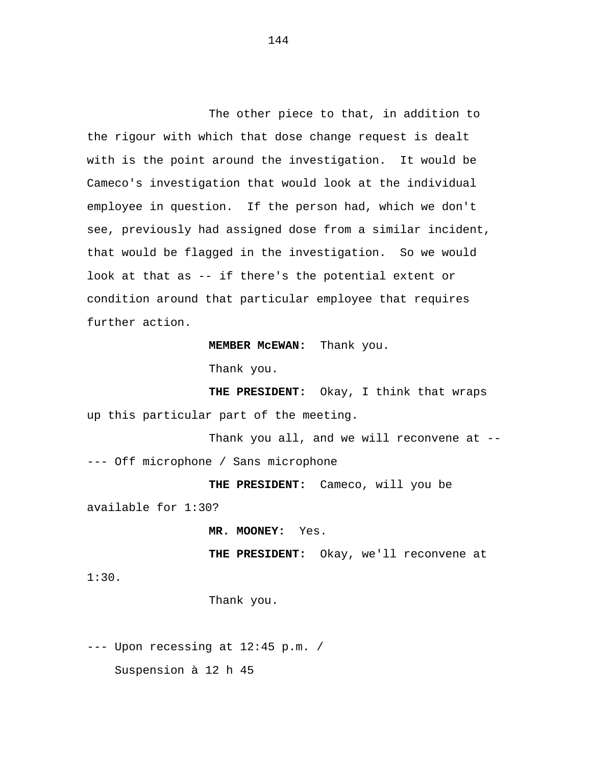The other piece to that, in addition to the rigour with which that dose change request is dealt with is the point around the investigation. It would be Cameco's investigation that would look at the individual employee in question. If the person had, which we don't see, previously had assigned dose from a similar incident, that would be flagged in the investigation. So we would look at that as -- if there's the potential extent or condition around that particular employee that requires further action.

**MEMBER McEWAN:** Thank you.

Thank you.

**THE PRESIDENT:** Okay, I think that wraps up this particular part of the meeting.

Thank you all, and we will reconvene at --

--- Off microphone / Sans microphone

**THE PRESIDENT:** Cameco, will you be available for 1:30?

**MR. MOONEY:** Yes.

**THE PRESIDENT:** Okay, we'll reconvene at 1:30.

Thank you.

--- Upon recessing at 12:45 p.m. /
Suspension à 12 h 45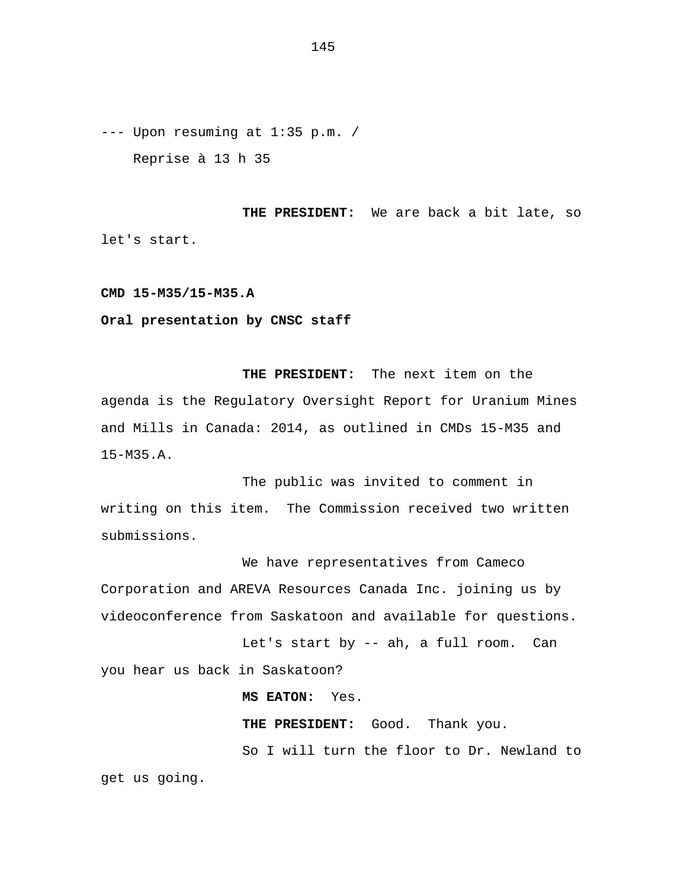--- Upon resuming at 1:35 p.m. /
Reprise à 13 h 35

**THE PRESIDENT:** We are back a bit late, so let's start.

**CMD 15-M35/15-M35.A**

**Oral presentation by CNSC staff**

**THE PRESIDENT:** The next item on the agenda is the Regulatory Oversight Report for Uranium Mines and Mills in Canada: 2014, as outlined in CMDs 15-M35 and 15-M35.A.

The public was invited to comment in writing on this item. The Commission received two written submissions.

We have representatives from Cameco Corporation and AREVA Resources Canada Inc. joining us by videoconference from Saskatoon and available for questions.

Let's start by -- ah, a full room. Can you hear us back in Saskatoon?

**MS EATON:** Yes.

**THE PRESIDENT:** Good. Thank you.

So I will turn the floor to Dr. Newland to get us going.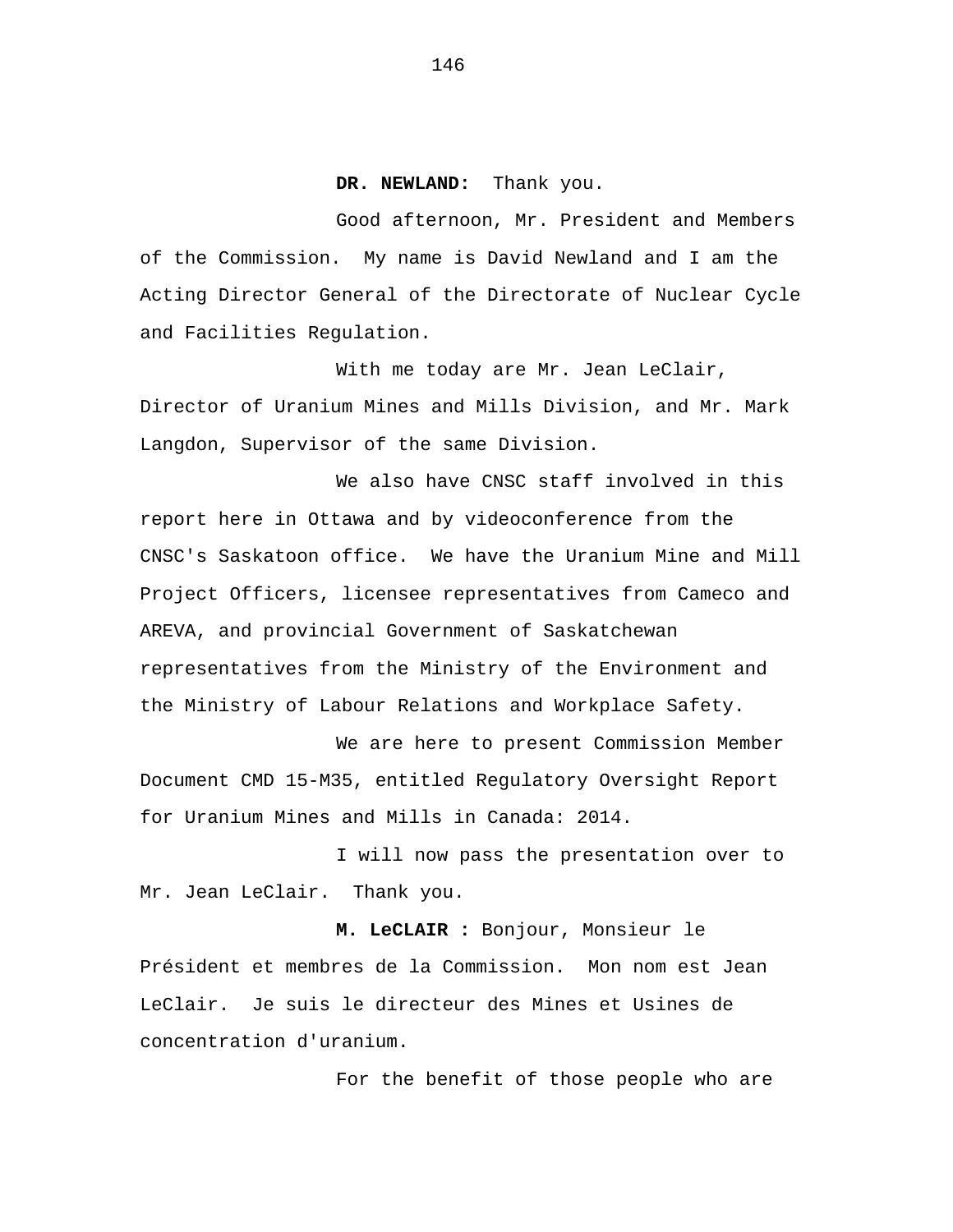**DR. NEWLAND:** Thank you.

Good afternoon, Mr. President and Members of the Commission. My name is David Newland and I am the Acting Director General of the Directorate of Nuclear Cycle and Facilities Regulation.

With me today are Mr. Jean LeClair, Director of Uranium Mines and Mills Division, and Mr. Mark Langdon, Supervisor of the same Division.

We also have CNSC staff involved in this report here in Ottawa and by videoconference from the CNSC's Saskatoon office. We have the Uranium Mine and Mill Project Officers, licensee representatives from Cameco and AREVA, and provincial Government of Saskatchewan representatives from the Ministry of the Environment and the Ministry of Labour Relations and Workplace Safety.

We are here to present Commission Member Document CMD 15-M35, entitled Regulatory Oversight Report for Uranium Mines and Mills in Canada: 2014.

I will now pass the presentation over to Mr. Jean LeClair. Thank you.

**M. LeCLAIR :** Bonjour, Monsieur le Président et membres de la Commission. Mon nom est Jean LeClair. Je suis le directeur des Mines et Usines de concentration d'uranium.

For the benefit of those people who are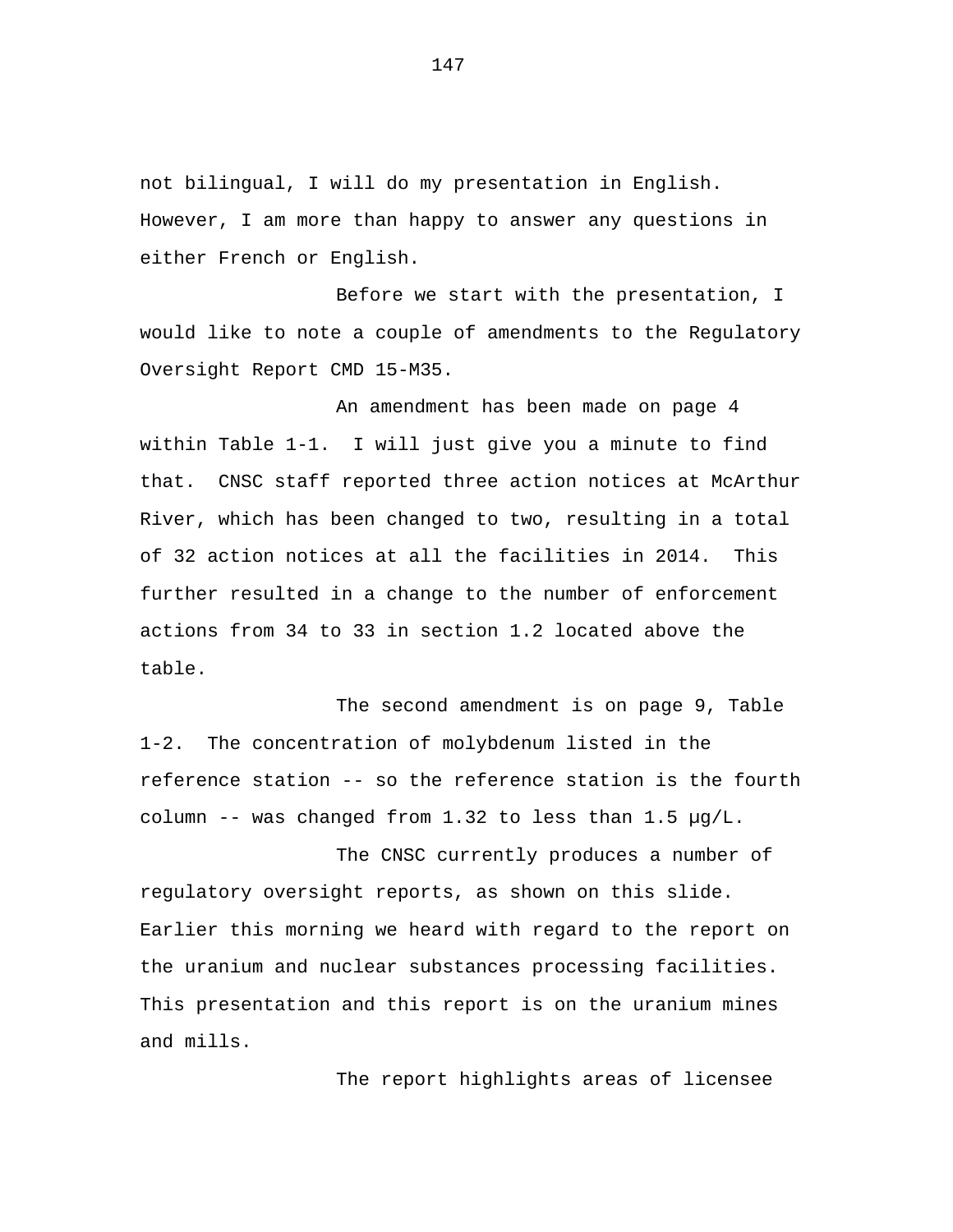not bilingual, I will do my presentation in English. However, I am more than happy to answer any questions in either French or English.

Before we start with the presentation, I would like to note a couple of amendments to the Regulatory Oversight Report CMD 15-M35.

An amendment has been made on page 4 within Table 1-1. I will just give you a minute to find that. CNSC staff reported three action notices at McArthur River, which has been changed to two, resulting in a total of 32 action notices at all the facilities in 2014. This further resulted in a change to the number of enforcement actions from 34 to 33 in section 1.2 located above the table.

The second amendment is on page 9, Table 1-2. The concentration of molybdenum listed in the reference station -- so the reference station is the fourth column -- was changed from 1.32 to less than 1.5 µg/L.

The CNSC currently produces a number of regulatory oversight reports, as shown on this slide. Earlier this morning we heard with regard to the report on the uranium and nuclear substances processing facilities. This presentation and this report is on the uranium mines and mills.

The report highlights areas of licensee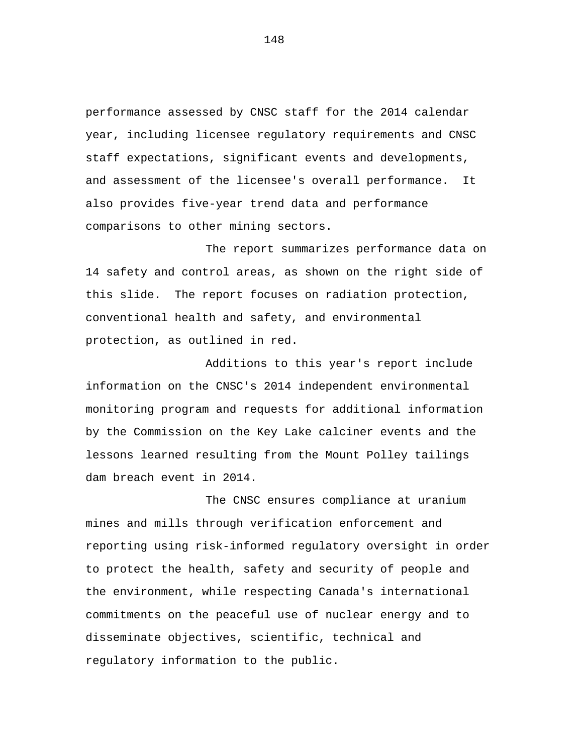performance assessed by CNSC staff for the 2014 calendar year, including licensee regulatory requirements and CNSC staff expectations, significant events and developments, and assessment of the licensee's overall performance. It also provides five-year trend data and performance comparisons to other mining sectors.

The report summarizes performance data on 14 safety and control areas, as shown on the right side of this slide. The report focuses on radiation protection, conventional health and safety, and environmental protection, as outlined in red.

Additions to this year's report include information on the CNSC's 2014 independent environmental monitoring program and requests for additional information by the Commission on the Key Lake calciner events and the lessons learned resulting from the Mount Polley tailings dam breach event in 2014.

The CNSC ensures compliance at uranium mines and mills through verification enforcement and reporting using risk-informed regulatory oversight in order to protect the health, safety and security of people and the environment, while respecting Canada's international commitments on the peaceful use of nuclear energy and to disseminate objectives, scientific, technical and regulatory information to the public.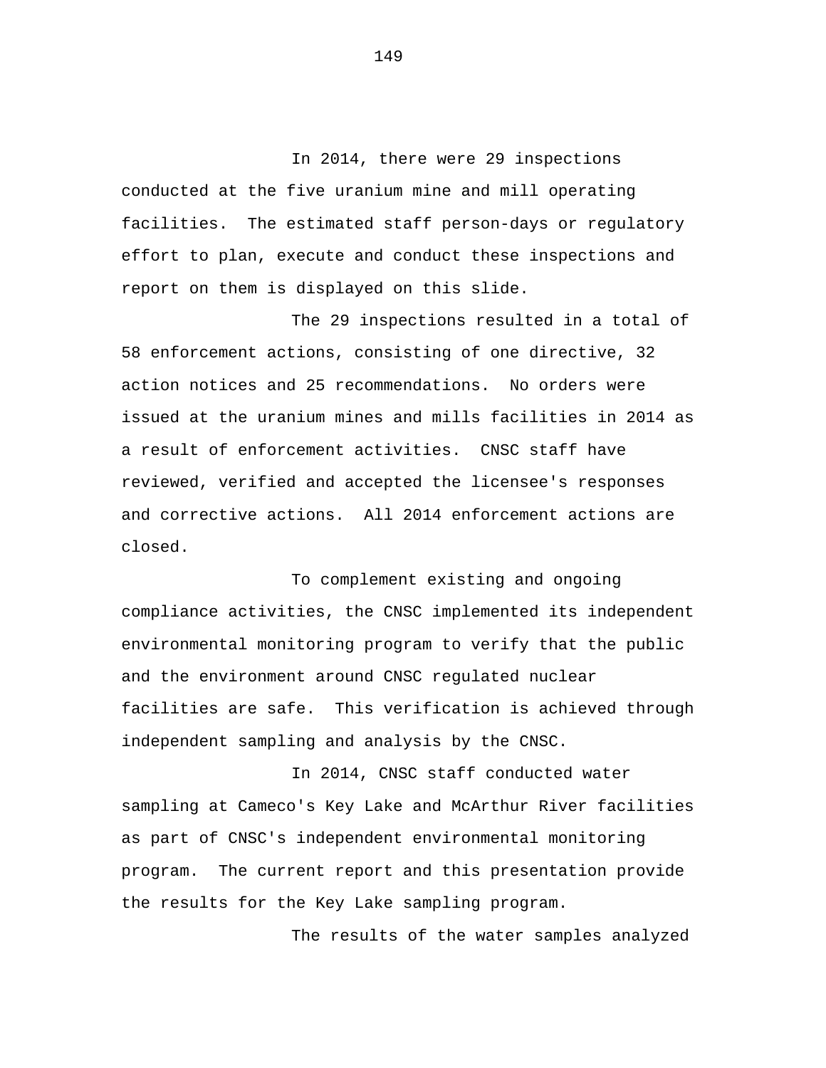In 2014, there were 29 inspections conducted at the five uranium mine and mill operating facilities. The estimated staff person-days or regulatory effort to plan, execute and conduct these inspections and report on them is displayed on this slide.

The 29 inspections resulted in a total of 58 enforcement actions, consisting of one directive, 32 action notices and 25 recommendations. No orders were issued at the uranium mines and mills facilities in 2014 as a result of enforcement activities. CNSC staff have reviewed, verified and accepted the licensee's responses and corrective actions. All 2014 enforcement actions are closed.

To complement existing and ongoing compliance activities, the CNSC implemented its independent environmental monitoring program to verify that the public and the environment around CNSC regulated nuclear facilities are safe. This verification is achieved through independent sampling and analysis by the CNSC.

In 2014, CNSC staff conducted water sampling at Cameco's Key Lake and McArthur River facilities as part of CNSC's independent environmental monitoring program. The current report and this presentation provide the results for the Key Lake sampling program.

The results of the water samples analyzed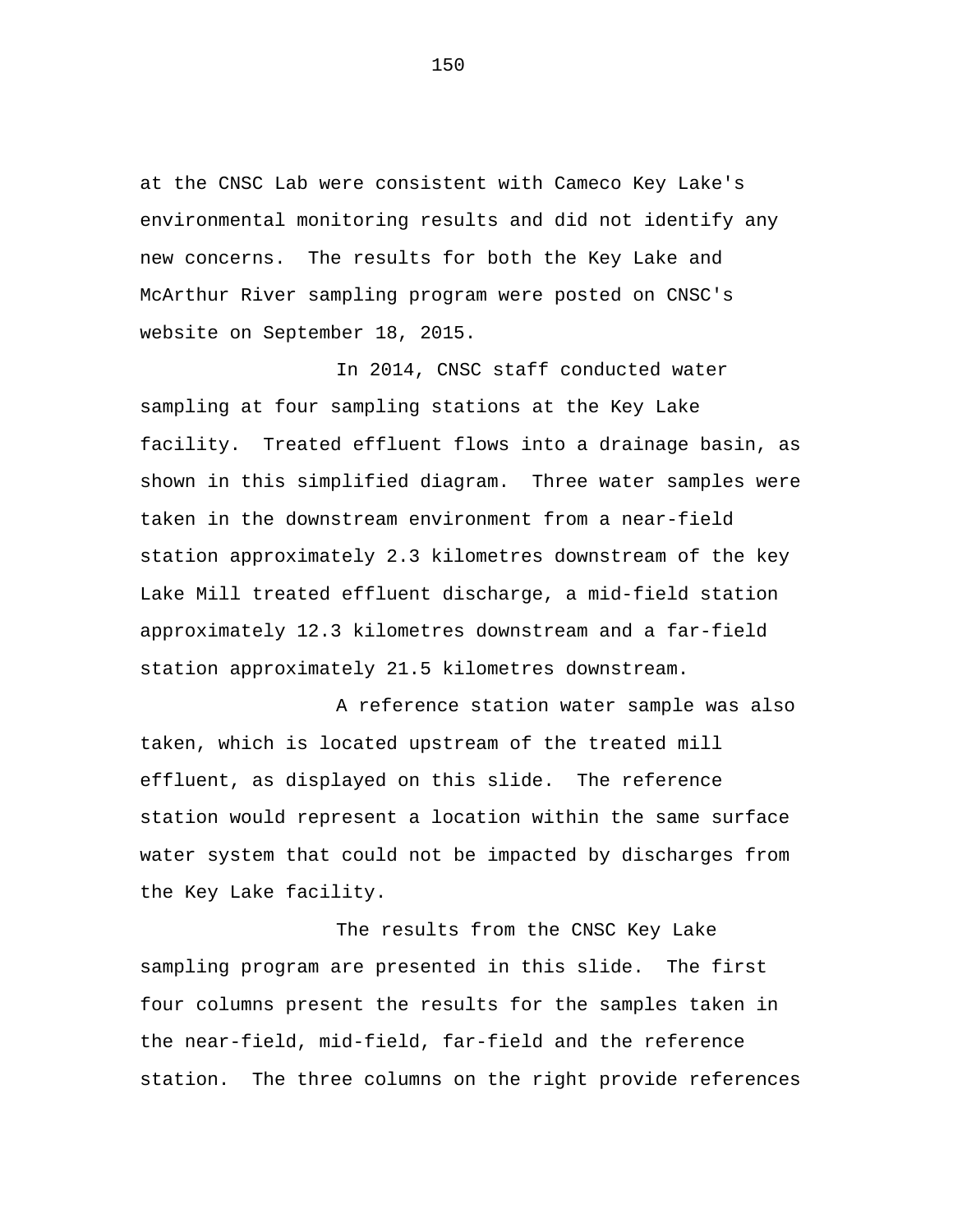at the CNSC Lab were consistent with Cameco Key Lake's environmental monitoring results and did not identify any new concerns. The results for both the Key Lake and McArthur River sampling program were posted on CNSC's website on September 18, 2015.

In 2014, CNSC staff conducted water sampling at four sampling stations at the Key Lake facility. Treated effluent flows into a drainage basin, as shown in this simplified diagram. Three water samples were taken in the downstream environment from a near-field station approximately 2.3 kilometres downstream of the key Lake Mill treated effluent discharge, a mid-field station approximately 12.3 kilometres downstream and a far-field station approximately 21.5 kilometres downstream.

A reference station water sample was also taken, which is located upstream of the treated mill effluent, as displayed on this slide. The reference station would represent a location within the same surface water system that could not be impacted by discharges from the Key Lake facility.

The results from the CNSC Key Lake sampling program are presented in this slide. The first four columns present the results for the samples taken in the near-field, mid-field, far-field and the reference station. The three columns on the right provide references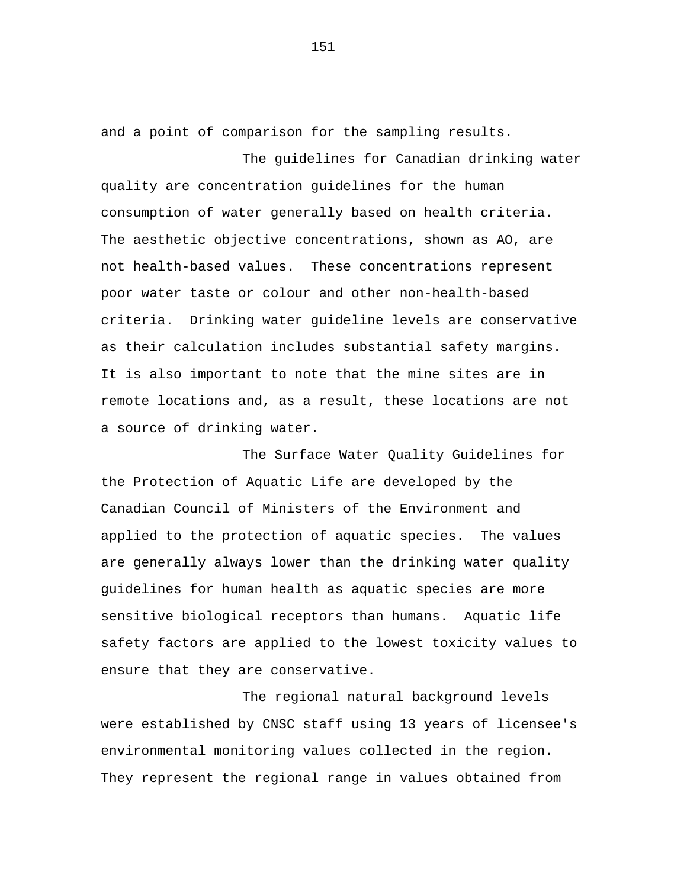and a point of comparison for the sampling results.

The guidelines for Canadian drinking water quality are concentration guidelines for the human consumption of water generally based on health criteria. The aesthetic objective concentrations, shown as AO, are not health-based values. These concentrations represent poor water taste or colour and other non-health-based criteria. Drinking water guideline levels are conservative as their calculation includes substantial safety margins. It is also important to note that the mine sites are in remote locations and, as a result, these locations are not a source of drinking water.

The Surface Water Quality Guidelines for the Protection of Aquatic Life are developed by the Canadian Council of Ministers of the Environment and applied to the protection of aquatic species. The values are generally always lower than the drinking water quality guidelines for human health as aquatic species are more sensitive biological receptors than humans. Aquatic life safety factors are applied to the lowest toxicity values to ensure that they are conservative.

The regional natural background levels were established by CNSC staff using 13 years of licensee's environmental monitoring values collected in the region. They represent the regional range in values obtained from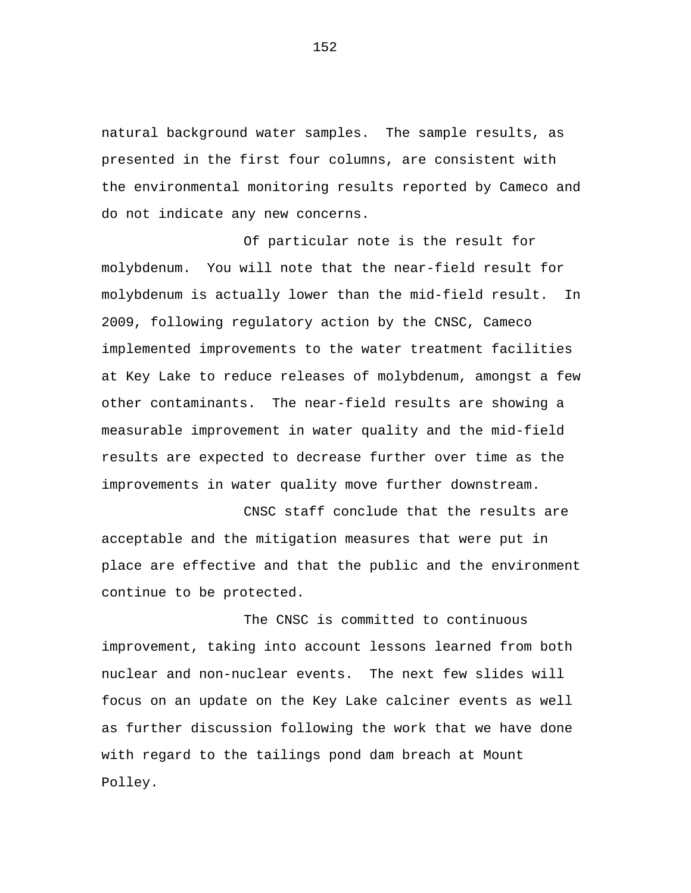natural background water samples. The sample results, as presented in the first four columns, are consistent with the environmental monitoring results reported by Cameco and do not indicate any new concerns.

Of particular note is the result for molybdenum. You will note that the near-field result for molybdenum is actually lower than the mid-field result. In 2009, following regulatory action by the CNSC, Cameco implemented improvements to the water treatment facilities at Key Lake to reduce releases of molybdenum, amongst a few other contaminants. The near-field results are showing a measurable improvement in water quality and the mid-field results are expected to decrease further over time as the improvements in water quality move further downstream.

CNSC staff conclude that the results are acceptable and the mitigation measures that were put in place are effective and that the public and the environment continue to be protected.

The CNSC is committed to continuous improvement, taking into account lessons learned from both nuclear and non-nuclear events. The next few slides will focus on an update on the Key Lake calciner events as well as further discussion following the work that we have done with regard to the tailings pond dam breach at Mount Polley.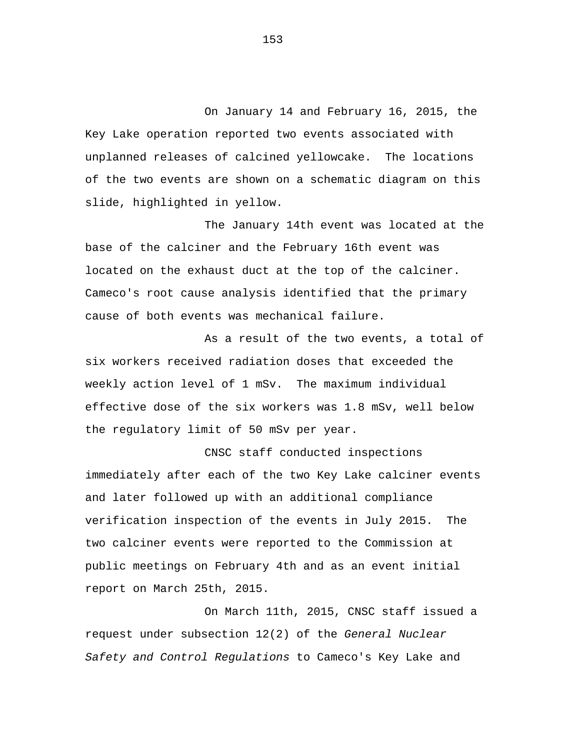On January 14 and February 16, 2015, the Key Lake operation reported two events associated with unplanned releases of calcined yellowcake. The locations of the two events are shown on a schematic diagram on this slide, highlighted in yellow.

The January 14th event was located at the base of the calciner and the February 16th event was located on the exhaust duct at the top of the calciner. Cameco's root cause analysis identified that the primary cause of both events was mechanical failure.

As a result of the two events, a total of six workers received radiation doses that exceeded the weekly action level of 1 mSv. The maximum individual effective dose of the six workers was 1.8 mSv, well below the regulatory limit of 50 mSv per year.

CNSC staff conducted inspections immediately after each of the two Key Lake calciner events and later followed up with an additional compliance verification inspection of the events in July 2015. The two calciner events were reported to the Commission at public meetings on February 4th and as an event initial report on March 25th, 2015.

On March 11th, 2015, CNSC staff issued a request under subsection 12(2) of the *General Nuclear Safety and Control Regulations* to Cameco's Key Lake and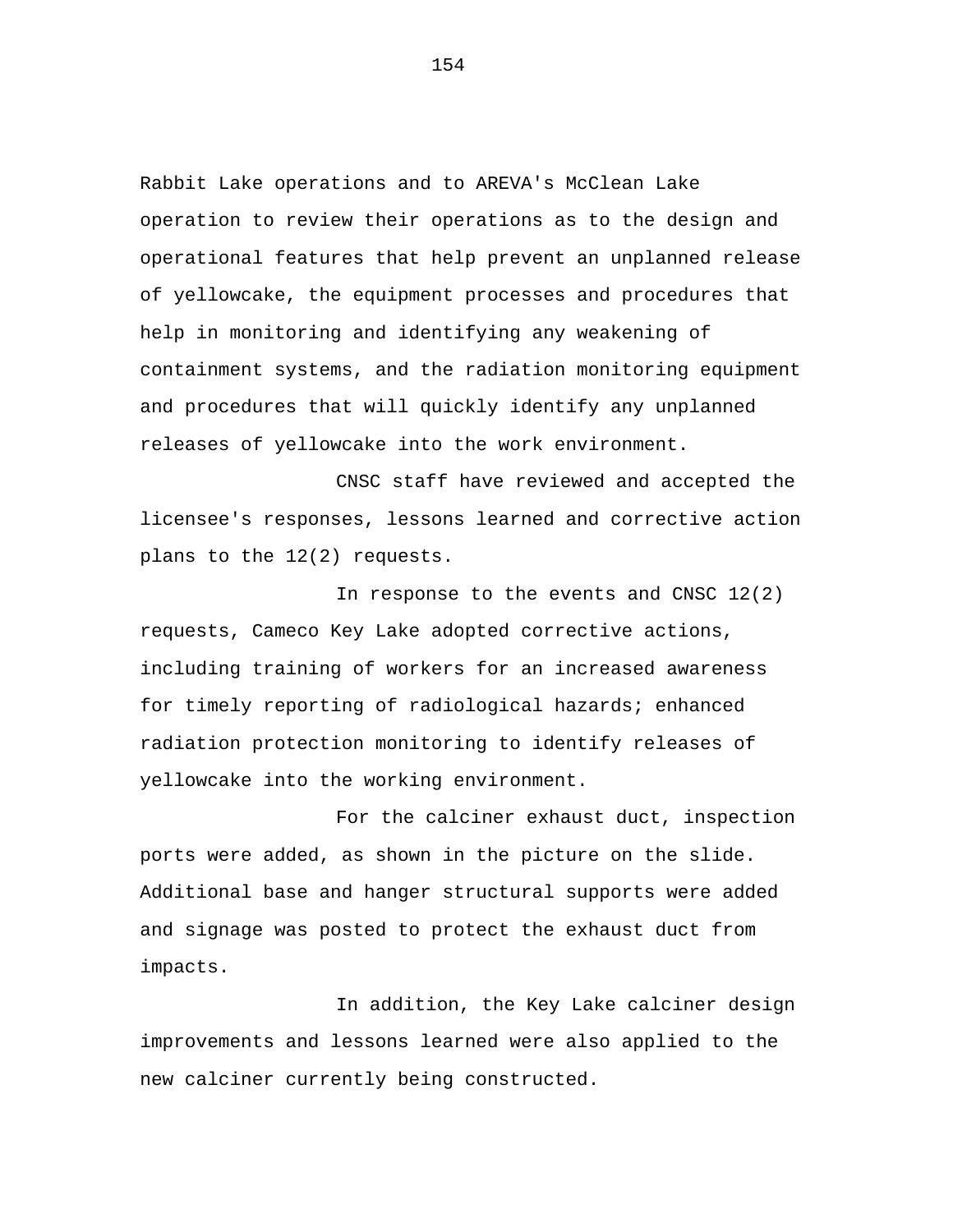Rabbit Lake operations and to AREVA's McClean Lake operation to review their operations as to the design and operational features that help prevent an unplanned release of yellowcake, the equipment processes and procedures that help in monitoring and identifying any weakening of containment systems, and the radiation monitoring equipment and procedures that will quickly identify any unplanned releases of yellowcake into the work environment.

CNSC staff have reviewed and accepted the licensee's responses, lessons learned and corrective action plans to the 12(2) requests.

In response to the events and CNSC 12(2) requests, Cameco Key Lake adopted corrective actions, including training of workers for an increased awareness for timely reporting of radiological hazards; enhanced radiation protection monitoring to identify releases of yellowcake into the working environment.

For the calciner exhaust duct, inspection ports were added, as shown in the picture on the slide. Additional base and hanger structural supports were added and signage was posted to protect the exhaust duct from impacts.

In addition, the Key Lake calciner design improvements and lessons learned were also applied to the new calciner currently being constructed.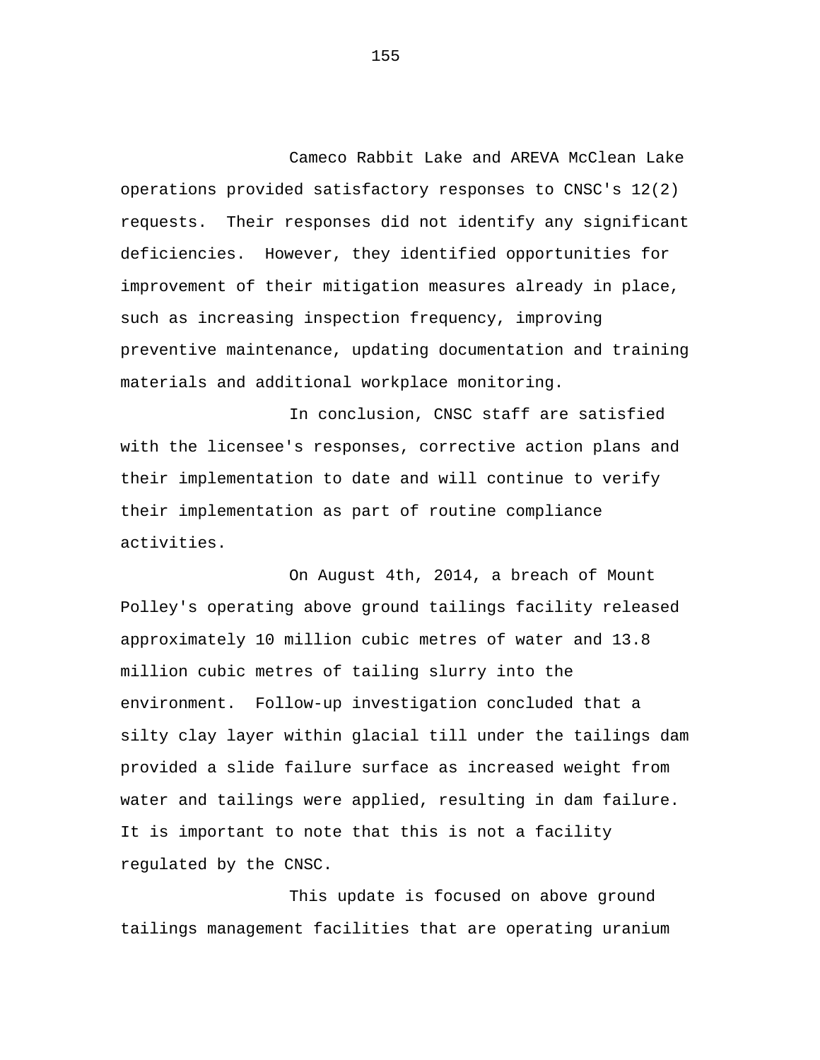Cameco Rabbit Lake and AREVA McClean Lake operations provided satisfactory responses to CNSC's 12(2) requests. Their responses did not identify any significant deficiencies. However, they identified opportunities for improvement of their mitigation measures already in place, such as increasing inspection frequency, improving preventive maintenance, updating documentation and training materials and additional workplace monitoring.

In conclusion, CNSC staff are satisfied with the licensee's responses, corrective action plans and their implementation to date and will continue to verify their implementation as part of routine compliance activities.

On August 4th, 2014, a breach of Mount Polley's operating above ground tailings facility released approximately 10 million cubic metres of water and 13.8 million cubic metres of tailing slurry into the environment. Follow-up investigation concluded that a silty clay layer within glacial till under the tailings dam provided a slide failure surface as increased weight from water and tailings were applied, resulting in dam failure. It is important to note that this is not a facility regulated by the CNSC.

This update is focused on above ground tailings management facilities that are operating uranium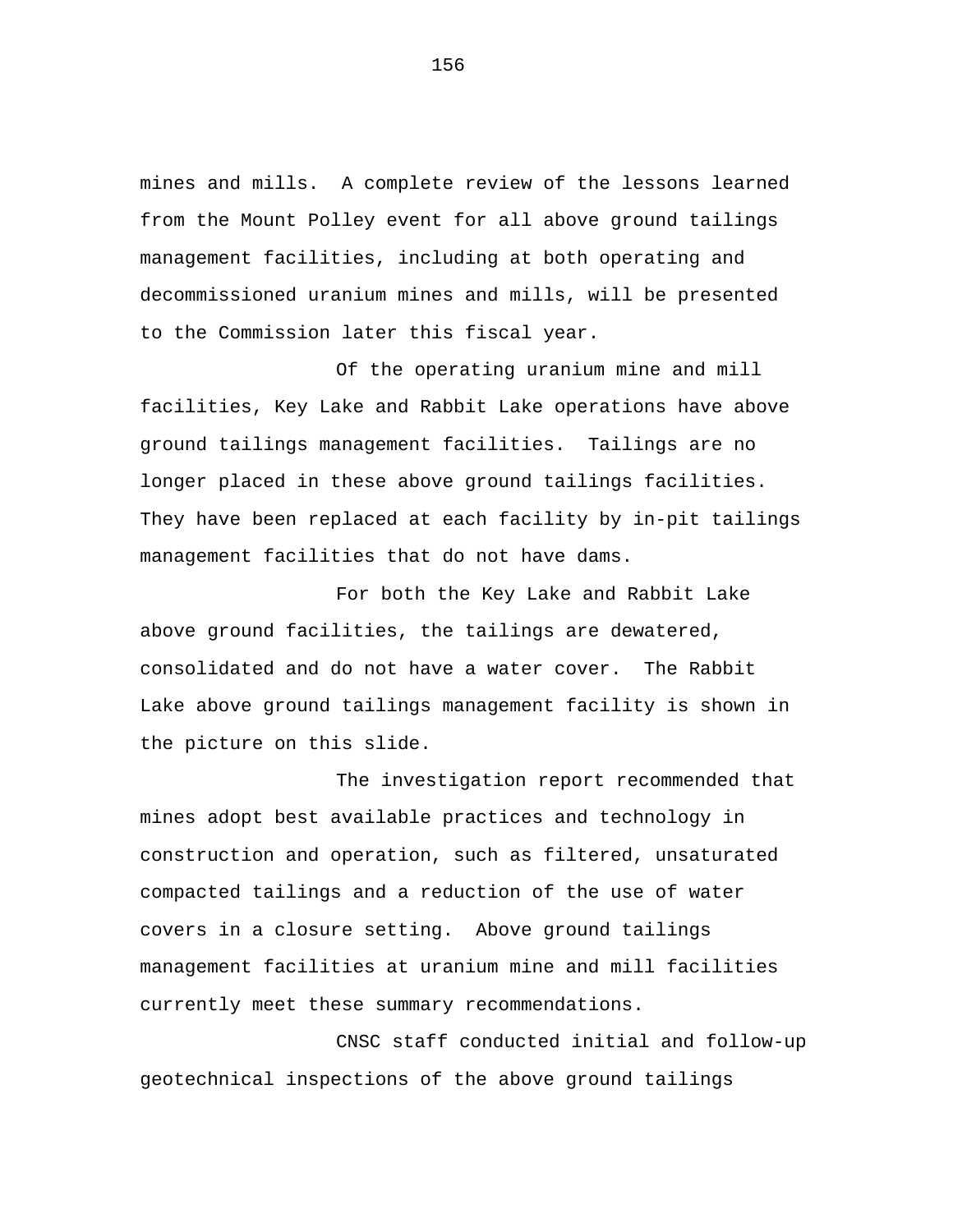mines and mills. A complete review of the lessons learned from the Mount Polley event for all above ground tailings management facilities, including at both operating and decommissioned uranium mines and mills, will be presented to the Commission later this fiscal year.

Of the operating uranium mine and mill facilities, Key Lake and Rabbit Lake operations have above ground tailings management facilities. Tailings are no longer placed in these above ground tailings facilities. They have been replaced at each facility by in-pit tailings management facilities that do not have dams.

For both the Key Lake and Rabbit Lake above ground facilities, the tailings are dewatered, consolidated and do not have a water cover. The Rabbit Lake above ground tailings management facility is shown in the picture on this slide.

The investigation report recommended that mines adopt best available practices and technology in construction and operation, such as filtered, unsaturated compacted tailings and a reduction of the use of water covers in a closure setting. Above ground tailings management facilities at uranium mine and mill facilities currently meet these summary recommendations.

CNSC staff conducted initial and follow-up geotechnical inspections of the above ground tailings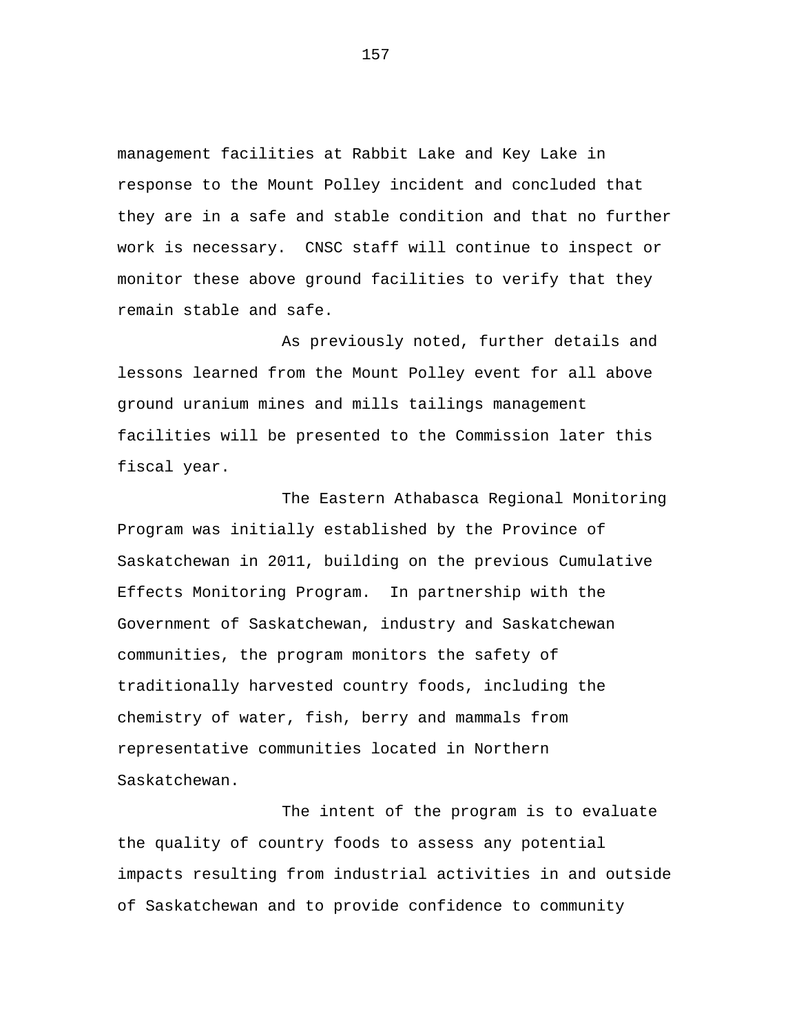management facilities at Rabbit Lake and Key Lake in response to the Mount Polley incident and concluded that they are in a safe and stable condition and that no further work is necessary. CNSC staff will continue to inspect or monitor these above ground facilities to verify that they remain stable and safe.

As previously noted, further details and lessons learned from the Mount Polley event for all above ground uranium mines and mills tailings management facilities will be presented to the Commission later this fiscal year.

The Eastern Athabasca Regional Monitoring Program was initially established by the Province of Saskatchewan in 2011, building on the previous Cumulative Effects Monitoring Program. In partnership with the Government of Saskatchewan, industry and Saskatchewan communities, the program monitors the safety of traditionally harvested country foods, including the chemistry of water, fish, berry and mammals from representative communities located in Northern Saskatchewan.

The intent of the program is to evaluate the quality of country foods to assess any potential impacts resulting from industrial activities in and outside of Saskatchewan and to provide confidence to community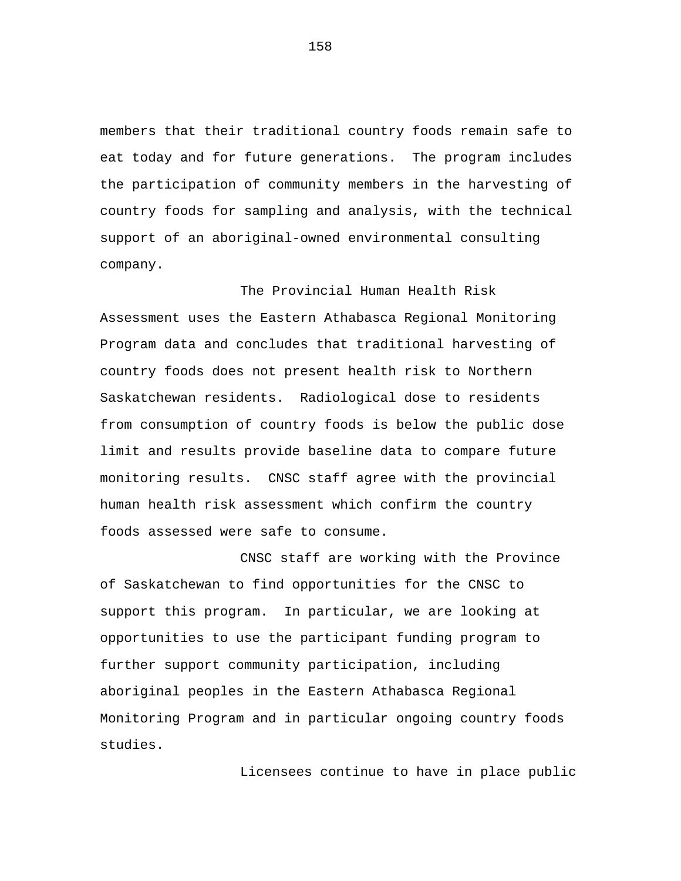members that their traditional country foods remain safe to eat today and for future generations. The program includes the participation of community members in the harvesting of country foods for sampling and analysis, with the technical support of an aboriginal-owned environmental consulting company.

The Provincial Human Health Risk Assessment uses the Eastern Athabasca Regional Monitoring Program data and concludes that traditional harvesting of country foods does not present health risk to Northern Saskatchewan residents. Radiological dose to residents from consumption of country foods is below the public dose limit and results provide baseline data to compare future monitoring results. CNSC staff agree with the provincial human health risk assessment which confirm the country foods assessed were safe to consume.

CNSC staff are working with the Province of Saskatchewan to find opportunities for the CNSC to support this program. In particular, we are looking at opportunities to use the participant funding program to further support community participation, including aboriginal peoples in the Eastern Athabasca Regional Monitoring Program and in particular ongoing country foods studies.

Licensees continue to have in place public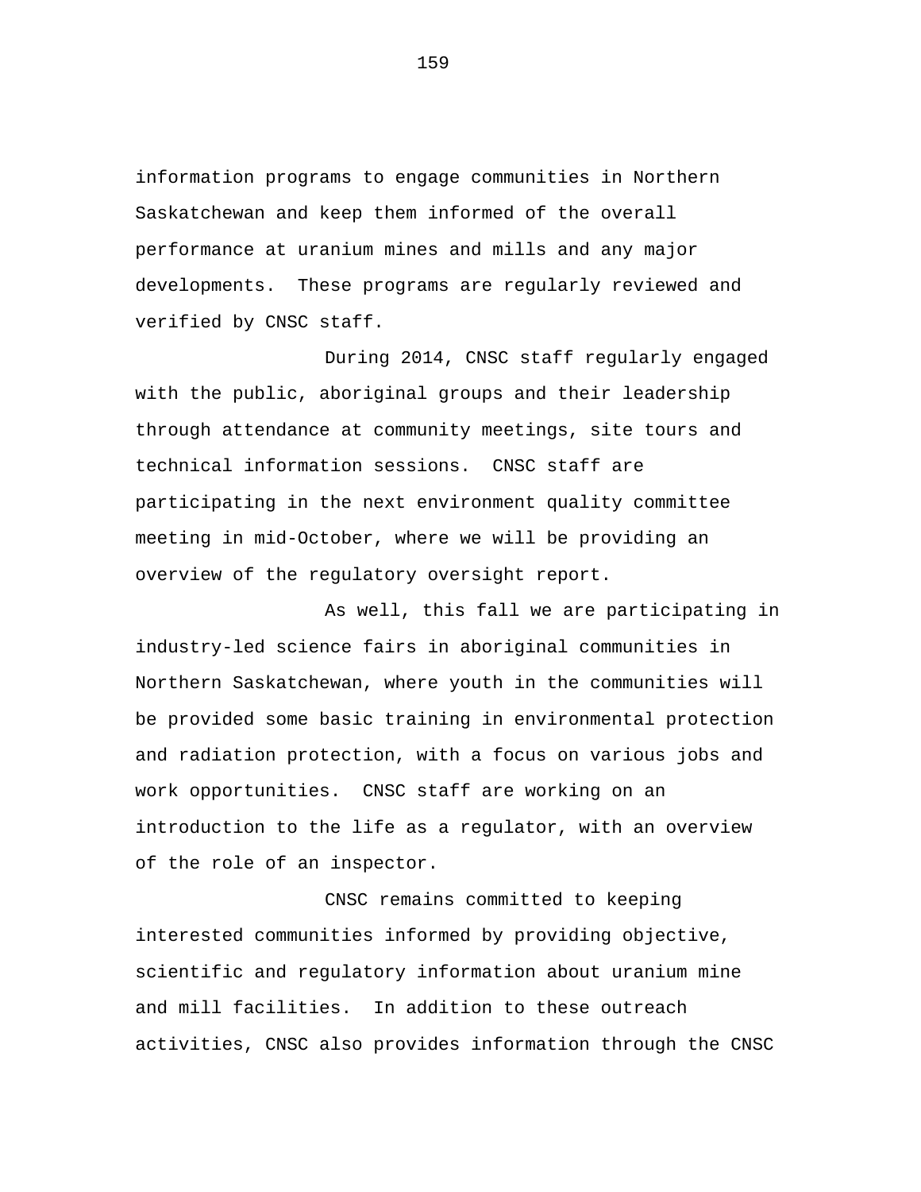information programs to engage communities in Northern Saskatchewan and keep them informed of the overall performance at uranium mines and mills and any major developments. These programs are regularly reviewed and verified by CNSC staff.

During 2014, CNSC staff regularly engaged with the public, aboriginal groups and their leadership through attendance at community meetings, site tours and technical information sessions. CNSC staff are participating in the next environment quality committee meeting in mid-October, where we will be providing an overview of the regulatory oversight report.

As well, this fall we are participating in industry-led science fairs in aboriginal communities in Northern Saskatchewan, where youth in the communities will be provided some basic training in environmental protection and radiation protection, with a focus on various jobs and work opportunities. CNSC staff are working on an introduction to the life as a regulator, with an overview of the role of an inspector.

CNSC remains committed to keeping interested communities informed by providing objective, scientific and regulatory information about uranium mine and mill facilities. In addition to these outreach activities, CNSC also provides information through the CNSC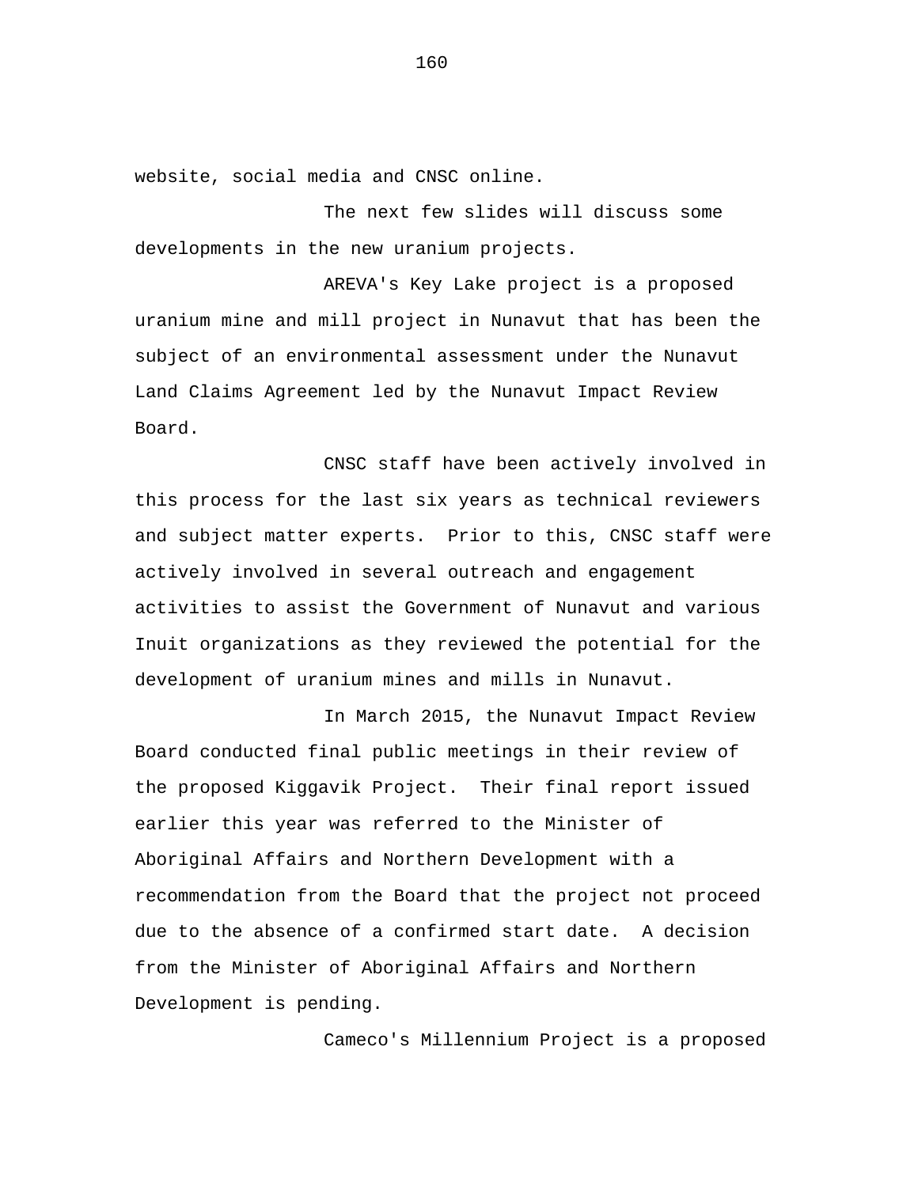website, social media and CNSC online.

The next few slides will discuss some developments in the new uranium projects.

AREVA's Key Lake project is a proposed uranium mine and mill project in Nunavut that has been the subject of an environmental assessment under the Nunavut Land Claims Agreement led by the Nunavut Impact Review Board.

CNSC staff have been actively involved in this process for the last six years as technical reviewers and subject matter experts. Prior to this, CNSC staff were actively involved in several outreach and engagement activities to assist the Government of Nunavut and various Inuit organizations as they reviewed the potential for the development of uranium mines and mills in Nunavut.

In March 2015, the Nunavut Impact Review Board conducted final public meetings in their review of the proposed Kiggavik Project. Their final report issued earlier this year was referred to the Minister of Aboriginal Affairs and Northern Development with a recommendation from the Board that the project not proceed due to the absence of a confirmed start date. A decision from the Minister of Aboriginal Affairs and Northern Development is pending.

Cameco's Millennium Project is a proposed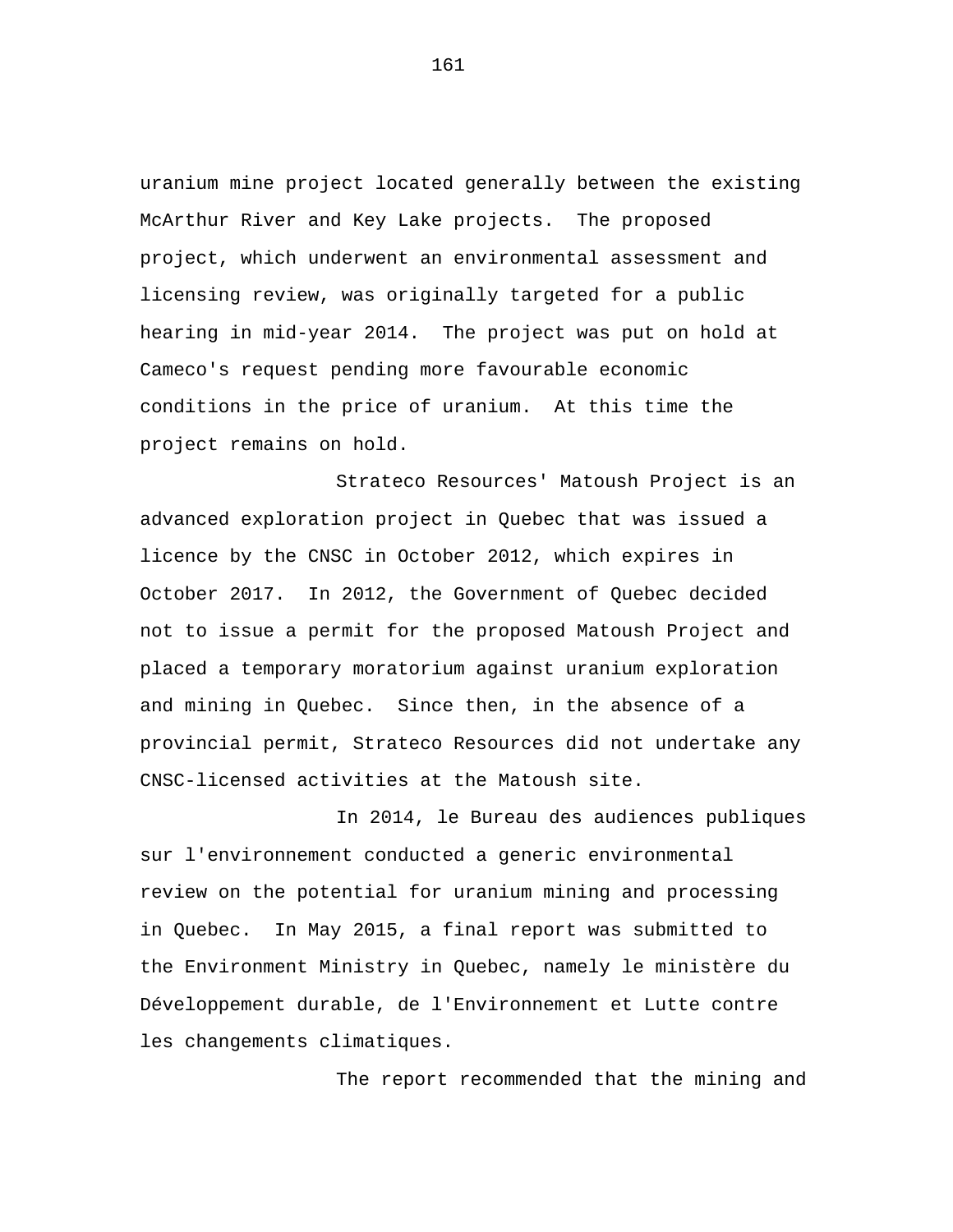uranium mine project located generally between the existing McArthur River and Key Lake projects. The proposed project, which underwent an environmental assessment and licensing review, was originally targeted for a public hearing in mid-year 2014. The project was put on hold at Cameco's request pending more favourable economic conditions in the price of uranium. At this time the project remains on hold.

Strateco Resources' Matoush Project is an advanced exploration project in Quebec that was issued a licence by the CNSC in October 2012, which expires in October 2017. In 2012, the Government of Quebec decided not to issue a permit for the proposed Matoush Project and placed a temporary moratorium against uranium exploration and mining in Quebec. Since then, in the absence of a provincial permit, Strateco Resources did not undertake any CNSC-licensed activities at the Matoush site.

In 2014, le Bureau des audiences publiques sur l'environnement conducted a generic environmental review on the potential for uranium mining and processing in Quebec. In May 2015, a final report was submitted to the Environment Ministry in Quebec, namely le ministère du Développement durable, de l'Environnement et Lutte contre les changements climatiques.

The report recommended that the mining and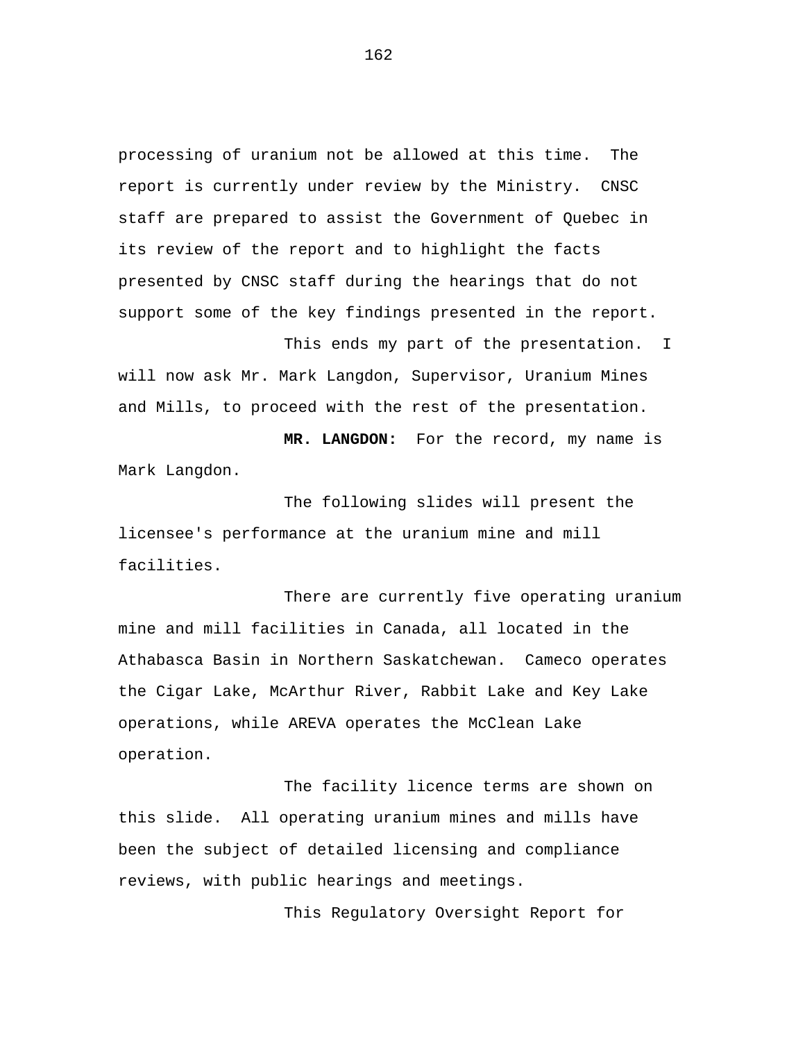processing of uranium not be allowed at this time. The report is currently under review by the Ministry. CNSC staff are prepared to assist the Government of Quebec in its review of the report and to highlight the facts presented by CNSC staff during the hearings that do not support some of the key findings presented in the report.

This ends my part of the presentation. I will now ask Mr. Mark Langdon, Supervisor, Uranium Mines and Mills, to proceed with the rest of the presentation.

**MR. LANGDON:** For the record, my name is Mark Langdon.

The following slides will present the licensee's performance at the uranium mine and mill facilities.

There are currently five operating uranium mine and mill facilities in Canada, all located in the Athabasca Basin in Northern Saskatchewan. Cameco operates the Cigar Lake, McArthur River, Rabbit Lake and Key Lake operations, while AREVA operates the McClean Lake operation.

The facility licence terms are shown on this slide. All operating uranium mines and mills have been the subject of detailed licensing and compliance reviews, with public hearings and meetings.

This Regulatory Oversight Report for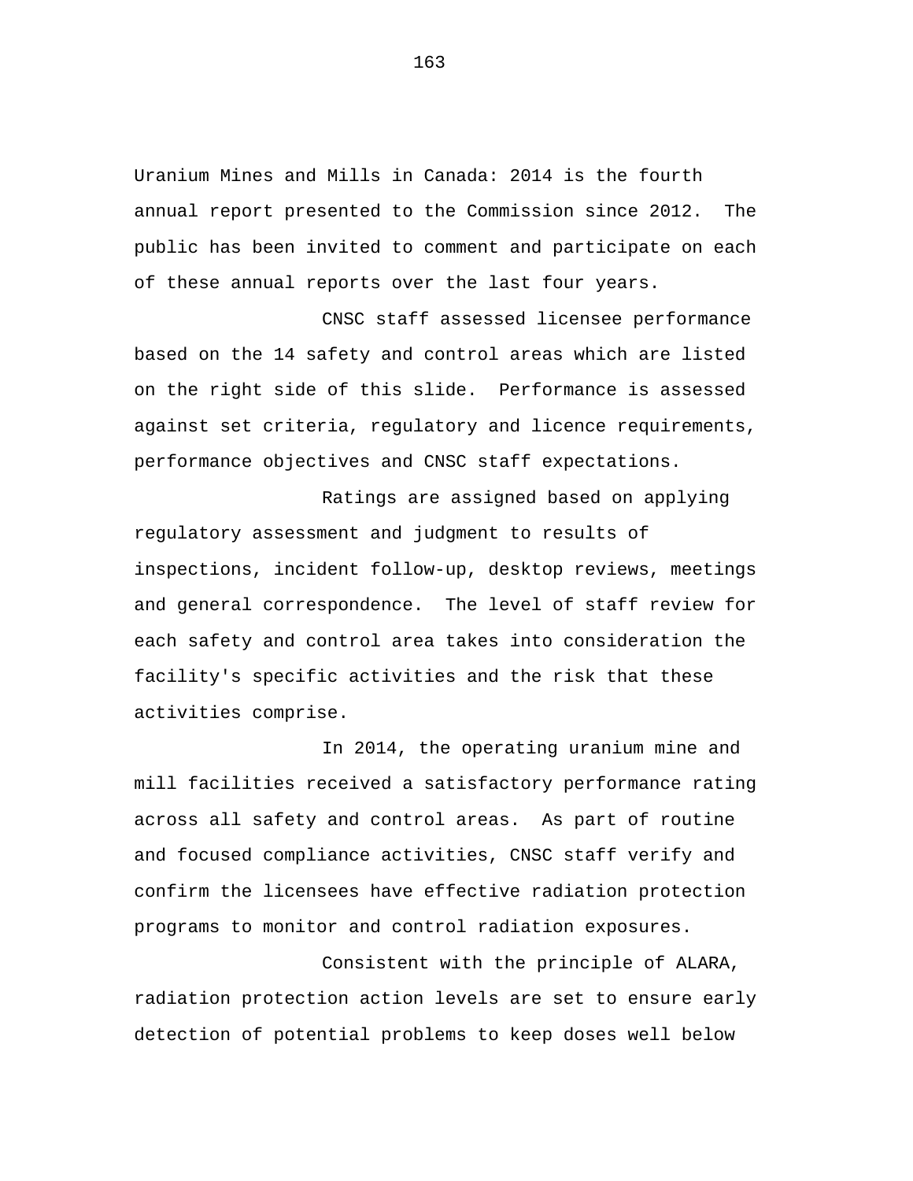Uranium Mines and Mills in Canada: 2014 is the fourth annual report presented to the Commission since 2012. The public has been invited to comment and participate on each of these annual reports over the last four years.

CNSC staff assessed licensee performance based on the 14 safety and control areas which are listed on the right side of this slide. Performance is assessed against set criteria, regulatory and licence requirements, performance objectives and CNSC staff expectations.

Ratings are assigned based on applying regulatory assessment and judgment to results of inspections, incident follow-up, desktop reviews, meetings and general correspondence. The level of staff review for each safety and control area takes into consideration the facility's specific activities and the risk that these activities comprise.

In 2014, the operating uranium mine and mill facilities received a satisfactory performance rating across all safety and control areas. As part of routine and focused compliance activities, CNSC staff verify and confirm the licensees have effective radiation protection programs to monitor and control radiation exposures.

Consistent with the principle of ALARA, radiation protection action levels are set to ensure early detection of potential problems to keep doses well below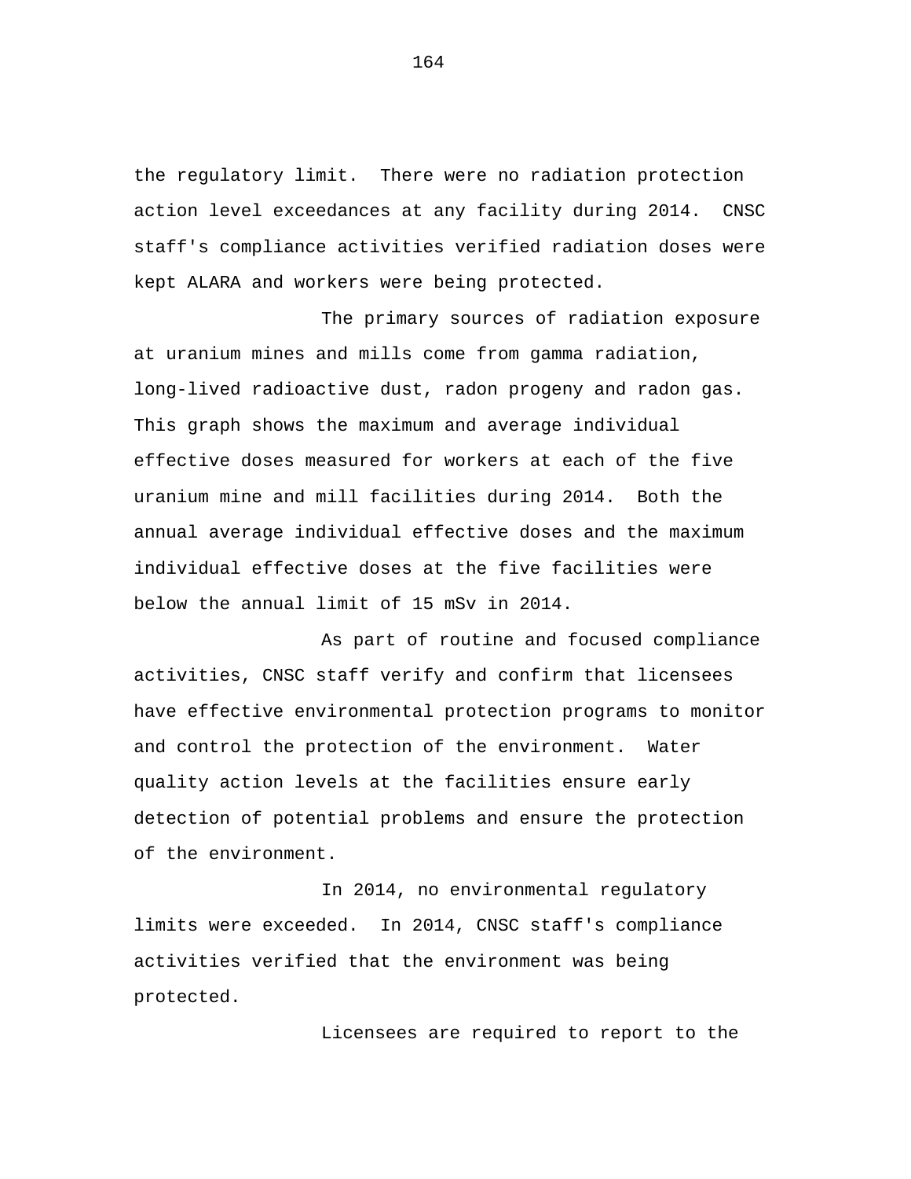the regulatory limit. There were no radiation protection action level exceedances at any facility during 2014. CNSC staff's compliance activities verified radiation doses were kept ALARA and workers were being protected.

The primary sources of radiation exposure at uranium mines and mills come from gamma radiation, long-lived radioactive dust, radon progeny and radon gas. This graph shows the maximum and average individual effective doses measured for workers at each of the five uranium mine and mill facilities during 2014. Both the annual average individual effective doses and the maximum individual effective doses at the five facilities were below the annual limit of 15 mSv in 2014.

As part of routine and focused compliance activities, CNSC staff verify and confirm that licensees have effective environmental protection programs to monitor and control the protection of the environment. Water quality action levels at the facilities ensure early detection of potential problems and ensure the protection of the environment.

In 2014, no environmental regulatory limits were exceeded. In 2014, CNSC staff's compliance activities verified that the environment was being protected.

Licensees are required to report to the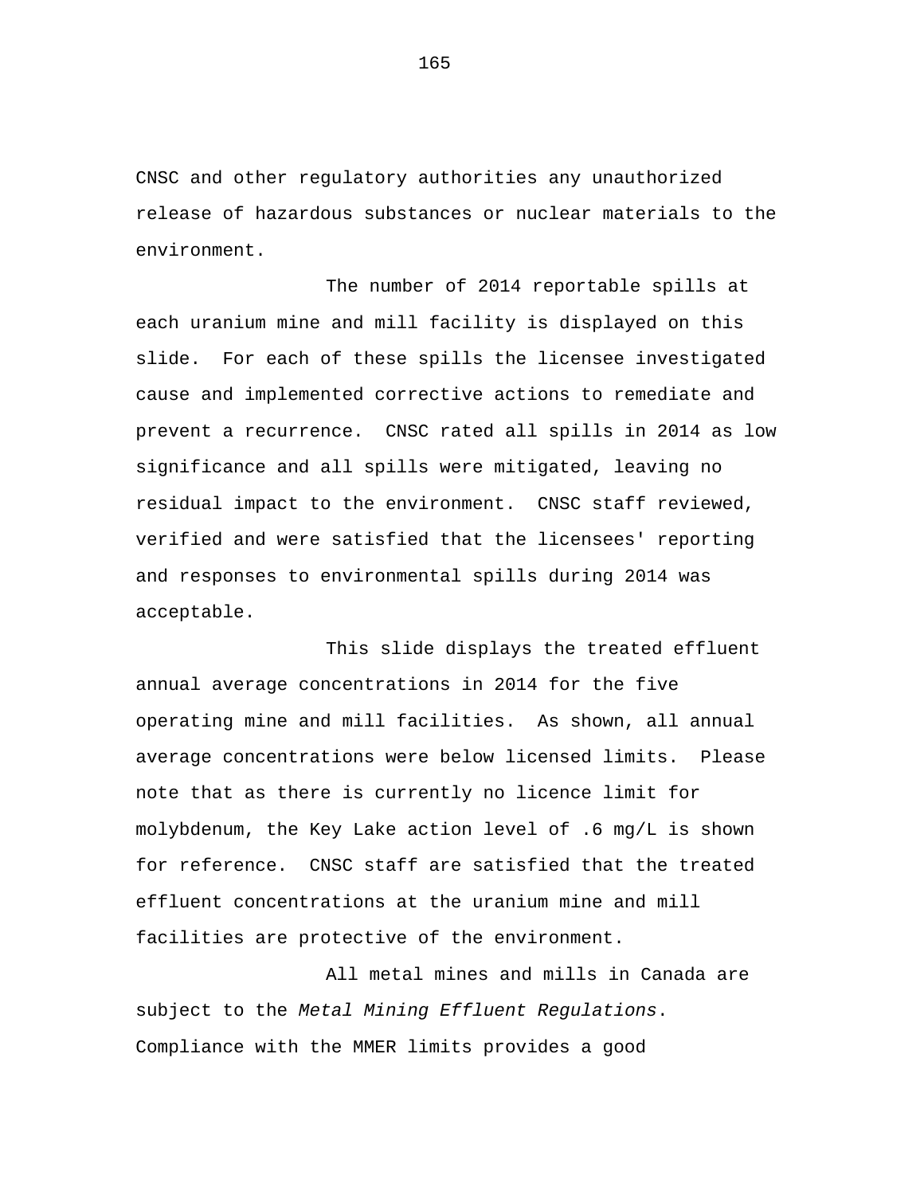CNSC and other regulatory authorities any unauthorized release of hazardous substances or nuclear materials to the environment.

The number of 2014 reportable spills at each uranium mine and mill facility is displayed on this slide. For each of these spills the licensee investigated cause and implemented corrective actions to remediate and prevent a recurrence. CNSC rated all spills in 2014 as low significance and all spills were mitigated, leaving no residual impact to the environment. CNSC staff reviewed, verified and were satisfied that the licensees' reporting and responses to environmental spills during 2014 was acceptable.

This slide displays the treated effluent annual average concentrations in 2014 for the five operating mine and mill facilities. As shown, all annual average concentrations were below licensed limits. Please note that as there is currently no licence limit for molybdenum, the Key Lake action level of .6 mg/L is shown for reference. CNSC staff are satisfied that the treated effluent concentrations at the uranium mine and mill facilities are protective of the environment.

All metal mines and mills in Canada are subject to the *Metal Mining Effluent Regulations*. Compliance with the MMER limits provides a good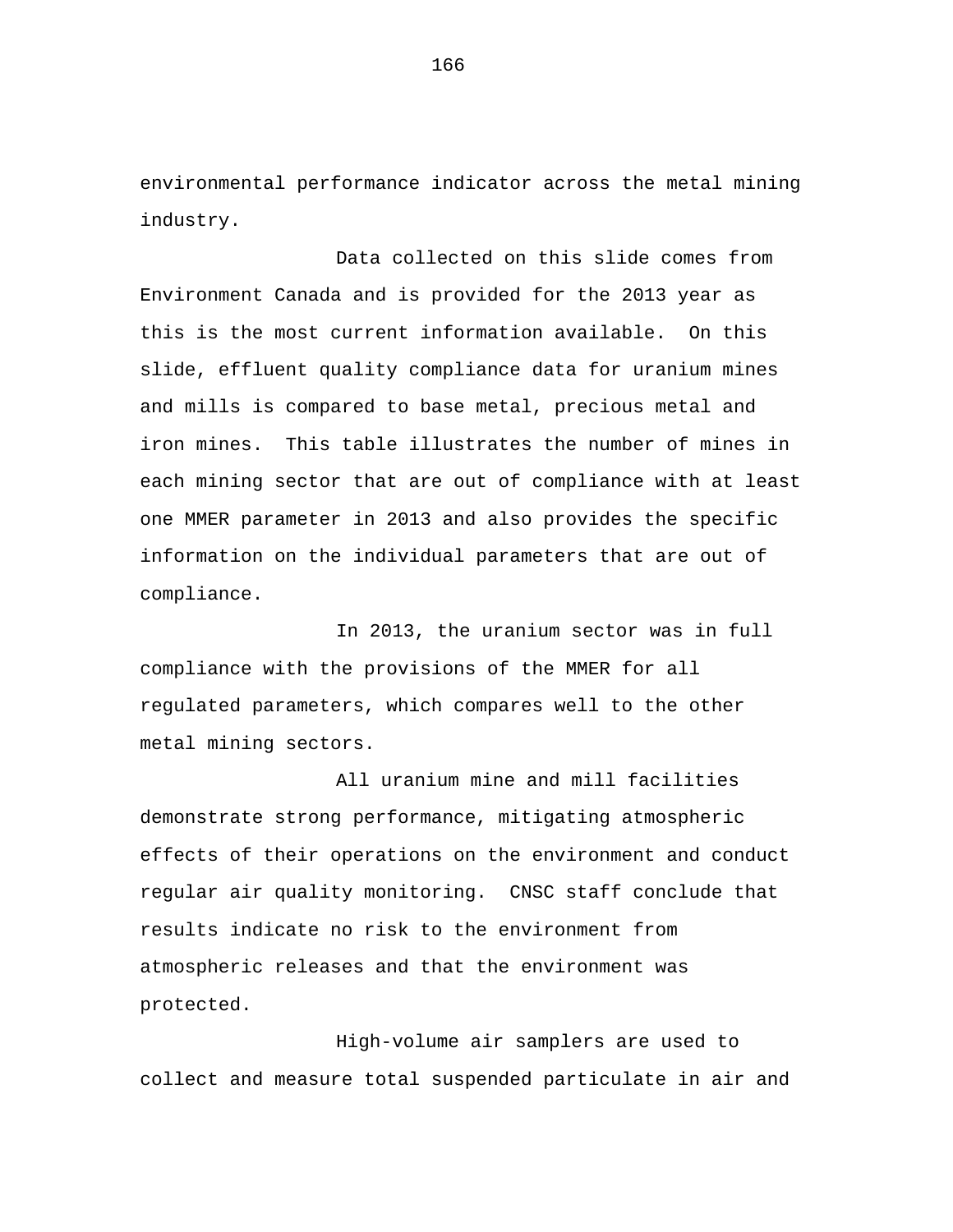environmental performance indicator across the metal mining industry.

Data collected on this slide comes from Environment Canada and is provided for the 2013 year as this is the most current information available. On this slide, effluent quality compliance data for uranium mines and mills is compared to base metal, precious metal and iron mines. This table illustrates the number of mines in each mining sector that are out of compliance with at least one MMER parameter in 2013 and also provides the specific information on the individual parameters that are out of compliance.

In 2013, the uranium sector was in full compliance with the provisions of the MMER for all regulated parameters, which compares well to the other metal mining sectors.

All uranium mine and mill facilities demonstrate strong performance, mitigating atmospheric effects of their operations on the environment and conduct regular air quality monitoring. CNSC staff conclude that results indicate no risk to the environment from atmospheric releases and that the environment was protected.

High-volume air samplers are used to collect and measure total suspended particulate in air and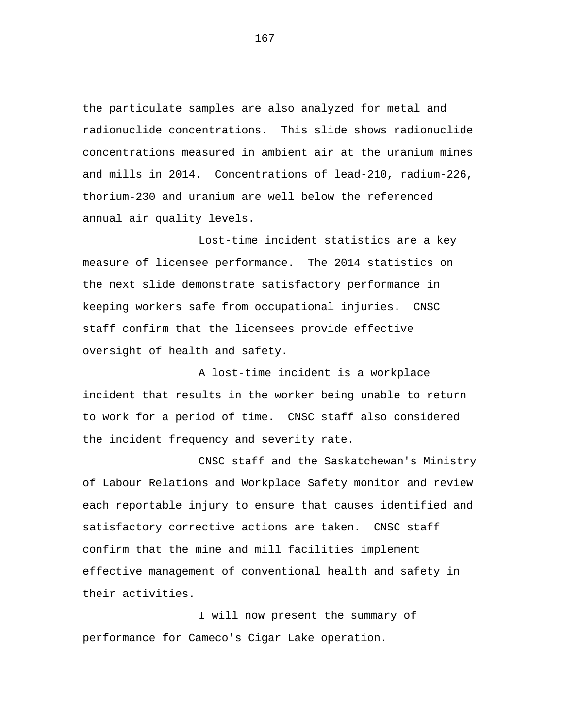the particulate samples are also analyzed for metal and radionuclide concentrations. This slide shows radionuclide concentrations measured in ambient air at the uranium mines and mills in 2014. Concentrations of lead-210, radium-226, thorium-230 and uranium are well below the referenced annual air quality levels.

Lost-time incident statistics are a key measure of licensee performance. The 2014 statistics on the next slide demonstrate satisfactory performance in keeping workers safe from occupational injuries. CNSC staff confirm that the licensees provide effective oversight of health and safety.

A lost-time incident is a workplace incident that results in the worker being unable to return to work for a period of time. CNSC staff also considered the incident frequency and severity rate.

CNSC staff and the Saskatchewan's Ministry of Labour Relations and Workplace Safety monitor and review each reportable injury to ensure that causes identified and satisfactory corrective actions are taken. CNSC staff confirm that the mine and mill facilities implement effective management of conventional health and safety in their activities.

I will now present the summary of performance for Cameco's Cigar Lake operation.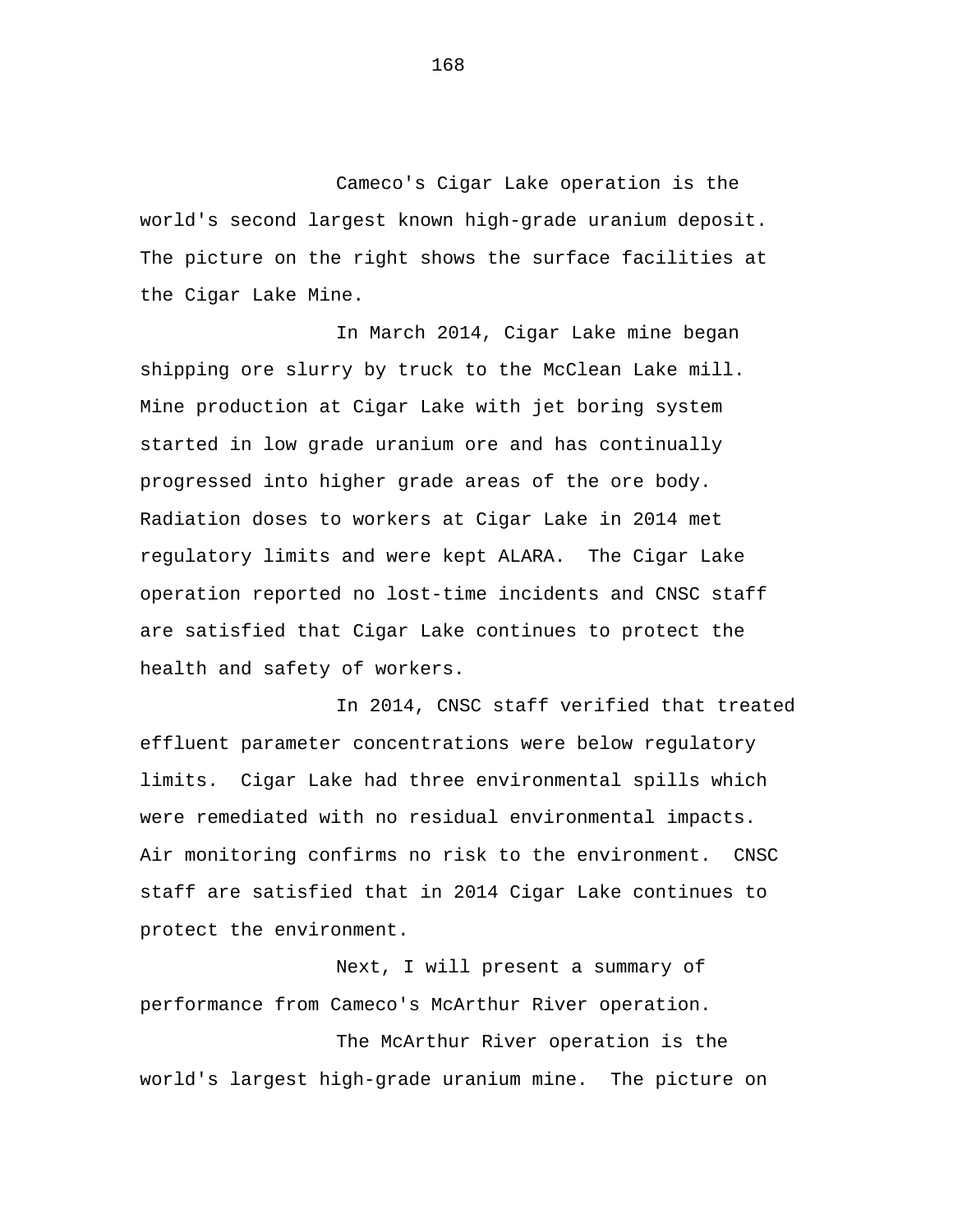Cameco's Cigar Lake operation is the world's second largest known high-grade uranium deposit. The picture on the right shows the surface facilities at the Cigar Lake Mine.

In March 2014, Cigar Lake mine began shipping ore slurry by truck to the McClean Lake mill. Mine production at Cigar Lake with jet boring system started in low grade uranium ore and has continually progressed into higher grade areas of the ore body. Radiation doses to workers at Cigar Lake in 2014 met regulatory limits and were kept ALARA. The Cigar Lake operation reported no lost-time incidents and CNSC staff are satisfied that Cigar Lake continues to protect the health and safety of workers.

In 2014, CNSC staff verified that treated effluent parameter concentrations were below regulatory limits. Cigar Lake had three environmental spills which were remediated with no residual environmental impacts. Air monitoring confirms no risk to the environment. CNSC staff are satisfied that in 2014 Cigar Lake continues to protect the environment.

Next, I will present a summary of performance from Cameco's McArthur River operation.

The McArthur River operation is the world's largest high-grade uranium mine. The picture on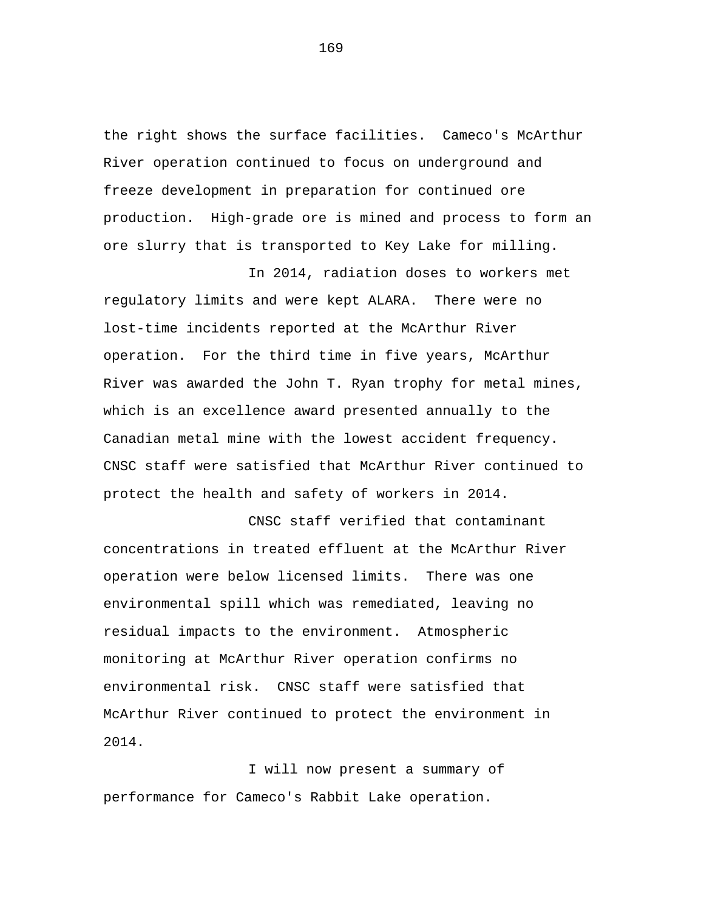the right shows the surface facilities. Cameco's McArthur River operation continued to focus on underground and freeze development in preparation for continued ore production. High-grade ore is mined and process to form an ore slurry that is transported to Key Lake for milling.

In 2014, radiation doses to workers met regulatory limits and were kept ALARA. There were no lost-time incidents reported at the McArthur River operation. For the third time in five years, McArthur River was awarded the John T. Ryan trophy for metal mines, which is an excellence award presented annually to the Canadian metal mine with the lowest accident frequency. CNSC staff were satisfied that McArthur River continued to protect the health and safety of workers in 2014.

CNSC staff verified that contaminant concentrations in treated effluent at the McArthur River operation were below licensed limits. There was one environmental spill which was remediated, leaving no residual impacts to the environment. Atmospheric monitoring at McArthur River operation confirms no environmental risk. CNSC staff were satisfied that McArthur River continued to protect the environment in 2014.

I will now present a summary of performance for Cameco's Rabbit Lake operation.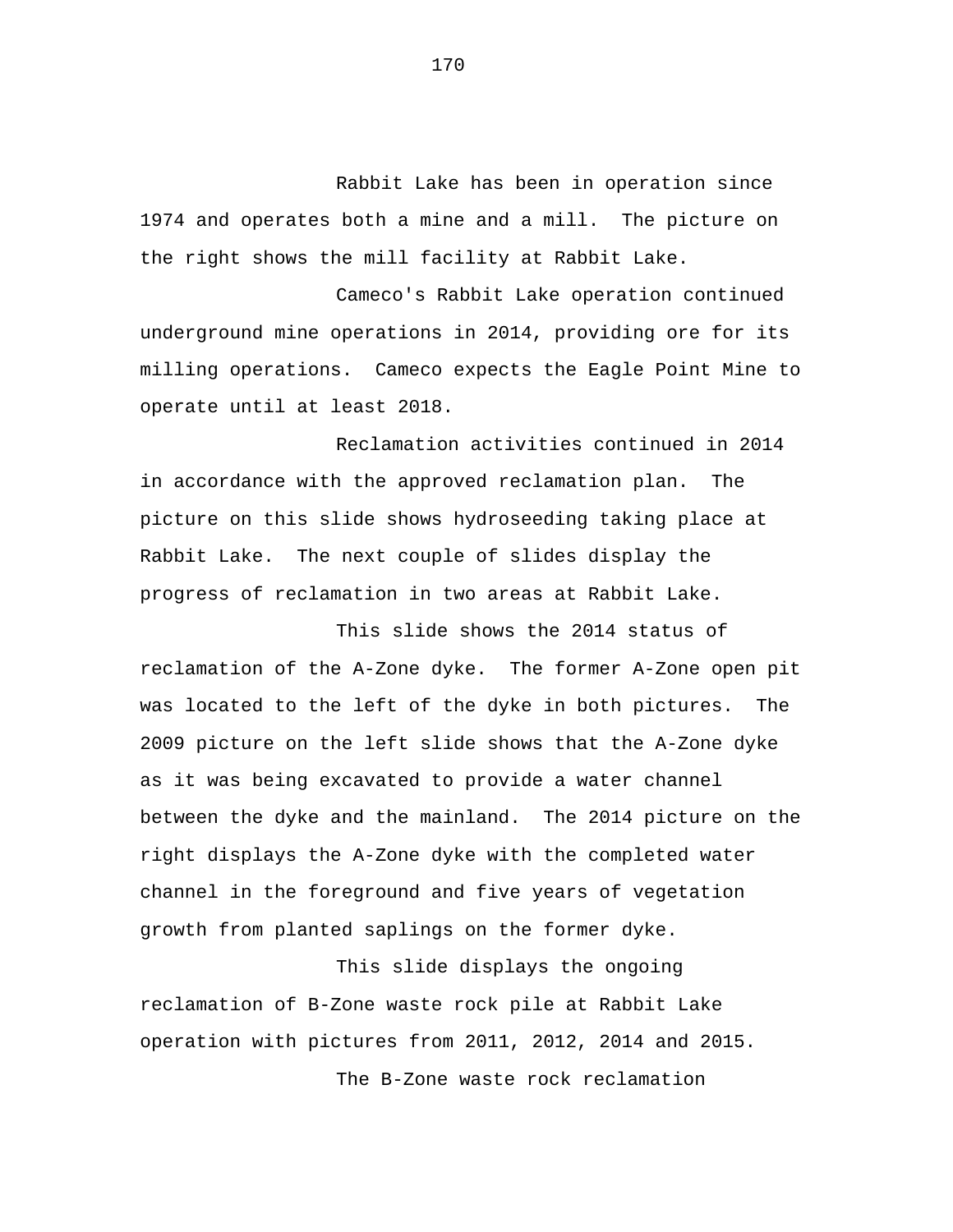Rabbit Lake has been in operation since 1974 and operates both a mine and a mill. The picture on the right shows the mill facility at Rabbit Lake.

Cameco's Rabbit Lake operation continued underground mine operations in 2014, providing ore for its milling operations. Cameco expects the Eagle Point Mine to operate until at least 2018.

Reclamation activities continued in 2014 in accordance with the approved reclamation plan. The picture on this slide shows hydroseeding taking place at Rabbit Lake. The next couple of slides display the progress of reclamation in two areas at Rabbit Lake.

This slide shows the 2014 status of reclamation of the A-Zone dyke. The former A-Zone open pit was located to the left of the dyke in both pictures. The 2009 picture on the left slide shows that the A-Zone dyke as it was being excavated to provide a water channel between the dyke and the mainland. The 2014 picture on the right displays the A-Zone dyke with the completed water channel in the foreground and five years of vegetation growth from planted saplings on the former dyke.

This slide displays the ongoing reclamation of B-Zone waste rock pile at Rabbit Lake operation with pictures from 2011, 2012, 2014 and 2015.

The B-Zone waste rock reclamation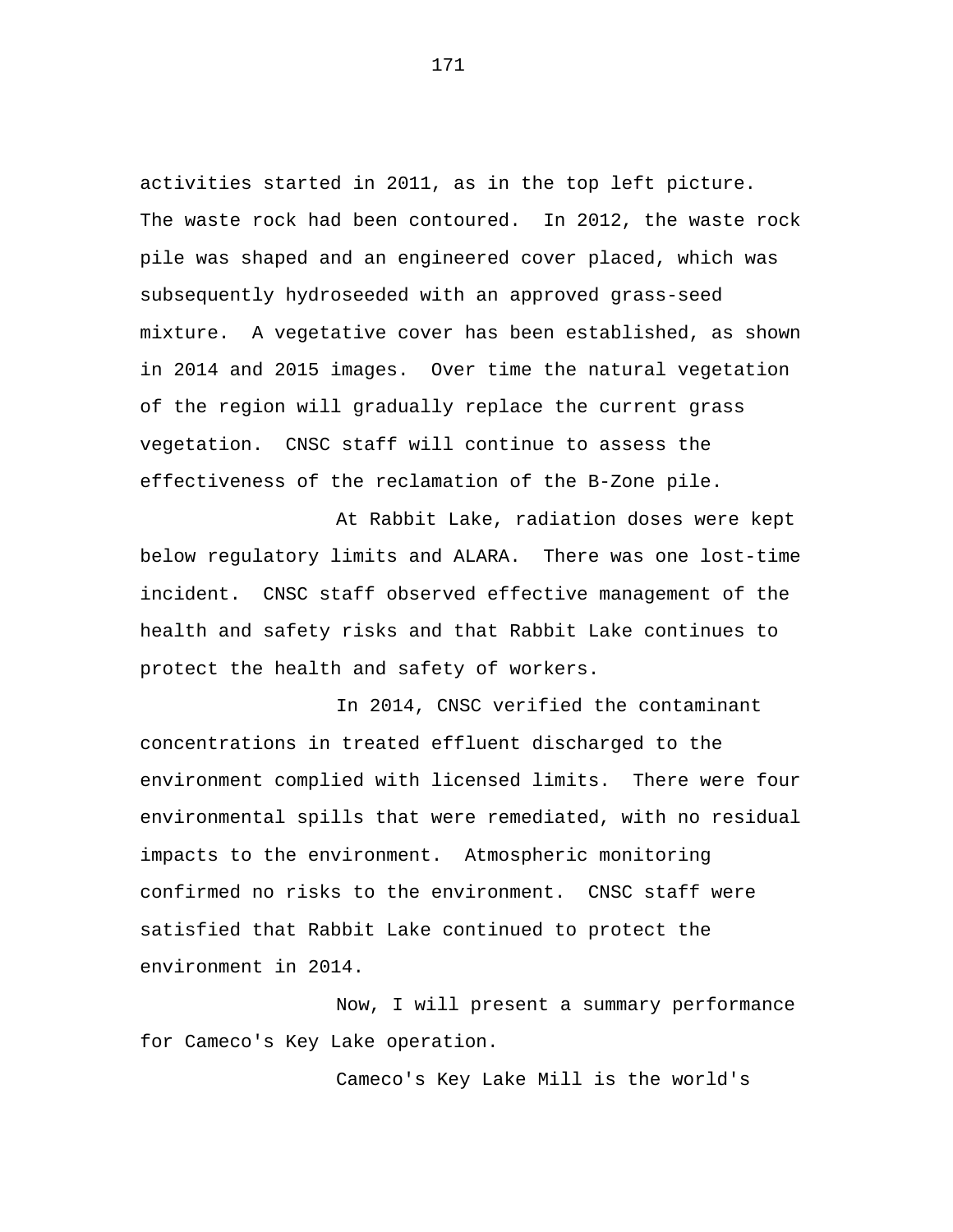activities started in 2011, as in the top left picture. The waste rock had been contoured. In 2012, the waste rock pile was shaped and an engineered cover placed, which was subsequently hydroseeded with an approved grass-seed mixture. A vegetative cover has been established, as shown in 2014 and 2015 images. Over time the natural vegetation of the region will gradually replace the current grass vegetation. CNSC staff will continue to assess the effectiveness of the reclamation of the B-Zone pile.

At Rabbit Lake, radiation doses were kept below regulatory limits and ALARA. There was one lost-time incident. CNSC staff observed effective management of the health and safety risks and that Rabbit Lake continues to protect the health and safety of workers.

In 2014, CNSC verified the contaminant concentrations in treated effluent discharged to the environment complied with licensed limits. There were four environmental spills that were remediated, with no residual impacts to the environment. Atmospheric monitoring confirmed no risks to the environment. CNSC staff were satisfied that Rabbit Lake continued to protect the environment in 2014.

Now, I will present a summary performance for Cameco's Key Lake operation.

Cameco's Key Lake Mill is the world's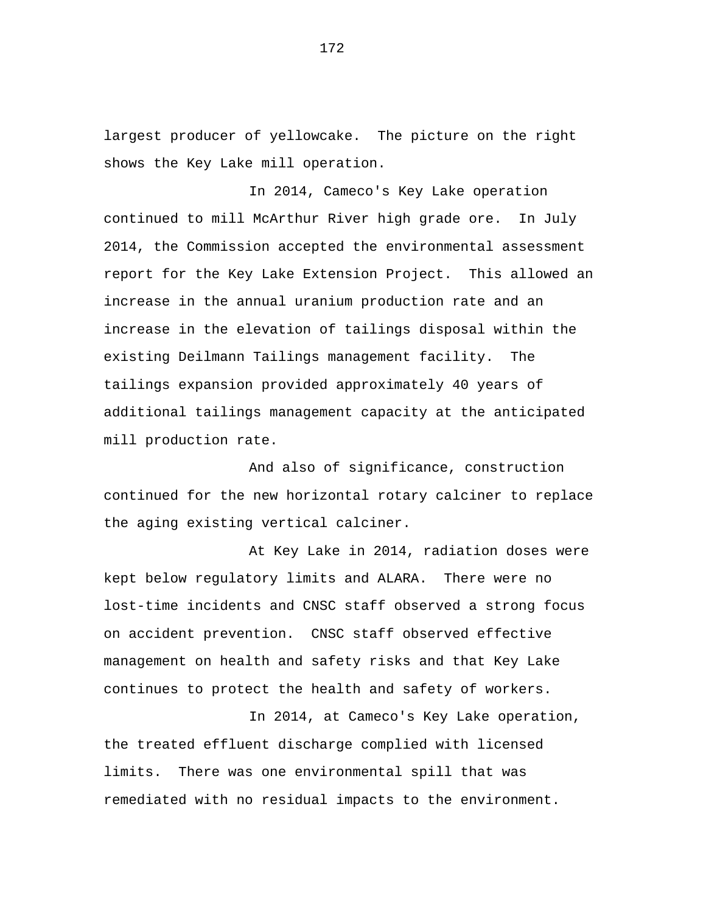largest producer of yellowcake. The picture on the right shows the Key Lake mill operation.

In 2014, Cameco's Key Lake operation continued to mill McArthur River high grade ore. In July 2014, the Commission accepted the environmental assessment report for the Key Lake Extension Project. This allowed an increase in the annual uranium production rate and an increase in the elevation of tailings disposal within the existing Deilmann Tailings management facility. The tailings expansion provided approximately 40 years of additional tailings management capacity at the anticipated mill production rate.

And also of significance, construction continued for the new horizontal rotary calciner to replace the aging existing vertical calciner.

At Key Lake in 2014, radiation doses were kept below regulatory limits and ALARA. There were no lost-time incidents and CNSC staff observed a strong focus on accident prevention. CNSC staff observed effective management on health and safety risks and that Key Lake continues to protect the health and safety of workers.

In 2014, at Cameco's Key Lake operation, the treated effluent discharge complied with licensed limits. There was one environmental spill that was remediated with no residual impacts to the environment.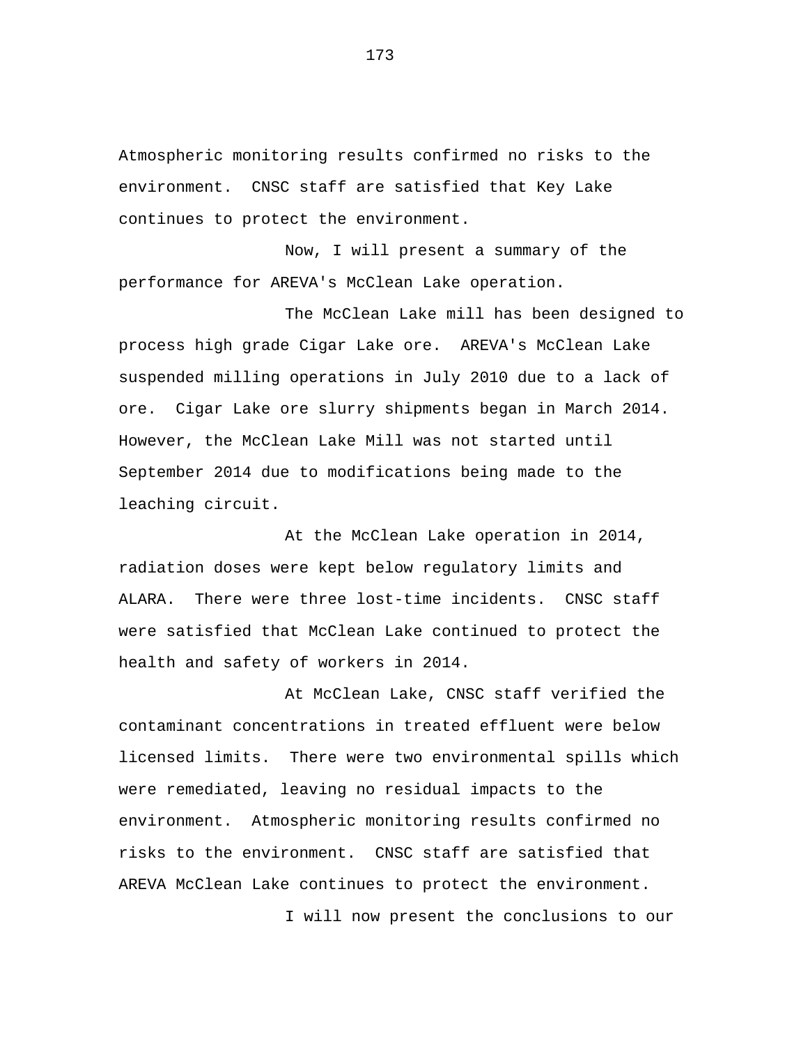Atmospheric monitoring results confirmed no risks to the environment. CNSC staff are satisfied that Key Lake continues to protect the environment.

Now, I will present a summary of the performance for AREVA's McClean Lake operation.

The McClean Lake mill has been designed to process high grade Cigar Lake ore. AREVA's McClean Lake suspended milling operations in July 2010 due to a lack of ore. Cigar Lake ore slurry shipments began in March 2014. However, the McClean Lake Mill was not started until September 2014 due to modifications being made to the leaching circuit.

At the McClean Lake operation in 2014, radiation doses were kept below regulatory limits and ALARA. There were three lost-time incidents. CNSC staff were satisfied that McClean Lake continued to protect the health and safety of workers in 2014.

At McClean Lake, CNSC staff verified the contaminant concentrations in treated effluent were below licensed limits. There were two environmental spills which were remediated, leaving no residual impacts to the environment. Atmospheric monitoring results confirmed no risks to the environment. CNSC staff are satisfied that AREVA McClean Lake continues to protect the environment.

I will now present the conclusions to our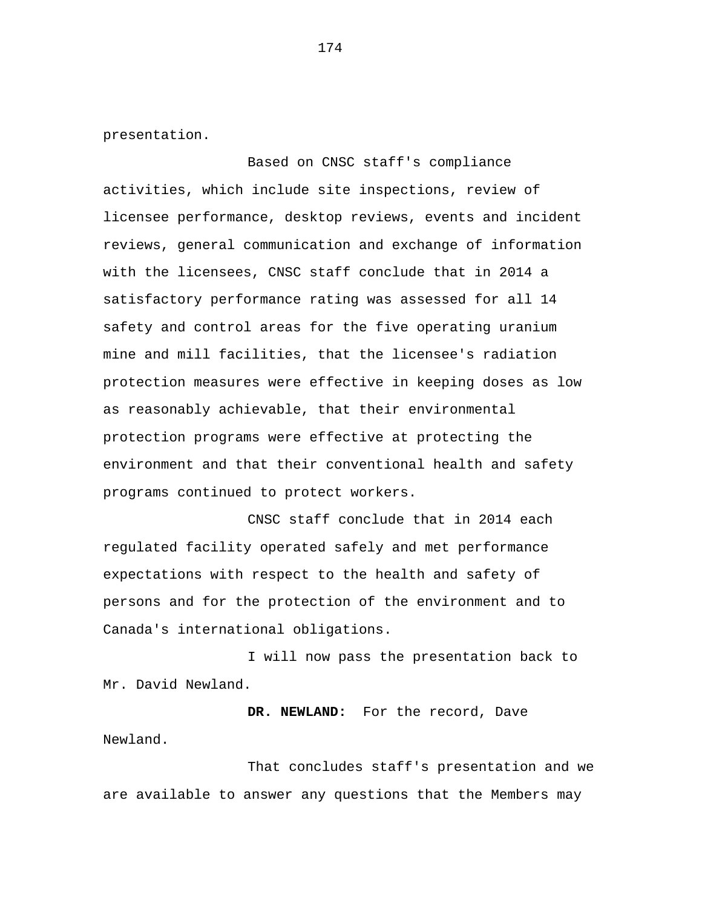presentation.

Based on CNSC staff's compliance activities, which include site inspections, review of licensee performance, desktop reviews, events and incident reviews, general communication and exchange of information with the licensees, CNSC staff conclude that in 2014 a satisfactory performance rating was assessed for all 14 safety and control areas for the five operating uranium mine and mill facilities, that the licensee's radiation protection measures were effective in keeping doses as low as reasonably achievable, that their environmental protection programs were effective at protecting the environment and that their conventional health and safety programs continued to protect workers.

CNSC staff conclude that in 2014 each regulated facility operated safely and met performance expectations with respect to the health and safety of persons and for the protection of the environment and to Canada's international obligations.

I will now pass the presentation back to Mr. David Newland.

**DR. NEWLAND:** For the record, Dave Newland.

That concludes staff's presentation and we are available to answer any questions that the Members may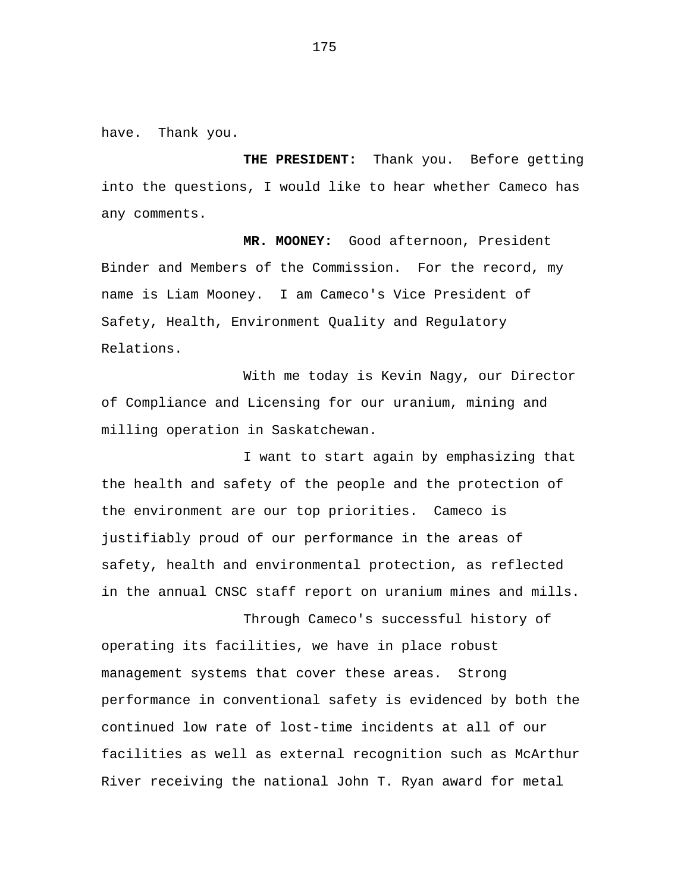have.  Thank you.

**THE PRESIDENT:**  Thank you.  Before getting into the questions, I would like to hear whether Cameco has any comments.

**MR. MOONEY:**  Good afternoon, President Binder and Members of the Commission.  For the record, my name is Liam Mooney.  I am Cameco's Vice President of Safety, Health, Environment Quality and Regulatory Relations.

With me today is Kevin Nagy, our Director of Compliance and Licensing for our uranium, mining and milling operation in Saskatchewan.

I want to start again by emphasizing that the health and safety of the people and the protection of the environment are our top priorities.  Cameco is justifiably proud of our performance in the areas of safety, health and environmental protection, as reflected in the annual CNSC staff report on uranium mines and mills.

Through Cameco's successful history of operating its facilities, we have in place robust management systems that cover these areas.  Strong performance in conventional safety is evidenced by both the continued low rate of lost-time incidents at all of our facilities as well as external recognition such as McArthur River receiving the national John T. Ryan award for metal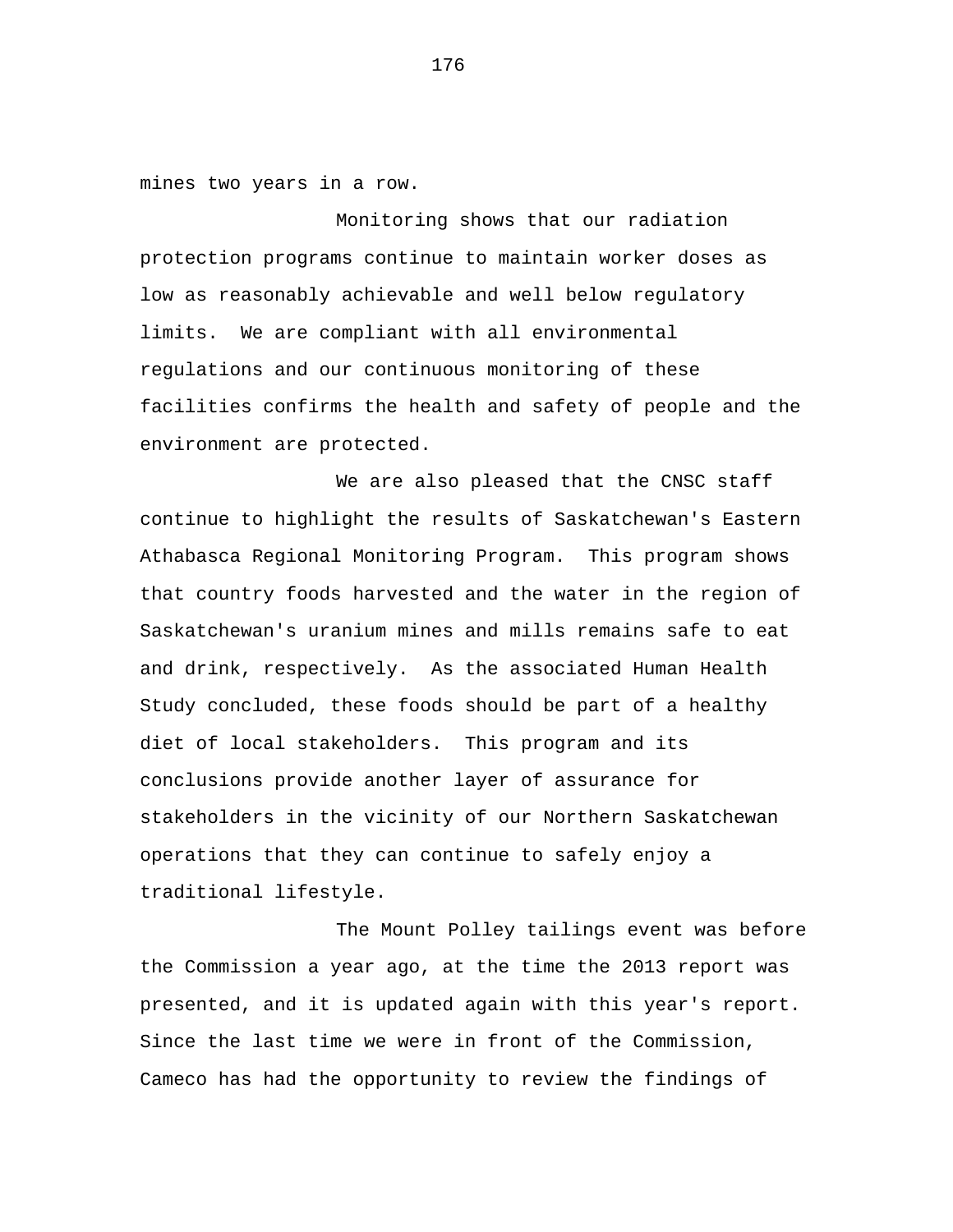mines two years in a row.

Monitoring shows that our radiation protection programs continue to maintain worker doses as low as reasonably achievable and well below regulatory limits. We are compliant with all environmental regulations and our continuous monitoring of these facilities confirms the health and safety of people and the environment are protected.

We are also pleased that the CNSC staff continue to highlight the results of Saskatchewan's Eastern Athabasca Regional Monitoring Program. This program shows that country foods harvested and the water in the region of Saskatchewan's uranium mines and mills remains safe to eat and drink, respectively. As the associated Human Health Study concluded, these foods should be part of a healthy diet of local stakeholders. This program and its conclusions provide another layer of assurance for stakeholders in the vicinity of our Northern Saskatchewan operations that they can continue to safely enjoy a traditional lifestyle.

The Mount Polley tailings event was before the Commission a year ago, at the time the 2013 report was presented, and it is updated again with this year's report. Since the last time we were in front of the Commission, Cameco has had the opportunity to review the findings of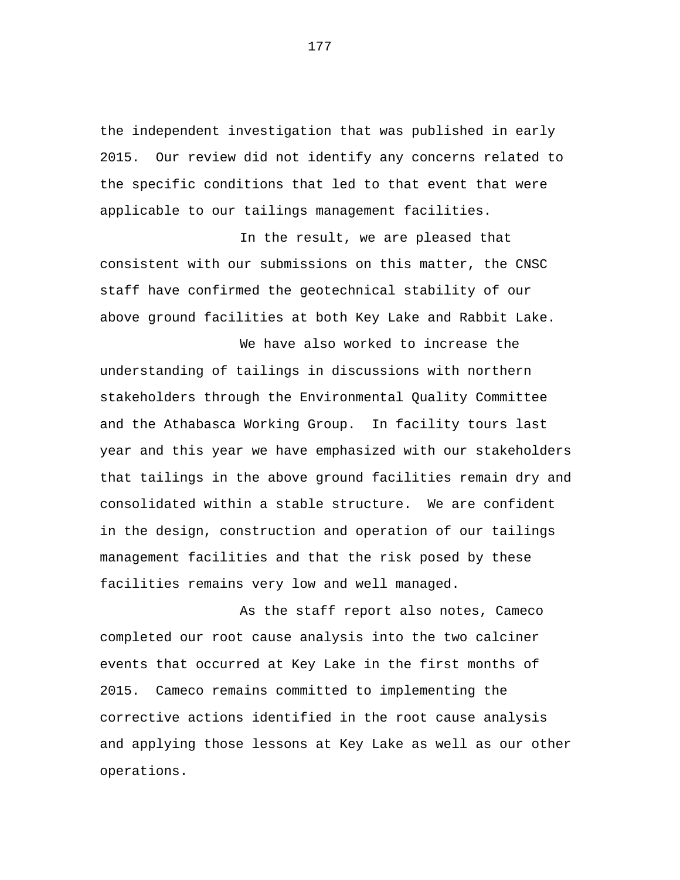the independent investigation that was published in early 2015. Our review did not identify any concerns related to the specific conditions that led to that event that were applicable to our tailings management facilities.

In the result, we are pleased that consistent with our submissions on this matter, the CNSC staff have confirmed the geotechnical stability of our above ground facilities at both Key Lake and Rabbit Lake.

We have also worked to increase the understanding of tailings in discussions with northern stakeholders through the Environmental Quality Committee and the Athabasca Working Group. In facility tours last year and this year we have emphasized with our stakeholders that tailings in the above ground facilities remain dry and consolidated within a stable structure. We are confident in the design, construction and operation of our tailings management facilities and that the risk posed by these facilities remains very low and well managed.

As the staff report also notes, Cameco completed our root cause analysis into the two calciner events that occurred at Key Lake in the first months of 2015. Cameco remains committed to implementing the corrective actions identified in the root cause analysis and applying those lessons at Key Lake as well as our other operations.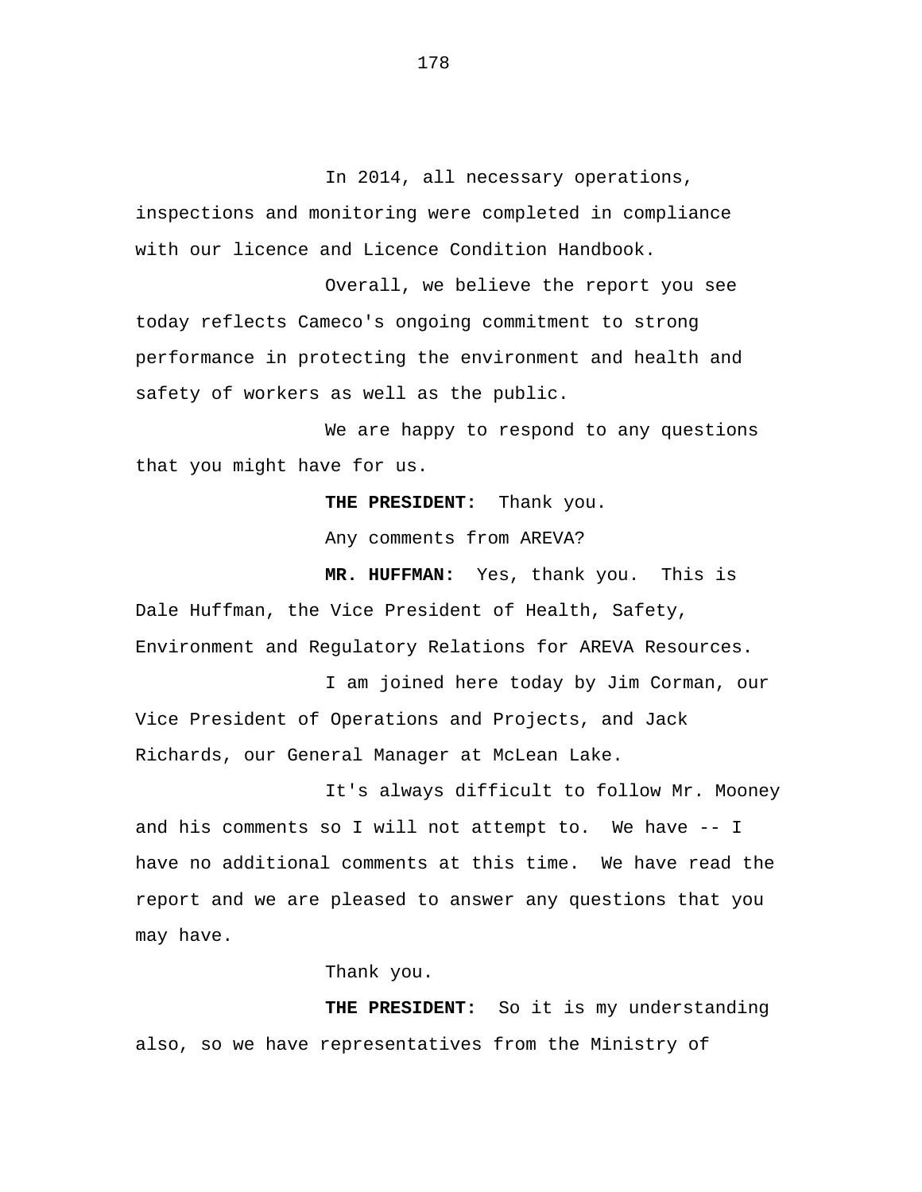In 2014, all necessary operations, inspections and monitoring were completed in compliance with our licence and Licence Condition Handbook.

Overall, we believe the report you see today reflects Cameco's ongoing commitment to strong performance in protecting the environment and health and safety of workers as well as the public.

We are happy to respond to any questions that you might have for us.

**THE PRESIDENT:** Thank you.

Any comments from AREVA?

**MR. HUFFMAN:** Yes, thank you. This is Dale Huffman, the Vice President of Health, Safety, Environment and Regulatory Relations for AREVA Resources.

I am joined here today by Jim Corman, our Vice President of Operations and Projects, and Jack Richards, our General Manager at McLean Lake.

It's always difficult to follow Mr. Mooney and his comments so I will not attempt to. We have -- I have no additional comments at this time. We have read the report and we are pleased to answer any questions that you may have.

Thank you.

**THE PRESIDENT:** So it is my understanding also, so we have representatives from the Ministry of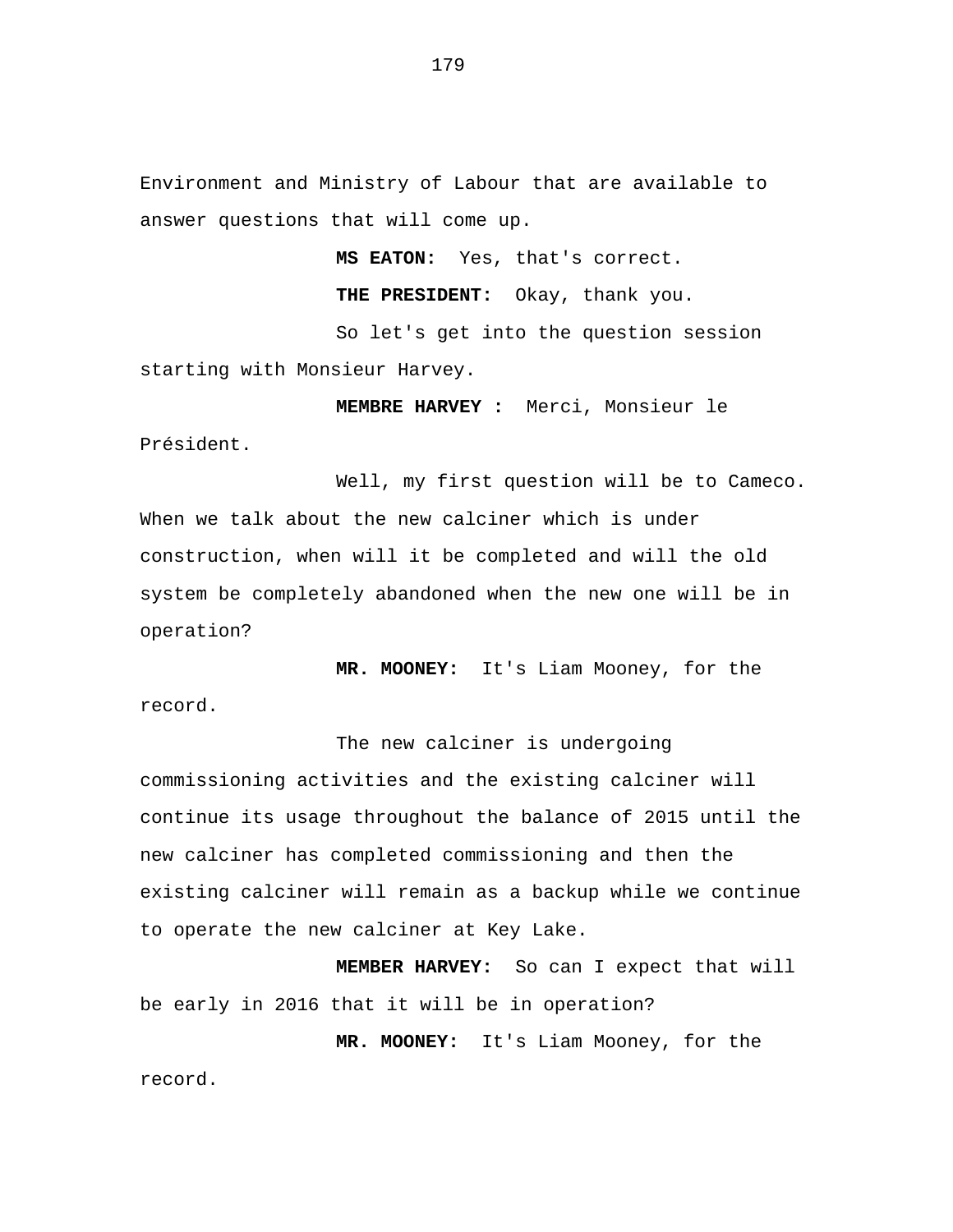Environment and Ministry of Labour that are available to answer questions that will come up.

**MS EATON:** Yes, that's correct.

**THE PRESIDENT:** Okay, thank you.

So let's get into the question session starting with Monsieur Harvey.

**MEMBRE HARVEY :** Merci, Monsieur le Président.

Well, my first question will be to Cameco. When we talk about the new calciner which is under construction, when will it be completed and will the old system be completely abandoned when the new one will be in operation?

**MR. MOONEY:** It's Liam Mooney, for the record.

The new calciner is undergoing commissioning activities and the existing calciner will continue its usage throughout the balance of 2015 until the new calciner has completed commissioning and then the existing calciner will remain as a backup while we continue to operate the new calciner at Key Lake.

**MEMBER HARVEY:** So can I expect that will be early in 2016 that it will be in operation?

**MR. MOONEY:** It's Liam Mooney, for the record.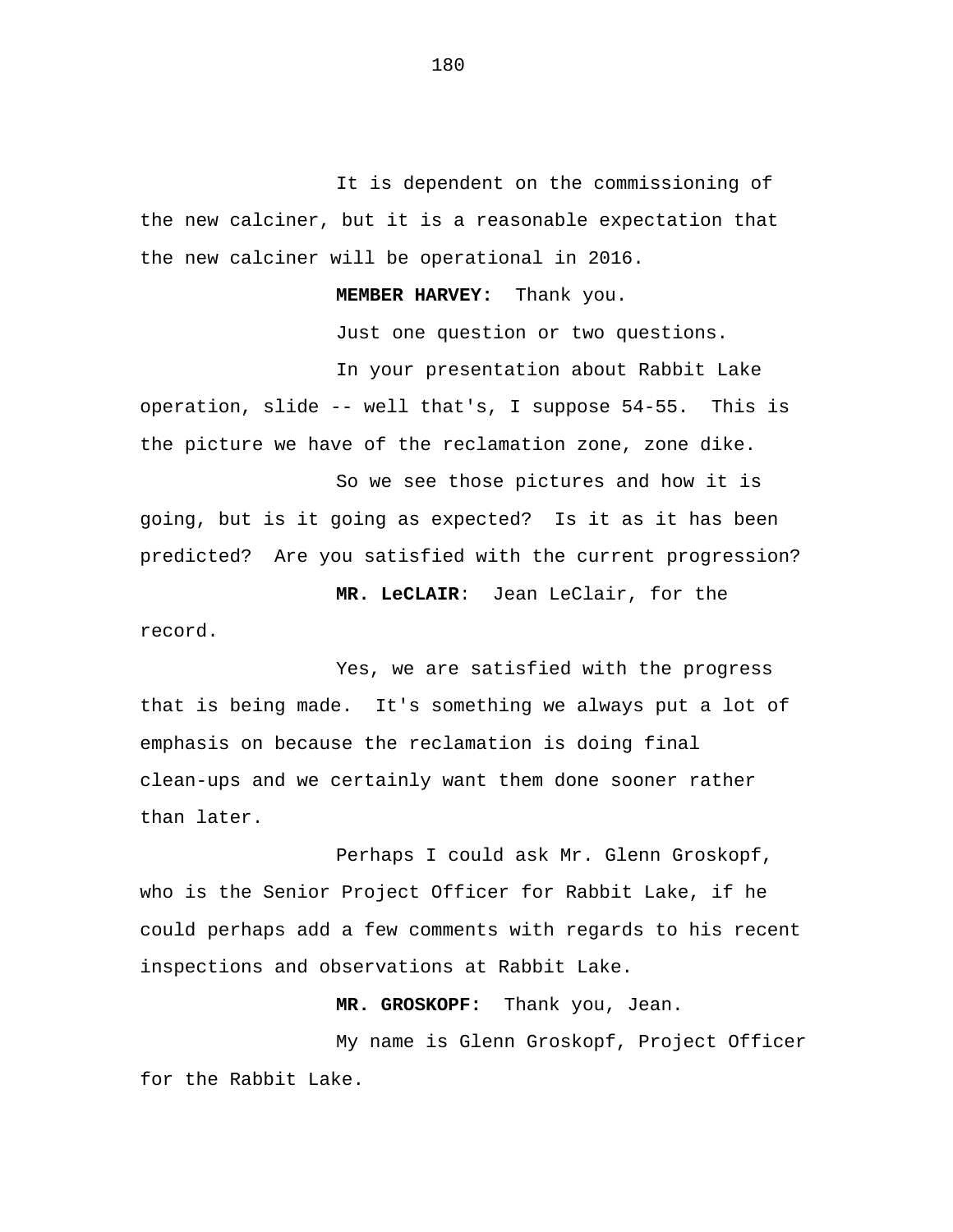It is dependent on the commissioning of the new calciner, but it is a reasonable expectation that the new calciner will be operational in 2016.

**MEMBER HARVEY:** Thank you.

Just one question or two questions.

In your presentation about Rabbit Lake operation, slide -- well that's, I suppose 54-55. This is the picture we have of the reclamation zone, zone dike.

So we see those pictures and how it is going, but is it going as expected? Is it as it has been predicted? Are you satisfied with the current progression?

**MR. LeCLAIR**: Jean LeClair, for the record.

Yes, we are satisfied with the progress that is being made. It's something we always put a lot of emphasis on because the reclamation is doing final clean-ups and we certainly want them done sooner rather than later.

Perhaps I could ask Mr. Glenn Groskopf, who is the Senior Project Officer for Rabbit Lake, if he could perhaps add a few comments with regards to his recent inspections and observations at Rabbit Lake.

**MR. GROSKOPF:** Thank you, Jean.

My name is Glenn Groskopf, Project Officer for the Rabbit Lake.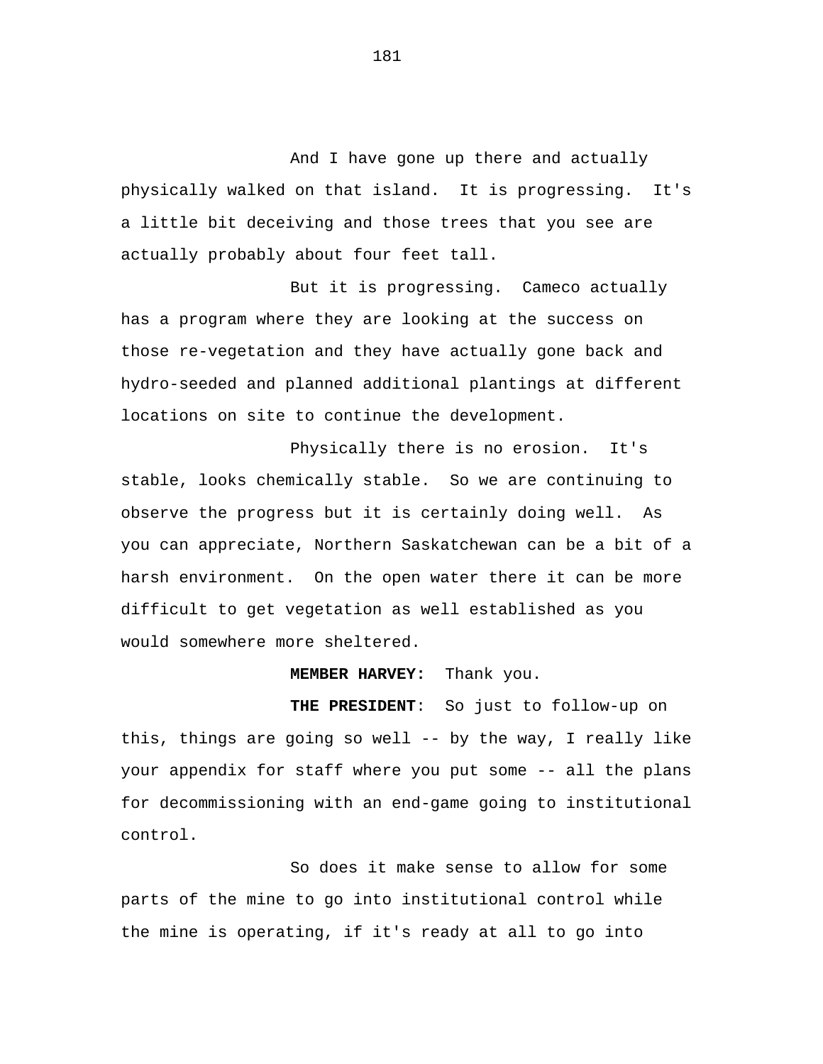And I have gone up there and actually physically walked on that island. It is progressing. It's a little bit deceiving and those trees that you see are actually probably about four feet tall.

But it is progressing. Cameco actually has a program where they are looking at the success on those re-vegetation and they have actually gone back and hydro-seeded and planned additional plantings at different locations on site to continue the development.

Physically there is no erosion. It's stable, looks chemically stable. So we are continuing to observe the progress but it is certainly doing well. As you can appreciate, Northern Saskatchewan can be a bit of a harsh environment. On the open water there it can be more difficult to get vegetation as well established as you would somewhere more sheltered.

**MEMBER HARVEY:** Thank you.

**THE PRESIDENT**: So just to follow-up on this, things are going so well -- by the way, I really like your appendix for staff where you put some -- all the plans for decommissioning with an end-game going to institutional control.

So does it make sense to allow for some parts of the mine to go into institutional control while the mine is operating, if it's ready at all to go into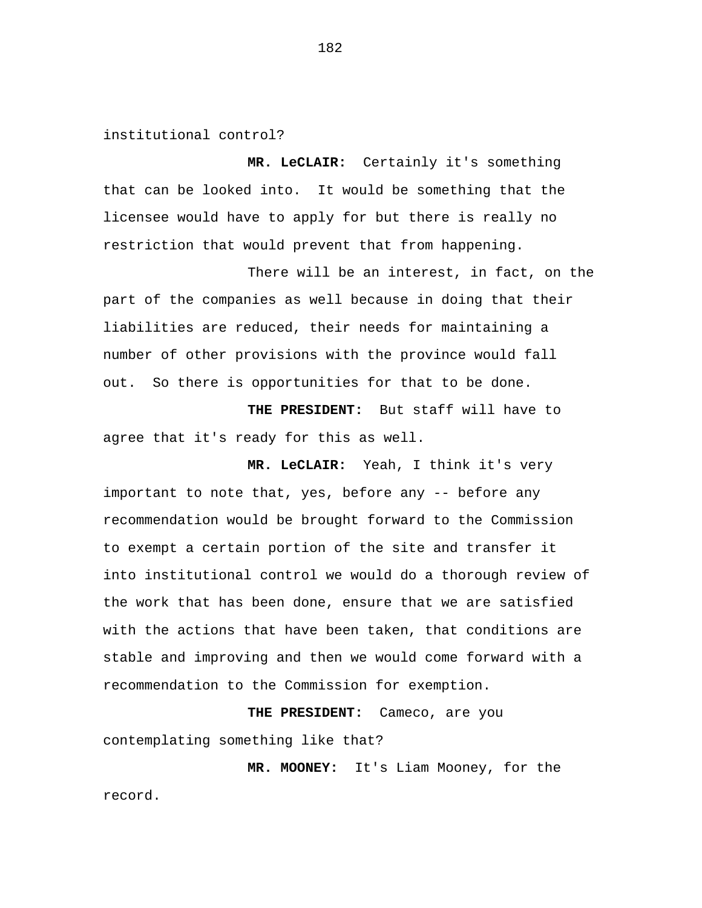institutional control?

**MR. LeCLAIR:** Certainly it's something that can be looked into. It would be something that the licensee would have to apply for but there is really no restriction that would prevent that from happening.

There will be an interest, in fact, on the part of the companies as well because in doing that their liabilities are reduced, their needs for maintaining a number of other provisions with the province would fall out. So there is opportunities for that to be done.

**THE PRESIDENT:** But staff will have to agree that it's ready for this as well.

**MR. LeCLAIR:** Yeah, I think it's very important to note that, yes, before any -- before any recommendation would be brought forward to the Commission to exempt a certain portion of the site and transfer it into institutional control we would do a thorough review of the work that has been done, ensure that we are satisfied with the actions that have been taken, that conditions are stable and improving and then we would come forward with a recommendation to the Commission for exemption.

**THE PRESIDENT:** Cameco, are you contemplating something like that?

**MR. MOONEY:** It's Liam Mooney, for the record.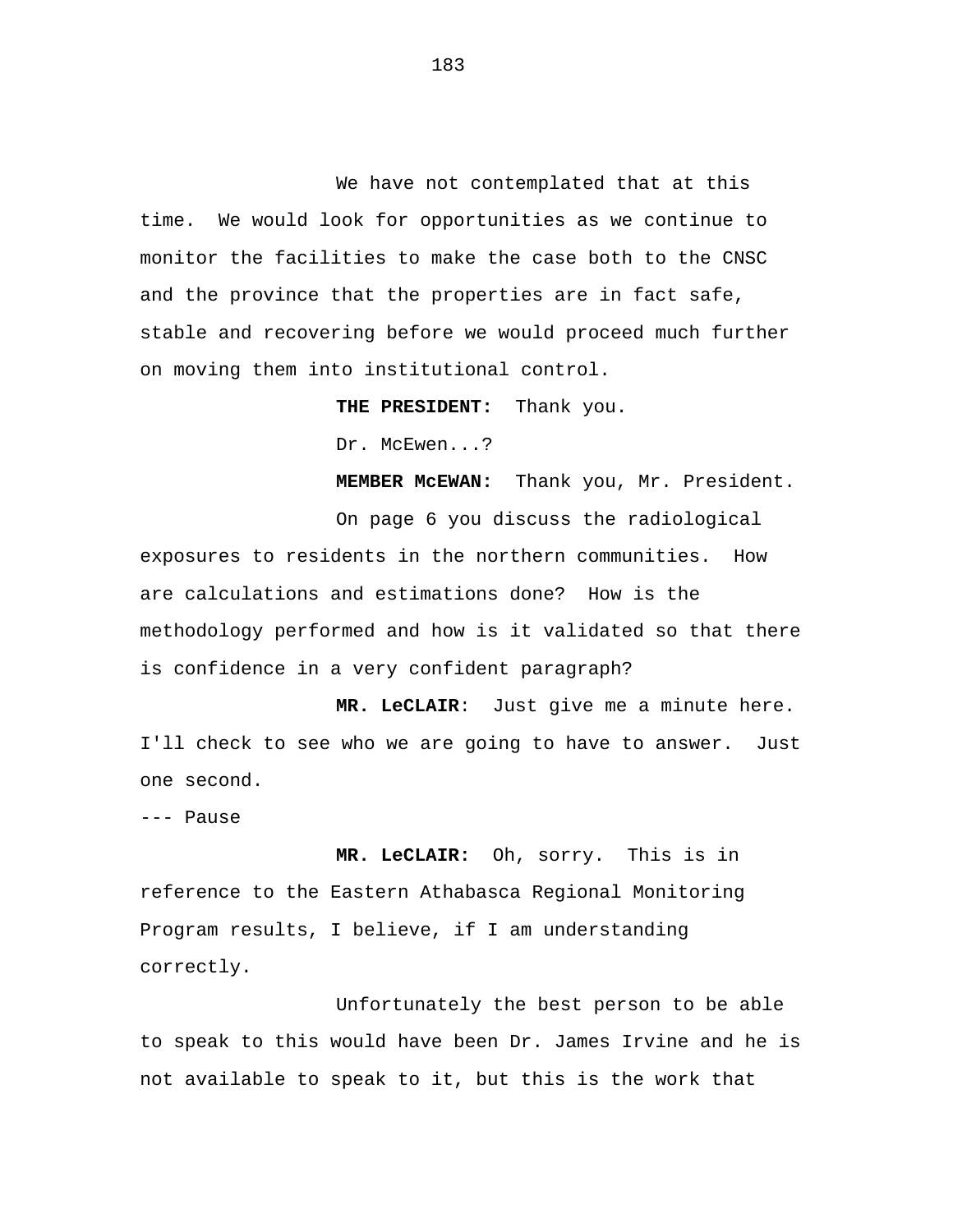We have not contemplated that at this time.  We would look for opportunities as we continue to monitor the facilities to make the case both to the CNSC and the province that the properties are in fact safe, stable and recovering before we would proceed much further on moving them into institutional control.

**THE PRESIDENT:**  Thank you.

Dr. McEwen...?

**MEMBER McEWAN:**  Thank you, Mr. President.

On page 6 you discuss the radiological exposures to residents in the northern communities.  How are calculations and estimations done?  How is the methodology performed and how is it validated so that there is confidence in a very confident paragraph?

**MR. LeCLAIR**:  Just give me a minute here. I'll check to see who we are going to have to answer.  Just one second.

--- Pause

**MR. LeCLAIR:**  Oh, sorry.  This is in reference to the Eastern Athabasca Regional Monitoring Program results, I believe, if I am understanding correctly.

Unfortunately the best person to be able to speak to this would have been Dr. James Irvine and he is not available to speak to it, but this is the work that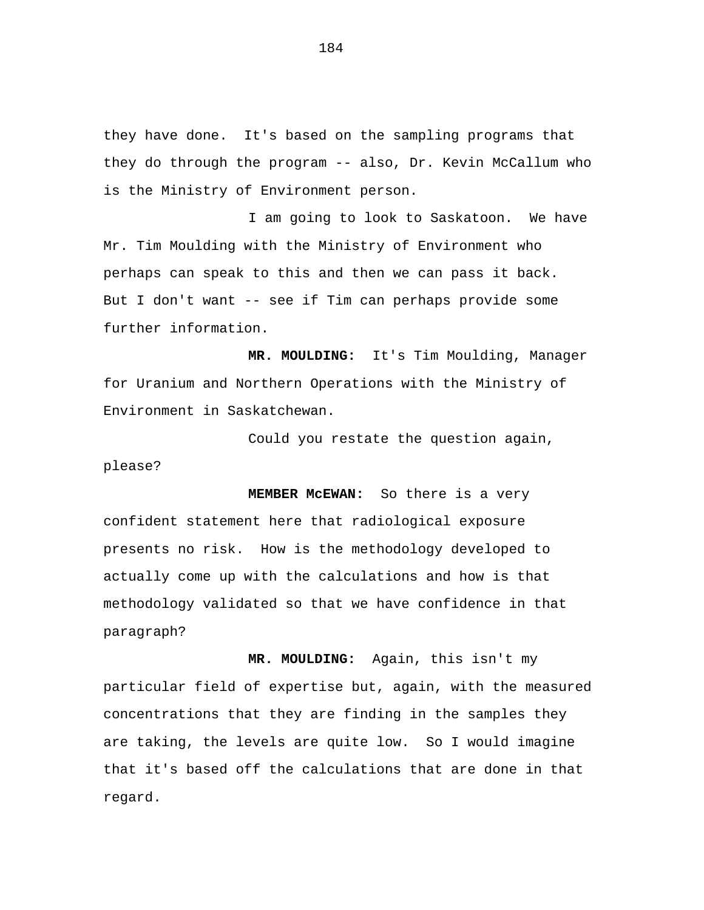they have done.  It's based on the sampling programs that they do through the program -- also, Dr. Kevin McCallum who is the Ministry of Environment person.

I am going to look to Saskatoon.  We have Mr. Tim Moulding with the Ministry of Environment who perhaps can speak to this and then we can pass it back. But I don't want -- see if Tim can perhaps provide some further information.

**MR. MOULDING:**  It's Tim Moulding, Manager for Uranium and Northern Operations with the Ministry of Environment in Saskatchewan.

Could you restate the question again, please?

**MEMBER McEWAN:**  So there is a very confident statement here that radiological exposure presents no risk.  How is the methodology developed to actually come up with the calculations and how is that methodology validated so that we have confidence in that paragraph?

**MR. MOULDING:**  Again, this isn't my particular field of expertise but, again, with the measured concentrations that they are finding in the samples they are taking, the levels are quite low.  So I would imagine that it's based off the calculations that are done in that regard.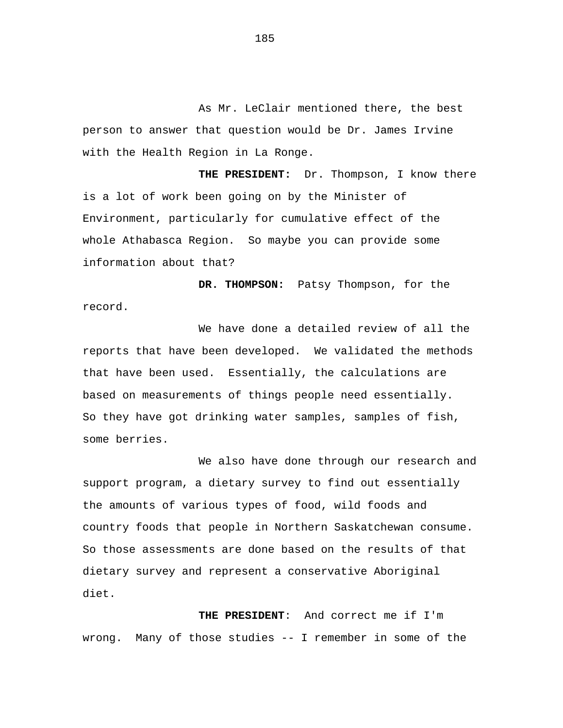As Mr. LeClair mentioned there, the best person to answer that question would be Dr. James Irvine with the Health Region in La Ronge.

**THE PRESIDENT:** Dr. Thompson, I know there is a lot of work been going on by the Minister of Environment, particularly for cumulative effect of the whole Athabasca Region. So maybe you can provide some information about that?

**DR. THOMPSON:** Patsy Thompson, for the record.

We have done a detailed review of all the reports that have been developed. We validated the methods that have been used. Essentially, the calculations are based on measurements of things people need essentially. So they have got drinking water samples, samples of fish, some berries.

We also have done through our research and support program, a dietary survey to find out essentially the amounts of various types of food, wild foods and country foods that people in Northern Saskatchewan consume. So those assessments are done based on the results of that dietary survey and represent a conservative Aboriginal diet.

**THE PRESIDENT**: And correct me if I'm wrong. Many of those studies -- I remember in some of the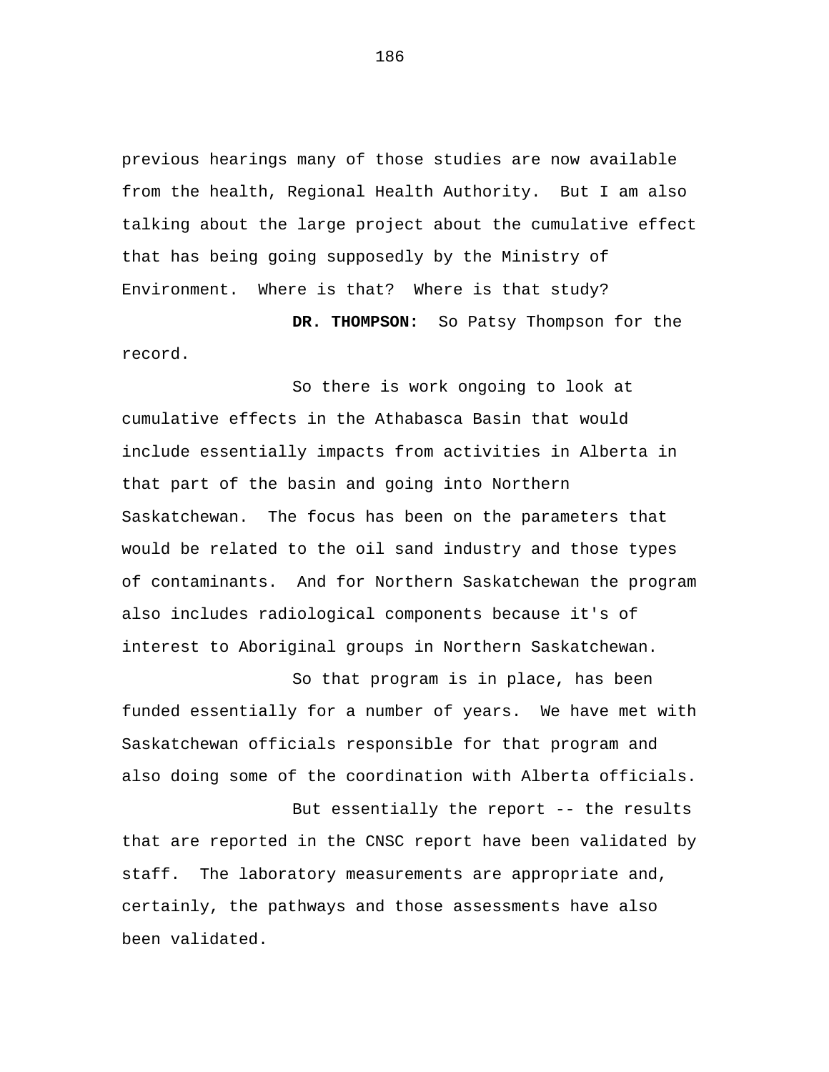previous hearings many of those studies are now available from the health, Regional Health Authority. But I am also talking about the large project about the cumulative effect that has being going supposedly by the Ministry of Environment. Where is that? Where is that study?

**DR. THOMPSON:** So Patsy Thompson for the record.

So there is work ongoing to look at cumulative effects in the Athabasca Basin that would include essentially impacts from activities in Alberta in that part of the basin and going into Northern Saskatchewan. The focus has been on the parameters that would be related to the oil sand industry and those types of contaminants. And for Northern Saskatchewan the program also includes radiological components because it's of interest to Aboriginal groups in Northern Saskatchewan.

So that program is in place, has been funded essentially for a number of years. We have met with Saskatchewan officials responsible for that program and also doing some of the coordination with Alberta officials.

But essentially the report -- the results that are reported in the CNSC report have been validated by staff. The laboratory measurements are appropriate and, certainly, the pathways and those assessments have also been validated.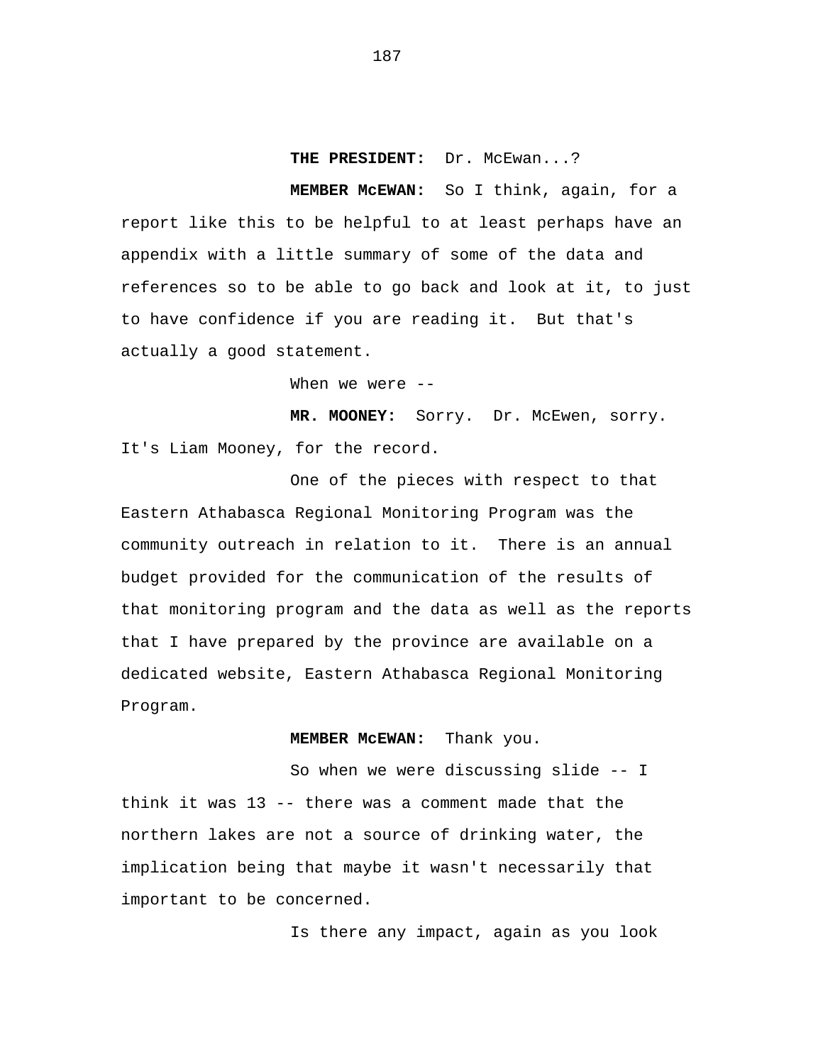**THE PRESIDENT:** Dr. McEwan...?

**MEMBER McEWAN:** So I think, again, for a report like this to be helpful to at least perhaps have an appendix with a little summary of some of the data and references so to be able to go back and look at it, to just to have confidence if you are reading it. But that's actually a good statement.

When we were --

**MR. MOONEY:** Sorry. Dr. McEwen, sorry. It's Liam Mooney, for the record.

One of the pieces with respect to that Eastern Athabasca Regional Monitoring Program was the community outreach in relation to it. There is an annual budget provided for the communication of the results of that monitoring program and the data as well as the reports that I have prepared by the province are available on a dedicated website, Eastern Athabasca Regional Monitoring Program.

**MEMBER McEWAN:** Thank you.

So when we were discussing slide -- I think it was 13 -- there was a comment made that the northern lakes are not a source of drinking water, the implication being that maybe it wasn't necessarily that important to be concerned.

Is there any impact, again as you look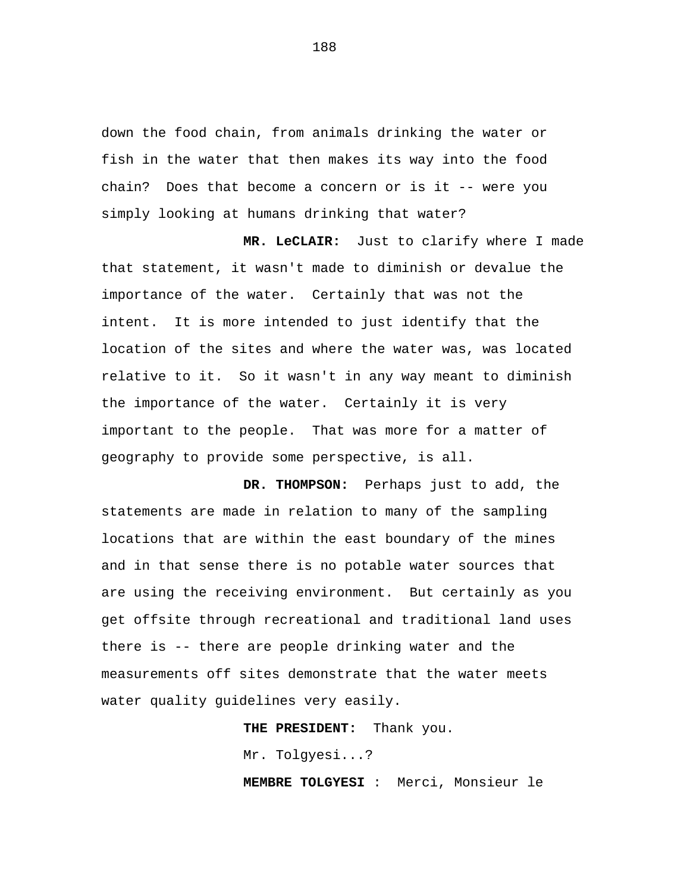down the food chain, from animals drinking the water or fish in the water that then makes its way into the food chain? Does that become a concern or is it -- were you simply looking at humans drinking that water?

**MR. LeCLAIR:** Just to clarify where I made that statement, it wasn't made to diminish or devalue the importance of the water. Certainly that was not the intent. It is more intended to just identify that the location of the sites and where the water was, was located relative to it. So it wasn't in any way meant to diminish the importance of the water. Certainly it is very important to the people. That was more for a matter of geography to provide some perspective, is all.

**DR. THOMPSON:** Perhaps just to add, the statements are made in relation to many of the sampling locations that are within the east boundary of the mines and in that sense there is no potable water sources that are using the receiving environment. But certainly as you get offsite through recreational and traditional land uses there is -- there are people drinking water and the measurements off sites demonstrate that the water meets water quality guidelines very easily.

**THE PRESIDENT:** Thank you.

Mr. Tolgyesi...?

**MEMBRE TOLGYESI** : Merci, Monsieur le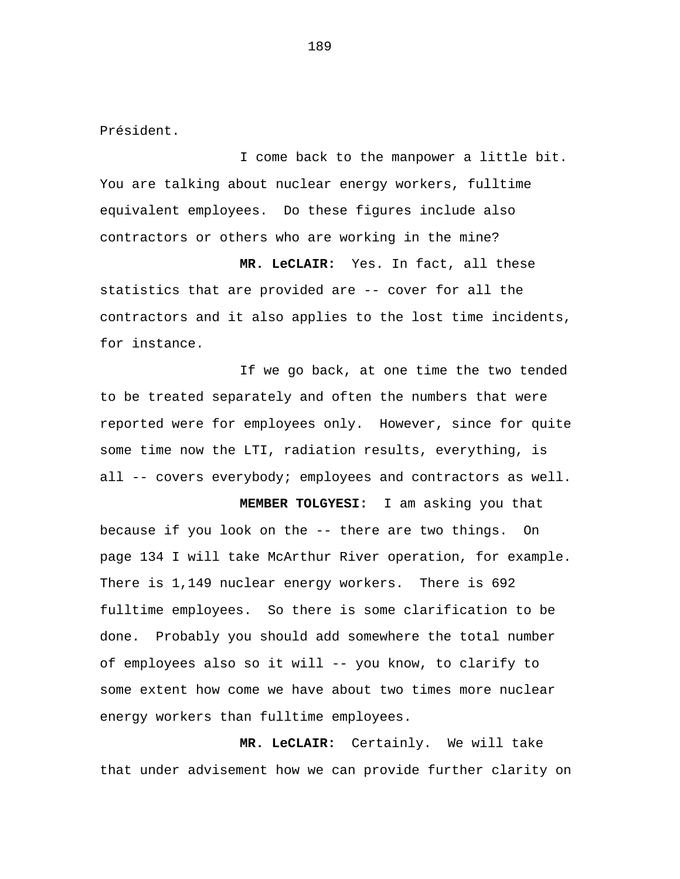Président.

I come back to the manpower a little bit. You are talking about nuclear energy workers, fulltime equivalent employees. Do these figures include also contractors or others who are working in the mine?

**MR. LeCLAIR:** Yes. In fact, all these statistics that are provided are -- cover for all the contractors and it also applies to the lost time incidents, for instance.

If we go back, at one time the two tended to be treated separately and often the numbers that were reported were for employees only. However, since for quite some time now the LTI, radiation results, everything, is all -- covers everybody; employees and contractors as well.

**MEMBER TOLGYESI:** I am asking you that because if you look on the -- there are two things. On page 134 I will take McArthur River operation, for example. There is 1,149 nuclear energy workers. There is 692 fulltime employees. So there is some clarification to be done. Probably you should add somewhere the total number of employees also so it will -- you know, to clarify to some extent how come we have about two times more nuclear energy workers than fulltime employees.

**MR. LeCLAIR:** Certainly. We will take that under advisement how we can provide further clarity on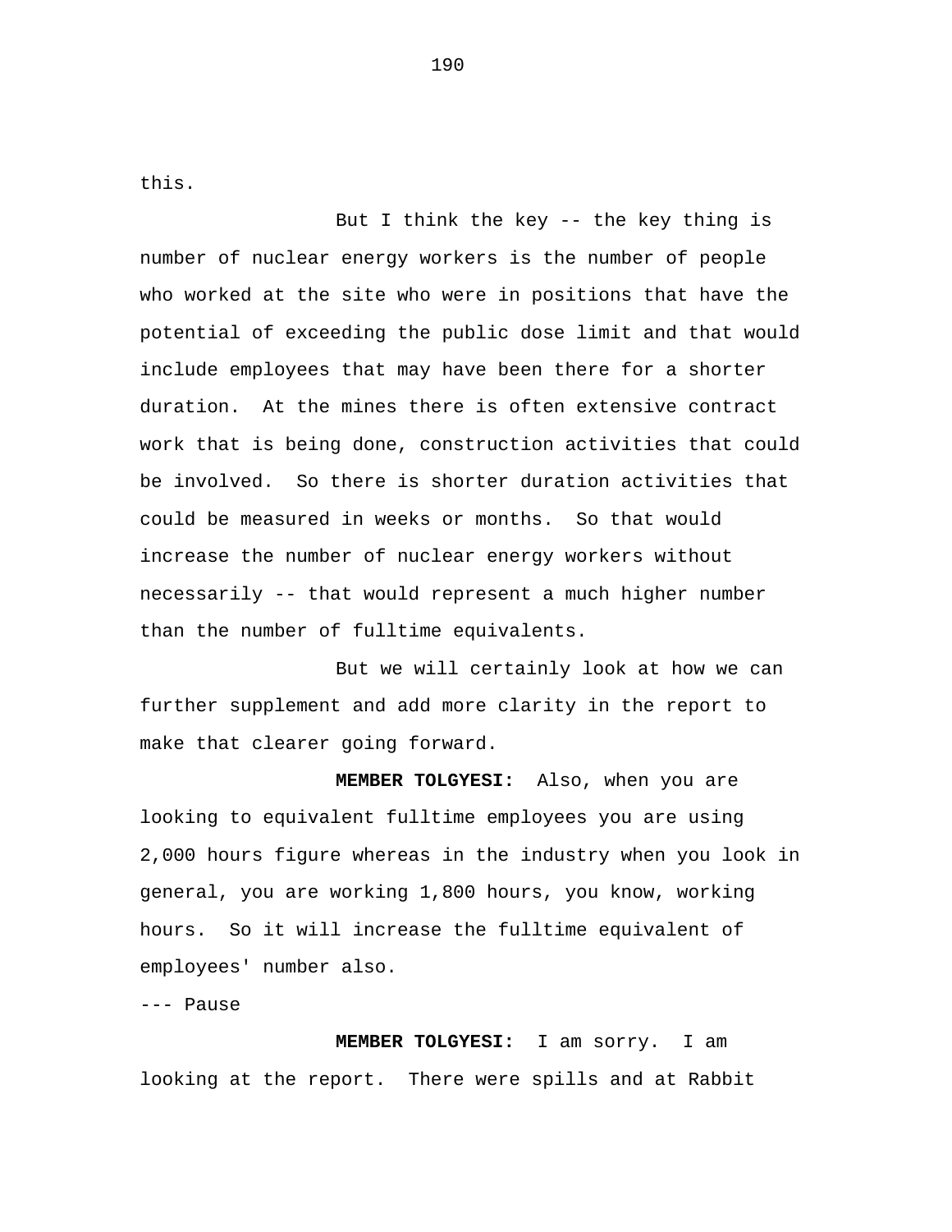this.

But I think the key -- the key thing is number of nuclear energy workers is the number of people who worked at the site who were in positions that have the potential of exceeding the public dose limit and that would include employees that may have been there for a shorter duration. At the mines there is often extensive contract work that is being done, construction activities that could be involved. So there is shorter duration activities that could be measured in weeks or months. So that would increase the number of nuclear energy workers without necessarily -- that would represent a much higher number than the number of fulltime equivalents.

But we will certainly look at how we can further supplement and add more clarity in the report to make that clearer going forward.

**MEMBER TOLGYESI:** Also, when you are looking to equivalent fulltime employees you are using 2,000 hours figure whereas in the industry when you look in general, you are working 1,800 hours, you know, working hours. So it will increase the fulltime equivalent of employees' number also.

--- Pause

**MEMBER TOLGYESI:** I am sorry. I am looking at the report. There were spills and at Rabbit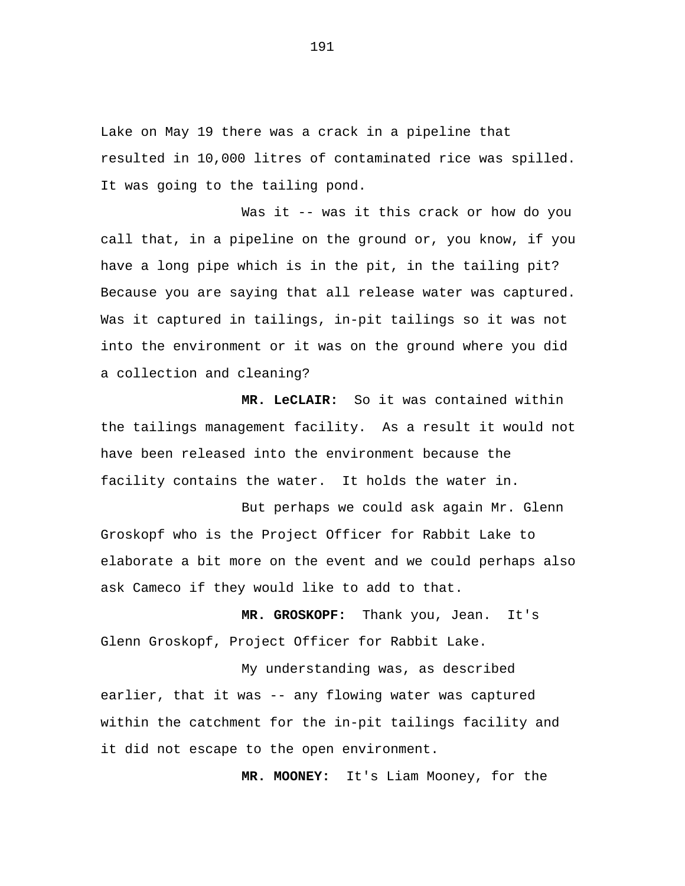Lake on May 19 there was a crack in a pipeline that resulted in 10,000 litres of contaminated rice was spilled. It was going to the tailing pond.

Was it -- was it this crack or how do you call that, in a pipeline on the ground or, you know, if you have a long pipe which is in the pit, in the tailing pit? Because you are saying that all release water was captured. Was it captured in tailings, in-pit tailings so it was not into the environment or it was on the ground where you did a collection and cleaning?

**MR. LeCLAIR:** So it was contained within the tailings management facility. As a result it would not have been released into the environment because the facility contains the water. It holds the water in.

But perhaps we could ask again Mr. Glenn Groskopf who is the Project Officer for Rabbit Lake to elaborate a bit more on the event and we could perhaps also ask Cameco if they would like to add to that.

**MR. GROSKOPF:** Thank you, Jean. It's Glenn Groskopf, Project Officer for Rabbit Lake.

My understanding was, as described earlier, that it was -- any flowing water was captured within the catchment for the in-pit tailings facility and it did not escape to the open environment.

**MR. MOONEY:** It's Liam Mooney, for the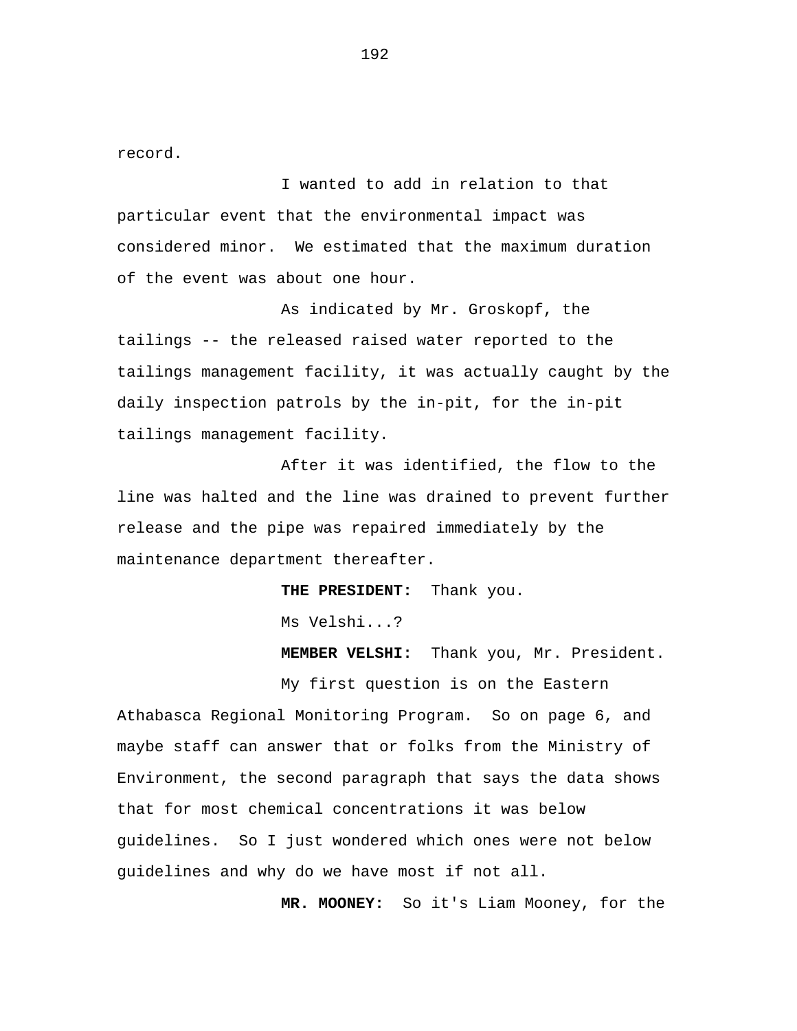record.

I wanted to add in relation to that particular event that the environmental impact was considered minor. We estimated that the maximum duration of the event was about one hour.

As indicated by Mr. Groskopf, the tailings -- the released raised water reported to the tailings management facility, it was actually caught by the daily inspection patrols by the in-pit, for the in-pit tailings management facility.

After it was identified, the flow to the line was halted and the line was drained to prevent further release and the pipe was repaired immediately by the maintenance department thereafter.

**THE PRESIDENT:** Thank you.

Ms Velshi...?

**MEMBER VELSHI:** Thank you, Mr. President.

My first question is on the Eastern Athabasca Regional Monitoring Program. So on page 6, and maybe staff can answer that or folks from the Ministry of Environment, the second paragraph that says the data shows that for most chemical concentrations it was below guidelines. So I just wondered which ones were not below guidelines and why do we have most if not all.

**MR. MOONEY:** So it's Liam Mooney, for the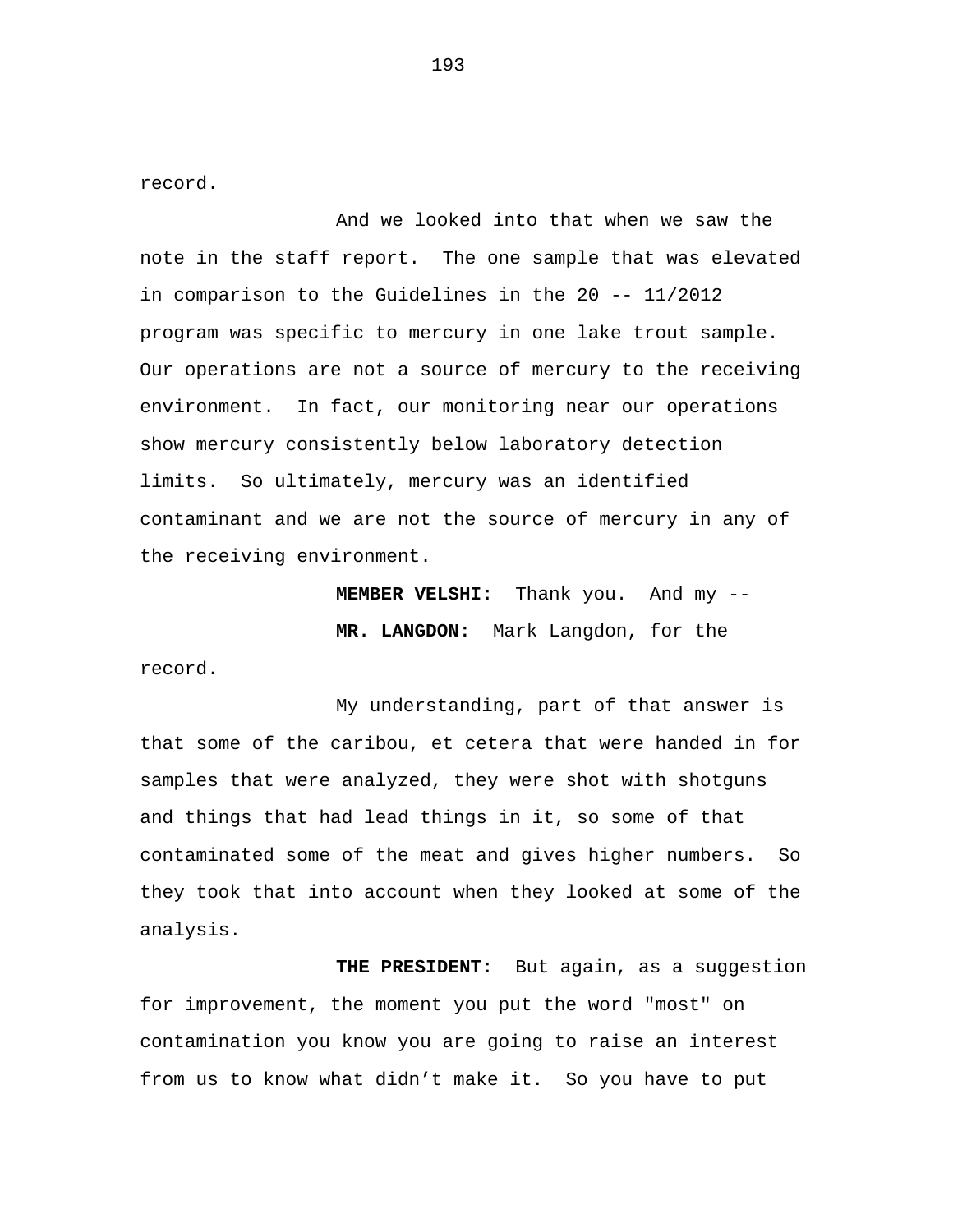record.

And we looked into that when we saw the note in the staff report. The one sample that was elevated in comparison to the Guidelines in the 20 -- 11/2012 program was specific to mercury in one lake trout sample. Our operations are not a source of mercury to the receiving environment. In fact, our monitoring near our operations show mercury consistently below laboratory detection limits. So ultimately, mercury was an identified contaminant and we are not the source of mercury in any of the receiving environment.

**MEMBER VELSHI:** Thank you. And my --

**MR. LANGDON:** Mark Langdon, for the record.

My understanding, part of that answer is that some of the caribou, et cetera that were handed in for samples that were analyzed, they were shot with shotguns and things that had lead things in it, so some of that contaminated some of the meat and gives higher numbers. So they took that into account when they looked at some of the analysis.

**THE PRESIDENT:** But again, as a suggestion for improvement, the moment you put the word "most" on contamination you know you are going to raise an interest from us to know what didn't make it. So you have to put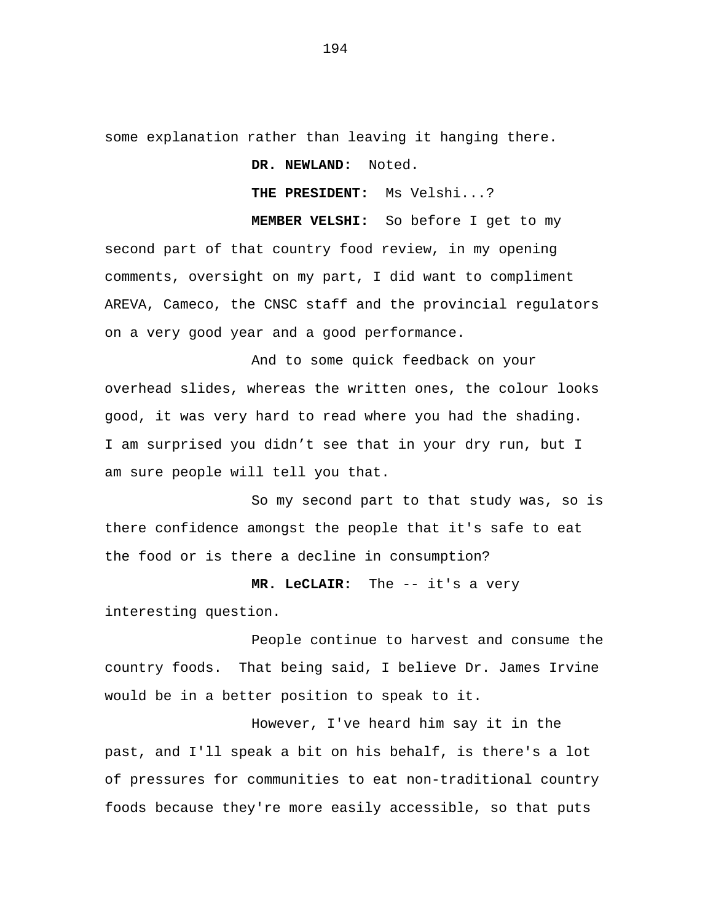some explanation rather than leaving it hanging there.

**DR. NEWLAND:** Noted.

**THE PRESIDENT:** Ms Velshi...?

**MEMBER VELSHI:** So before I get to my second part of that country food review, in my opening comments, oversight on my part, I did want to compliment AREVA, Cameco, the CNSC staff and the provincial regulators on a very good year and a good performance.

And to some quick feedback on your overhead slides, whereas the written ones, the colour looks good, it was very hard to read where you had the shading. I am surprised you didn't see that in your dry run, but I am sure people will tell you that.

So my second part to that study was, so is there confidence amongst the people that it's safe to eat the food or is there a decline in consumption?

**MR. LeCLAIR:** The -- it's a very interesting question.

People continue to harvest and consume the country foods. That being said, I believe Dr. James Irvine would be in a better position to speak to it.

However, I've heard him say it in the past, and I'll speak a bit on his behalf, is there's a lot of pressures for communities to eat non-traditional country foods because they're more easily accessible, so that puts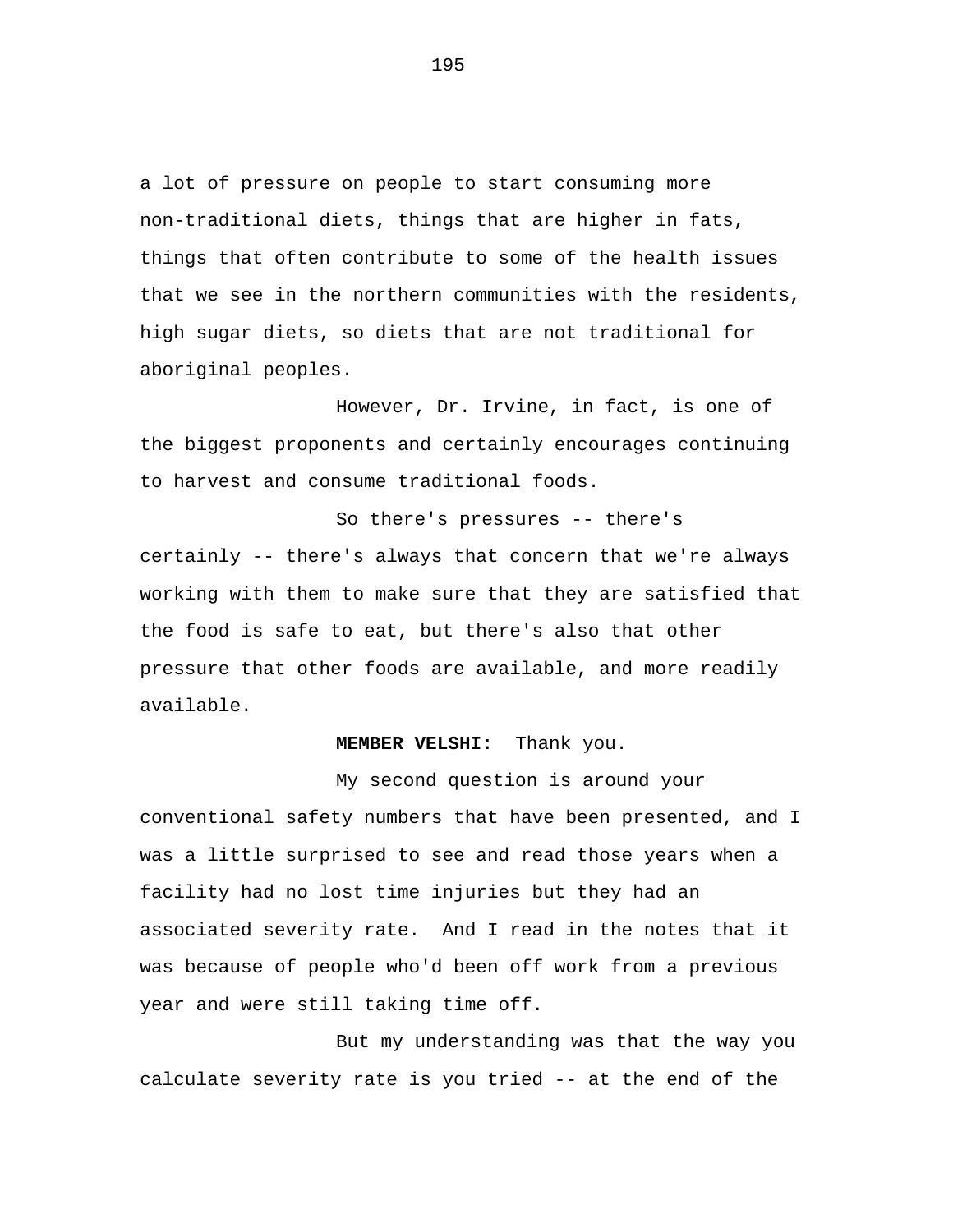a lot of pressure on people to start consuming more non-traditional diets, things that are higher in fats, things that often contribute to some of the health issues that we see in the northern communities with the residents, high sugar diets, so diets that are not traditional for aboriginal peoples.

However, Dr. Irvine, in fact, is one of the biggest proponents and certainly encourages continuing to harvest and consume traditional foods.

So there's pressures -- there's certainly -- there's always that concern that we're always working with them to make sure that they are satisfied that the food is safe to eat, but there's also that other pressure that other foods are available, and more readily available.

**MEMBER VELSHI:** Thank you.

My second question is around your conventional safety numbers that have been presented, and I was a little surprised to see and read those years when a facility had no lost time injuries but they had an associated severity rate. And I read in the notes that it was because of people who'd been off work from a previous year and were still taking time off.

But my understanding was that the way you calculate severity rate is you tried -- at the end of the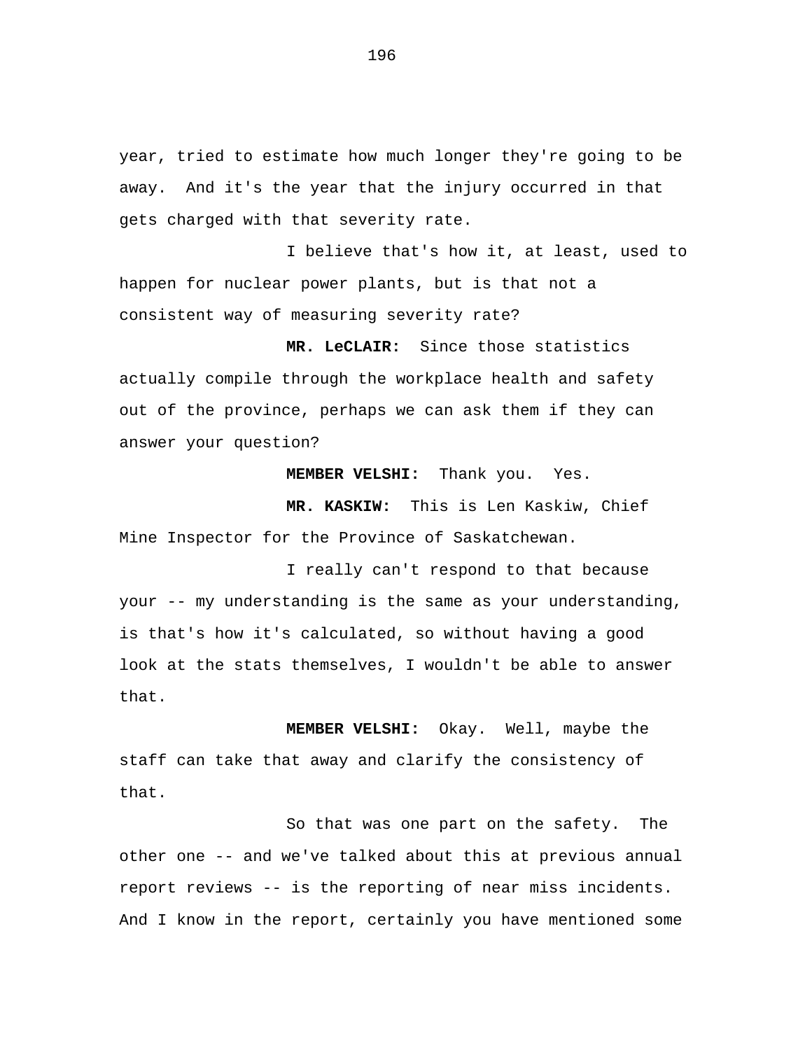year, tried to estimate how much longer they're going to be away.  And it's the year that the injury occurred in that gets charged with that severity rate.

I believe that's how it, at least, used to happen for nuclear power plants, but is that not a consistent way of measuring severity rate?

**MR. LeCLAIR:**  Since those statistics actually compile through the workplace health and safety out of the province, perhaps we can ask them if they can answer your question?

**MEMBER VELSHI:**  Thank you.  Yes.

**MR. KASKIW:**  This is Len Kaskiw, Chief Mine Inspector for the Province of Saskatchewan.

I really can't respond to that because your -- my understanding is the same as your understanding, is that's how it's calculated, so without having a good look at the stats themselves, I wouldn't be able to answer that.

**MEMBER VELSHI:**  Okay.  Well, maybe the staff can take that away and clarify the consistency of that.

So that was one part on the safety.  The other one -- and we've talked about this at previous annual report reviews -- is the reporting of near miss incidents. And I know in the report, certainly you have mentioned some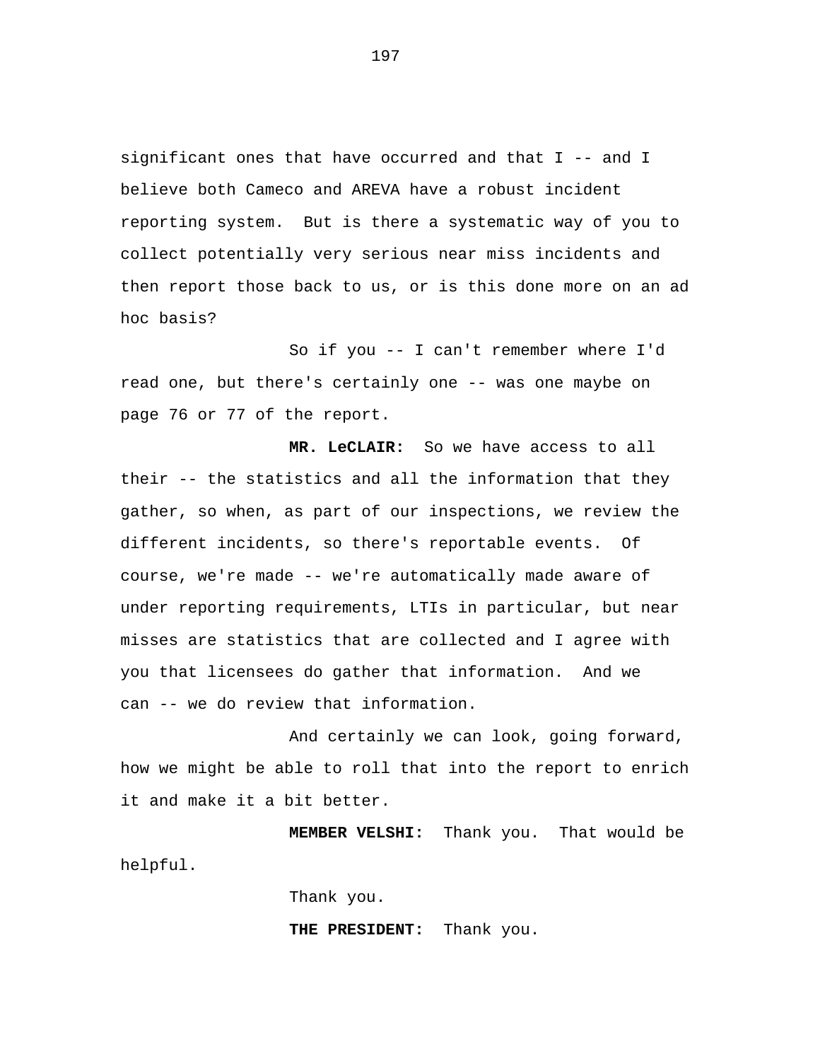significant ones that have occurred and that I -- and I believe both Cameco and AREVA have a robust incident reporting system. But is there a systematic way of you to collect potentially very serious near miss incidents and then report those back to us, or is this done more on an ad hoc basis?

So if you -- I can't remember where I'd read one, but there's certainly one -- was one maybe on page 76 or 77 of the report.

**MR. LeCLAIR:** So we have access to all their -- the statistics and all the information that they gather, so when, as part of our inspections, we review the different incidents, so there's reportable events. Of course, we're made -- we're automatically made aware of under reporting requirements, LTIs in particular, but near misses are statistics that are collected and I agree with you that licensees do gather that information. And we can -- we do review that information.

And certainly we can look, going forward, how we might be able to roll that into the report to enrich it and make it a bit better.

**MEMBER VELSHI:** Thank you. That would be helpful.

Thank you.

**THE PRESIDENT:** Thank you.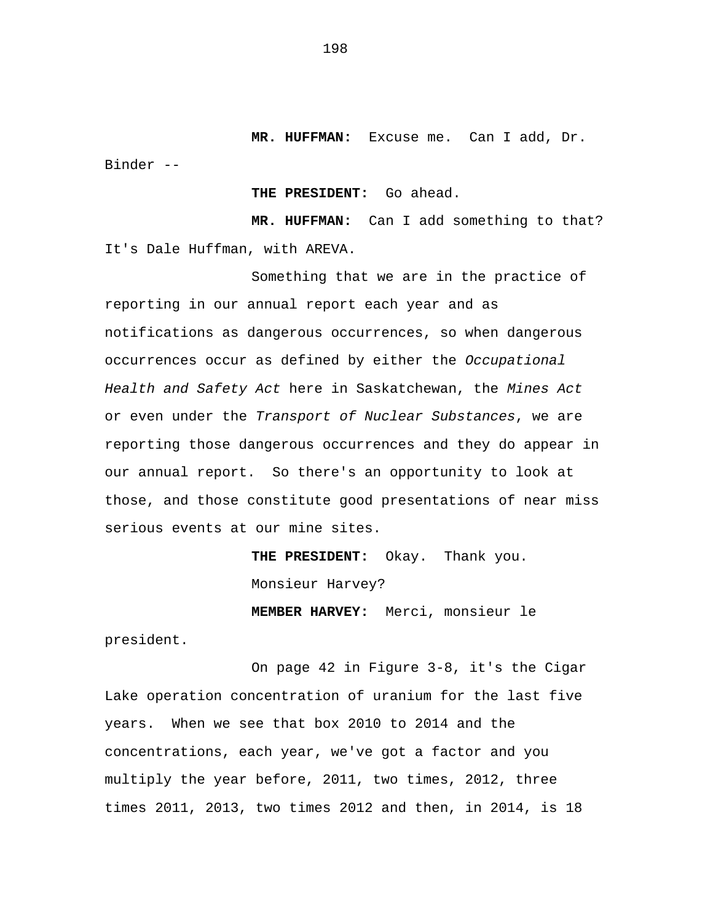**MR. HUFFMAN:** Excuse me. Can I add, Dr. Binder --

**THE PRESIDENT:** Go ahead.

**MR. HUFFMAN:** Can I add something to that? It's Dale Huffman, with AREVA.

Something that we are in the practice of reporting in our annual report each year and as notifications as dangerous occurrences, so when dangerous occurrences occur as defined by either the *Occupational Health and Safety Act* here in Saskatchewan, the *Mines Act* or even under the *Transport of Nuclear Substances*, we are reporting those dangerous occurrences and they do appear in our annual report. So there's an opportunity to look at those, and those constitute good presentations of near miss serious events at our mine sites.

**THE PRESIDENT:** Okay. Thank you.

Monsieur Harvey?

**MEMBER HARVEY:** Merci, monsieur le president.

On page 42 in Figure 3-8, it's the Cigar Lake operation concentration of uranium for the last five years. When we see that box 2010 to 2014 and the concentrations, each year, we've got a factor and you multiply the year before, 2011, two times, 2012, three times 2011, 2013, two times 2012 and then, in 2014, is 18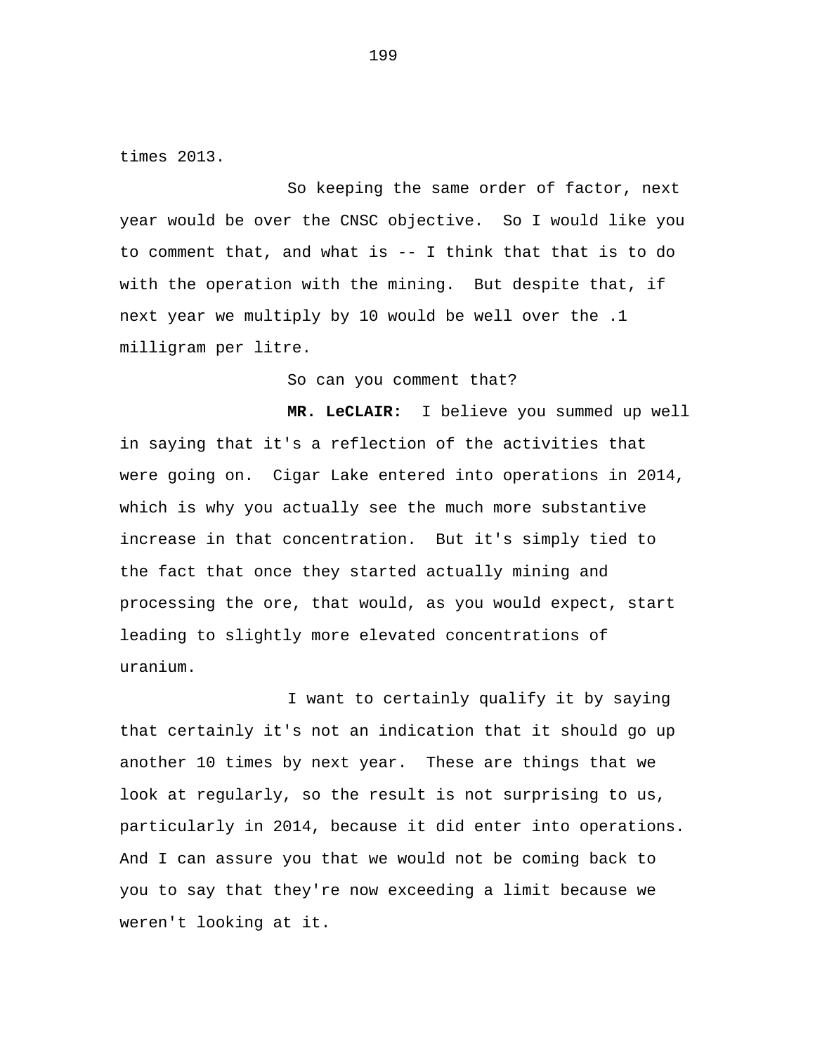times 2013.

So keeping the same order of factor, next year would be over the CNSC objective. So I would like you to comment that, and what is -- I think that that is to do with the operation with the mining. But despite that, if next year we multiply by 10 would be well over the .1 milligram per litre.

So can you comment that?

**MR. LeCLAIR:** I believe you summed up well in saying that it's a reflection of the activities that were going on. Cigar Lake entered into operations in 2014, which is why you actually see the much more substantive increase in that concentration. But it's simply tied to the fact that once they started actually mining and processing the ore, that would, as you would expect, start leading to slightly more elevated concentrations of uranium.

I want to certainly qualify it by saying that certainly it's not an indication that it should go up another 10 times by next year. These are things that we look at regularly, so the result is not surprising to us, particularly in 2014, because it did enter into operations. And I can assure you that we would not be coming back to you to say that they're now exceeding a limit because we weren't looking at it.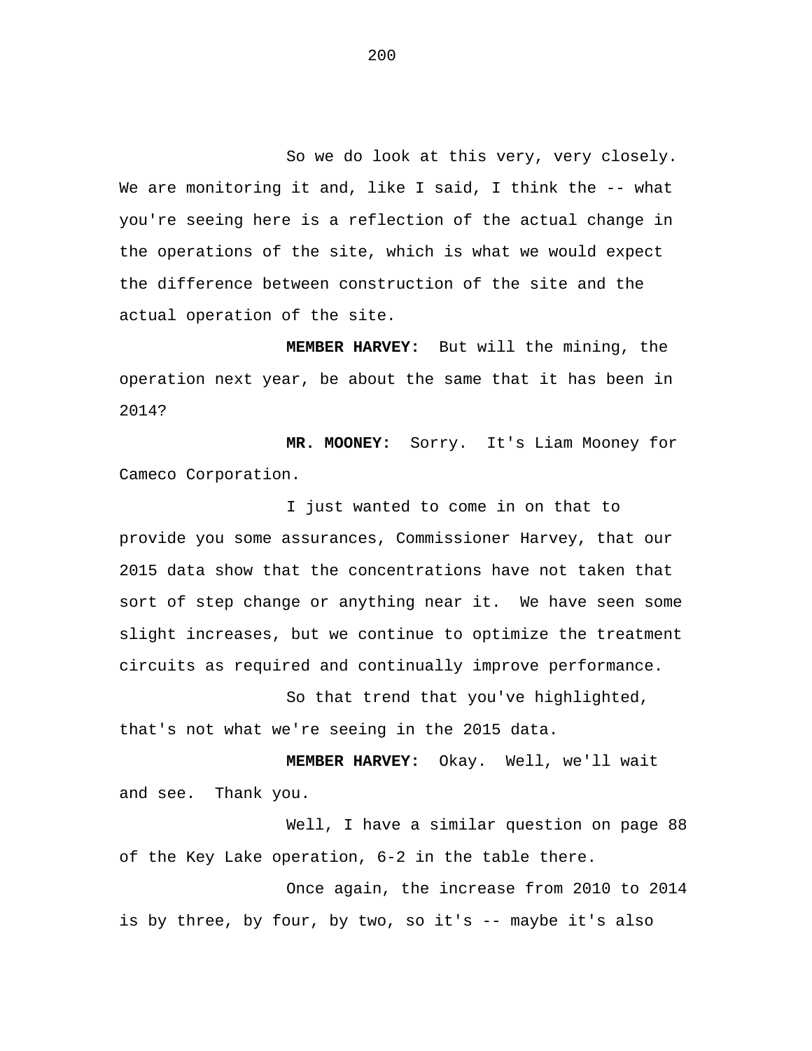So we do look at this very, very closely. We are monitoring it and, like I said, I think the -- what you're seeing here is a reflection of the actual change in the operations of the site, which is what we would expect the difference between construction of the site and the actual operation of the site.

**MEMBER HARVEY:** But will the mining, the operation next year, be about the same that it has been in 2014?

**MR. MOONEY:** Sorry. It's Liam Mooney for Cameco Corporation.

I just wanted to come in on that to provide you some assurances, Commissioner Harvey, that our 2015 data show that the concentrations have not taken that sort of step change or anything near it. We have seen some slight increases, but we continue to optimize the treatment circuits as required and continually improve performance.

So that trend that you've highlighted, that's not what we're seeing in the 2015 data.

**MEMBER HARVEY:** Okay. Well, we'll wait and see. Thank you.

Well, I have a similar question on page 88 of the Key Lake operation, 6-2 in the table there.

Once again, the increase from 2010 to 2014 is by three, by four, by two, so it's -- maybe it's also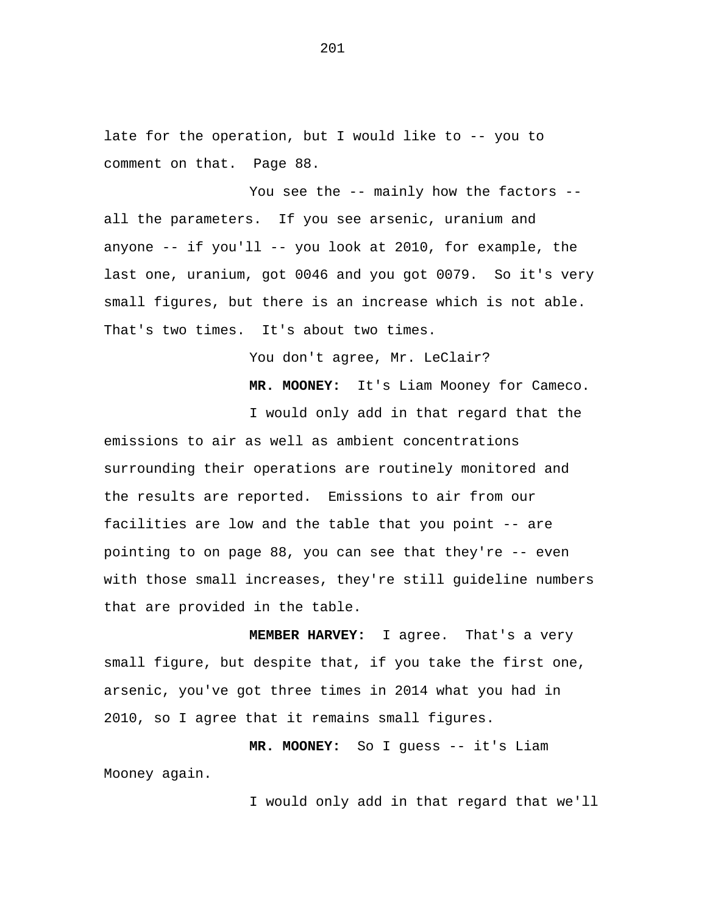late for the operation, but I would like to -- you to comment on that. Page 88.

You see the -- mainly how the factors -- all the parameters. If you see arsenic, uranium and anyone -- if you'll -- you look at 2010, for example, the last one, uranium, got 0046 and you got 0079. So it's very small figures, but there is an increase which is not able. That's two times. It's about two times.

You don't agree, Mr. LeClair?

**MR. MOONEY:** It's Liam Mooney for Cameco.

I would only add in that regard that the emissions to air as well as ambient concentrations surrounding their operations are routinely monitored and the results are reported. Emissions to air from our facilities are low and the table that you point -- are pointing to on page 88, you can see that they're -- even with those small increases, they're still guideline numbers that are provided in the table.

**MEMBER HARVEY:** I agree. That's a very small figure, but despite that, if you take the first one, arsenic, you've got three times in 2014 what you had in 2010, so I agree that it remains small figures.

**MR. MOONEY:** So I guess -- it's Liam Mooney again.

I would only add in that regard that we'll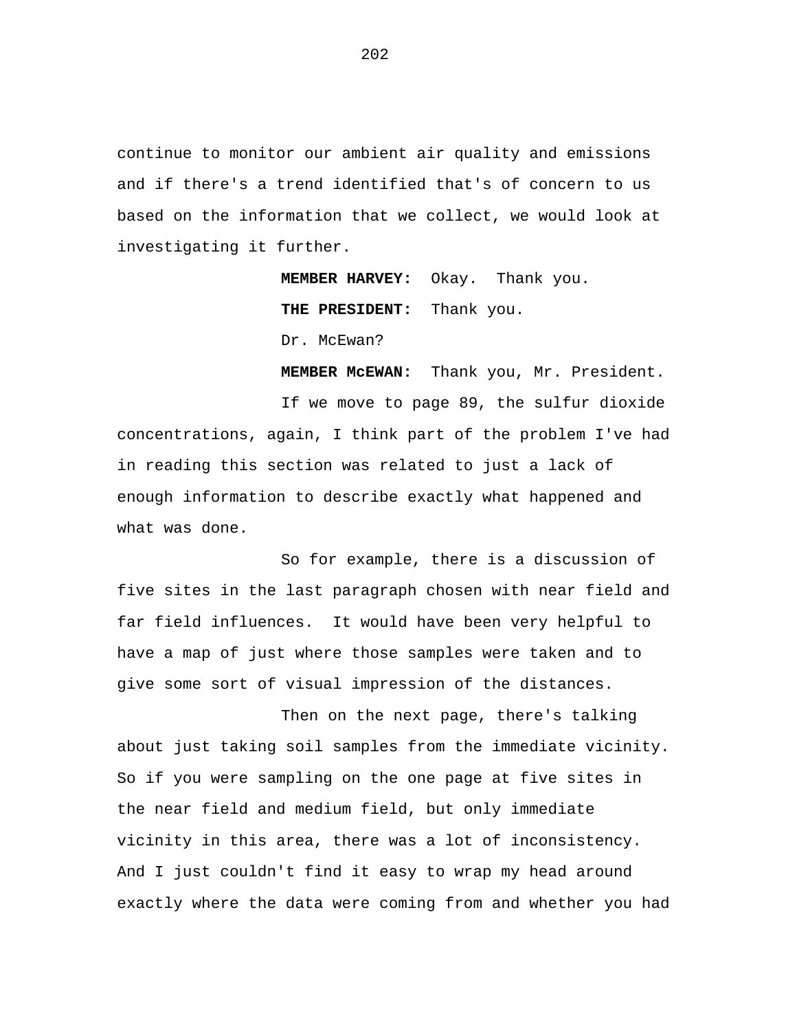continue to monitor our ambient air quality and emissions and if there's a trend identified that's of concern to us based on the information that we collect, we would look at investigating it further.

**MEMBER HARVEY:** Okay. Thank you.

**THE PRESIDENT:** Thank you.

Dr. McEwan?

**MEMBER McEWAN:** Thank you, Mr. President.

If we move to page 89, the sulfur dioxide concentrations, again, I think part of the problem I've had in reading this section was related to just a lack of enough information to describe exactly what happened and what was done.

So for example, there is a discussion of five sites in the last paragraph chosen with near field and far field influences. It would have been very helpful to have a map of just where those samples were taken and to give some sort of visual impression of the distances.

Then on the next page, there's talking about just taking soil samples from the immediate vicinity. So if you were sampling on the one page at five sites in the near field and medium field, but only immediate vicinity in this area, there was a lot of inconsistency. And I just couldn't find it easy to wrap my head around exactly where the data were coming from and whether you had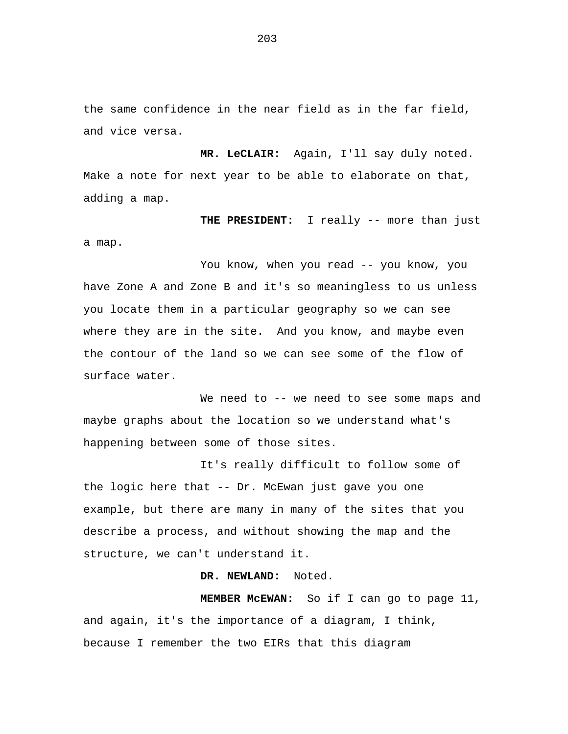the same confidence in the near field as in the far field, and vice versa.

**MR. LeCLAIR:** Again, I'll say duly noted. Make a note for next year to be able to elaborate on that, adding a map.

**THE PRESIDENT:** I really -- more than just a map.

You know, when you read -- you know, you have Zone A and Zone B and it's so meaningless to us unless you locate them in a particular geography so we can see where they are in the site. And you know, and maybe even the contour of the land so we can see some of the flow of surface water.

We need to -- we need to see some maps and maybe graphs about the location so we understand what's happening between some of those sites.

It's really difficult to follow some of the logic here that -- Dr. McEwan just gave you one example, but there are many in many of the sites that you describe a process, and without showing the map and the structure, we can't understand it.

**DR. NEWLAND:** Noted.

**MEMBER McEWAN:** So if I can go to page 11, and again, it's the importance of a diagram, I think, because I remember the two EIRs that this diagram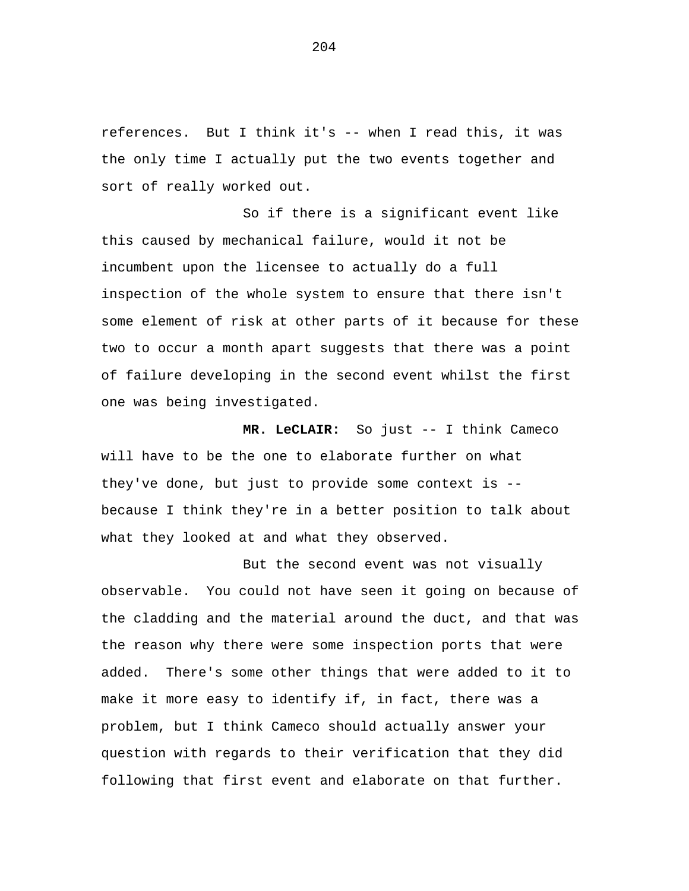references. But I think it's -- when I read this, it was the only time I actually put the two events together and sort of really worked out.

So if there is a significant event like this caused by mechanical failure, would it not be incumbent upon the licensee to actually do a full inspection of the whole system to ensure that there isn't some element of risk at other parts of it because for these two to occur a month apart suggests that there was a point of failure developing in the second event whilst the first one was being investigated.

**MR. LeCLAIR:** So just -- I think Cameco will have to be the one to elaborate further on what they've done, but just to provide some context is -- because I think they're in a better position to talk about what they looked at and what they observed.

But the second event was not visually observable. You could not have seen it going on because of the cladding and the material around the duct, and that was the reason why there were some inspection ports that were added. There's some other things that were added to it to make it more easy to identify if, in fact, there was a problem, but I think Cameco should actually answer your question with regards to their verification that they did following that first event and elaborate on that further.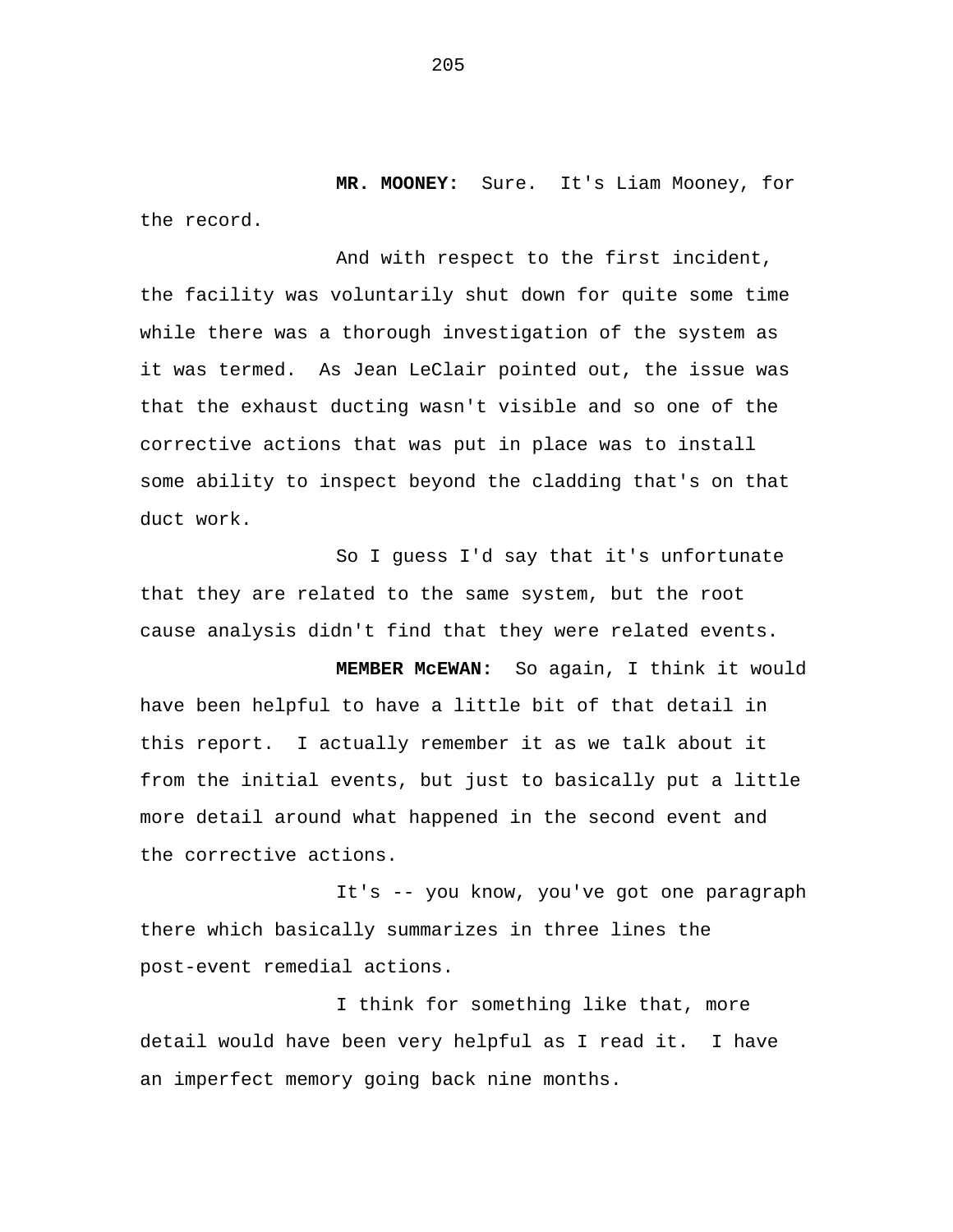**MR. MOONEY:** Sure. It's Liam Mooney, for the record.

And with respect to the first incident, the facility was voluntarily shut down for quite some time while there was a thorough investigation of the system as it was termed. As Jean LeClair pointed out, the issue was that the exhaust ducting wasn't visible and so one of the corrective actions that was put in place was to install some ability to inspect beyond the cladding that's on that duct work.

So I guess I'd say that it's unfortunate that they are related to the same system, but the root cause analysis didn't find that they were related events.

**MEMBER McEWAN:** So again, I think it would have been helpful to have a little bit of that detail in this report. I actually remember it as we talk about it from the initial events, but just to basically put a little more detail around what happened in the second event and the corrective actions.

It's -- you know, you've got one paragraph there which basically summarizes in three lines the post-event remedial actions.

I think for something like that, more detail would have been very helpful as I read it. I have an imperfect memory going back nine months.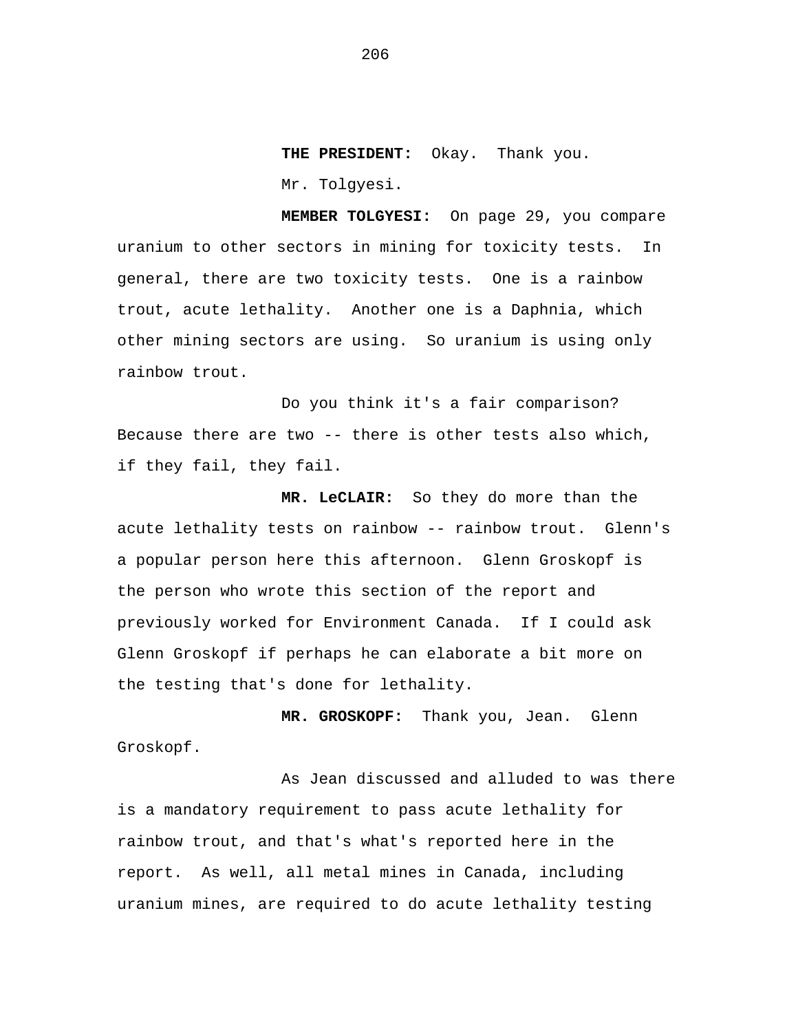**THE PRESIDENT:** Okay. Thank you.

Mr. Tolgyesi.

**MEMBER TOLGYESI:** On page 29, you compare uranium to other sectors in mining for toxicity tests. In general, there are two toxicity tests. One is a rainbow trout, acute lethality. Another one is a Daphnia, which other mining sectors are using. So uranium is using only rainbow trout.

Do you think it's a fair comparison? Because there are two -- there is other tests also which, if they fail, they fail.

**MR. LeCLAIR:** So they do more than the acute lethality tests on rainbow -- rainbow trout. Glenn's a popular person here this afternoon. Glenn Groskopf is the person who wrote this section of the report and previously worked for Environment Canada. If I could ask Glenn Groskopf if perhaps he can elaborate a bit more on the testing that's done for lethality.

**MR. GROSKOPF:** Thank you, Jean. Glenn Groskopf.

As Jean discussed and alluded to was there is a mandatory requirement to pass acute lethality for rainbow trout, and that's what's reported here in the report. As well, all metal mines in Canada, including uranium mines, are required to do acute lethality testing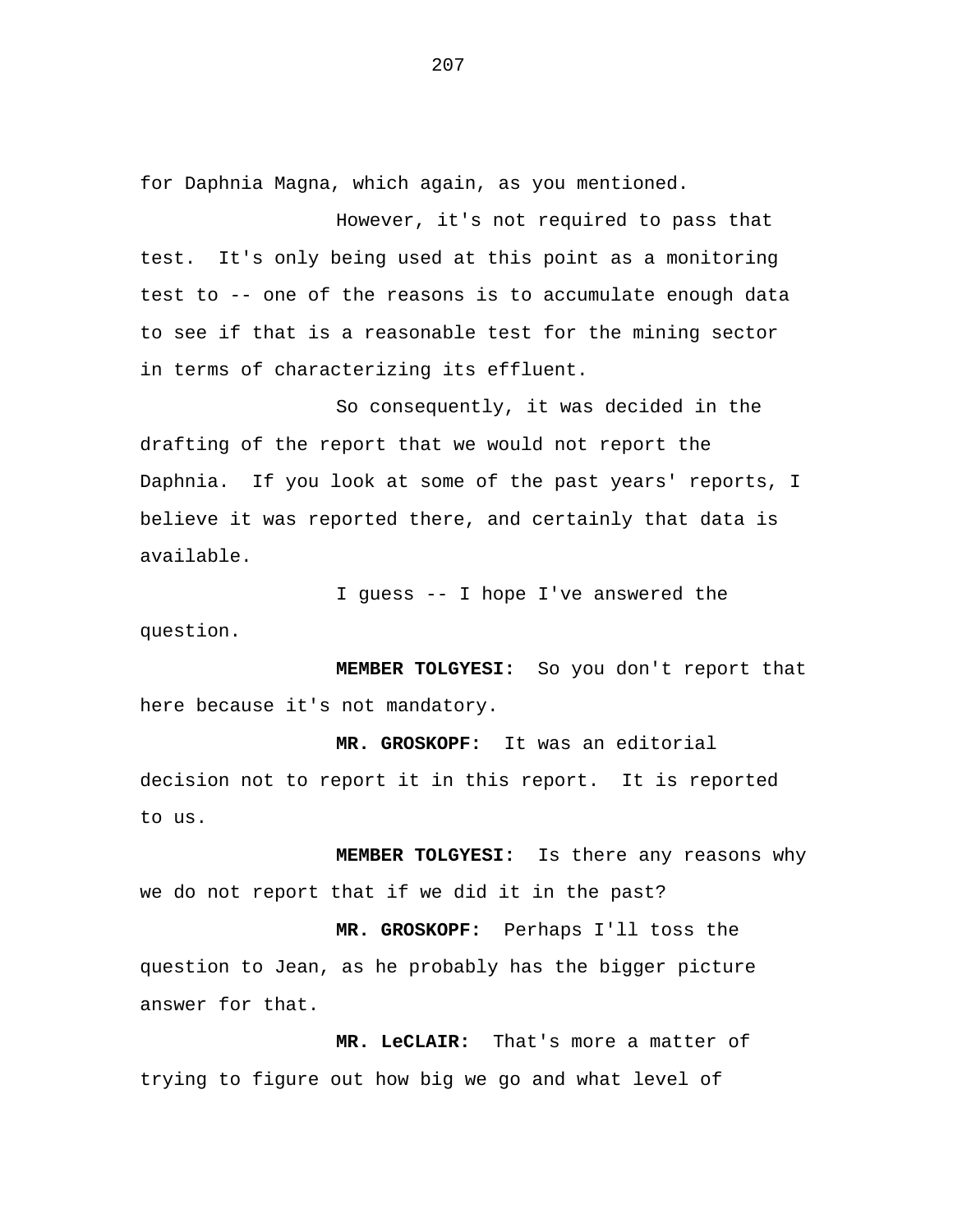for Daphnia Magna, which again, as you mentioned.

However, it's not required to pass that test. It's only being used at this point as a monitoring test to -- one of the reasons is to accumulate enough data to see if that is a reasonable test for the mining sector in terms of characterizing its effluent.

So consequently, it was decided in the drafting of the report that we would not report the Daphnia. If you look at some of the past years' reports, I believe it was reported there, and certainly that data is available.

I guess -- I hope I've answered the question.

**MEMBER TOLGYESI:** So you don't report that here because it's not mandatory.

**MR. GROSKOPF:** It was an editorial decision not to report it in this report. It is reported to us.

**MEMBER TOLGYESI:** Is there any reasons why we do not report that if we did it in the past?

**MR. GROSKOPF:** Perhaps I'll toss the question to Jean, as he probably has the bigger picture answer for that.

**MR. LeCLAIR:** That's more a matter of trying to figure out how big we go and what level of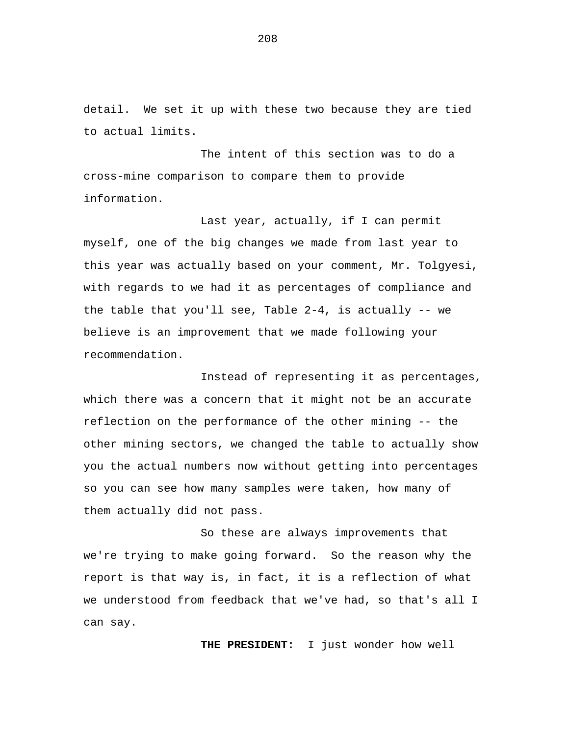detail. We set it up with these two because they are tied to actual limits.

The intent of this section was to do a cross-mine comparison to compare them to provide information.

Last year, actually, if I can permit myself, one of the big changes we made from last year to this year was actually based on your comment, Mr. Tolgyesi, with regards to we had it as percentages of compliance and the table that you'll see, Table 2-4, is actually -- we believe is an improvement that we made following your recommendation.

Instead of representing it as percentages, which there was a concern that it might not be an accurate reflection on the performance of the other mining -- the other mining sectors, we changed the table to actually show you the actual numbers now without getting into percentages so you can see how many samples were taken, how many of them actually did not pass.

So these are always improvements that we're trying to make going forward. So the reason why the report is that way is, in fact, it is a reflection of what we understood from feedback that we've had, so that's all I can say.

**THE PRESIDENT:** I just wonder how well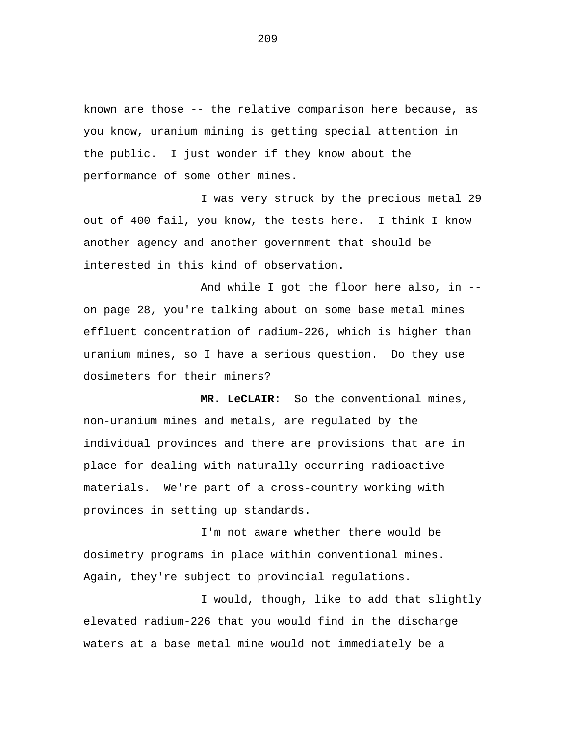known are those -- the relative comparison here because, as you know, uranium mining is getting special attention in the public. I just wonder if they know about the performance of some other mines.

I was very struck by the precious metal 29 out of 400 fail, you know, the tests here. I think I know another agency and another government that should be interested in this kind of observation.

And while I got the floor here also, in -- on page 28, you're talking about on some base metal mines effluent concentration of radium-226, which is higher than uranium mines, so I have a serious question. Do they use dosimeters for their miners?

**MR. LeCLAIR:** So the conventional mines, non-uranium mines and metals, are regulated by the individual provinces and there are provisions that are in place for dealing with naturally-occurring radioactive materials. We're part of a cross-country working with provinces in setting up standards.

I'm not aware whether there would be dosimetry programs in place within conventional mines. Again, they're subject to provincial regulations.

I would, though, like to add that slightly elevated radium-226 that you would find in the discharge waters at a base metal mine would not immediately be a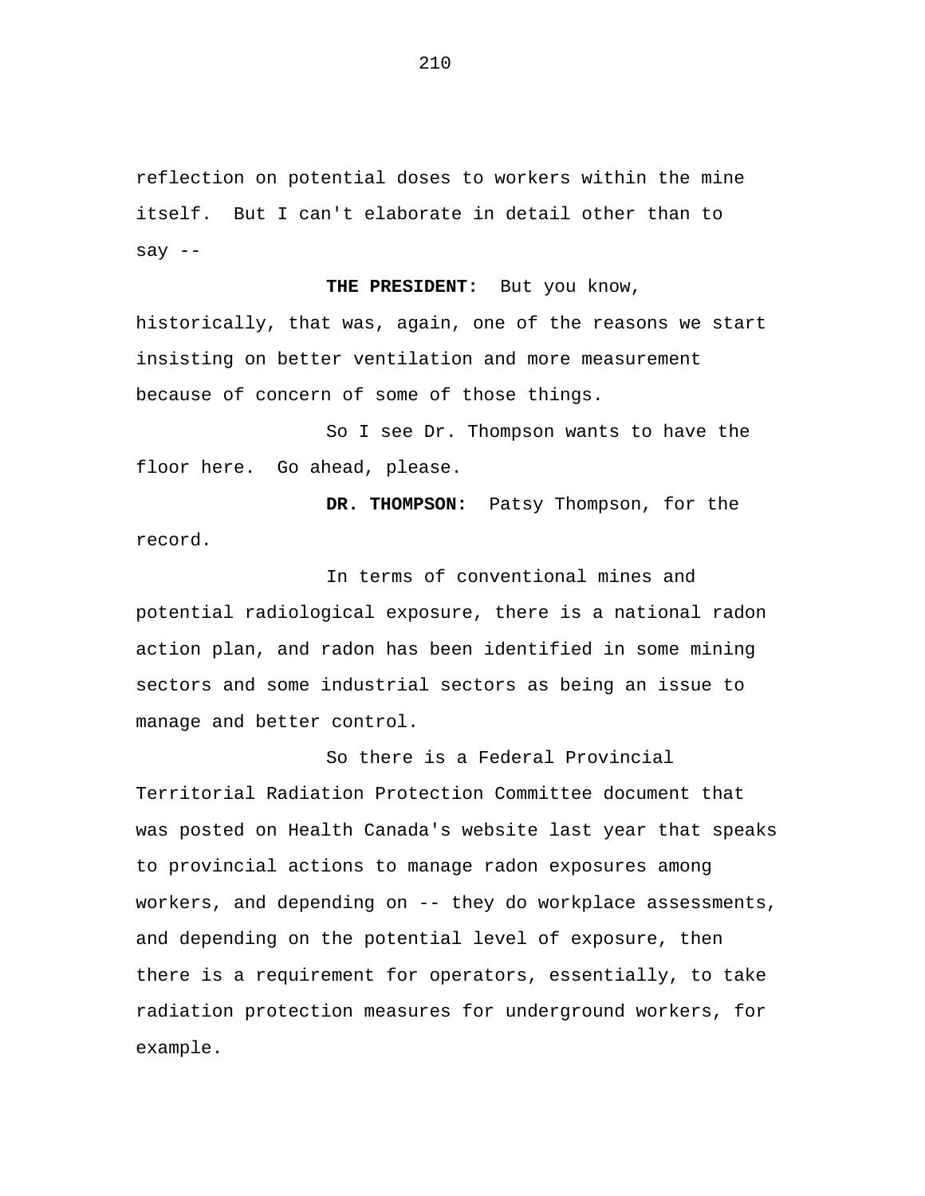reflection on potential doses to workers within the mine itself. But I can't elaborate in detail other than to say --

**THE PRESIDENT:** But you know, historically, that was, again, one of the reasons we start insisting on better ventilation and more measurement because of concern of some of those things.

So I see Dr. Thompson wants to have the floor here. Go ahead, please.

**DR. THOMPSON:** Patsy Thompson, for the record.

In terms of conventional mines and potential radiological exposure, there is a national radon action plan, and radon has been identified in some mining sectors and some industrial sectors as being an issue to manage and better control.

So there is a Federal Provincial Territorial Radiation Protection Committee document that was posted on Health Canada's website last year that speaks to provincial actions to manage radon exposures among workers, and depending on -- they do workplace assessments, and depending on the potential level of exposure, then there is a requirement for operators, essentially, to take radiation protection measures for underground workers, for example.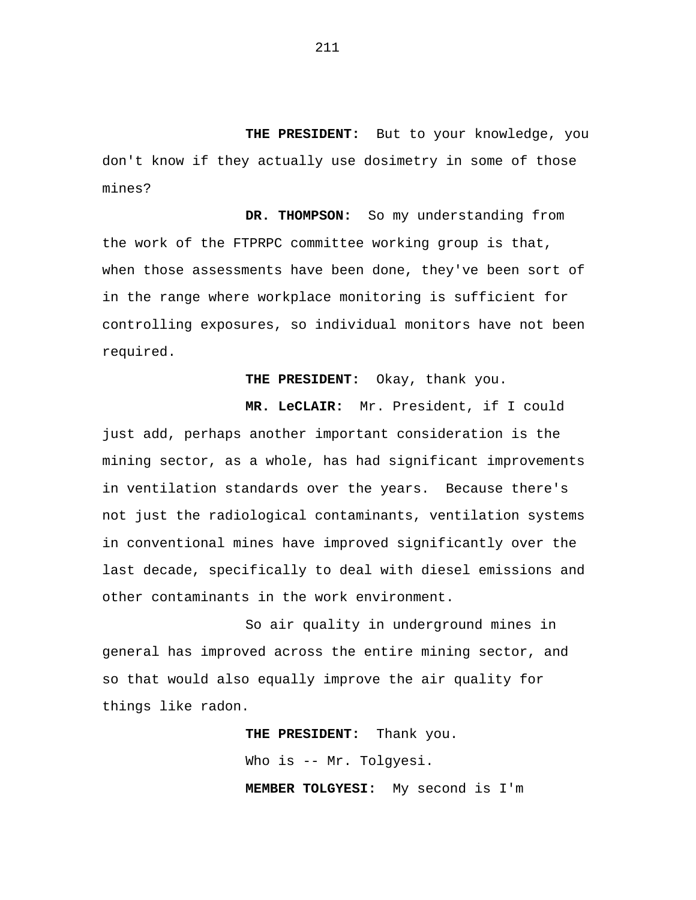**THE PRESIDENT:** But to your knowledge, you don't know if they actually use dosimetry in some of those mines?

**DR. THOMPSON:** So my understanding from the work of the FTPRPC committee working group is that, when those assessments have been done, they've been sort of in the range where workplace monitoring is sufficient for controlling exposures, so individual monitors have not been required.

**THE PRESIDENT:** Okay, thank you.

**MR. LeCLAIR:** Mr. President, if I could just add, perhaps another important consideration is the mining sector, as a whole, has had significant improvements in ventilation standards over the years. Because there's not just the radiological contaminants, ventilation systems in conventional mines have improved significantly over the last decade, specifically to deal with diesel emissions and other contaminants in the work environment.

So air quality in underground mines in general has improved across the entire mining sector, and so that would also equally improve the air quality for things like radon.

**THE PRESIDENT:** Thank you.

Who is -- Mr. Tolgyesi.

**MEMBER TOLGYESI:** My second is I'm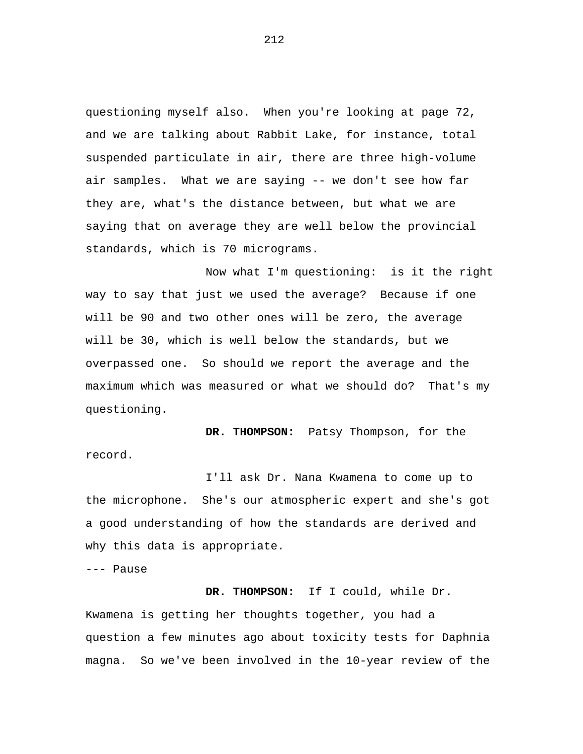questioning myself also. When you're looking at page 72, and we are talking about Rabbit Lake, for instance, total suspended particulate in air, there are three high-volume air samples. What we are saying -- we don't see how far they are, what's the distance between, but what we are saying that on average they are well below the provincial standards, which is 70 micrograms.

Now what I'm questioning: is it the right way to say that just we used the average? Because if one will be 90 and two other ones will be zero, the average will be 30, which is well below the standards, but we overpassed one. So should we report the average and the maximum which was measured or what we should do? That's my questioning.

**DR. THOMPSON:** Patsy Thompson, for the record.

I'll ask Dr. Nana Kwamena to come up to the microphone. She's our atmospheric expert and she's got a good understanding of how the standards are derived and why this data is appropriate.

--- Pause

**DR. THOMPSON:** If I could, while Dr. Kwamena is getting her thoughts together, you had a question a few minutes ago about toxicity tests for Daphnia magna. So we've been involved in the 10-year review of the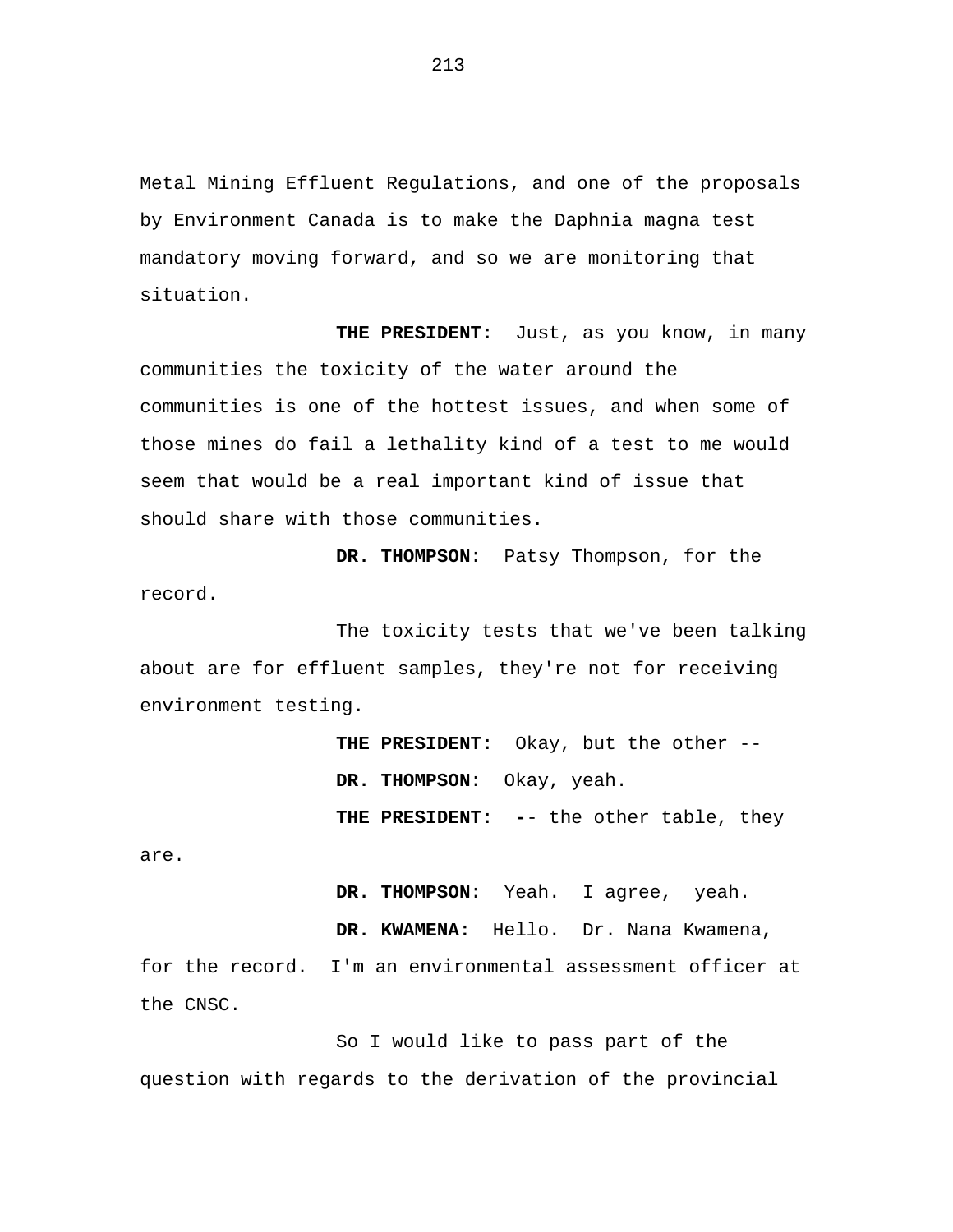Metal Mining Effluent Regulations, and one of the proposals by Environment Canada is to make the Daphnia magna test mandatory moving forward, and so we are monitoring that situation.

**THE PRESIDENT:** Just, as you know, in many communities the toxicity of the water around the communities is one of the hottest issues, and when some of those mines do fail a lethality kind of a test to me would seem that would be a real important kind of issue that should share with those communities.

**DR. THOMPSON:** Patsy Thompson, for the record.

The toxicity tests that we've been talking about are for effluent samples, they're not for receiving environment testing.

**THE PRESIDENT:** Okay, but the other --

**DR. THOMPSON:** Okay, yeah.

**THE PRESIDENT:** -- the other table, they are.

**DR. THOMPSON:** Yeah. I agree, yeah.

**DR. KWAMENA:** Hello. Dr. Nana Kwamena, for the record. I'm an environmental assessment officer at the CNSC.

So I would like to pass part of the question with regards to the derivation of the provincial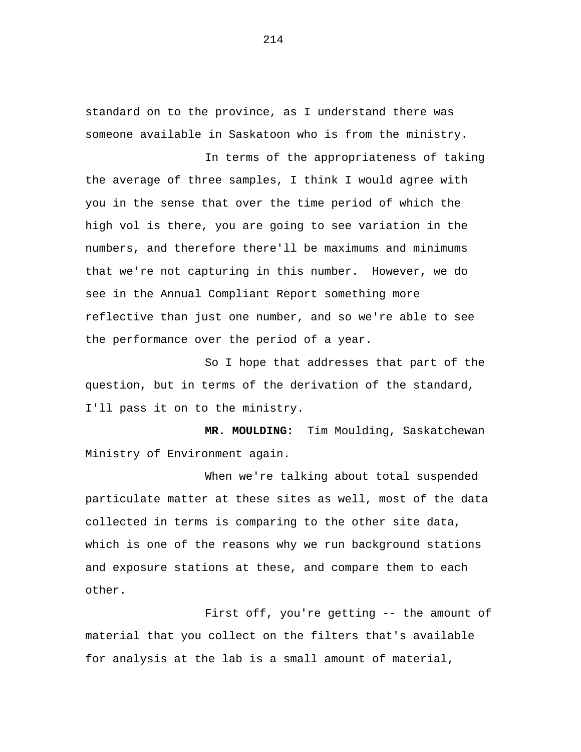standard on to the province, as I understand there was someone available in Saskatoon who is from the ministry.

In terms of the appropriateness of taking the average of three samples, I think I would agree with you in the sense that over the time period of which the high vol is there, you are going to see variation in the numbers, and therefore there'll be maximums and minimums that we're not capturing in this number. However, we do see in the Annual Compliant Report something more reflective than just one number, and so we're able to see the performance over the period of a year.

So I hope that addresses that part of the question, but in terms of the derivation of the standard, I'll pass it on to the ministry.

**MR. MOULDING:** Tim Moulding, Saskatchewan Ministry of Environment again.

When we're talking about total suspended particulate matter at these sites as well, most of the data collected in terms is comparing to the other site data, which is one of the reasons why we run background stations and exposure stations at these, and compare them to each other.

First off, you're getting -- the amount of material that you collect on the filters that's available for analysis at the lab is a small amount of material,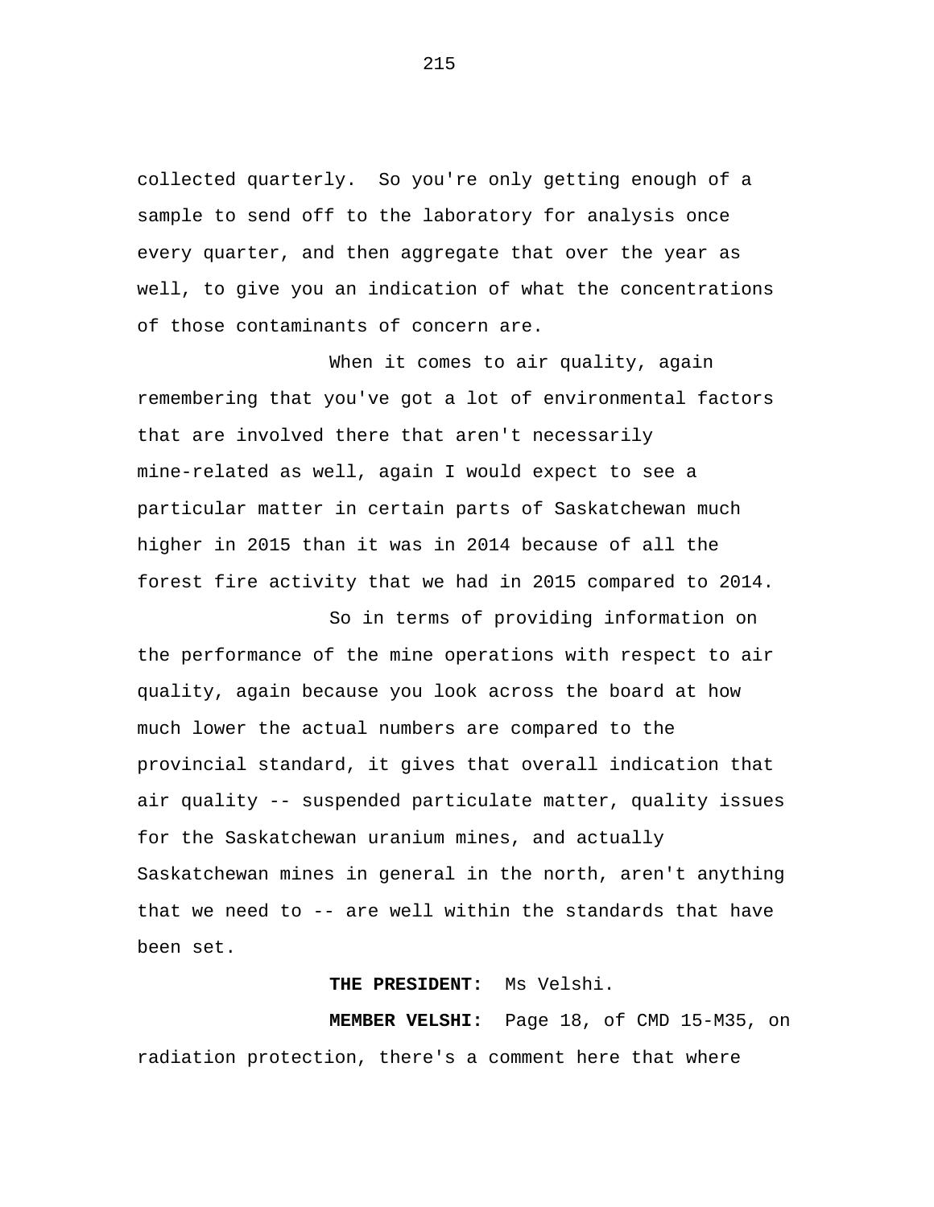collected quarterly. So you're only getting enough of a sample to send off to the laboratory for analysis once every quarter, and then aggregate that over the year as well, to give you an indication of what the concentrations of those contaminants of concern are.

When it comes to air quality, again remembering that you've got a lot of environmental factors that are involved there that aren't necessarily mine-related as well, again I would expect to see a particular matter in certain parts of Saskatchewan much higher in 2015 than it was in 2014 because of all the forest fire activity that we had in 2015 compared to 2014.

So in terms of providing information on the performance of the mine operations with respect to air quality, again because you look across the board at how much lower the actual numbers are compared to the provincial standard, it gives that overall indication that air quality -- suspended particulate matter, quality issues for the Saskatchewan uranium mines, and actually Saskatchewan mines in general in the north, aren't anything that we need to -- are well within the standards that have been set.

**THE PRESIDENT:** Ms Velshi.

**MEMBER VELSHI:** Page 18, of CMD 15-M35, on radiation protection, there's a comment here that where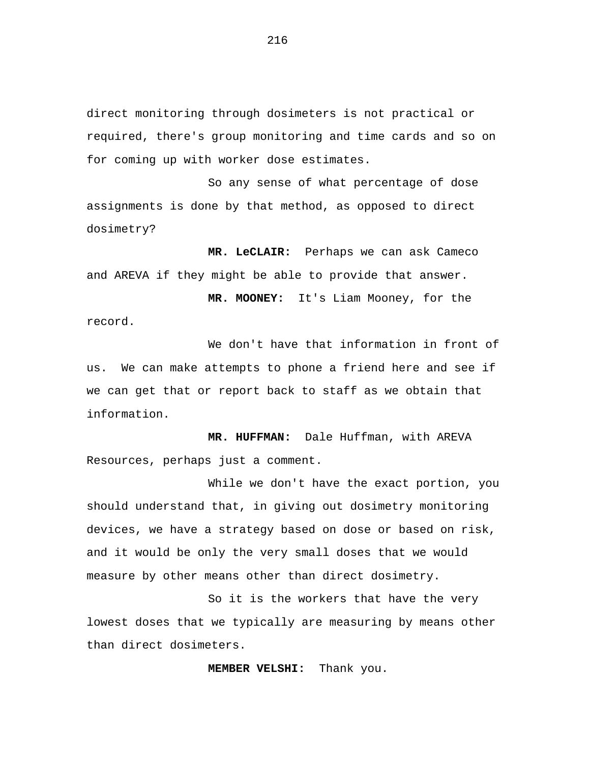direct monitoring through dosimeters is not practical or required, there's group monitoring and time cards and so on for coming up with worker dose estimates.

So any sense of what percentage of dose assignments is done by that method, as opposed to direct dosimetry?

**MR. LeCLAIR:** Perhaps we can ask Cameco and AREVA if they might be able to provide that answer.

**MR. MOONEY:** It's Liam Mooney, for the record.

We don't have that information in front of us. We can make attempts to phone a friend here and see if we can get that or report back to staff as we obtain that information.

**MR. HUFFMAN:** Dale Huffman, with AREVA Resources, perhaps just a comment.

While we don't have the exact portion, you should understand that, in giving out dosimetry monitoring devices, we have a strategy based on dose or based on risk, and it would be only the very small doses that we would measure by other means other than direct dosimetry.

So it is the workers that have the very lowest doses that we typically are measuring by means other than direct dosimeters.

**MEMBER VELSHI:** Thank you.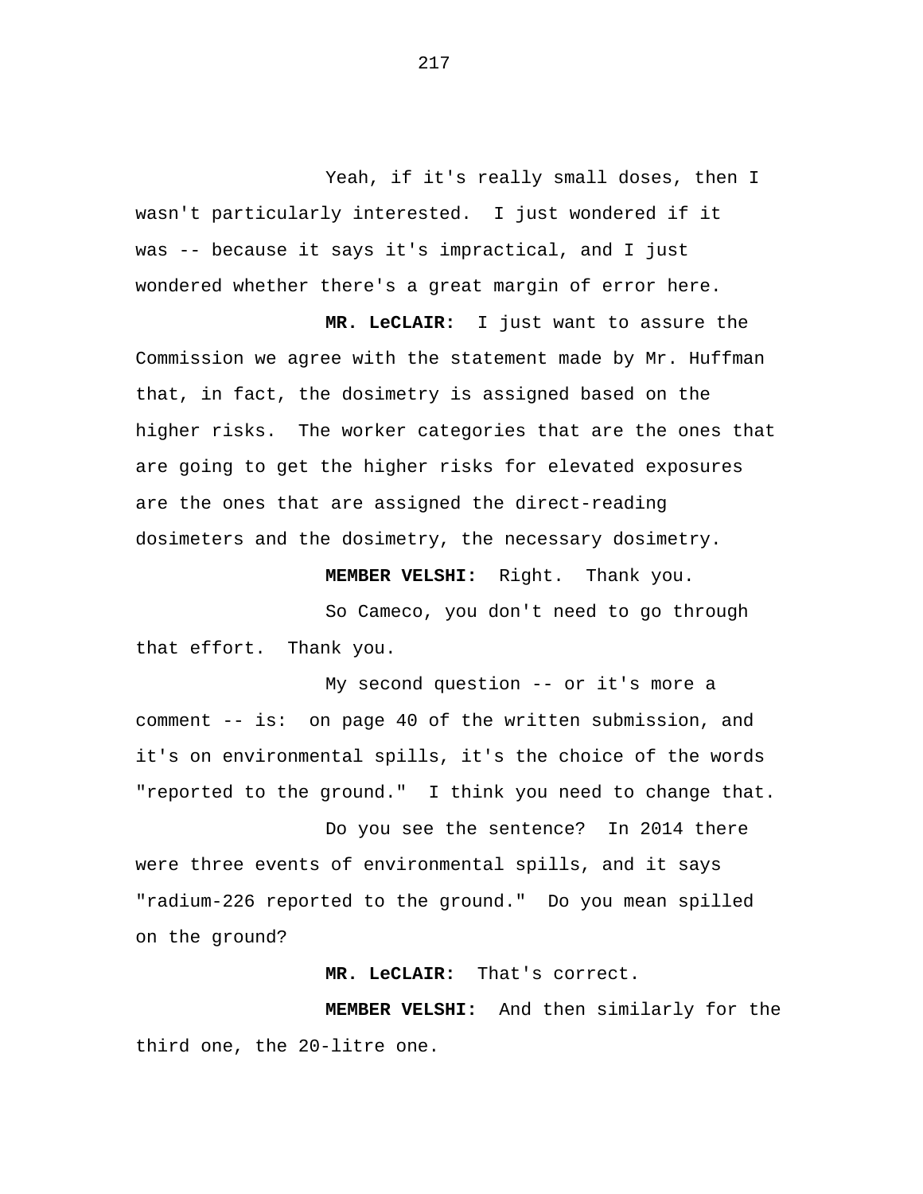Yeah, if it's really small doses, then I wasn't particularly interested. I just wondered if it was -- because it says it's impractical, and I just wondered whether there's a great margin of error here.

**MR. LeCLAIR:** I just want to assure the Commission we agree with the statement made by Mr. Huffman that, in fact, the dosimetry is assigned based on the higher risks. The worker categories that are the ones that are going to get the higher risks for elevated exposures are the ones that are assigned the direct-reading dosimeters and the dosimetry, the necessary dosimetry.

**MEMBER VELSHI:** Right. Thank you.

So Cameco, you don't need to go through that effort. Thank you.

My second question -- or it's more a comment -- is: on page 40 of the written submission, and it's on environmental spills, it's the choice of the words "reported to the ground." I think you need to change that.

Do you see the sentence? In 2014 there were three events of environmental spills, and it says "radium-226 reported to the ground." Do you mean spilled on the ground?

**MR. LeCLAIR:** That's correct.

**MEMBER VELSHI:** And then similarly for the third one, the 20-litre one.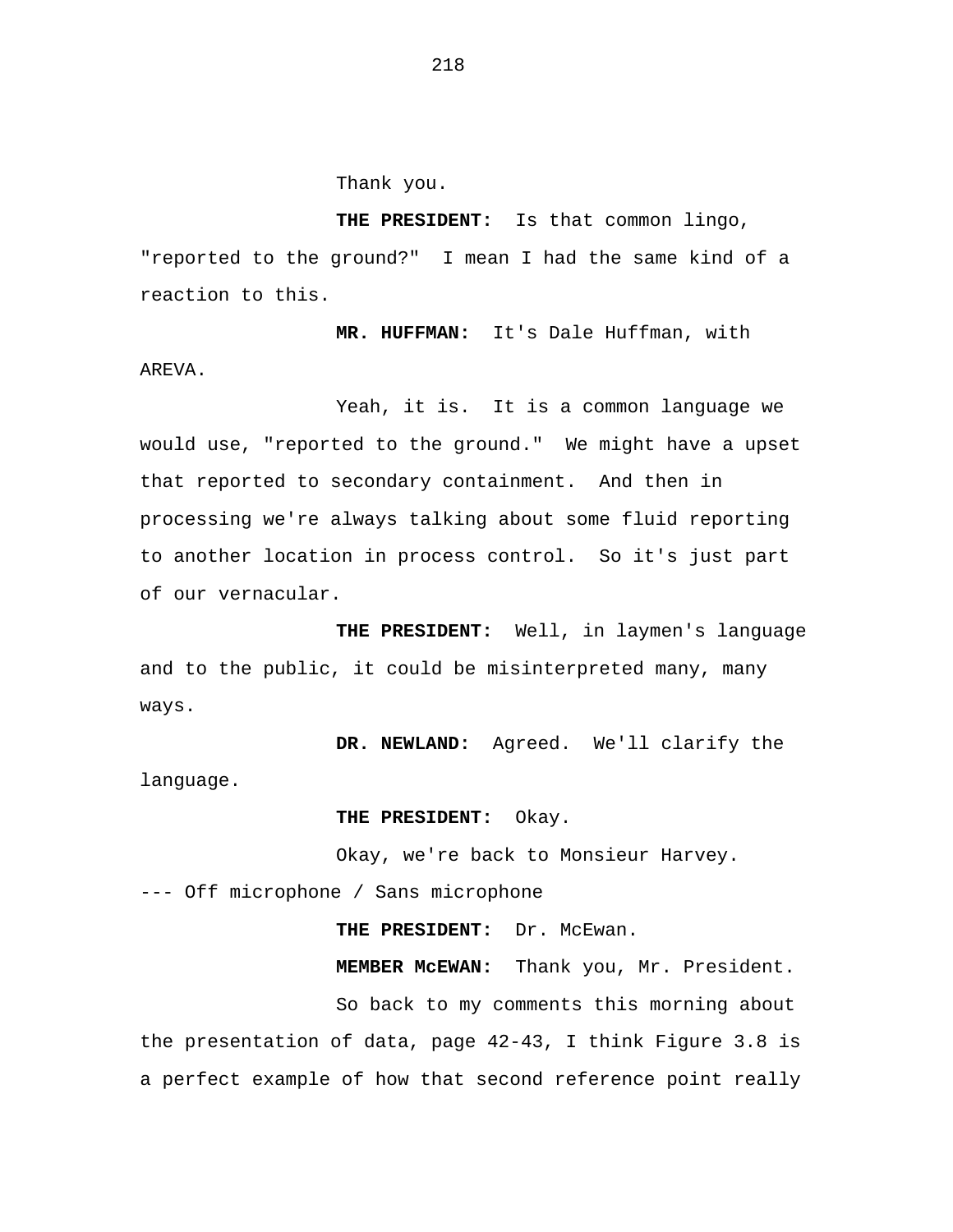Thank you.

**THE PRESIDENT:** Is that common lingo, "reported to the ground?" I mean I had the same kind of a reaction to this.

**MR. HUFFMAN:** It's Dale Huffman, with AREVA.

Yeah, it is. It is a common language we would use, "reported to the ground." We might have a upset that reported to secondary containment. And then in processing we're always talking about some fluid reporting to another location in process control. So it's just part of our vernacular.

**THE PRESIDENT:** Well, in laymen's language and to the public, it could be misinterpreted many, many ways.

**DR. NEWLAND:** Agreed. We'll clarify the language.

**THE PRESIDENT:** Okay.

Okay, we're back to Monsieur Harvey.

--- Off microphone / Sans microphone

**THE PRESIDENT:** Dr. McEwan.

**MEMBER McEWAN:** Thank you, Mr. President.

So back to my comments this morning about the presentation of data, page 42-43, I think Figure 3.8 is a perfect example of how that second reference point really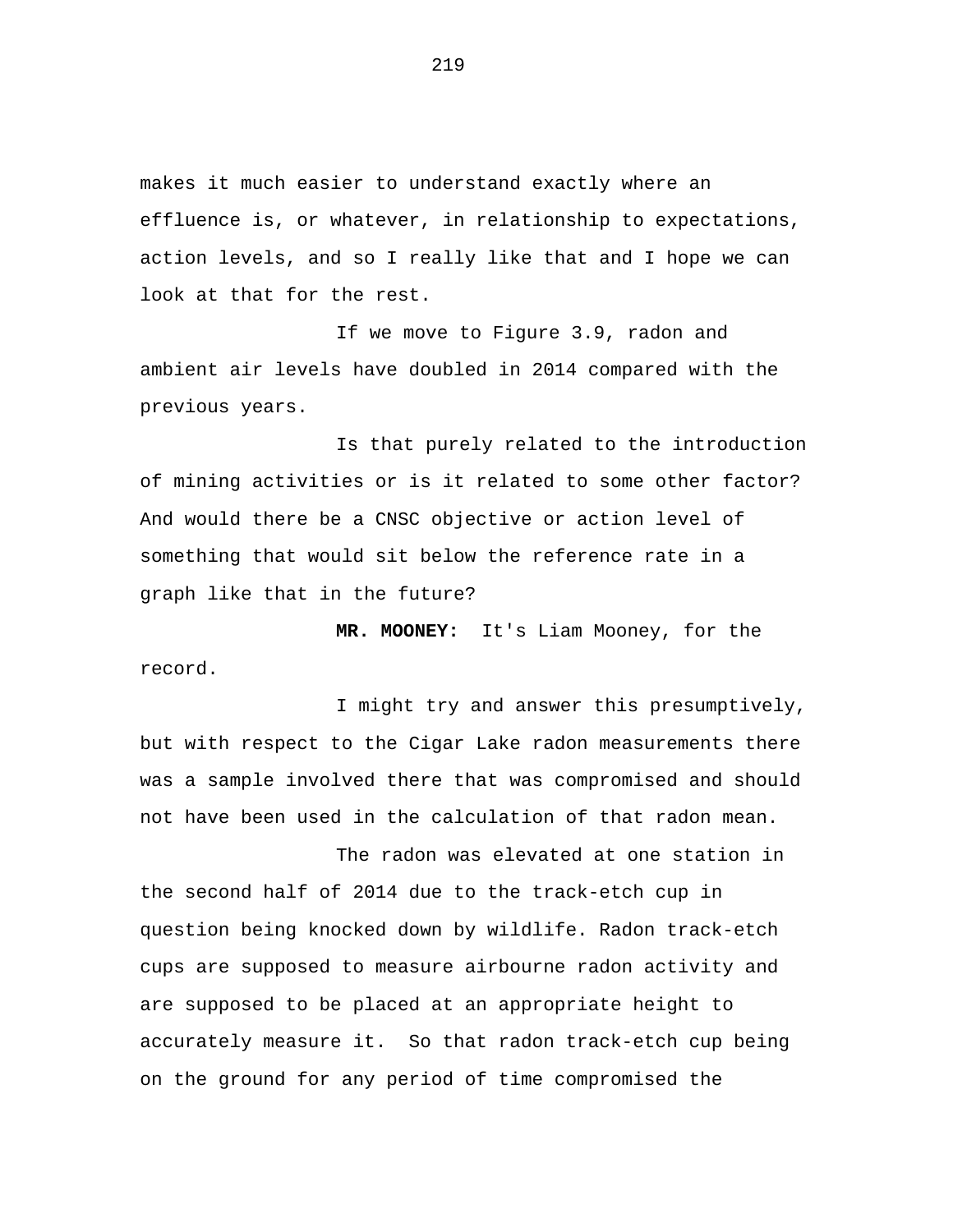makes it much easier to understand exactly where an effluence is, or whatever, in relationship to expectations, action levels, and so I really like that and I hope we can look at that for the rest.

If we move to Figure 3.9, radon and ambient air levels have doubled in 2014 compared with the previous years.

Is that purely related to the introduction of mining activities or is it related to some other factor? And would there be a CNSC objective or action level of something that would sit below the reference rate in a graph like that in the future?

**MR. MOONEY:** It's Liam Mooney, for the record.

I might try and answer this presumptively, but with respect to the Cigar Lake radon measurements there was a sample involved there that was compromised and should not have been used in the calculation of that radon mean.

The radon was elevated at one station in the second half of 2014 due to the track-etch cup in question being knocked down by wildlife. Radon track-etch cups are supposed to measure airbourne radon activity and are supposed to be placed at an appropriate height to accurately measure it. So that radon track-etch cup being on the ground for any period of time compromised the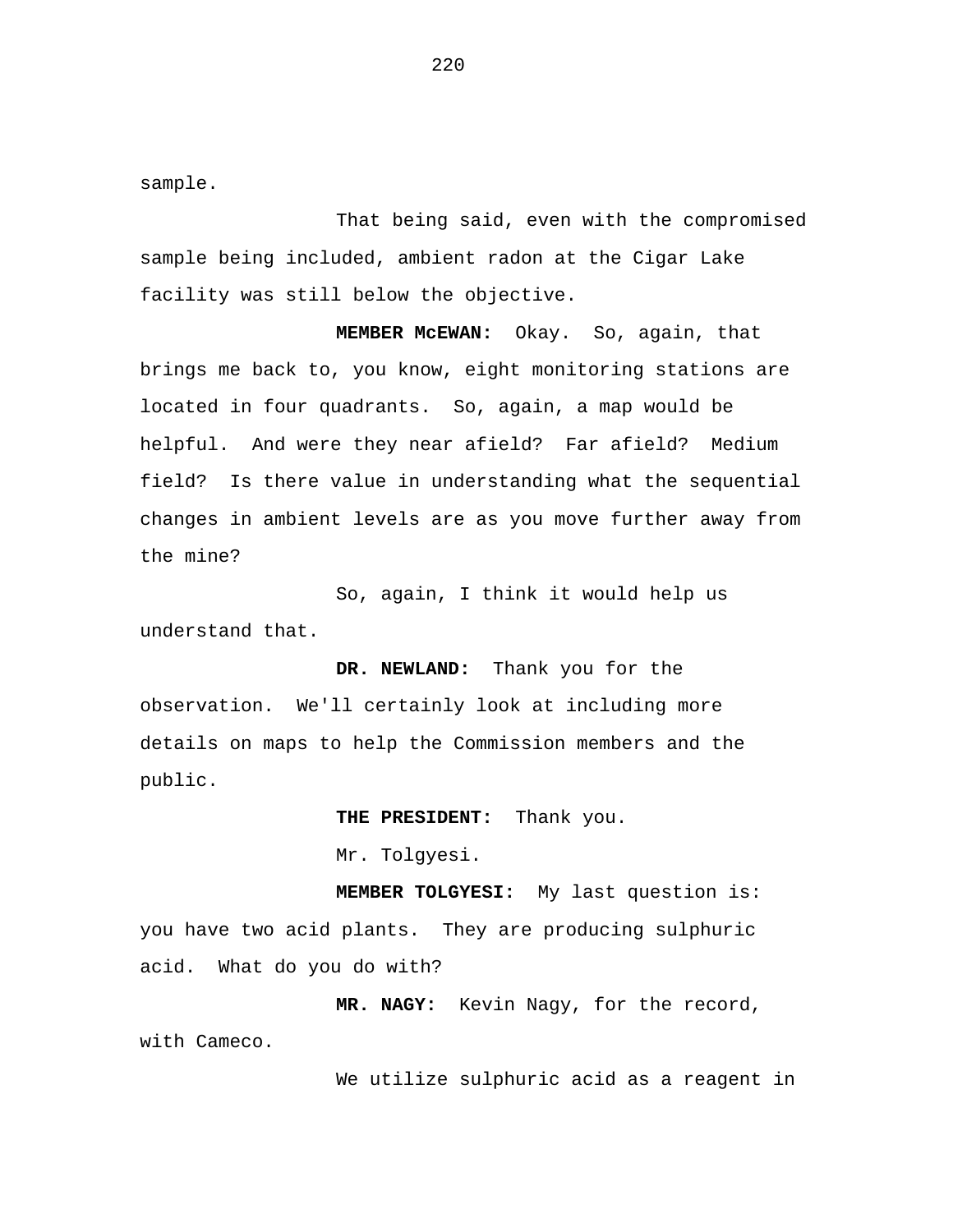sample.

That being said, even with the compromised sample being included, ambient radon at the Cigar Lake facility was still below the objective.

**MEMBER McEWAN:** Okay. So, again, that brings me back to, you know, eight monitoring stations are located in four quadrants. So, again, a map would be helpful. And were they near afield? Far afield? Medium field? Is there value in understanding what the sequential changes in ambient levels are as you move further away from the mine?

So, again, I think it would help us understand that.

**DR. NEWLAND:** Thank you for the observation. We'll certainly look at including more details on maps to help the Commission members and the public.

**THE PRESIDENT:** Thank you.

Mr. Tolgyesi.

**MEMBER TOLGYESI:** My last question is: you have two acid plants. They are producing sulphuric acid. What do you do with?

**MR. NAGY:** Kevin Nagy, for the record, with Cameco.

We utilize sulphuric acid as a reagent in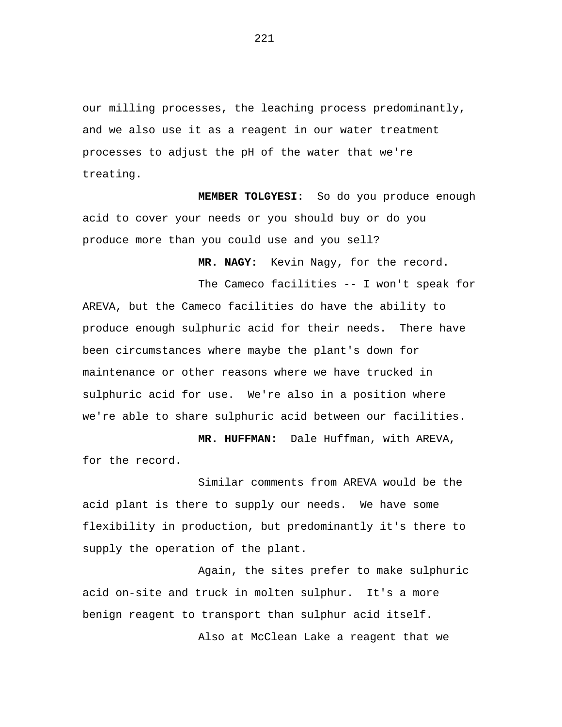our milling processes, the leaching process predominantly, and we also use it as a reagent in our water treatment processes to adjust the pH of the water that we're treating.

**MEMBER TOLGYESI:** So do you produce enough acid to cover your needs or you should buy or do you produce more than you could use and you sell?

**MR. NAGY:** Kevin Nagy, for the record.

The Cameco facilities -- I won't speak for AREVA, but the Cameco facilities do have the ability to produce enough sulphuric acid for their needs. There have been circumstances where maybe the plant's down for maintenance or other reasons where we have trucked in sulphuric acid for use. We're also in a position where we're able to share sulphuric acid between our facilities.

**MR. HUFFMAN:** Dale Huffman, with AREVA, for the record.

Similar comments from AREVA would be the acid plant is there to supply our needs. We have some flexibility in production, but predominantly it's there to supply the operation of the plant.

Again, the sites prefer to make sulphuric acid on-site and truck in molten sulphur. It's a more benign reagent to transport than sulphur acid itself.

Also at McClean Lake a reagent that we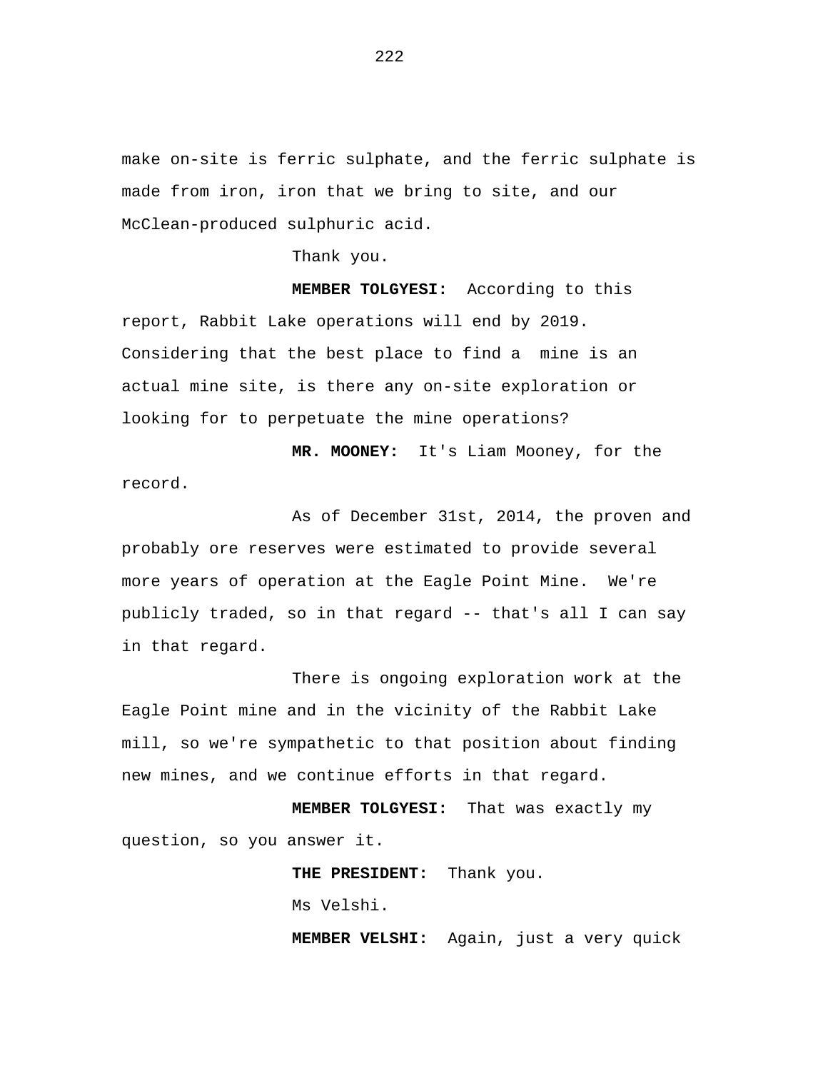make on-site is ferric sulphate, and the ferric sulphate is made from iron, iron that we bring to site, and our McClean-produced sulphuric acid.

Thank you.

**MEMBER TOLGYESI:** According to this report, Rabbit Lake operations will end by 2019. Considering that the best place to find a mine is an actual mine site, is there any on-site exploration or looking for to perpetuate the mine operations?

**MR. MOONEY:** It's Liam Mooney, for the record.

As of December 31st, 2014, the proven and probably ore reserves were estimated to provide several more years of operation at the Eagle Point Mine. We're publicly traded, so in that regard -- that's all I can say in that regard.

There is ongoing exploration work at the Eagle Point mine and in the vicinity of the Rabbit Lake mill, so we're sympathetic to that position about finding new mines, and we continue efforts in that regard.

**MEMBER TOLGYESI:** That was exactly my question, so you answer it.

**THE PRESIDENT:** Thank you.

Ms Velshi.

**MEMBER VELSHI:** Again, just a very quick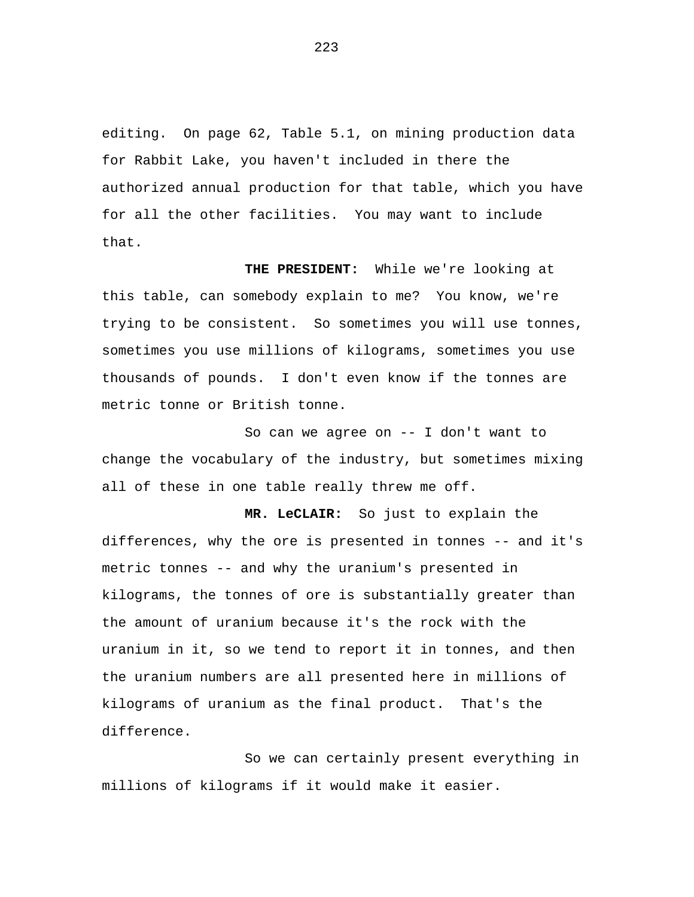editing. On page 62, Table 5.1, on mining production data for Rabbit Lake, you haven't included in there the authorized annual production for that table, which you have for all the other facilities. You may want to include that.

**THE PRESIDENT:** While we're looking at this table, can somebody explain to me? You know, we're trying to be consistent. So sometimes you will use tonnes, sometimes you use millions of kilograms, sometimes you use thousands of pounds. I don't even know if the tonnes are metric tonne or British tonne.

So can we agree on -- I don't want to change the vocabulary of the industry, but sometimes mixing all of these in one table really threw me off.

**MR. LeCLAIR:** So just to explain the differences, why the ore is presented in tonnes -- and it's metric tonnes -- and why the uranium's presented in kilograms, the tonnes of ore is substantially greater than the amount of uranium because it's the rock with the uranium in it, so we tend to report it in tonnes, and then the uranium numbers are all presented here in millions of kilograms of uranium as the final product. That's the difference.

So we can certainly present everything in millions of kilograms if it would make it easier.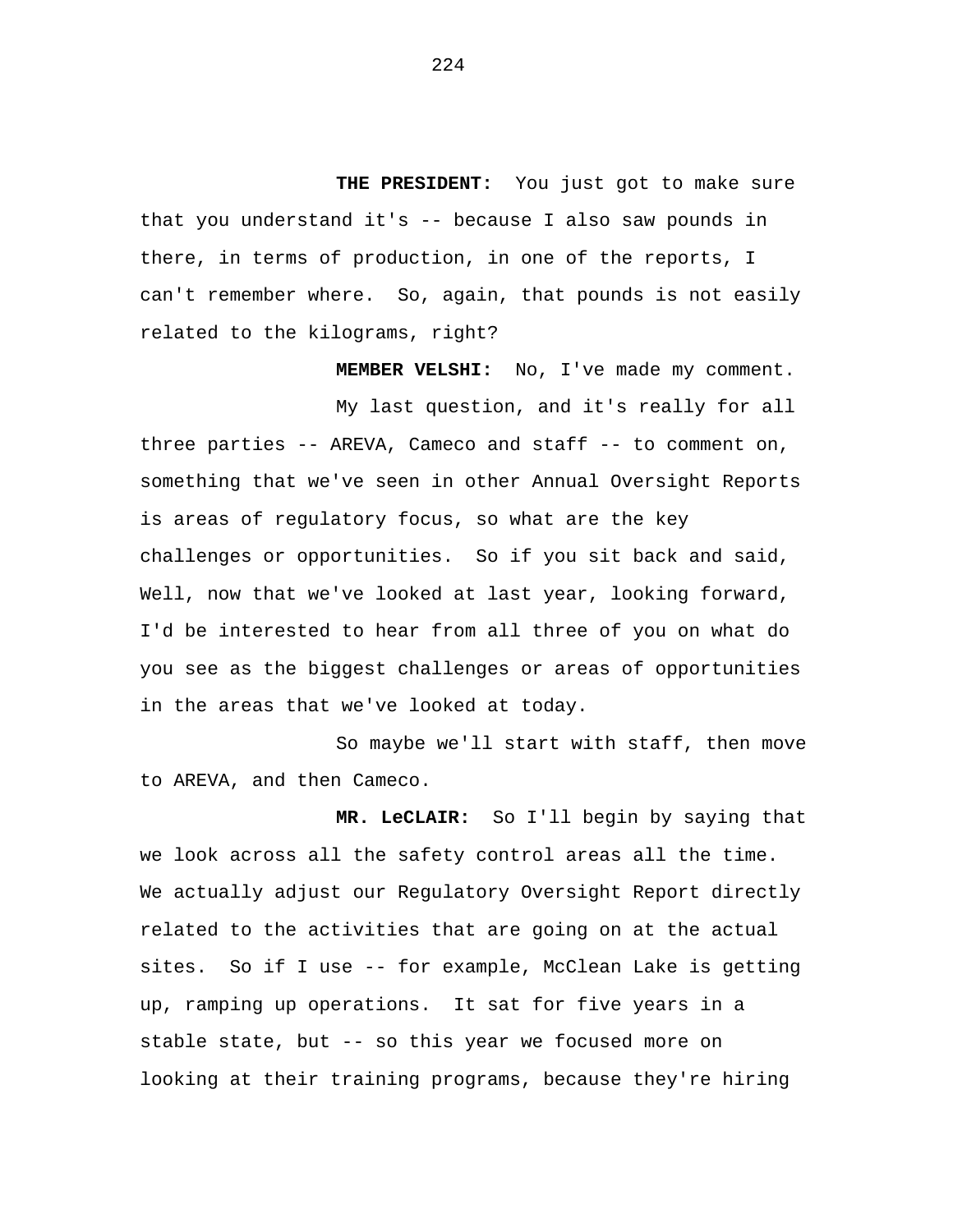**THE PRESIDENT:** You just got to make sure that you understand it's -- because I also saw pounds in there, in terms of production, in one of the reports, I can't remember where. So, again, that pounds is not easily related to the kilograms, right?

**MEMBER VELSHI:** No, I've made my comment.

My last question, and it's really for all three parties -- AREVA, Cameco and staff -- to comment on, something that we've seen in other Annual Oversight Reports is areas of regulatory focus, so what are the key challenges or opportunities. So if you sit back and said, Well, now that we've looked at last year, looking forward, I'd be interested to hear from all three of you on what do you see as the biggest challenges or areas of opportunities in the areas that we've looked at today.

So maybe we'll start with staff, then move to AREVA, and then Cameco.

**MR. LeCLAIR:** So I'll begin by saying that we look across all the safety control areas all the time. We actually adjust our Regulatory Oversight Report directly related to the activities that are going on at the actual sites. So if I use -- for example, McClean Lake is getting up, ramping up operations. It sat for five years in a stable state, but -- so this year we focused more on looking at their training programs, because they're hiring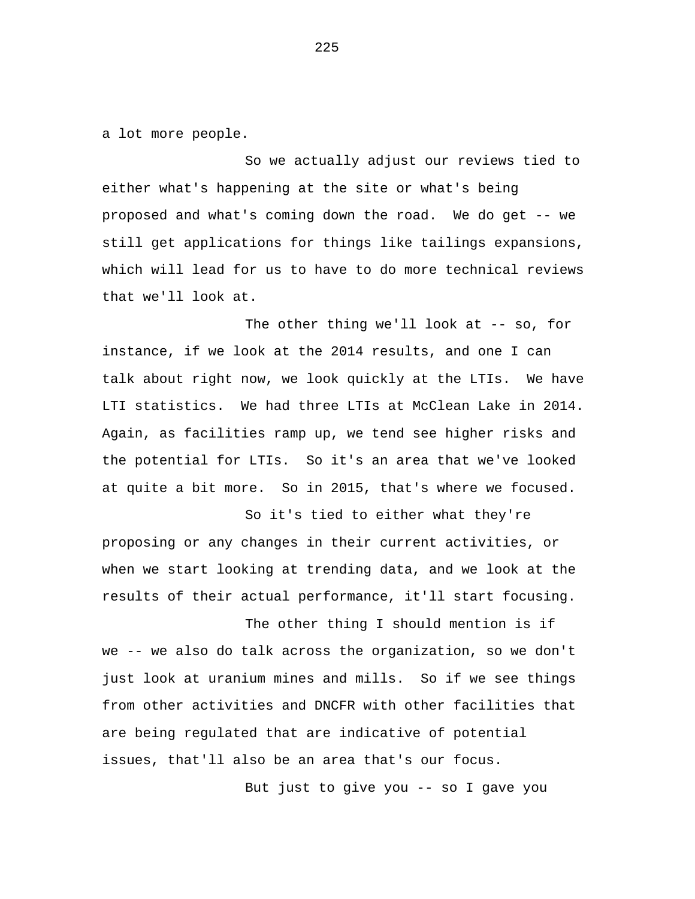a lot more people.

So we actually adjust our reviews tied to either what's happening at the site or what's being proposed and what's coming down the road. We do get -- we still get applications for things like tailings expansions, which will lead for us to have to do more technical reviews that we'll look at.

The other thing we'll look at -- so, for instance, if we look at the 2014 results, and one I can talk about right now, we look quickly at the LTIs. We have LTI statistics. We had three LTIs at McClean Lake in 2014. Again, as facilities ramp up, we tend see higher risks and the potential for LTIs. So it's an area that we've looked at quite a bit more. So in 2015, that's where we focused.

So it's tied to either what they're proposing or any changes in their current activities, or when we start looking at trending data, and we look at the results of their actual performance, it'll start focusing.

The other thing I should mention is if we -- we also do talk across the organization, so we don't just look at uranium mines and mills. So if we see things from other activities and DNCFR with other facilities that are being regulated that are indicative of potential issues, that'll also be an area that's our focus.

But just to give you -- so I gave you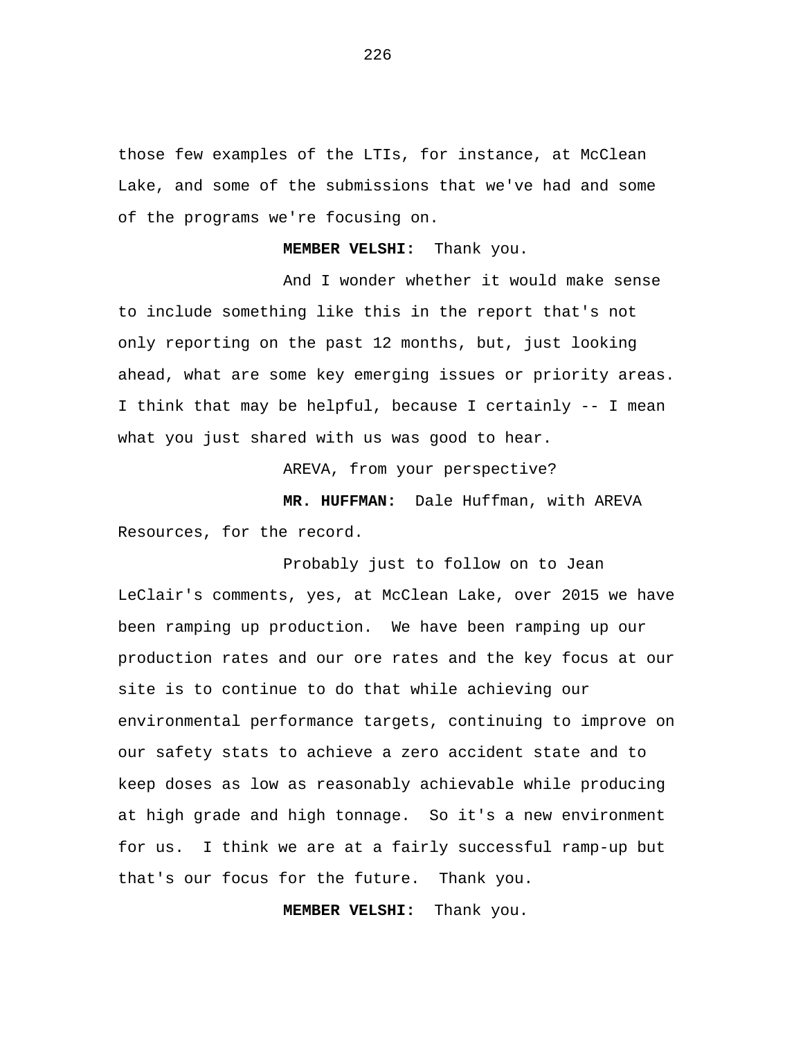those few examples of the LTIs, for instance, at McClean Lake, and some of the submissions that we've had and some of the programs we're focusing on.

**MEMBER VELSHI:** Thank you.

And I wonder whether it would make sense to include something like this in the report that's not only reporting on the past 12 months, but, just looking ahead, what are some key emerging issues or priority areas. I think that may be helpful, because I certainly -- I mean what you just shared with us was good to hear.

AREVA, from your perspective?

**MR. HUFFMAN:** Dale Huffman, with AREVA Resources, for the record.

Probably just to follow on to Jean LeClair's comments, yes, at McClean Lake, over 2015 we have been ramping up production. We have been ramping up our production rates and our ore rates and the key focus at our site is to continue to do that while achieving our environmental performance targets, continuing to improve on our safety stats to achieve a zero accident state and to keep doses as low as reasonably achievable while producing at high grade and high tonnage. So it's a new environment for us. I think we are at a fairly successful ramp-up but that's our focus for the future. Thank you.

**MEMBER VELSHI:** Thank you.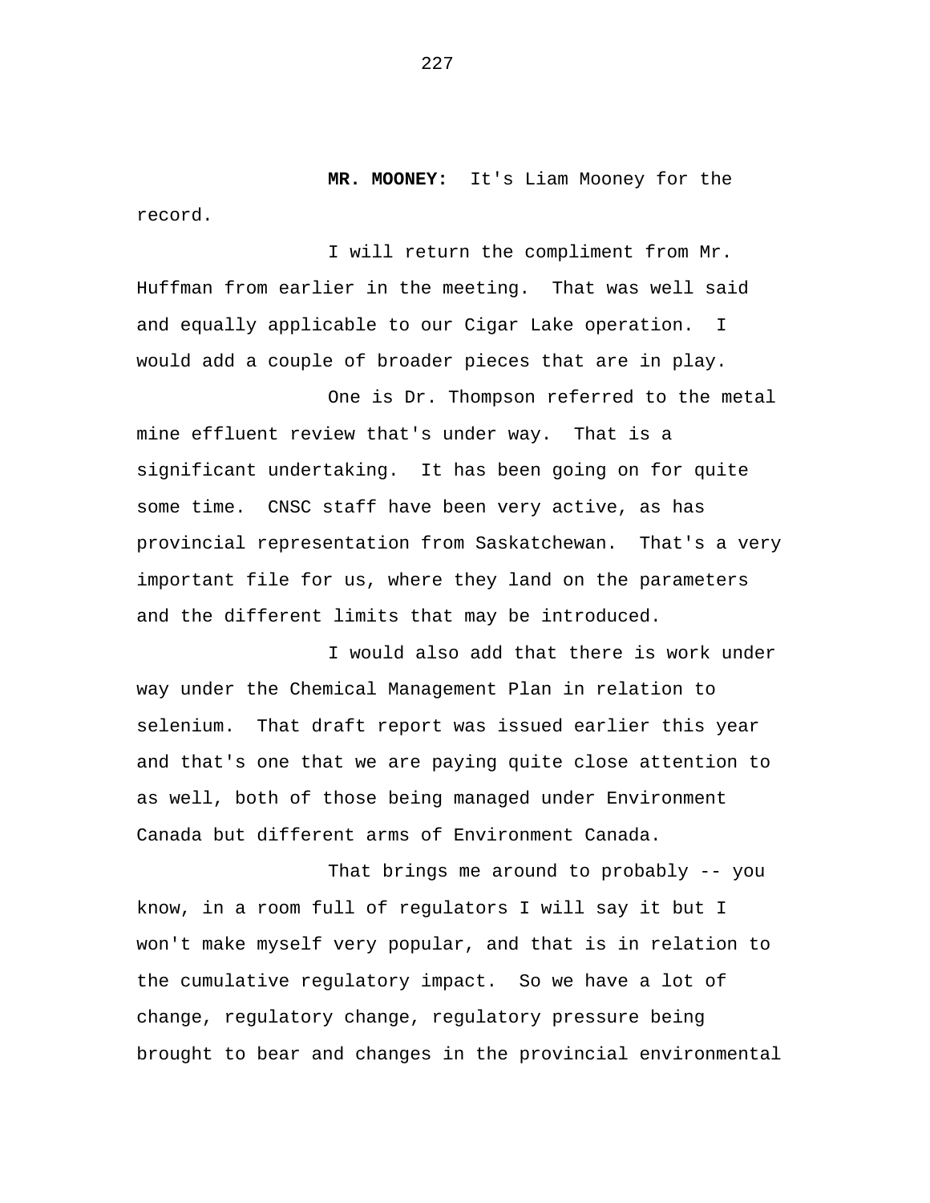**MR. MOONEY:** It's Liam Mooney for the record.

I will return the compliment from Mr. Huffman from earlier in the meeting. That was well said and equally applicable to our Cigar Lake operation. I would add a couple of broader pieces that are in play.

One is Dr. Thompson referred to the metal mine effluent review that's under way. That is a significant undertaking. It has been going on for quite some time. CNSC staff have been very active, as has provincial representation from Saskatchewan. That's a very important file for us, where they land on the parameters and the different limits that may be introduced.

I would also add that there is work under way under the Chemical Management Plan in relation to selenium. That draft report was issued earlier this year and that's one that we are paying quite close attention to as well, both of those being managed under Environment Canada but different arms of Environment Canada.

That brings me around to probably -- you know, in a room full of regulators I will say it but I won't make myself very popular, and that is in relation to the cumulative regulatory impact. So we have a lot of change, regulatory change, regulatory pressure being brought to bear and changes in the provincial environmental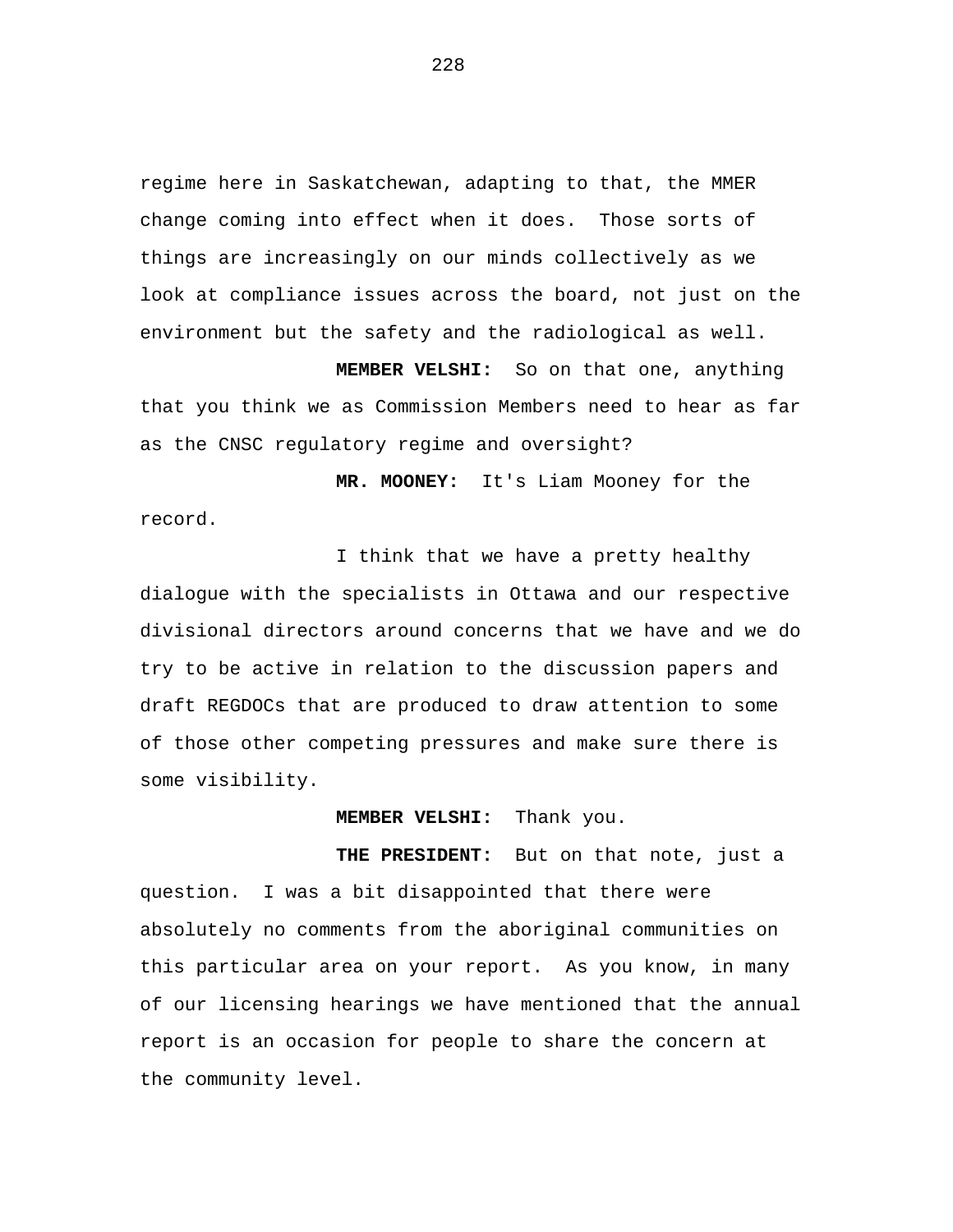regime here in Saskatchewan, adapting to that, the MMER change coming into effect when it does. Those sorts of things are increasingly on our minds collectively as we look at compliance issues across the board, not just on the environment but the safety and the radiological as well.

**MEMBER VELSHI:** So on that one, anything that you think we as Commission Members need to hear as far as the CNSC regulatory regime and oversight?

**MR. MOONEY:** It's Liam Mooney for the record.

I think that we have a pretty healthy dialogue with the specialists in Ottawa and our respective divisional directors around concerns that we have and we do try to be active in relation to the discussion papers and draft REGDOCs that are produced to draw attention to some of those other competing pressures and make sure there is some visibility.

**MEMBER VELSHI:** Thank you.

**THE PRESIDENT:** But on that note, just a question. I was a bit disappointed that there were absolutely no comments from the aboriginal communities on this particular area on your report. As you know, in many of our licensing hearings we have mentioned that the annual report is an occasion for people to share the concern at the community level.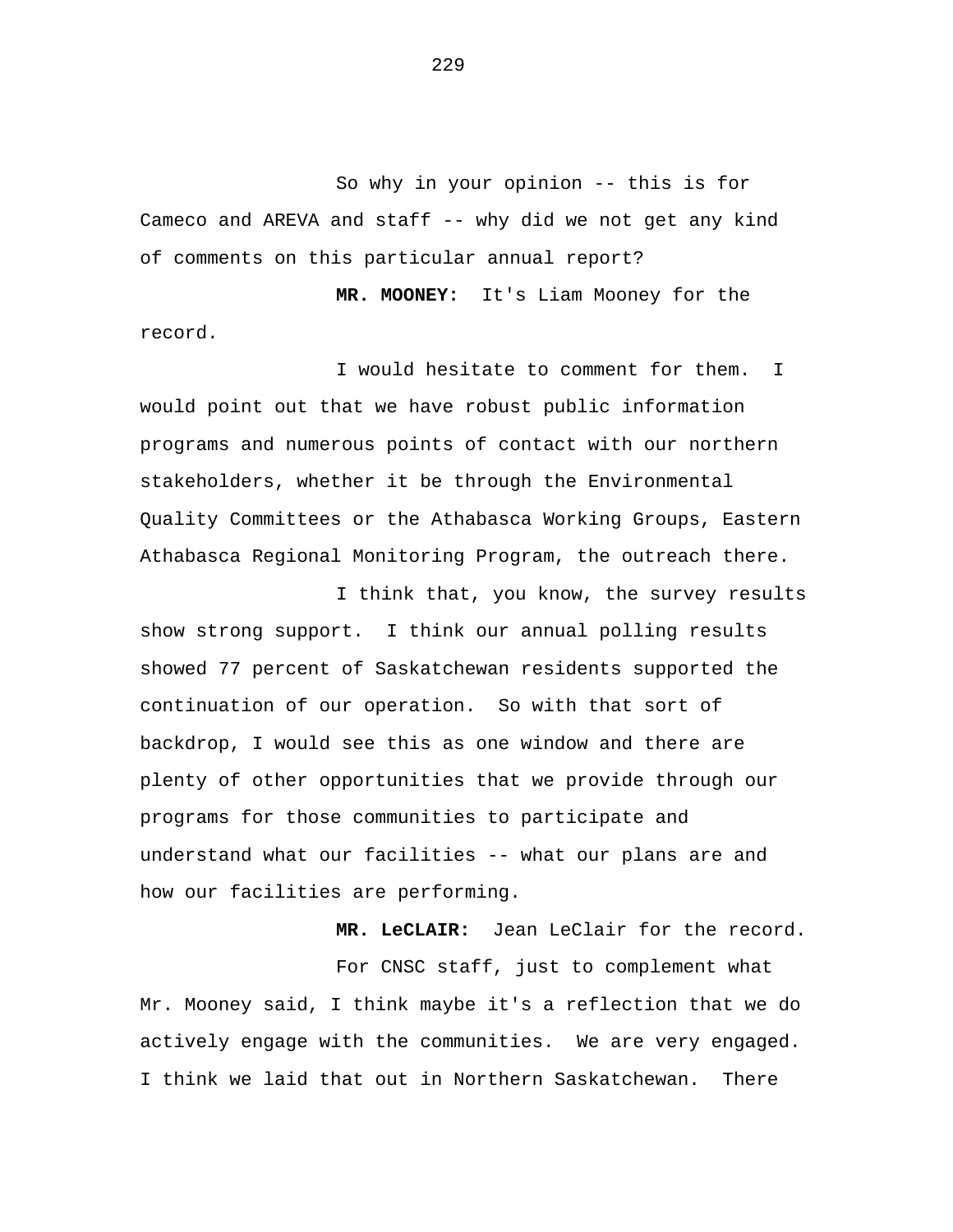So why in your opinion -- this is for Cameco and AREVA and staff -- why did we not get any kind of comments on this particular annual report?

**MR. MOONEY:** It's Liam Mooney for the record.

I would hesitate to comment for them. I would point out that we have robust public information programs and numerous points of contact with our northern stakeholders, whether it be through the Environmental Quality Committees or the Athabasca Working Groups, Eastern Athabasca Regional Monitoring Program, the outreach there.

I think that, you know, the survey results show strong support. I think our annual polling results showed 77 percent of Saskatchewan residents supported the continuation of our operation. So with that sort of backdrop, I would see this as one window and there are plenty of other opportunities that we provide through our programs for those communities to participate and understand what our facilities -- what our plans are and how our facilities are performing.

**MR. LeCLAIR:** Jean LeClair for the record.

For CNSC staff, just to complement what Mr. Mooney said, I think maybe it's a reflection that we do actively engage with the communities. We are very engaged. I think we laid that out in Northern Saskatchewan. There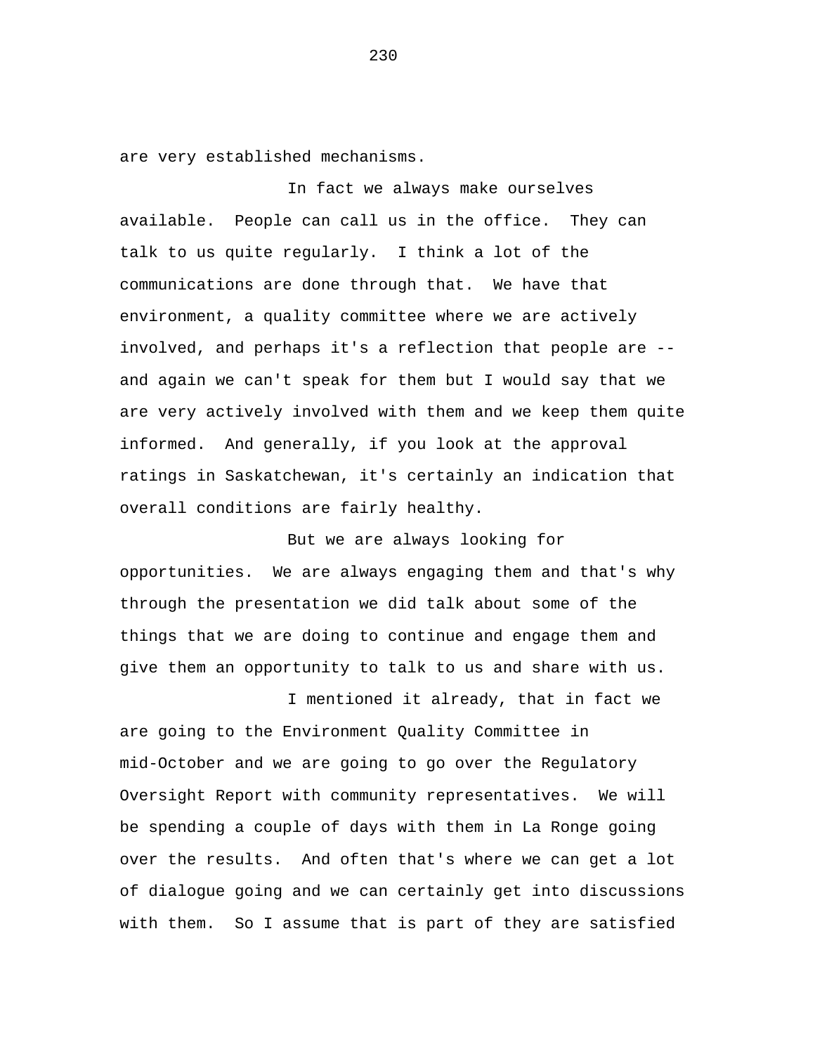are very established mechanisms.

In fact we always make ourselves available. People can call us in the office. They can talk to us quite regularly. I think a lot of the communications are done through that. We have that environment, a quality committee where we are actively involved, and perhaps it's a reflection that people are -- and again we can't speak for them but I would say that we are very actively involved with them and we keep them quite informed. And generally, if you look at the approval ratings in Saskatchewan, it's certainly an indication that overall conditions are fairly healthy.

But we are always looking for opportunities. We are always engaging them and that's why through the presentation we did talk about some of the things that we are doing to continue and engage them and give them an opportunity to talk to us and share with us.

I mentioned it already, that in fact we are going to the Environment Quality Committee in mid-October and we are going to go over the Regulatory Oversight Report with community representatives. We will be spending a couple of days with them in La Ronge going over the results. And often that's where we can get a lot of dialogue going and we can certainly get into discussions with them. So I assume that is part of they are satisfied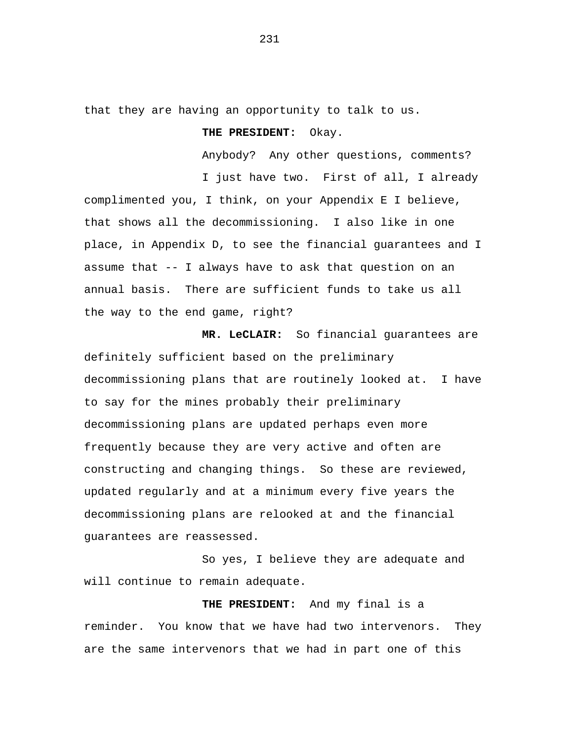that they are having an opportunity to talk to us.

**THE PRESIDENT:** Okay.

Anybody? Any other questions, comments?

I just have two. First of all, I already complimented you, I think, on your Appendix E I believe, that shows all the decommissioning. I also like in one place, in Appendix D, to see the financial guarantees and I assume that -- I always have to ask that question on an annual basis. There are sufficient funds to take us all the way to the end game, right?

**MR. LeCLAIR:** So financial guarantees are definitely sufficient based on the preliminary decommissioning plans that are routinely looked at. I have to say for the mines probably their preliminary decommissioning plans are updated perhaps even more frequently because they are very active and often are constructing and changing things. So these are reviewed, updated regularly and at a minimum every five years the decommissioning plans are relooked at and the financial guarantees are reassessed.

So yes, I believe they are adequate and will continue to remain adequate.

**THE PRESIDENT:** And my final is a reminder. You know that we have had two intervenors. They are the same intervenors that we had in part one of this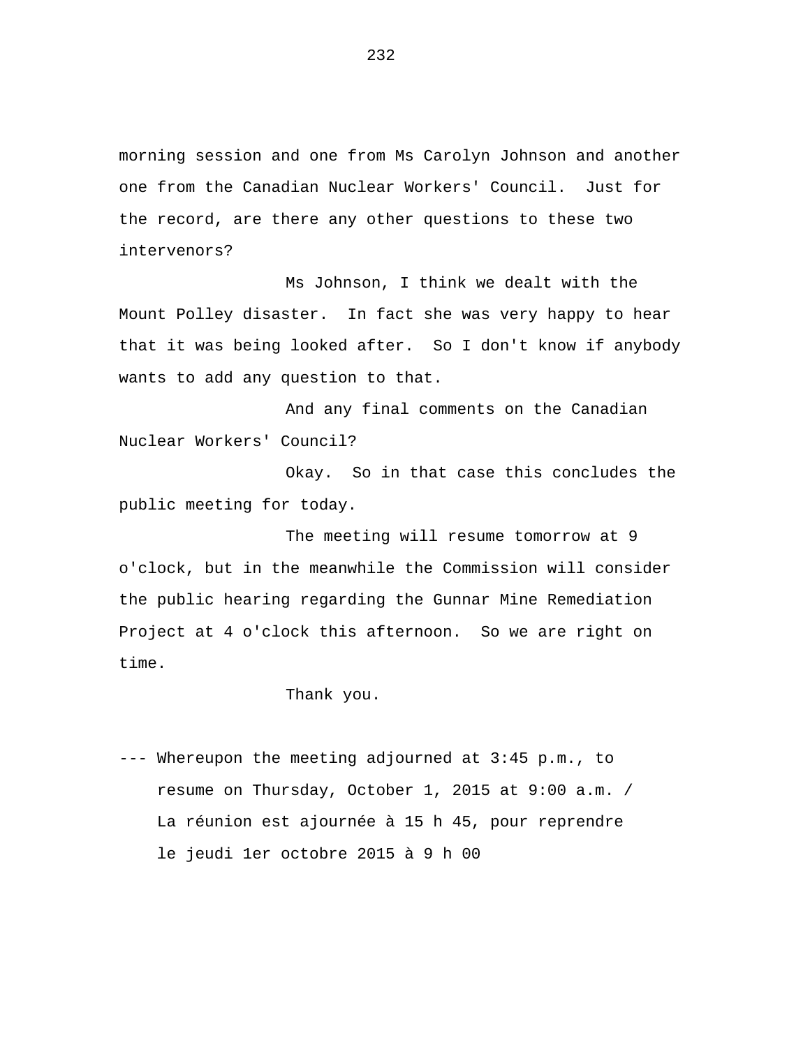morning session and one from Ms Carolyn Johnson and another one from the Canadian Nuclear Workers' Council. Just for the record, are there any other questions to these two intervenors?

Ms Johnson, I think we dealt with the Mount Polley disaster. In fact she was very happy to hear that it was being looked after. So I don't know if anybody wants to add any question to that.

And any final comments on the Canadian Nuclear Workers' Council?

Okay. So in that case this concludes the public meeting for today.

The meeting will resume tomorrow at 9 o'clock, but in the meanwhile the Commission will consider the public hearing regarding the Gunnar Mine Remediation Project at 4 o'clock this afternoon. So we are right on time.

Thank you.

--- Whereupon the meeting adjourned at 3:45 p.m., to resume on Thursday, October 1, 2015 at 9:00 a.m. / La réunion est ajournée à 15 h 45, pour reprendre le jeudi 1er octobre 2015 à 9 h 00